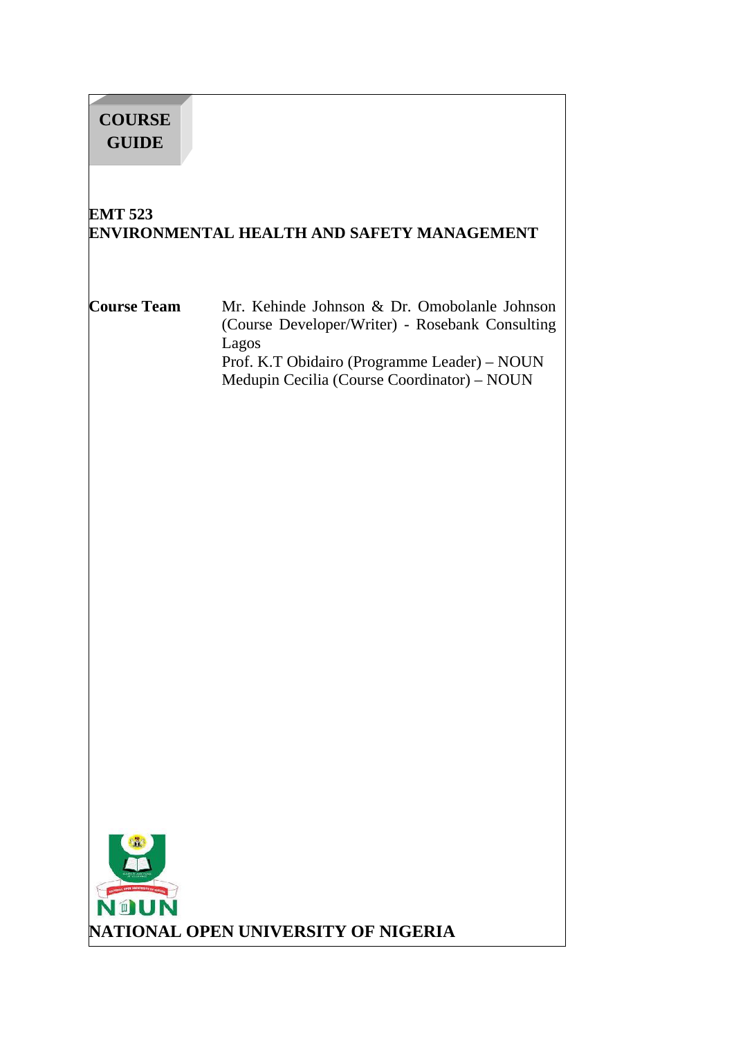**COURSE GUIDE**

# EMT 523
# ENVIRONMENTAL HEALTH AND SAFETY MANAGEMENT

**Course Team**

Mr. Kehinde Johnson & Dr. Omobolanle Johnson (Course Developer/Writer) - Rosebank Consulting Lagos
Prof. K.T Obidairo (Programme Leader) – NOUN
Medupin Cecilia (Course Coordinator) – NOUN

**NATIONAL OPEN UNIVERSITY OF NIGERIA**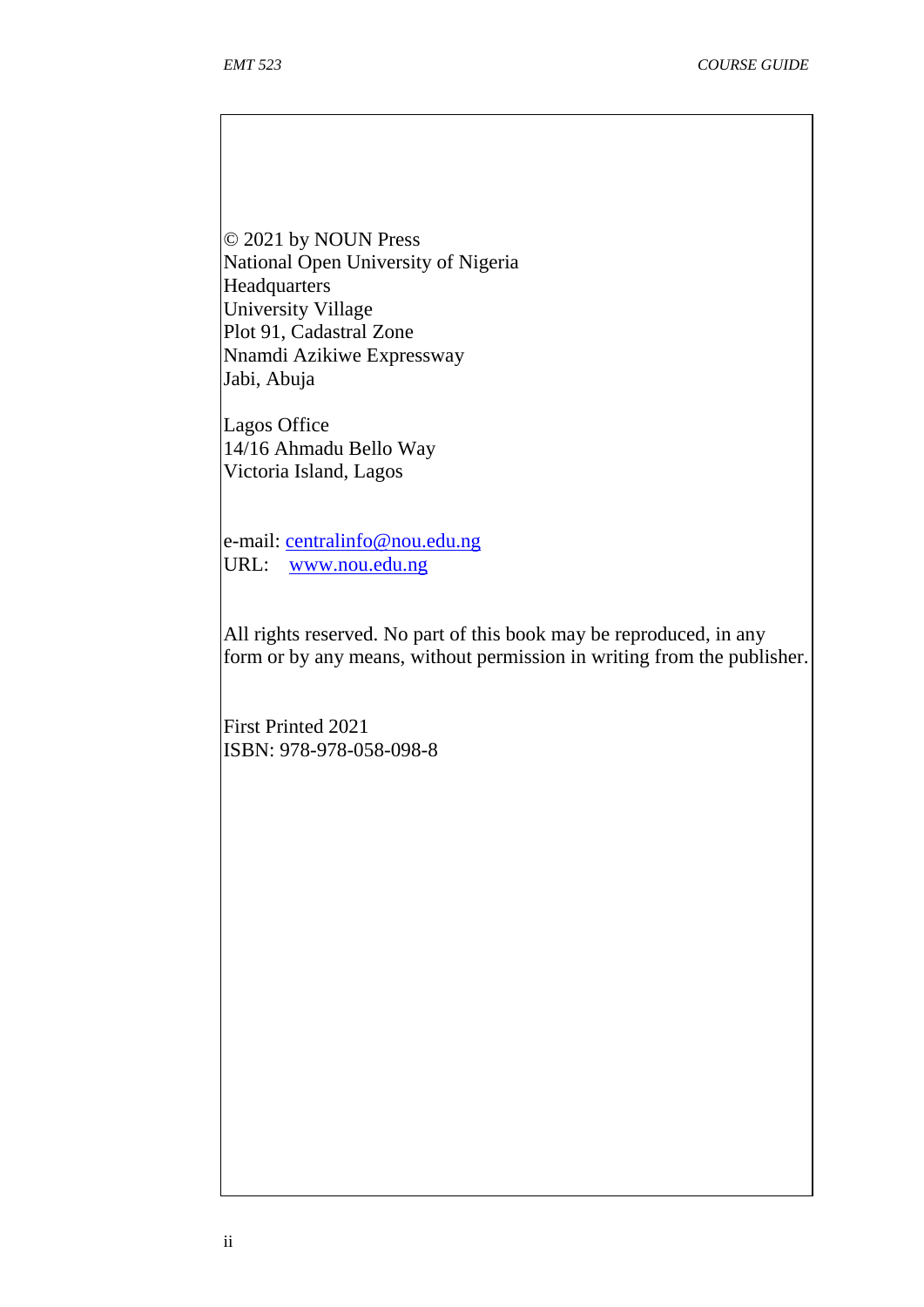© 2021 by NOUN Press
National Open University of Nigeria
Headquarters
University Village
Plot 91, Cadastral Zone
Nnamdi Azikiwe Expressway
Jabi, Abuja

Lagos Office
14/16 Ahmadu Bello Way
Victoria Island, Lagos

e-mail: centralinfo@nou.edu.ng
URL: www.nou.edu.ng

All rights reserved. No part of this book may be reproduced, in any form or by any means, without permission in writing from the publisher.

First Printed 2021
ISBN: 978-978-058-098-8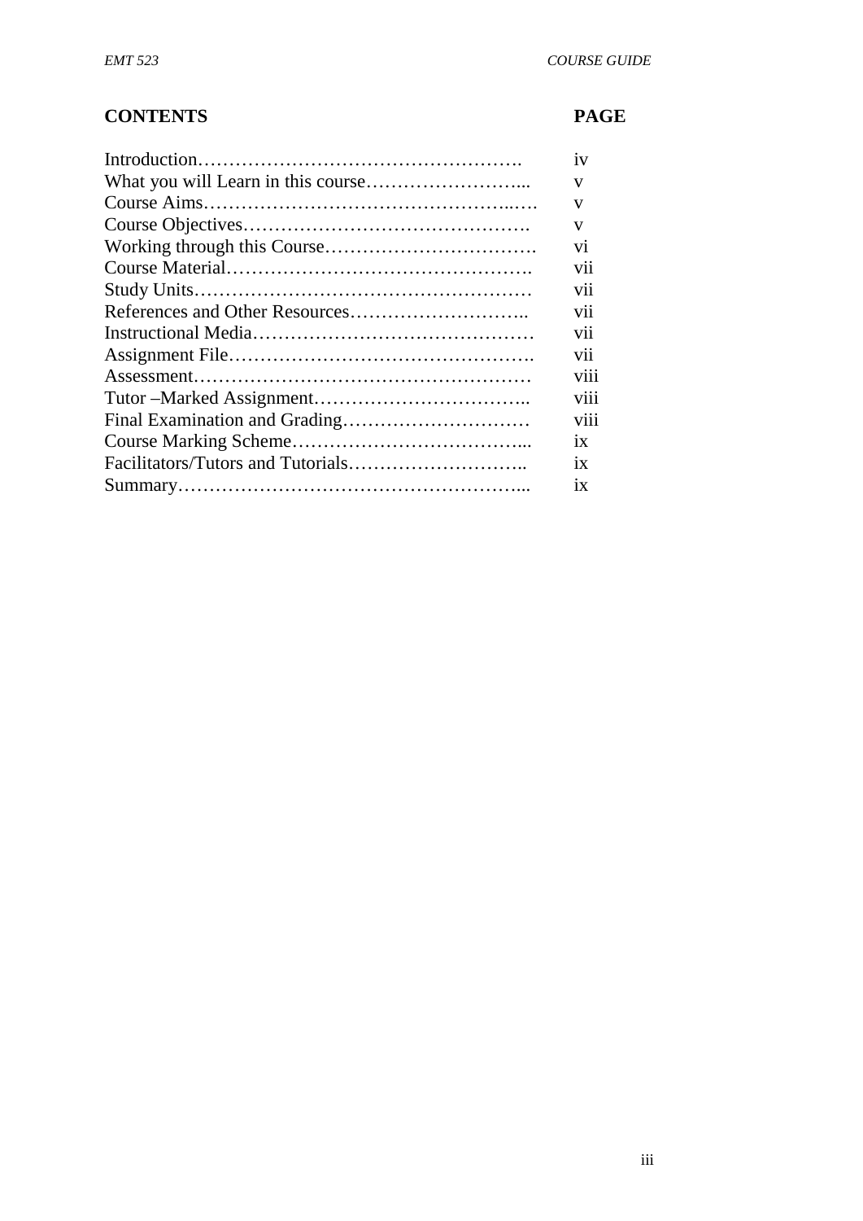| CONTENTS | PAGE |
|---|---|
| Introduction……………………………………………. | iv |
| What you will Learn in this course……………………... | v |
| Course Aims…………………………………………..…. | v |
| Course Objectives………………………………………. | v |
| Working through this Course……………………………. | vi |
| Course Material…………………………………………. | vii |
| Study Units……………………………………………… | vii |
| References and Other Resources……………………….. | vii |
| Instructional Media……………………………………… | vii |
| Assignment File…………………………………………. | vii |
| Assessment……………………………………………… | viii |
| Tutor –Marked Assignment…………………………….. | viii |
| Final Examination and Grading………………………… | viii |
| Course Marking Scheme………………………………... | ix |
| Facilitators/Tutors and Tutorials……………………….. | ix |
| Summary………………………………………………... | ix |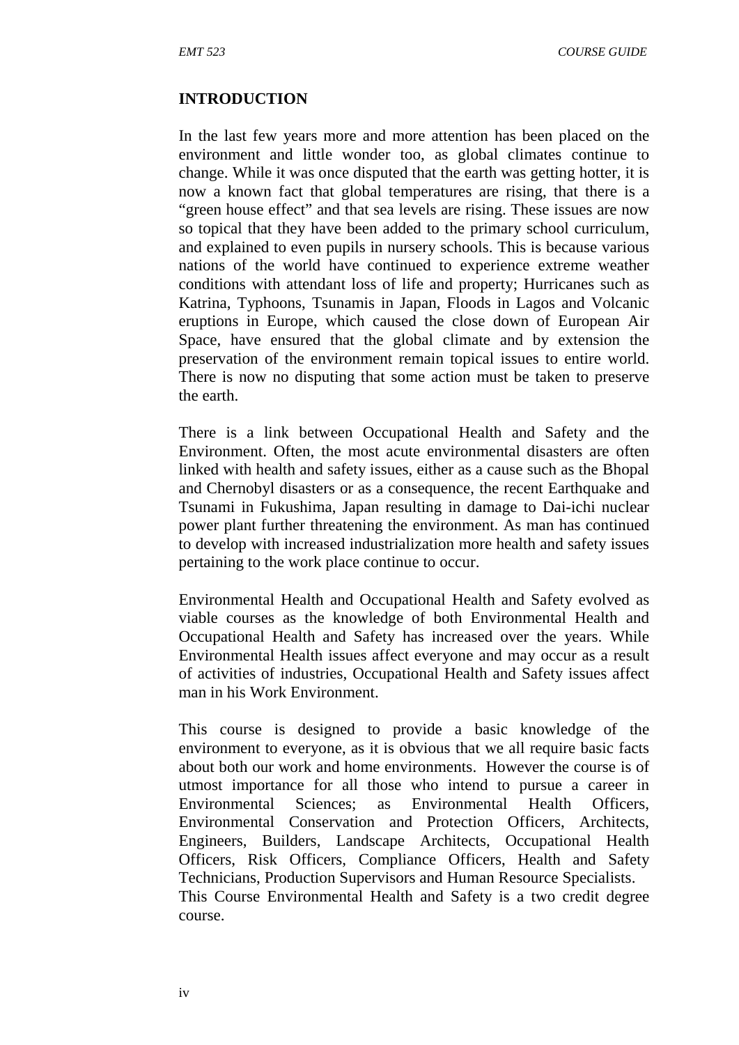## INTRODUCTION

In the last few years more and more attention has been placed on the environment and little wonder too, as global climates continue to change. While it was once disputed that the earth was getting hotter, it is now a known fact that global temperatures are rising, that there is a "green house effect" and that sea levels are rising. These issues are now so topical that they have been added to the primary school curriculum, and explained to even pupils in nursery schools. This is because various nations of the world have continued to experience extreme weather conditions with attendant loss of life and property; Hurricanes such as Katrina, Typhoons, Tsunamis in Japan, Floods in Lagos and Volcanic eruptions in Europe, which caused the close down of European Air Space, have ensured that the global climate and by extension the preservation of the environment remain topical issues to entire world. There is now no disputing that some action must be taken to preserve the earth.

There is a link between Occupational Health and Safety and the Environment. Often, the most acute environmental disasters are often linked with health and safety issues, either as a cause such as the Bhopal and Chernobyl disasters or as a consequence, the recent Earthquake and Tsunami in Fukushima, Japan resulting in damage to Dai-ichi nuclear power plant further threatening the environment. As man has continued to develop with increased industrialization more health and safety issues pertaining to the work place continue to occur.

Environmental Health and Occupational Health and Safety evolved as viable courses as the knowledge of both Environmental Health and Occupational Health and Safety has increased over the years. While Environmental Health issues affect everyone and may occur as a result of activities of industries, Occupational Health and Safety issues affect man in his Work Environment.

This course is designed to provide a basic knowledge of the environment to everyone, as it is obvious that we all require basic facts about both our work and home environments. However the course is of utmost importance for all those who intend to pursue a career in Environmental Sciences; as Environmental Health Officers, Environmental Conservation and Protection Officers, Architects, Engineers, Builders, Landscape Architects, Occupational Health Officers, Risk Officers, Compliance Officers, Health and Safety Technicians, Production Supervisors and Human Resource Specialists.
This Course Environmental Health and Safety is a two credit degree course.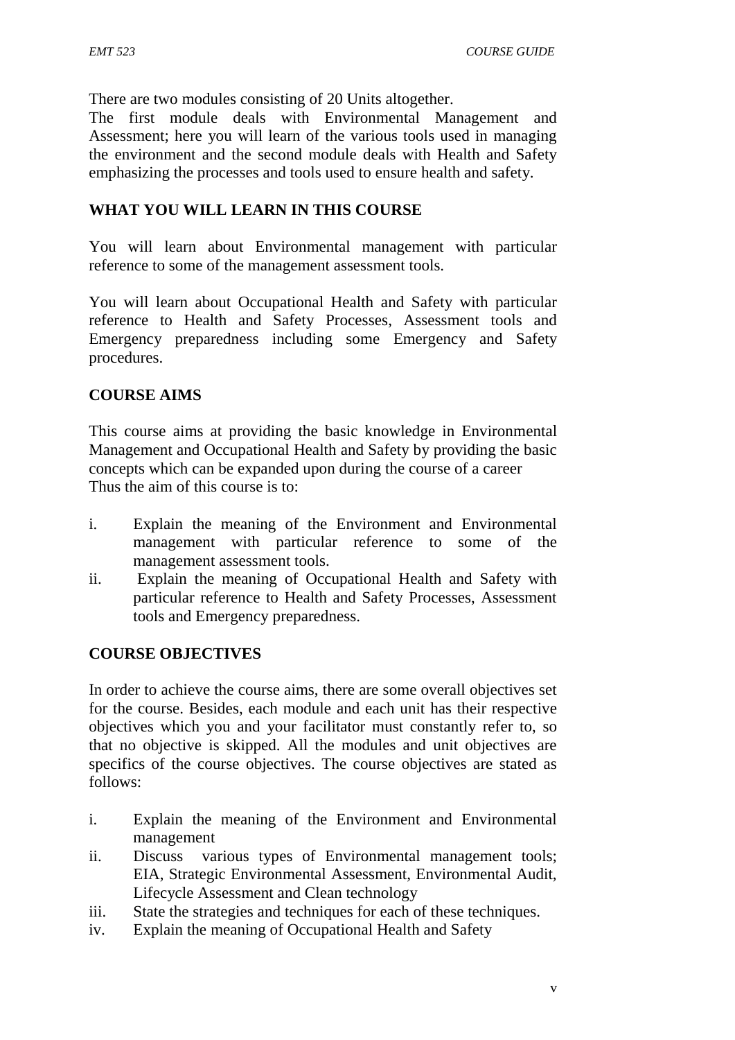There are two modules consisting of 20 Units altogether.
The first module deals with Environmental Management and Assessment; here you will learn of the various tools used in managing the environment and the second module deals with Health and Safety emphasizing the processes and tools used to ensure health and safety.

## WHAT YOU WILL LEARN IN THIS COURSE

You will learn about Environmental management with particular reference to some of the management assessment tools.

You will learn about Occupational Health and Safety with particular reference to Health and Safety Processes, Assessment tools and Emergency preparedness including some Emergency and Safety procedures.

## COURSE AIMS

This course aims at providing the basic knowledge in Environmental Management and Occupational Health and Safety by providing the basic concepts which can be expanded upon during the course of a career
Thus the aim of this course is to:

i. Explain the meaning of the Environment and Environmental management with particular reference to some of the management assessment tools.
ii. Explain the meaning of Occupational Health and Safety with particular reference to Health and Safety Processes, Assessment tools and Emergency preparedness.

## COURSE OBJECTIVES

In order to achieve the course aims, there are some overall objectives set for the course. Besides, each module and each unit has their respective objectives which you and your facilitator must constantly refer to, so that no objective is skipped. All the modules and unit objectives are specifics of the course objectives. The course objectives are stated as follows:

i. Explain the meaning of the Environment and Environmental management
ii. Discuss various types of Environmental management tools; EIA, Strategic Environmental Assessment, Environmental Audit, Lifecycle Assessment and Clean technology
iii. State the strategies and techniques for each of these techniques.
iv. Explain the meaning of Occupational Health and Safety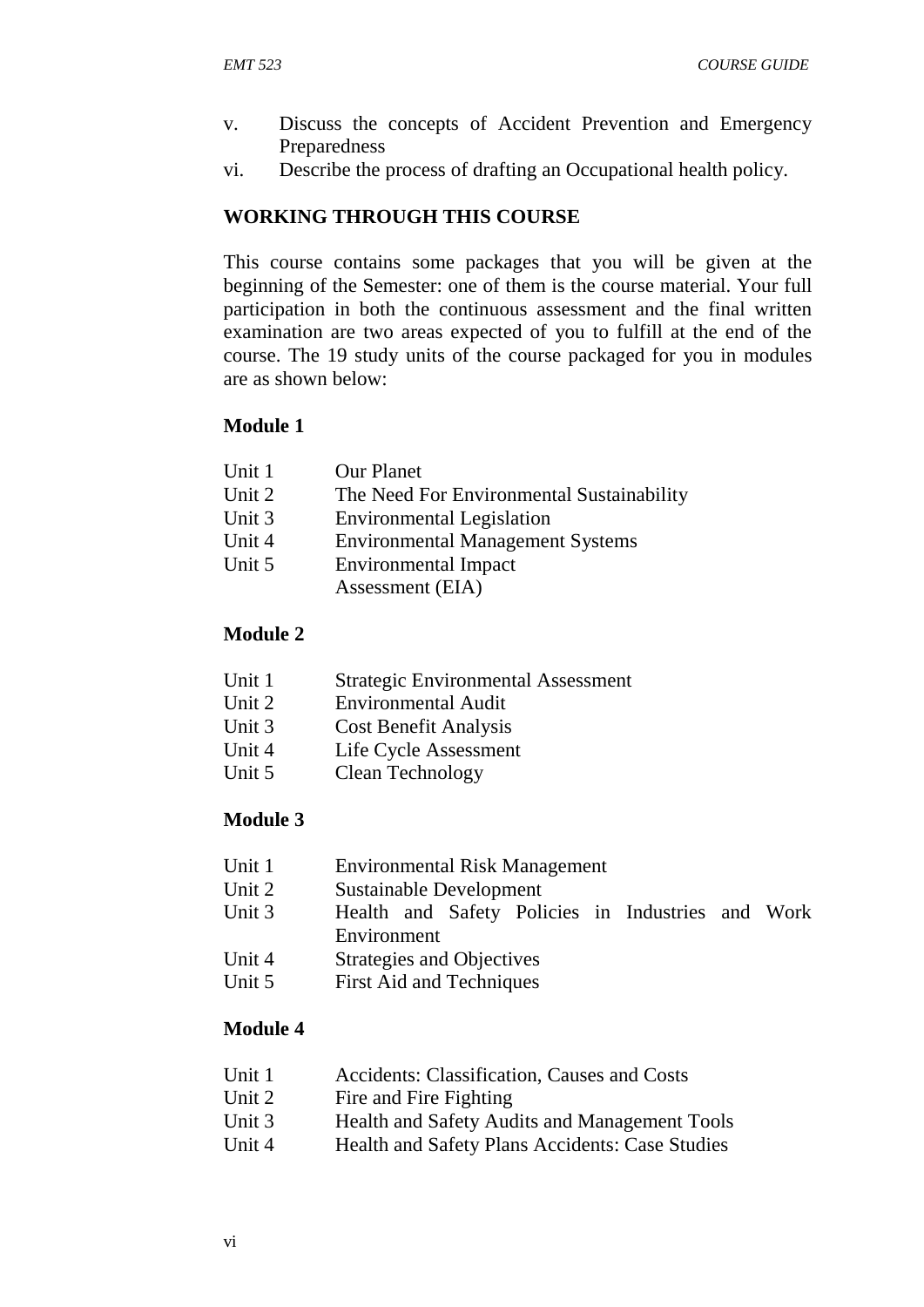v. Discuss the concepts of Accident Prevention and Emergency Preparedness
vi. Describe the process of drafting an Occupational health policy.

## WORKING THROUGH THIS COURSE

This course contains some packages that you will be given at the beginning of the Semester: one of them is the course material. Your full participation in both the continuous assessment and the final written examination are two areas expected of you to fulfill at the end of the course. The 19 study units of the course packaged for you in modules are as shown below:

### Module 1

Unit 1 Our Planet
Unit 2 The Need For Environmental Sustainability
Unit 3 Environmental Legislation
Unit 4 Environmental Management Systems
Unit 5 Environmental Impact Assessment (EIA)

### Module 2

Unit 1 Strategic Environmental Assessment
Unit 2 Environmental Audit
Unit 3 Cost Benefit Analysis
Unit 4 Life Cycle Assessment
Unit 5 Clean Technology

### Module 3

Unit 1 Environmental Risk Management
Unit 2 Sustainable Development
Unit 3 Health and Safety Policies in Industries and Work Environment
Unit 4 Strategies and Objectives
Unit 5 First Aid and Techniques

### Module 4

Unit 1 Accidents: Classification, Causes and Costs
Unit 2 Fire and Fire Fighting
Unit 3 Health and Safety Audits and Management Tools
Unit 4 Health and Safety Plans Accidents: Case Studies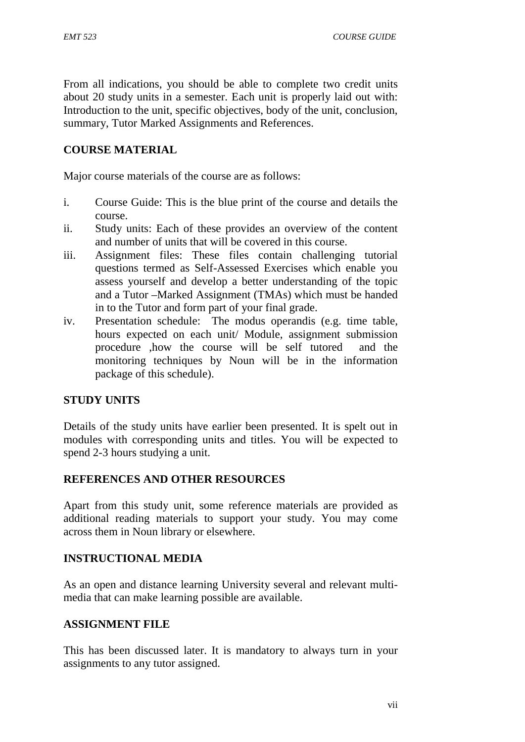From all indications, you should be able to complete two credit units about 20 study units in a semester. Each unit is properly laid out with: Introduction to the unit, specific objectives, body of the unit, conclusion, summary, Tutor Marked Assignments and References.

## COURSE MATERIAL

Major course materials of the course are as follows:

i. Course Guide: This is the blue print of the course and details the course.
ii. Study units: Each of these provides an overview of the content and number of units that will be covered in this course.
iii. Assignment files: These files contain challenging tutorial questions termed as Self-Assessed Exercises which enable you assess yourself and develop a better understanding of the topic and a Tutor –Marked Assignment (TMAs) which must be handed in to the Tutor and form part of your final grade.
iv. Presentation schedule: The modus operandis (e.g. time table, hours expected on each unit/ Module, assignment submission procedure ,how the course will be self tutored and the monitoring techniques by Noun will be in the information package of this schedule).

## STUDY UNITS

Details of the study units have earlier been presented. It is spelt out in modules with corresponding units and titles. You will be expected to spend 2-3 hours studying a unit.

## REFERENCES AND OTHER RESOURCES

Apart from this study unit, some reference materials are provided as additional reading materials to support your study. You may come across them in Noun library or elsewhere.

## INSTRUCTIONAL MEDIA

As an open and distance learning University several and relevant multi-media that can make learning possible are available.

## ASSIGNMENT FILE

This has been discussed later. It is mandatory to always turn in your assignments to any tutor assigned.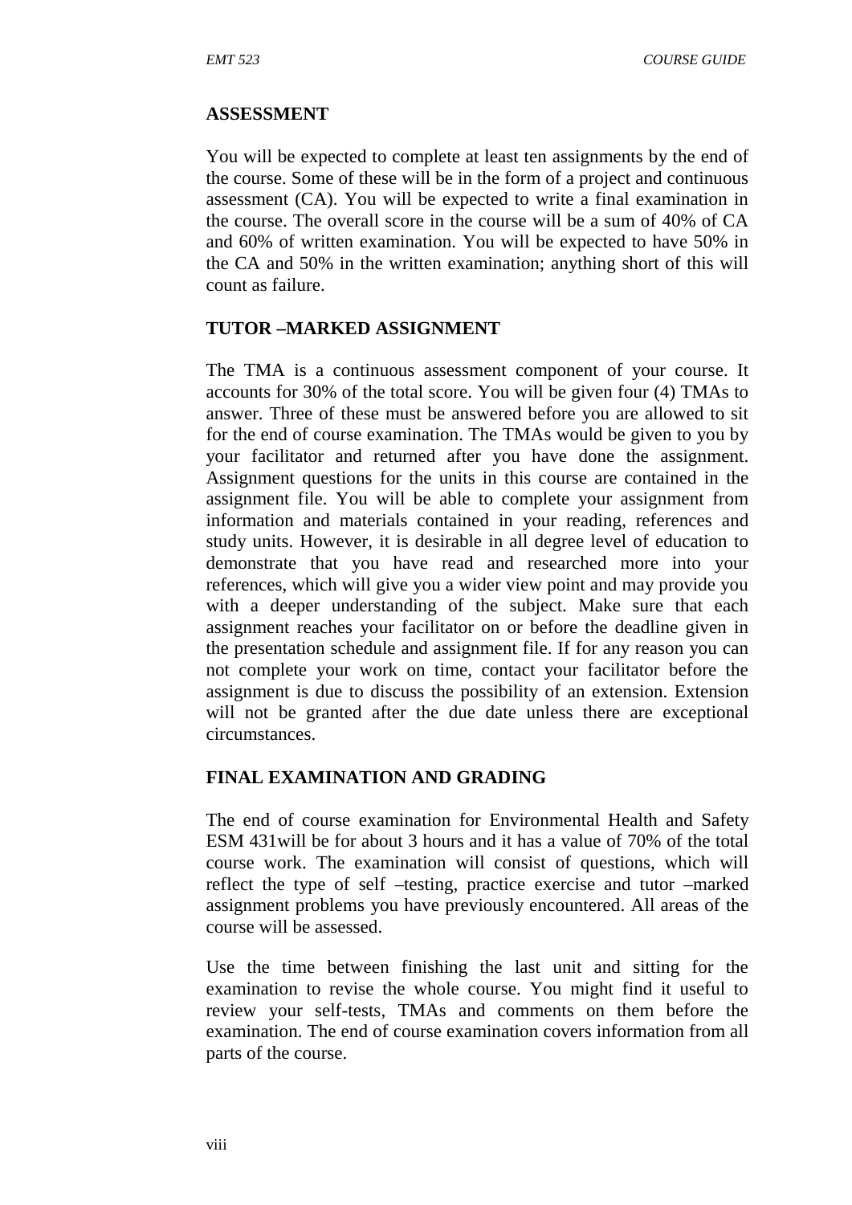## ASSESSMENT

You will be expected to complete at least ten assignments by the end of the course. Some of these will be in the form of a project and continuous assessment (CA). You will be expected to write a final examination in the course. The overall score in the course will be a sum of 40% of CA and 60% of written examination. You will be expected to have 50% in the CA and 50% in the written examination; anything short of this will count as failure.

## TUTOR –MARKED ASSIGNMENT

The TMA is a continuous assessment component of your course. It accounts for 30% of the total score. You will be given four (4) TMAs to answer. Three of these must be answered before you are allowed to sit for the end of course examination. The TMAs would be given to you by your facilitator and returned after you have done the assignment. Assignment questions for the units in this course are contained in the assignment file. You will be able to complete your assignment from information and materials contained in your reading, references and study units. However, it is desirable in all degree level of education to demonstrate that you have read and researched more into your references, which will give you a wider view point and may provide you with a deeper understanding of the subject. Make sure that each assignment reaches your facilitator on or before the deadline given in the presentation schedule and assignment file. If for any reason you can not complete your work on time, contact your facilitator before the assignment is due to discuss the possibility of an extension. Extension will not be granted after the due date unless there are exceptional circumstances.

## FINAL EXAMINATION AND GRADING

The end of course examination for Environmental Health and Safety ESM 431will be for about 3 hours and it has a value of 70% of the total course work. The examination will consist of questions, which will reflect the type of self –testing, practice exercise and tutor –marked assignment problems you have previously encountered. All areas of the course will be assessed.

Use the time between finishing the last unit and sitting for the examination to revise the whole course. You might find it useful to review your self-tests, TMAs and comments on them before the examination. The end of course examination covers information from all parts of the course.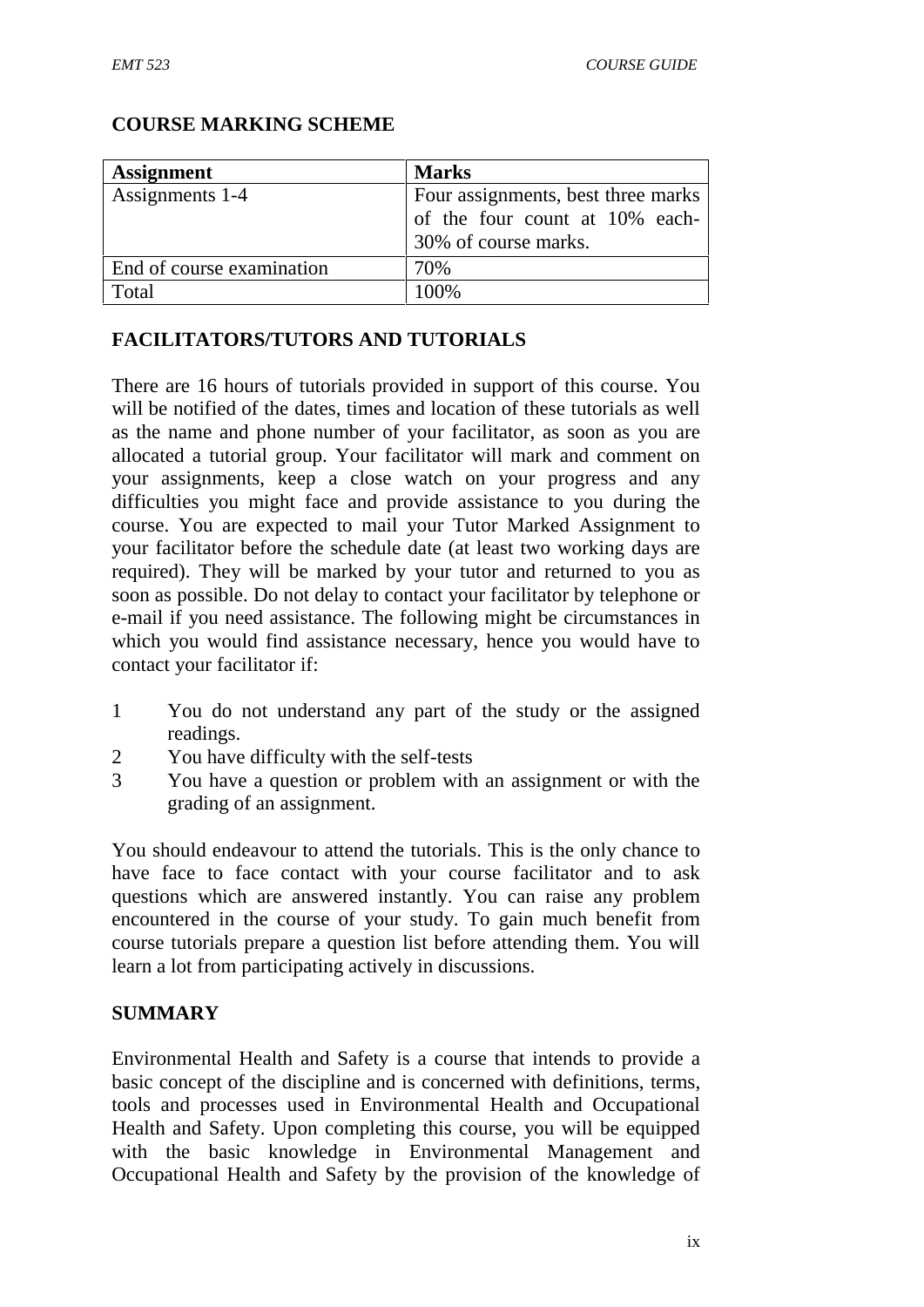## COURSE MARKING SCHEME

| Assignment | Marks |
|---|---|
| Assignments 1-4 | Four assignments, best three marks of the four count at 10% each-30% of course marks. |
| End of course examination | 70% |
| Total | 100% |

## FACILITATORS/TUTORS AND TUTORIALS

There are 16 hours of tutorials provided in support of this course. You will be notified of the dates, times and location of these tutorials as well as the name and phone number of your facilitator, as soon as you are allocated a tutorial group. Your facilitator will mark and comment on your assignments, keep a close watch on your progress and any difficulties you might face and provide assistance to you during the course. You are expected to mail your Tutor Marked Assignment to your facilitator before the schedule date (at least two working days are required). They will be marked by your tutor and returned to you as soon as possible. Do not delay to contact your facilitator by telephone or e-mail if you need assistance. The following might be circumstances in which you would find assistance necessary, hence you would have to contact your facilitator if:

1. You do not understand any part of the study or the assigned readings.
2. You have difficulty with the self-tests
3. You have a question or problem with an assignment or with the grading of an assignment.

You should endeavour to attend the tutorials. This is the only chance to have face to face contact with your course facilitator and to ask questions which are answered instantly. You can raise any problem encountered in the course of your study. To gain much benefit from course tutorials prepare a question list before attending them. You will learn a lot from participating actively in discussions.

## SUMMARY

Environmental Health and Safety is a course that intends to provide a basic concept of the discipline and is concerned with definitions, terms, tools and processes used in Environmental Health and Occupational Health and Safety. Upon completing this course, you will be equipped with the basic knowledge in Environmental Management and Occupational Health and Safety by the provision of the knowledge of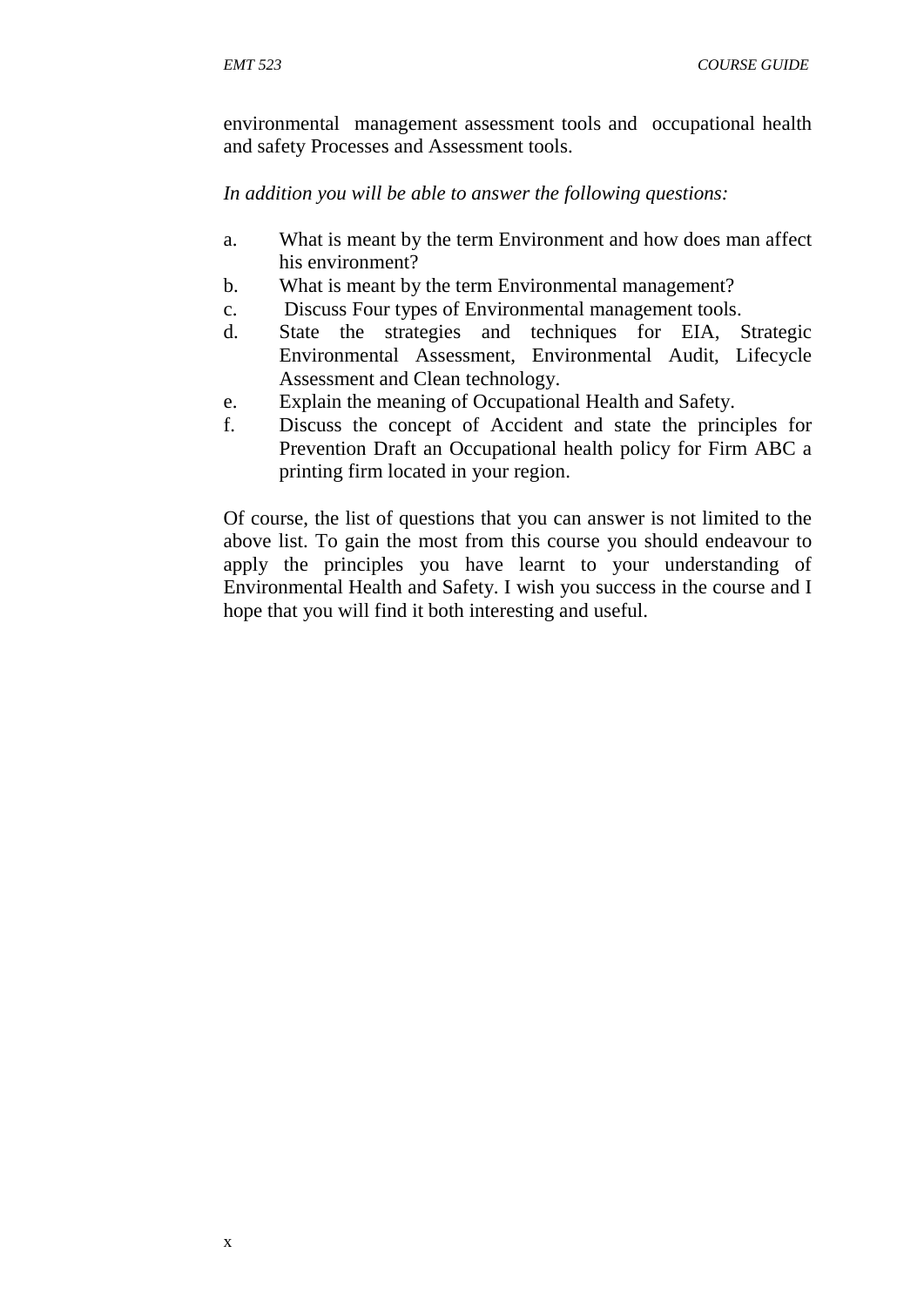environmental management assessment tools and occupational health and safety Processes and Assessment tools.

*In addition you will be able to answer the following questions:*

a. What is meant by the term Environment and how does man affect his environment?
b. What is meant by the term Environmental management?
c. Discuss Four types of Environmental management tools.
d. State the strategies and techniques for EIA, Strategic Environmental Assessment, Environmental Audit, Lifecycle Assessment and Clean technology.
e. Explain the meaning of Occupational Health and Safety.
f. Discuss the concept of Accident and state the principles for Prevention Draft an Occupational health policy for Firm ABC a printing firm located in your region.

Of course, the list of questions that you can answer is not limited to the above list. To gain the most from this course you should endeavour to apply the principles you have learnt to your understanding of Environmental Health and Safety. I wish you success in the course and I hope that you will find it both interesting and useful.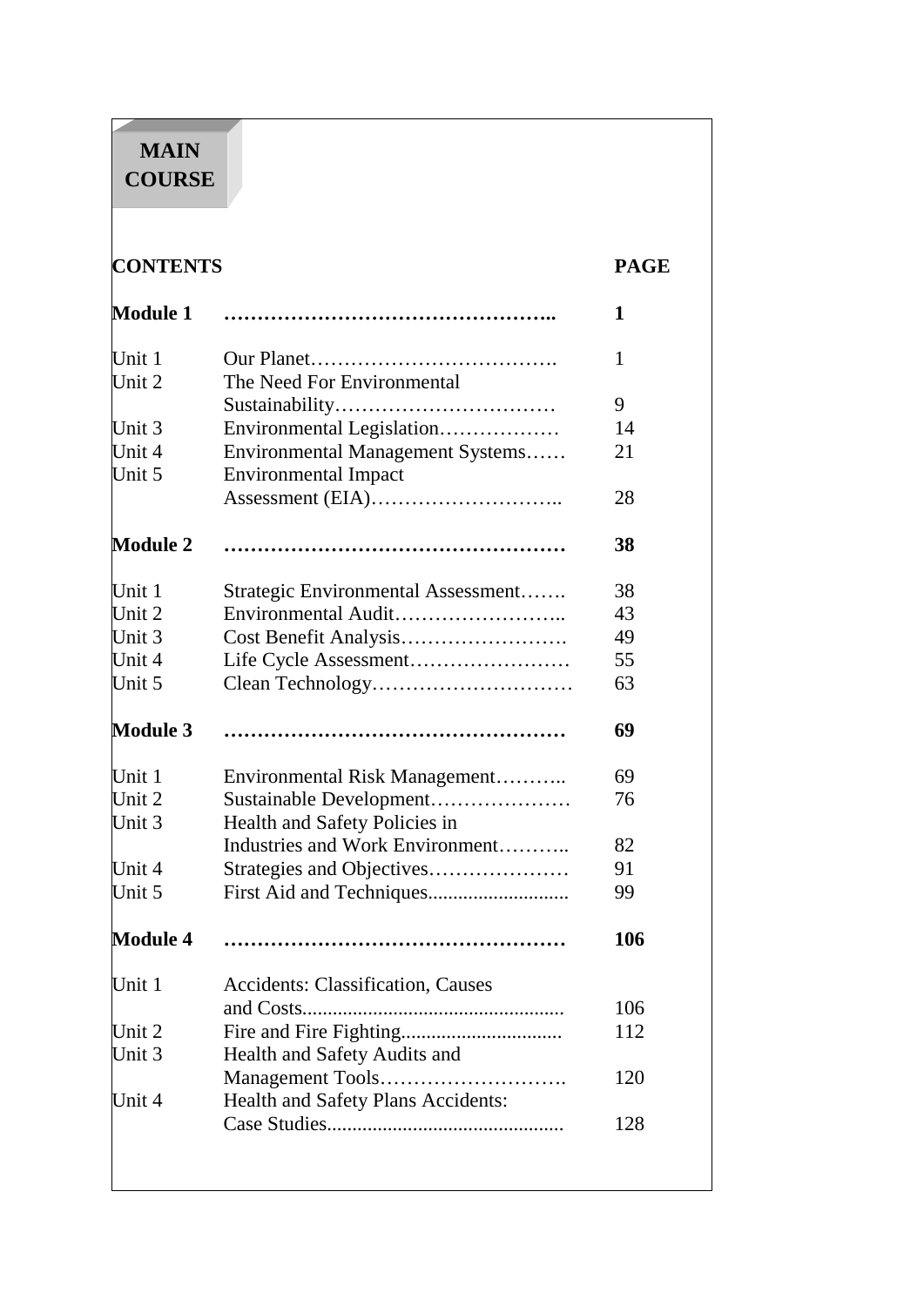# MAIN COURSE

| CONTENTS | | PAGE |
|---|---|---|
| **Module 1** | **…………………………………………..** | **1** |
| Unit 1 | Our Planet………………………………. | 1 |
| Unit 2 | The Need For Environmental Sustainability…………………………… | 9 |
| Unit 3 | Environmental Legislation……………… | 14 |
| Unit 4 | Environmental Management Systems…… | 21 |
| Unit 5 | Environmental Impact Assessment (EIA)……………………….. | 28 |
| **Module 2** | **……………………………………………** | **38** |
| Unit 1 | Strategic Environmental Assessment……. | 38 |
| Unit 2 | Environmental Audit…………………….. | 43 |
| Unit 3 | Cost Benefit Analysis……………………. | 49 |
| Unit 4 | Life Cycle Assessment…………………… | 55 |
| Unit 5 | Clean Technology………………………… | 63 |
| **Module 3** | **……………………………………………** | **69** |
| Unit 1 | Environmental Risk Management……….. | 69 |
| Unit 2 | Sustainable Development………………… | 76 |
| Unit 3 | Health and Safety Policies in Industries and Work Environment……….. | 82 |
| Unit 4 | Strategies and Objectives………………… | 91 |
| Unit 5 | First Aid and Techniques............................ | 99 |
| **Module 4** | **……………………………………………** | **106** |
| Unit 1 | Accidents: Classification, Causes and Costs.................................................... | 106 |
| Unit 2 | Fire and Fire Fighting................................ | 112 |
| Unit 3 | Health and Safety Audits and Management Tools………………………. | 120 |
| Unit 4 | Health and Safety Plans Accidents: Case Studies............................................... | 128 |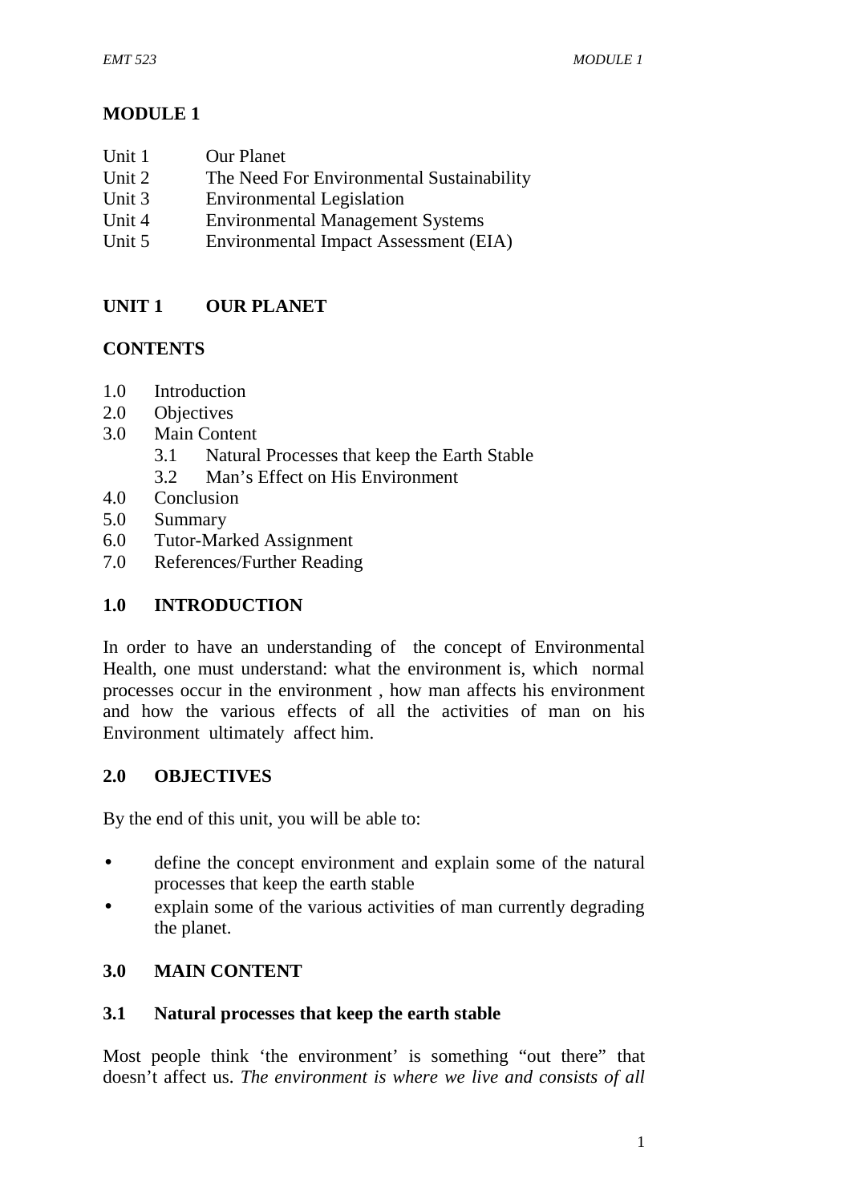# MODULE 1

| | |
|---|---|
| Unit 1 | Our Planet |
| Unit 2 | The Need For Environmental Sustainability |
| Unit 3 | Environmental Legislation |
| Unit 4 | Environmental Management Systems |
| Unit 5 | Environmental Impact Assessment (EIA) |

## UNIT 1 OUR PLANET

**CONTENTS**

- 1.0 Introduction
- 2.0 Objectives
- 3.0 Main Content
    - 3.1 Natural Processes that keep the Earth Stable
    - 3.2 Man's Effect on His Environment
- 4.0 Conclusion
- 5.0 Summary
- 6.0 Tutor-Marked Assignment
- 7.0 References/Further Reading

## 1.0 INTRODUCTION

In order to have an understanding of the concept of Environmental Health, one must understand: what the environment is, which normal processes occur in the environment , how man affects his environment and how the various effects of all the activities of man on his Environment ultimately affect him.

## 2.0 OBJECTIVES

By the end of this unit, you will be able to:

- define the concept environment and explain some of the natural processes that keep the earth stable
- explain some of the various activities of man currently degrading the planet.

## 3.0 MAIN CONTENT

### 3.1 Natural processes that keep the earth stable

Most people think 'the environment' is something "out there" that doesn't affect us. *The environment is where we live and consists of all*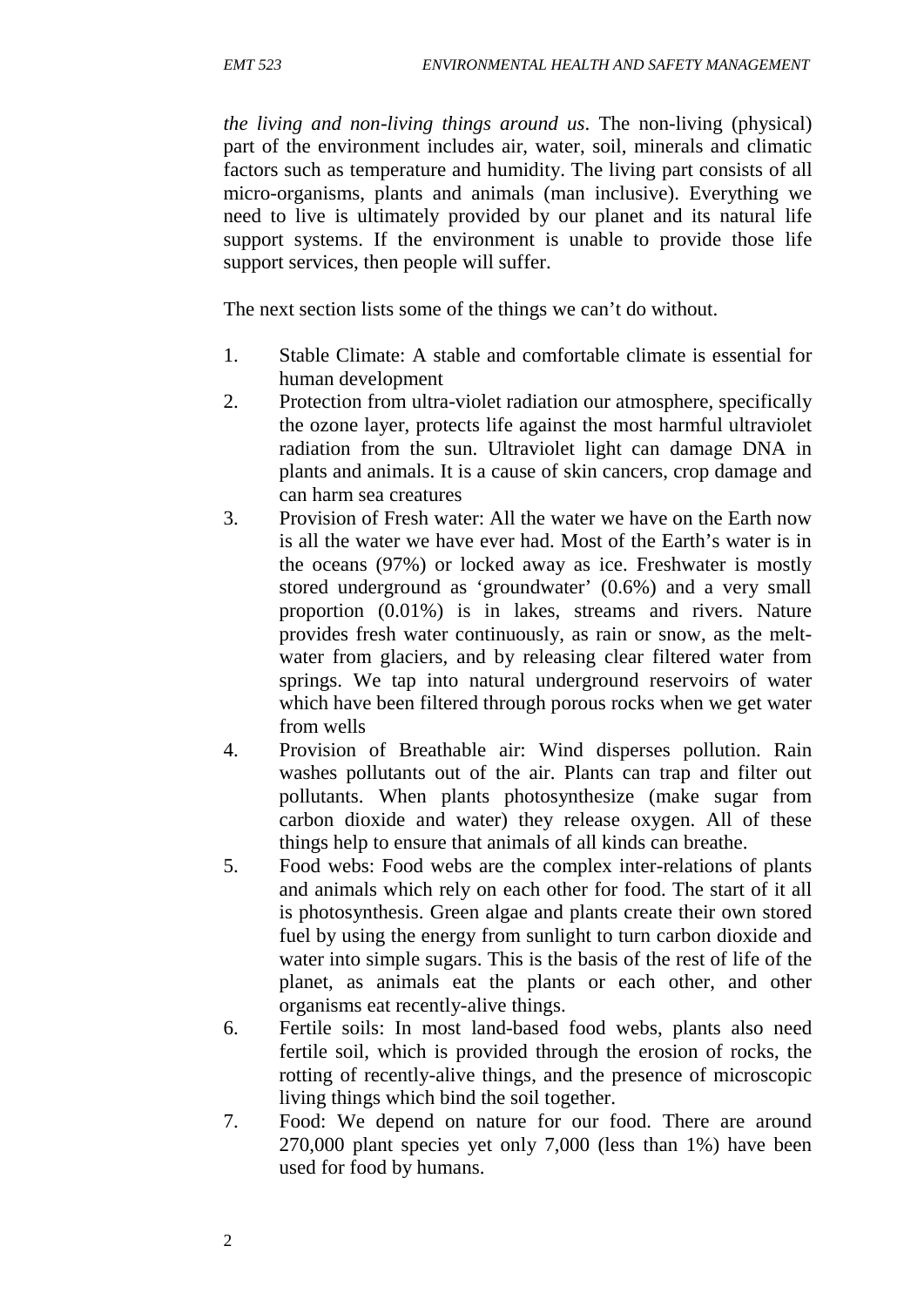*the living and non-living things around us*. The non-living (physical) part of the environment includes air, water, soil, minerals and climatic factors such as temperature and humidity. The living part consists of all micro-organisms, plants and animals (man inclusive). Everything we need to live is ultimately provided by our planet and its natural life support systems. If the environment is unable to provide those life support services, then people will suffer.

The next section lists some of the things we can't do without.

1. Stable Climate: A stable and comfortable climate is essential for human development
2. Protection from ultra-violet radiation our atmosphere, specifically the ozone layer, protects life against the most harmful ultraviolet radiation from the sun. Ultraviolet light can damage DNA in plants and animals. It is a cause of skin cancers, crop damage and can harm sea creatures
3. Provision of Fresh water: All the water we have on the Earth now is all the water we have ever had. Most of the Earth's water is in the oceans (97%) or locked away as ice. Freshwater is mostly stored underground as 'groundwater' (0.6%) and a very small proportion (0.01%) is in lakes, streams and rivers. Nature provides fresh water continuously, as rain or snow, as the melt-water from glaciers, and by releasing clear filtered water from springs. We tap into natural underground reservoirs of water which have been filtered through porous rocks when we get water from wells
4. Provision of Breathable air: Wind disperses pollution. Rain washes pollutants out of the air. Plants can trap and filter out pollutants. When plants photosynthesize (make sugar from carbon dioxide and water) they release oxygen. All of these things help to ensure that animals of all kinds can breathe.
5. Food webs: Food webs are the complex inter-relations of plants and animals which rely on each other for food. The start of it all is photosynthesis. Green algae and plants create their own stored fuel by using the energy from sunlight to turn carbon dioxide and water into simple sugars. This is the basis of the rest of life of the planet, as animals eat the plants or each other, and other organisms eat recently-alive things.
6. Fertile soils: In most land-based food webs, plants also need fertile soil, which is provided through the erosion of rocks, the rotting of recently-alive things, and the presence of microscopic living things which bind the soil together.
7. Food: We depend on nature for our food. There are around 270,000 plant species yet only 7,000 (less than 1%) have been used for food by humans.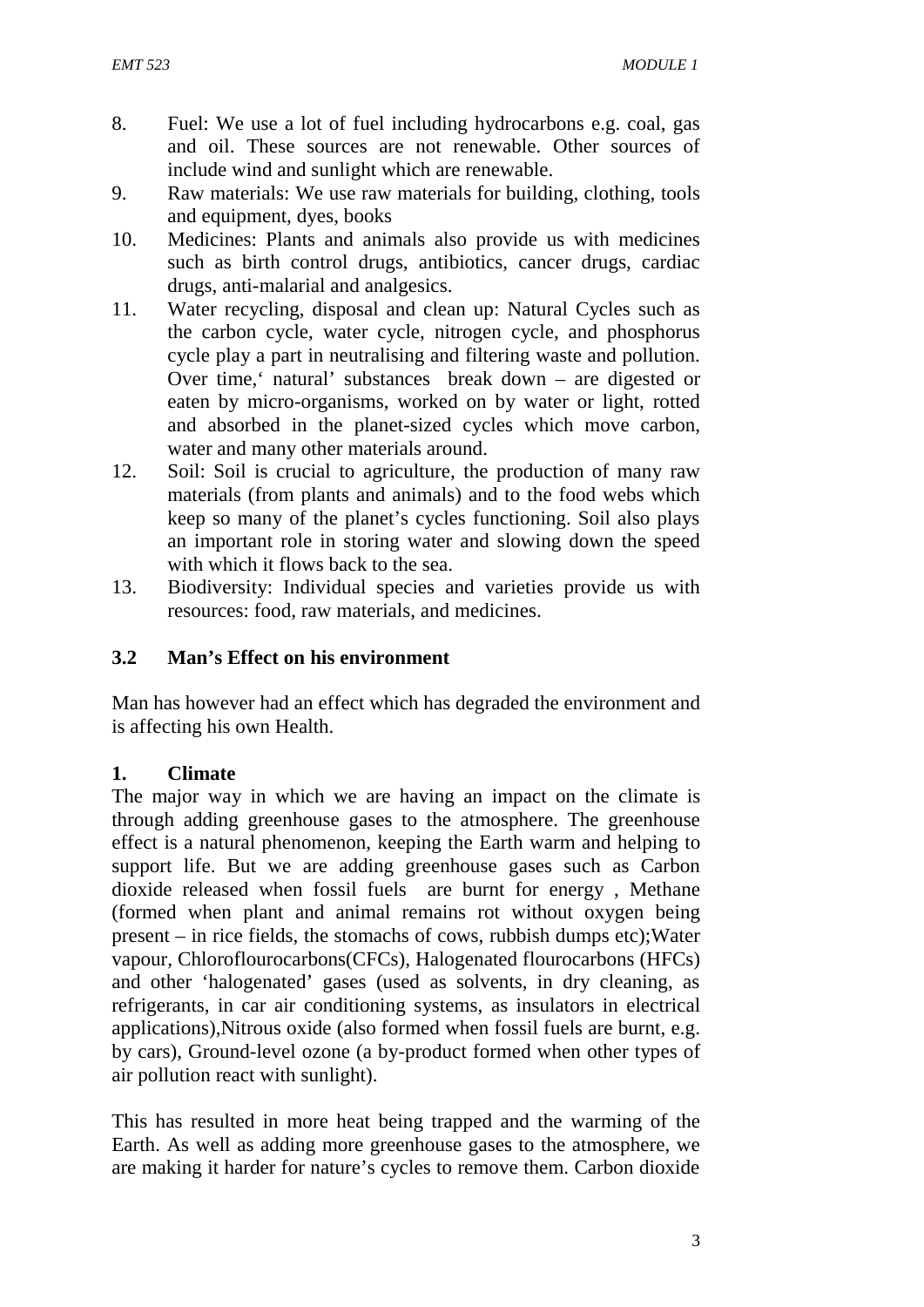8. Fuel: We use a lot of fuel including hydrocarbons e.g. coal, gas and oil. These sources are not renewable. Other sources of include wind and sunlight which are renewable.
9. Raw materials: We use raw materials for building, clothing, tools and equipment, dyes, books
10. Medicines: Plants and animals also provide us with medicines such as birth control drugs, antibiotics, cancer drugs, cardiac drugs, anti-malarial and analgesics.
11. Water recycling, disposal and clean up: Natural Cycles such as the carbon cycle, water cycle, nitrogen cycle, and phosphorus cycle play a part in neutralising and filtering waste and pollution. Over time,' natural' substances break down – are digested or eaten by micro-organisms, worked on by water or light, rotted and absorbed in the planet-sized cycles which move carbon, water and many other materials around.
12. Soil: Soil is crucial to agriculture, the production of many raw materials (from plants and animals) and to the food webs which keep so many of the planet's cycles functioning. Soil also plays an important role in storing water and slowing down the speed with which it flows back to the sea.
13. Biodiversity: Individual species and varieties provide us with resources: food, raw materials, and medicines.

## 3.2 Man's Effect on his environment

Man has however had an effect which has degraded the environment and is affecting his own Health.

### 1. Climate

The major way in which we are having an impact on the climate is through adding greenhouse gases to the atmosphere. The greenhouse effect is a natural phenomenon, keeping the Earth warm and helping to support life. But we are adding greenhouse gases such as Carbon dioxide released when fossil fuels are burnt for energy , Methane (formed when plant and animal remains rot without oxygen being present – in rice fields, the stomachs of cows, rubbish dumps etc);Water vapour, Chloroflourocarbons(CFCs), Halogenated flourocarbons (HFCs) and other 'halogenated' gases (used as solvents, in dry cleaning, as refrigerants, in car air conditioning systems, as insulators in electrical applications),Nitrous oxide (also formed when fossil fuels are burnt, e.g. by cars), Ground-level ozone (a by-product formed when other types of air pollution react with sunlight).

This has resulted in more heat being trapped and the warming of the Earth. As well as adding more greenhouse gases to the atmosphere, we are making it harder for nature's cycles to remove them. Carbon dioxide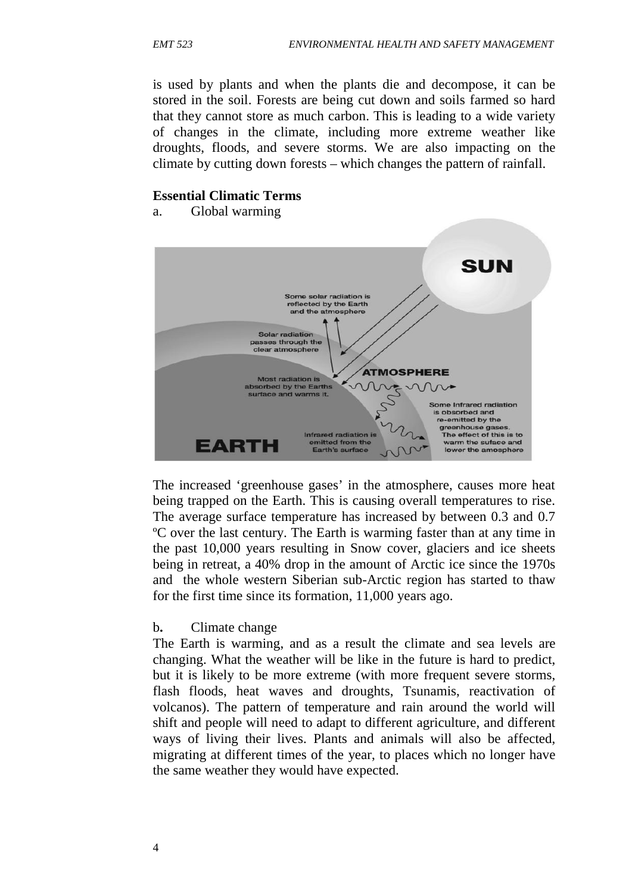is used by plants and when the plants die and decompose, it can be stored in the soil. Forests are being cut down and soils farmed so hard that they cannot store as much carbon. This is leading to a wide variety of changes in the climate, including more extreme weather like droughts, floods, and severe storms. We are also impacting on the climate by cutting down forests – which changes the pattern of rainfall.

**Essential Climatic Terms**

a. Global warming

The increased 'greenhouse gases' in the atmosphere, causes more heat being trapped on the Earth. This is causing overall temperatures to rise. The average surface temperature has increased by between 0.3 and 0.7 ºC over the last century. The Earth is warming faster than at any time in the past 10,000 years resulting in Snow cover, glaciers and ice sheets being in retreat, a 40% drop in the amount of Arctic ice since the 1970s and the whole western Siberian sub-Arctic region has started to thaw for the first time since its formation, 11,000 years ago.

b**.** Climate change

The Earth is warming, and as a result the climate and sea levels are changing. What the weather will be like in the future is hard to predict, but it is likely to be more extreme (with more frequent severe storms, flash floods, heat waves and droughts, Tsunamis, reactivation of volcanos). The pattern of temperature and rain around the world will shift and people will need to adapt to different agriculture, and different ways of living their lives. Plants and animals will also be affected, migrating at different times of the year, to places which no longer have the same weather they would have expected.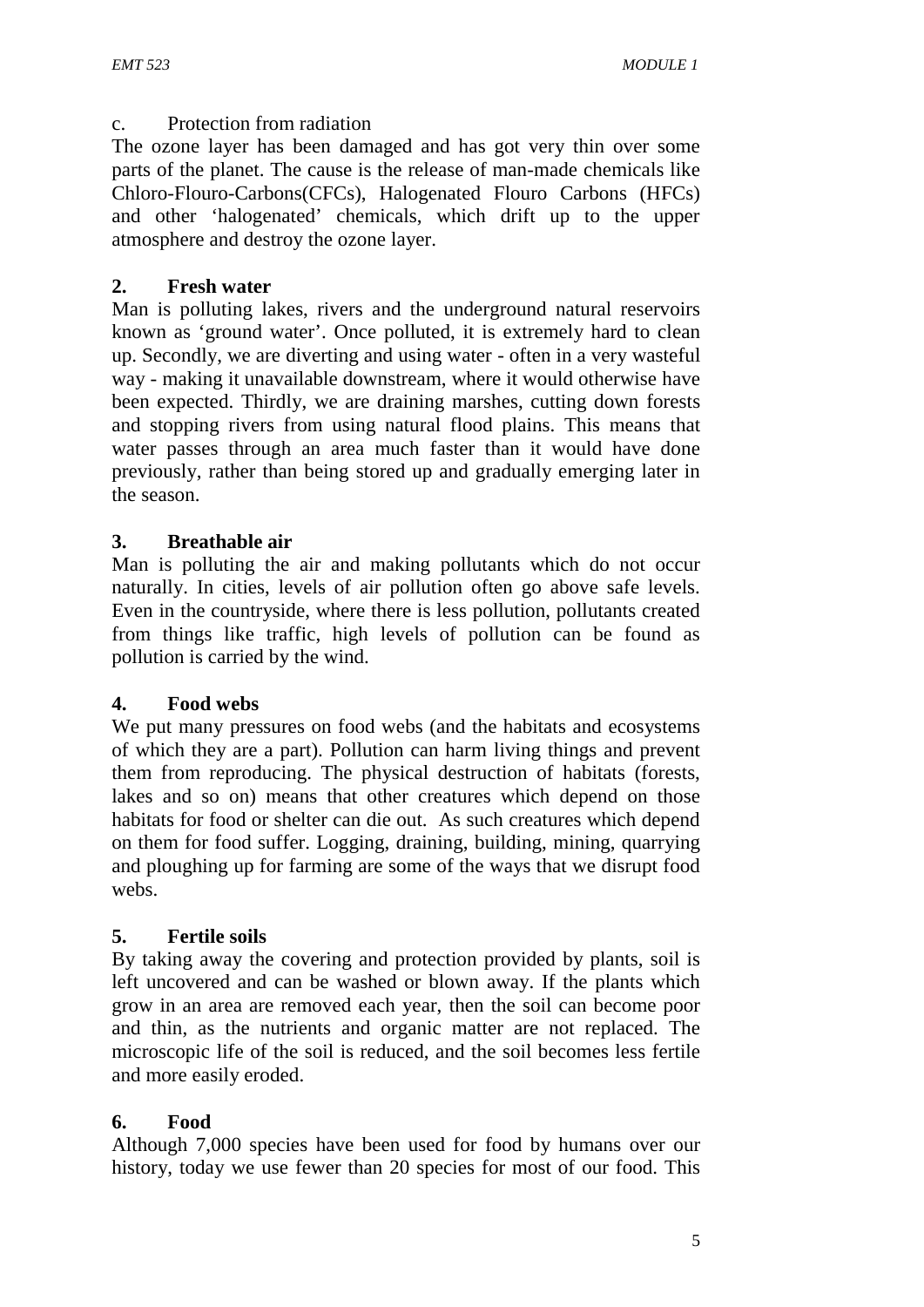c. Protection from radiation

The ozone layer has been damaged and has got very thin over some parts of the planet. The cause is the release of man-made chemicals like Chloro-Flouro-Carbons(CFCs), Halogenated Flouro Carbons (HFCs) and other 'halogenated' chemicals, which drift up to the upper atmosphere and destroy the ozone layer.

## 2. Fresh water

Man is polluting lakes, rivers and the underground natural reservoirs known as 'ground water'. Once polluted, it is extremely hard to clean up. Secondly, we are diverting and using water - often in a very wasteful way - making it unavailable downstream, where it would otherwise have been expected. Thirdly, we are draining marshes, cutting down forests and stopping rivers from using natural flood plains. This means that water passes through an area much faster than it would have done previously, rather than being stored up and gradually emerging later in the season.

## 3. Breathable air

Man is polluting the air and making pollutants which do not occur naturally. In cities, levels of air pollution often go above safe levels. Even in the countryside, where there is less pollution, pollutants created from things like traffic, high levels of pollution can be found as pollution is carried by the wind.

## 4. Food webs

We put many pressures on food webs (and the habitats and ecosystems of which they are a part). Pollution can harm living things and prevent them from reproducing. The physical destruction of habitats (forests, lakes and so on) means that other creatures which depend on those habitats for food or shelter can die out. As such creatures which depend on them for food suffer. Logging, draining, building, mining, quarrying and ploughing up for farming are some of the ways that we disrupt food webs.

## 5. Fertile soils

By taking away the covering and protection provided by plants, soil is left uncovered and can be washed or blown away. If the plants which grow in an area are removed each year, then the soil can become poor and thin, as the nutrients and organic matter are not replaced. The microscopic life of the soil is reduced, and the soil becomes less fertile and more easily eroded.

## 6. Food

Although 7,000 species have been used for food by humans over our history, today we use fewer than 20 species for most of our food. This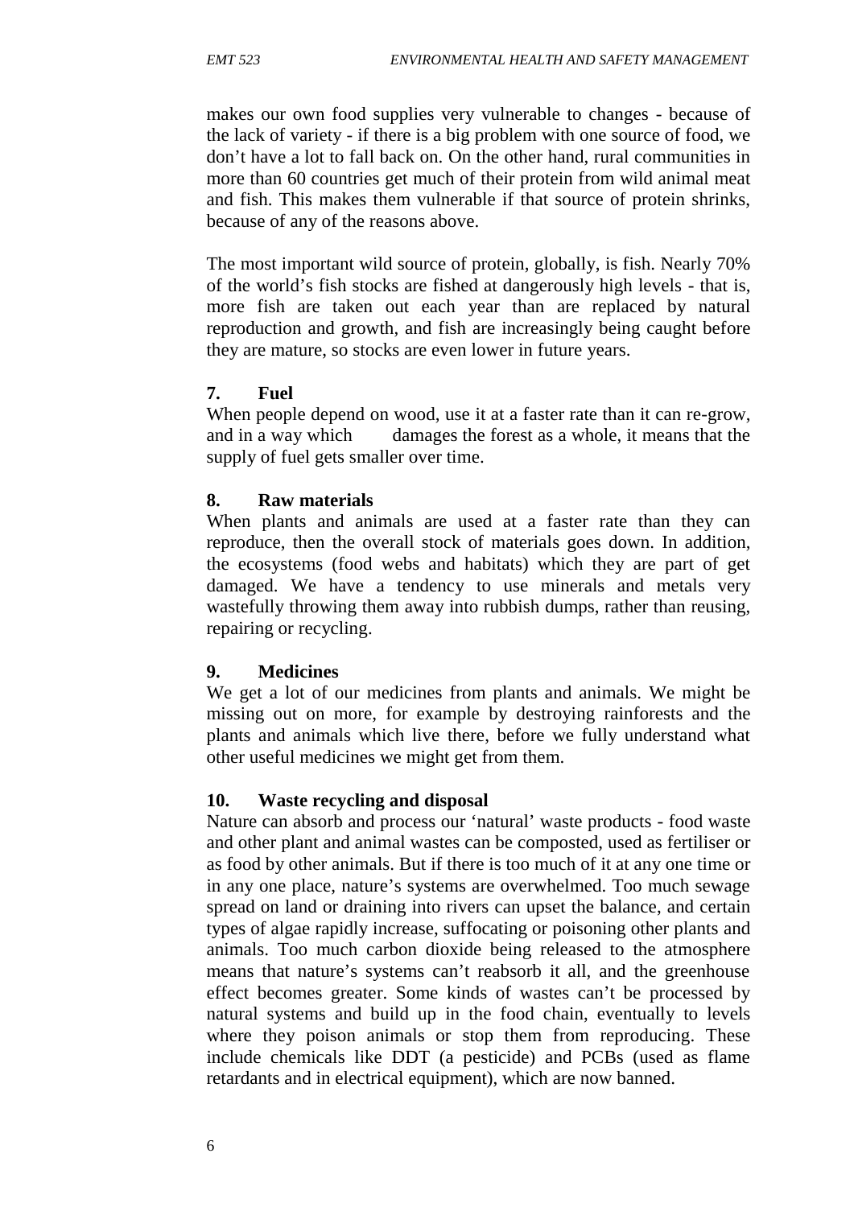makes our own food supplies very vulnerable to changes - because of the lack of variety - if there is a big problem with one source of food, we don't have a lot to fall back on. On the other hand, rural communities in more than 60 countries get much of their protein from wild animal meat and fish. This makes them vulnerable if that source of protein shrinks, because of any of the reasons above.

The most important wild source of protein, globally, is fish. Nearly 70% of the world's fish stocks are fished at dangerously high levels - that is, more fish are taken out each year than are replaced by natural reproduction and growth, and fish are increasingly being caught before they are mature, so stocks are even lower in future years.

**7. Fuel**

When people depend on wood, use it at a faster rate than it can re-grow, and in a way which damages the forest as a whole, it means that the supply of fuel gets smaller over time.

**8. Raw materials**

When plants and animals are used at a faster rate than they can reproduce, then the overall stock of materials goes down. In addition, the ecosystems (food webs and habitats) which they are part of get damaged. We have a tendency to use minerals and metals very wastefully throwing them away into rubbish dumps, rather than reusing, repairing or recycling.

**9. Medicines**

We get a lot of our medicines from plants and animals. We might be missing out on more, for example by destroying rainforests and the plants and animals which live there, before we fully understand what other useful medicines we might get from them.

**10. Waste recycling and disposal**

Nature can absorb and process our 'natural' waste products - food waste and other plant and animal wastes can be composted, used as fertiliser or as food by other animals. But if there is too much of it at any one time or in any one place, nature's systems are overwhelmed. Too much sewage spread on land or draining into rivers can upset the balance, and certain types of algae rapidly increase, suffocating or poisoning other plants and animals. Too much carbon dioxide being released to the atmosphere means that nature's systems can't reabsorb it all, and the greenhouse effect becomes greater. Some kinds of wastes can't be processed by natural systems and build up in the food chain, eventually to levels where they poison animals or stop them from reproducing. These include chemicals like DDT (a pesticide) and PCBs (used as flame retardants and in electrical equipment), which are now banned.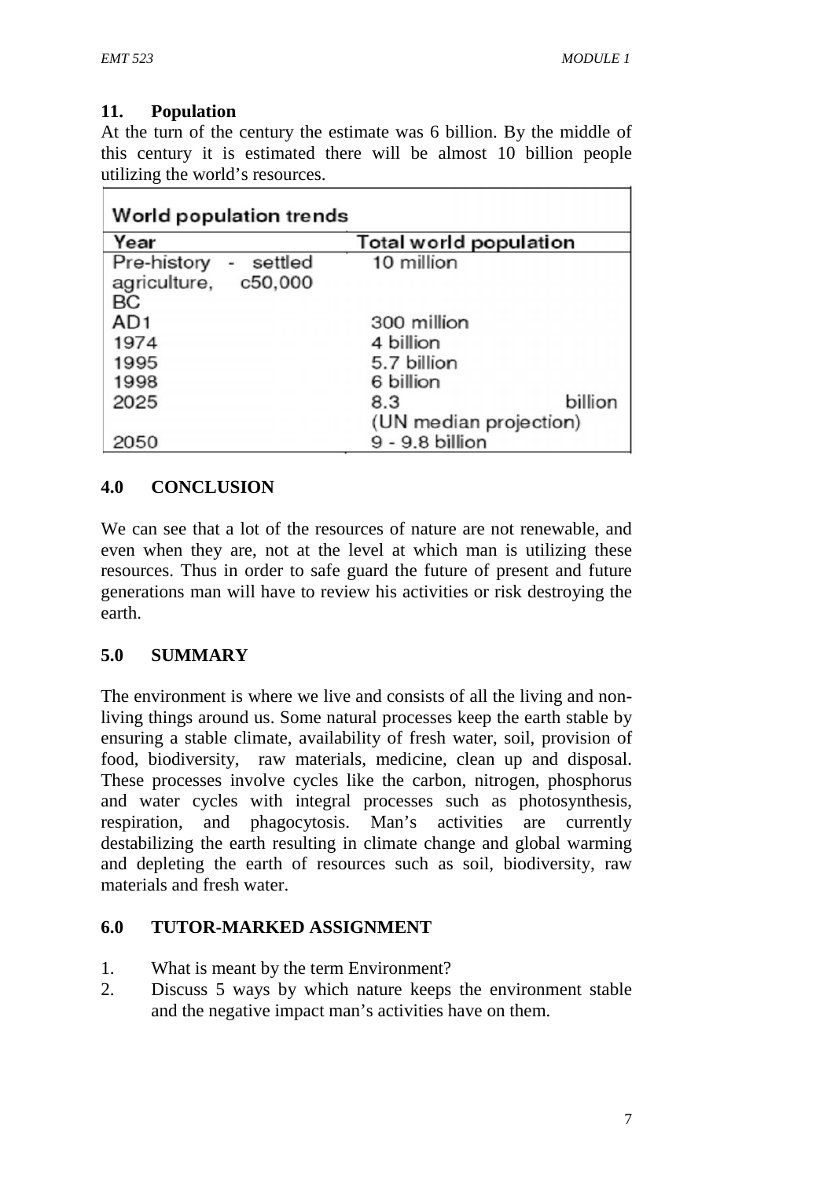## 11. Population

At the turn of the century the estimate was 6 billion. By the middle of this century it is estimated there will be almost 10 billion people utilizing the world's resources.

| World population trends | |
|---|---|
| **Year** | **Total world population** |
| Pre-history - settled agriculture, c50,000 BC | 10 million |
| AD1 | 300 million |
| 1974 | 4 billion |
| 1995 | 5.7 billion |
| 1998 | 6 billion |
| 2025 | 8.3 billion (UN median projection) |
| 2050 | 9 - 9.8 billion |

# 4.0 CONCLUSION

We can see that a lot of the resources of nature are not renewable, and even when they are, not at the level at which man is utilizing these resources. Thus in order to safe guard the future of present and future generations man will have to review his activities or risk destroying the earth.

# 5.0 SUMMARY

The environment is where we live and consists of all the living and non-living things around us. Some natural processes keep the earth stable by ensuring a stable climate, availability of fresh water, soil, provision of food, biodiversity, raw materials, medicine, clean up and disposal. These processes involve cycles like the carbon, nitrogen, phosphorus and water cycles with integral processes such as photosynthesis, respiration, and phagocytosis. Man's activities are currently destabilizing the earth resulting in climate change and global warming and depleting the earth of resources such as soil, biodiversity, raw materials and fresh water.

# 6.0 TUTOR-MARKED ASSIGNMENT

1. What is meant by the term Environment?
2. Discuss 5 ways by which nature keeps the environment stable and the negative impact man's activities have on them.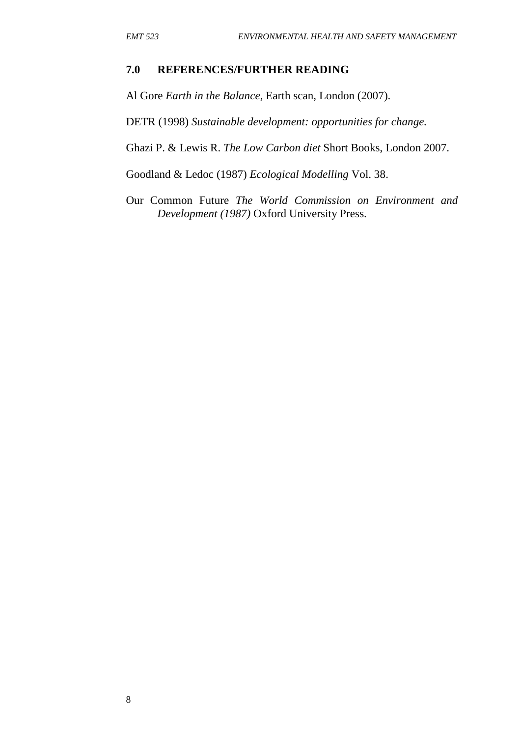## 7.0 REFERENCES/FURTHER READING

Al Gore *Earth in the Balance*, Earth scan, London (2007).

DETR (1998) *Sustainable development: opportunities for change.*

Ghazi P. & Lewis R. *The Low Carbon diet* Short Books, London 2007.

Goodland & Ledoc (1987) *Ecological Modelling* Vol. 38.

Our Common Future *The World Commission on Environment and Development (1987)* Oxford University Press.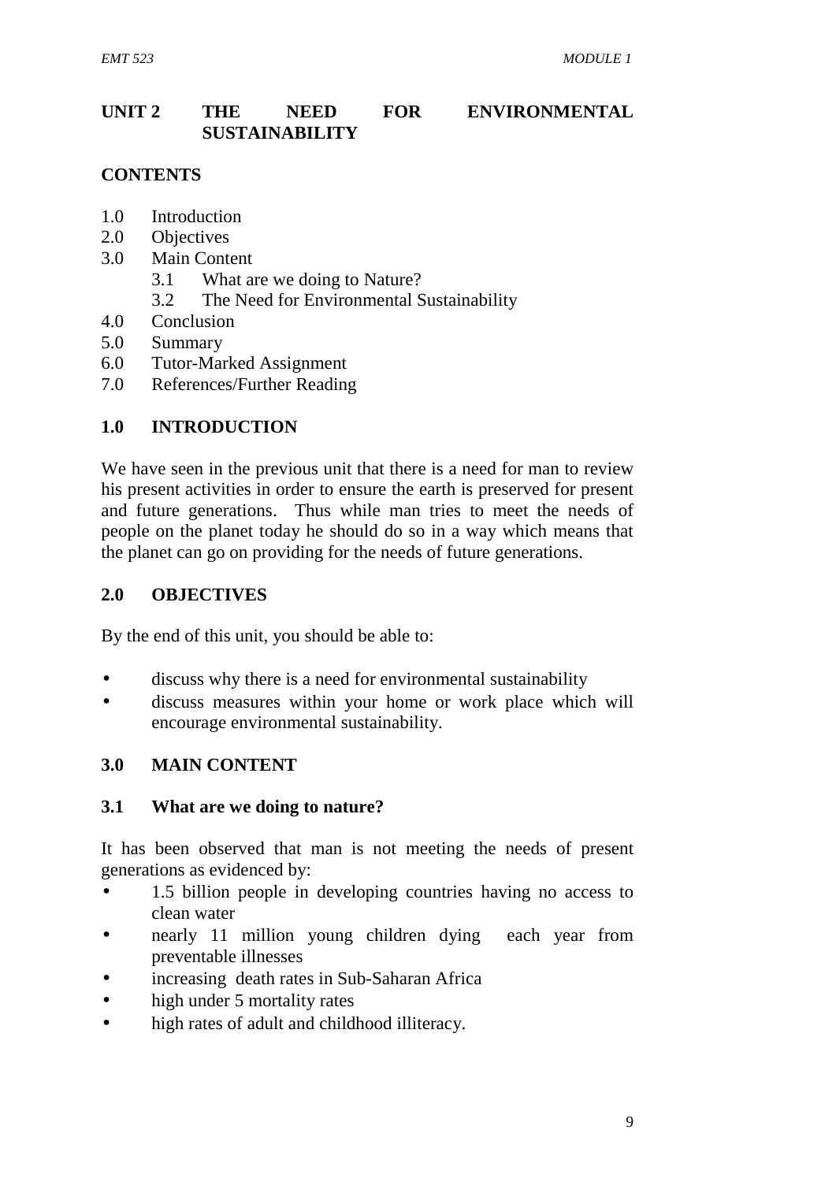# UNIT 2 THE NEED FOR ENVIRONMENTAL SUSTAINABILITY

## CONTENTS

- 1.0 Introduction
- 2.0 Objectives
- 3.0 Main Content
  - 3.1 What are we doing to Nature?
  - 3.2 The Need for Environmental Sustainability
- 4.0 Conclusion
- 5.0 Summary
- 6.0 Tutor-Marked Assignment
- 7.0 References/Further Reading

## 1.0 INTRODUCTION

We have seen in the previous unit that there is a need for man to review his present activities in order to ensure the earth is preserved for present and future generations. Thus while man tries to meet the needs of people on the planet today he should do so in a way which means that the planet can go on providing for the needs of future generations.

## 2.0 OBJECTIVES

By the end of this unit, you should be able to:

- discuss why there is a need for environmental sustainability
- discuss measures within your home or work place which will encourage environmental sustainability.

## 3.0 MAIN CONTENT

### 3.1 What are we doing to nature?

It has been observed that man is not meeting the needs of present generations as evidenced by:

- 1.5 billion people in developing countries having no access to clean water
- nearly 11 million young children dying each year from preventable illnesses
- increasing death rates in Sub-Saharan Africa
- high under 5 mortality rates
- high rates of adult and childhood illiteracy.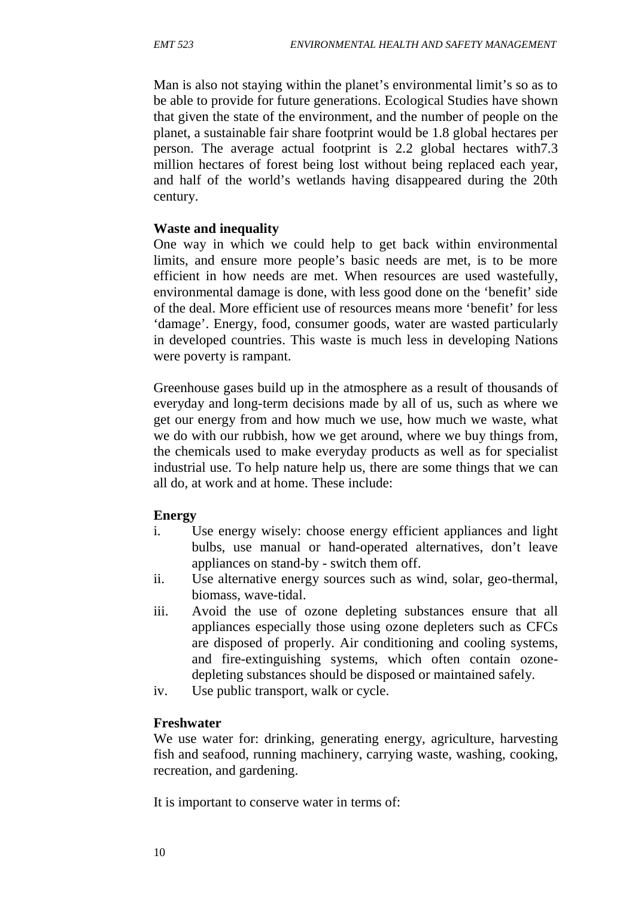Man is also not staying within the planet's environmental limit's so as to be able to provide for future generations. Ecological Studies have shown that given the state of the environment, and the number of people on the planet, a sustainable fair share footprint would be 1.8 global hectares per person. The average actual footprint is 2.2 global hectares with7.3 million hectares of forest being lost without being replaced each year, and half of the world's wetlands having disappeared during the 20th century.

**Waste and inequality**

One way in which we could help to get back within environmental limits, and ensure more people's basic needs are met, is to be more efficient in how needs are met. When resources are used wastefully, environmental damage is done, with less good done on the 'benefit' side of the deal. More efficient use of resources means more 'benefit' for less 'damage'. Energy, food, consumer goods, water are wasted particularly in developed countries. This waste is much less in developing Nations were poverty is rampant.

Greenhouse gases build up in the atmosphere as a result of thousands of everyday and long-term decisions made by all of us, such as where we get our energy from and how much we use, how much we waste, what we do with our rubbish, how we get around, where we buy things from, the chemicals used to make everyday products as well as for specialist industrial use. To help nature help us, there are some things that we can all do, at work and at home. These include:

**Energy**

i. Use energy wisely: choose energy efficient appliances and light bulbs, use manual or hand-operated alternatives, don't leave appliances on stand-by - switch them off.
ii. Use alternative energy sources such as wind, solar, geo-thermal, biomass, wave-tidal.
iii. Avoid the use of ozone depleting substances ensure that all appliances especially those using ozone depleters such as CFCs are disposed of properly. Air conditioning and cooling systems, and fire-extinguishing systems, which often contain ozone-depleting substances should be disposed or maintained safely.
iv. Use public transport, walk or cycle.

**Freshwater**

We use water for: drinking, generating energy, agriculture, harvesting fish and seafood, running machinery, carrying waste, washing, cooking, recreation, and gardening.

It is important to conserve water in terms of: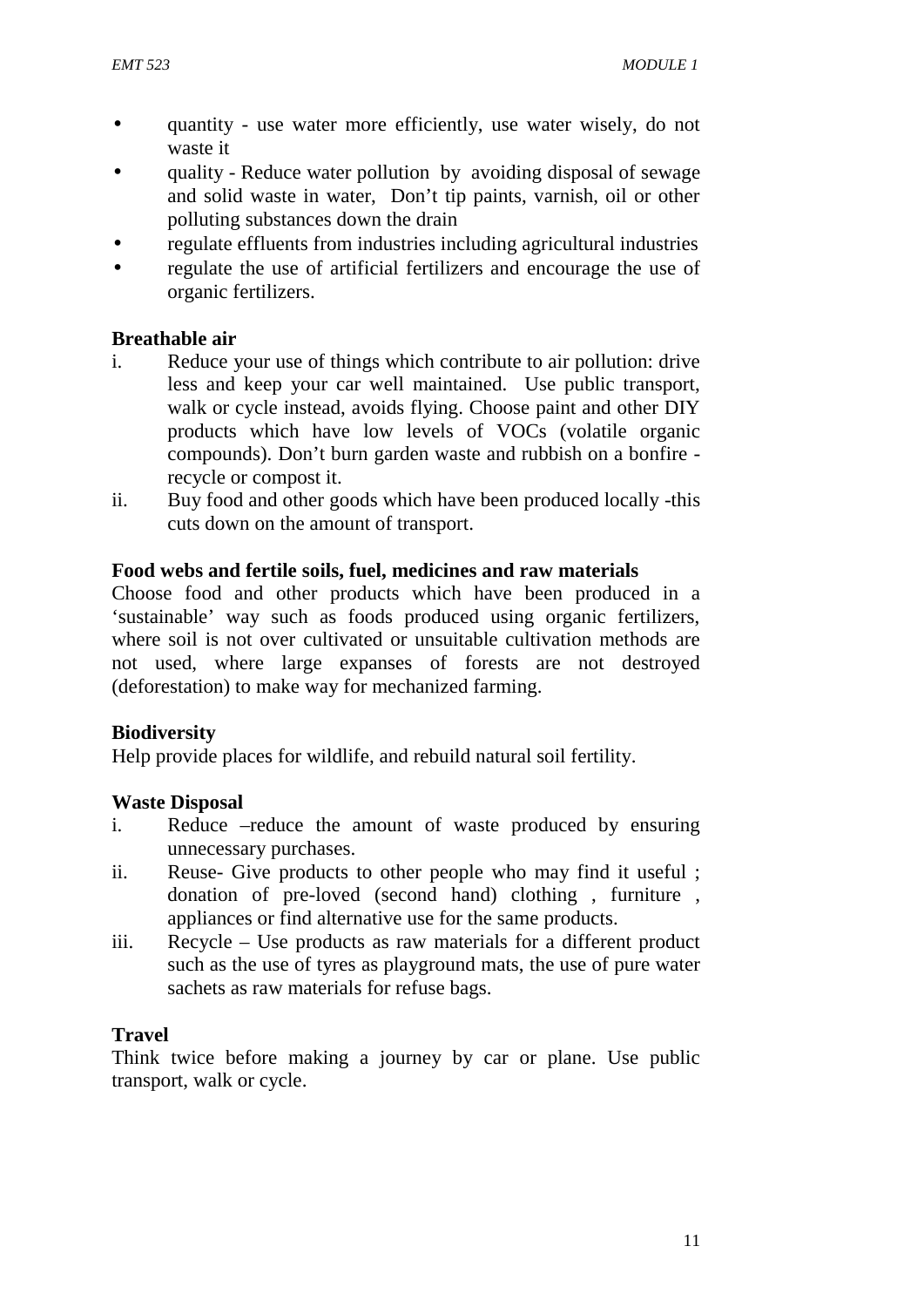- quantity - use water more efficiently, use water wisely, do not waste it
- quality - Reduce water pollution by avoiding disposal of sewage and solid waste in water, Don't tip paints, varnish, oil or other polluting substances down the drain
- regulate effluents from industries including agricultural industries
- regulate the use of artificial fertilizers and encourage the use of organic fertilizers.

**Breathable air**

i. Reduce your use of things which contribute to air pollution: drive less and keep your car well maintained. Use public transport, walk or cycle instead, avoids flying. Choose paint and other DIY products which have low levels of VOCs (volatile organic compounds). Don't burn garden waste and rubbish on a bonfire - recycle or compost it.
ii. Buy food and other goods which have been produced locally -this cuts down on the amount of transport.

**Food webs and fertile soils, fuel, medicines and raw materials**

Choose food and other products which have been produced in a 'sustainable' way such as foods produced using organic fertilizers, where soil is not over cultivated or unsuitable cultivation methods are not used, where large expanses of forests are not destroyed (deforestation) to make way for mechanized farming.

**Biodiversity**

Help provide places for wildlife, and rebuild natural soil fertility.

**Waste Disposal**

i. Reduce –reduce the amount of waste produced by ensuring unnecessary purchases.
ii. Reuse- Give products to other people who may find it useful ; donation of pre-loved (second hand) clothing , furniture , appliances or find alternative use for the same products.
iii. Recycle – Use products as raw materials for a different product such as the use of tyres as playground mats, the use of pure water sachets as raw materials for refuse bags.

**Travel**

Think twice before making a journey by car or plane. Use public transport, walk or cycle.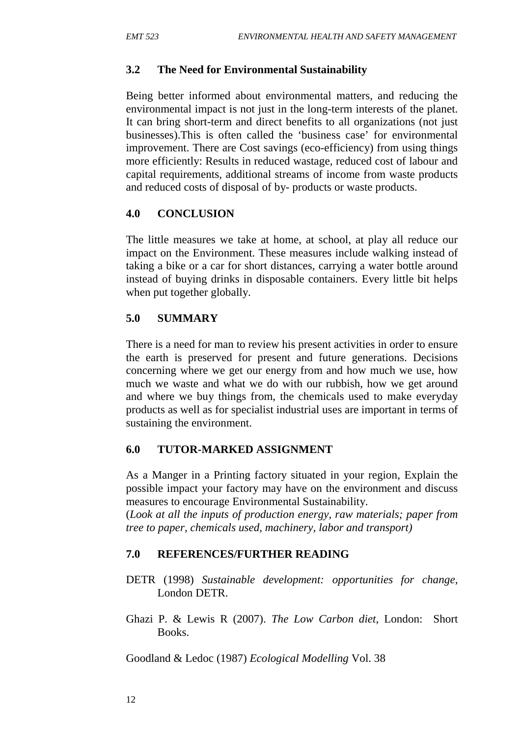### 3.2 The Need for Environmental Sustainability

Being better informed about environmental matters, and reducing the environmental impact is not just in the long-term interests of the planet. It can bring short-term and direct benefits to all organizations (not just businesses).This is often called the 'business case' for environmental improvement. There are Cost savings (eco-efficiency) from using things more efficiently: Results in reduced wastage, reduced cost of labour and capital requirements, additional streams of income from waste products and reduced costs of disposal of by- products or waste products.

## 4.0 CONCLUSION

The little measures we take at home, at school, at play all reduce our impact on the Environment. These measures include walking instead of taking a bike or a car for short distances, carrying a water bottle around instead of buying drinks in disposable containers. Every little bit helps when put together globally.

## 5.0 SUMMARY

There is a need for man to review his present activities in order to ensure the earth is preserved for present and future generations. Decisions concerning where we get our energy from and how much we use, how much we waste and what we do with our rubbish, how we get around and where we buy things from, the chemicals used to make everyday products as well as for specialist industrial uses are important in terms of sustaining the environment.

## 6.0 TUTOR-MARKED ASSIGNMENT

As a Manger in a Printing factory situated in your region, Explain the possible impact your factory may have on the environment and discuss measures to encourage Environmental Sustainability.
(*Look at all the inputs of production energy, raw materials; paper from tree to paper, chemicals used, machinery, labor and transport)*

## 7.0 REFERENCES/FURTHER READING

DETR (1998) *Sustainable development: opportunities for change*, London DETR.

Ghazi P. & Lewis R (2007). *The Low Carbon diet,* London: Short Books.

Goodland & Ledoc (1987) *Ecological Modelling* Vol. 38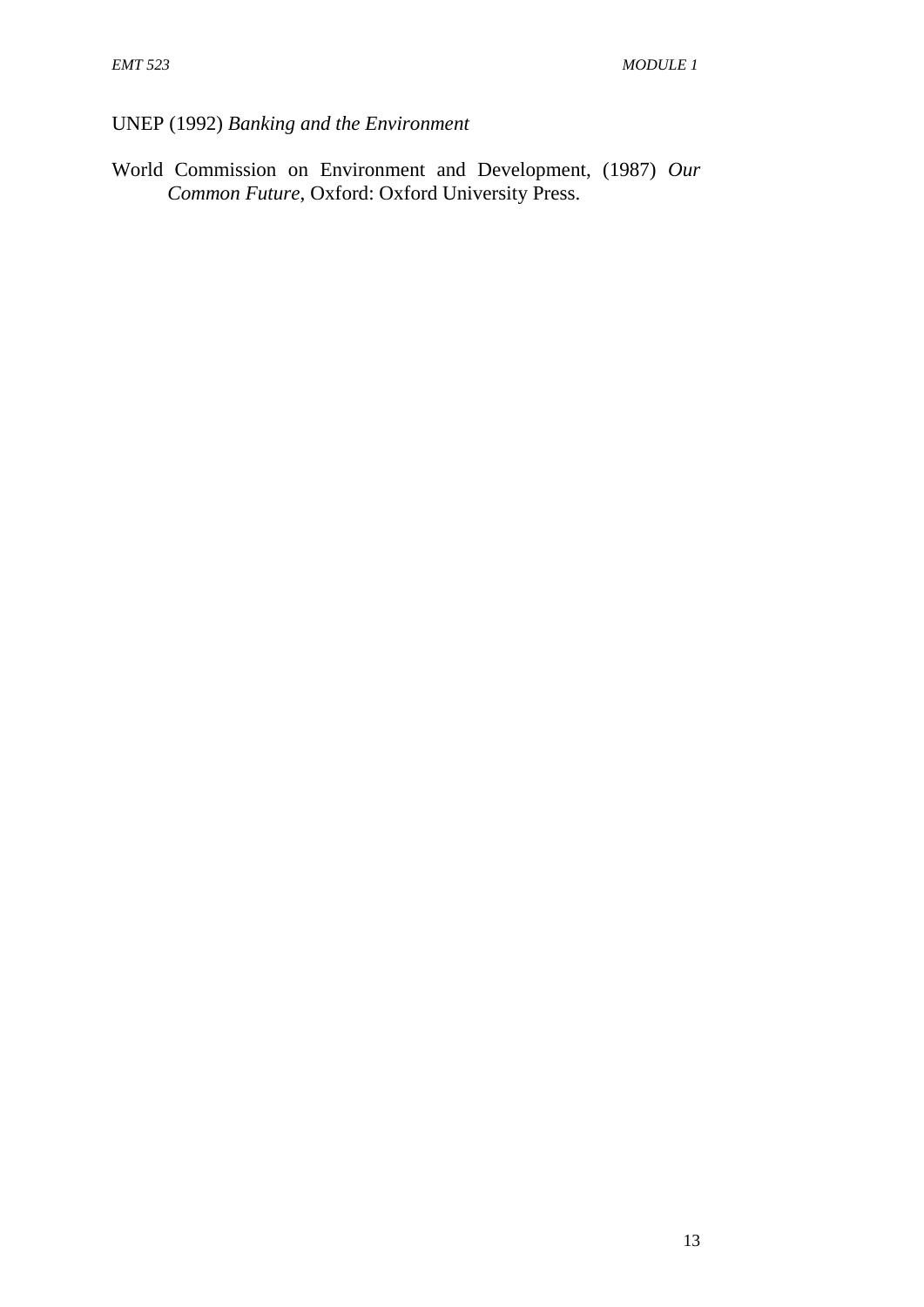UNEP (1992) *Banking and the Environment*

World Commission on Environment and Development, (1987) *Our Common Future*, Oxford: Oxford University Press.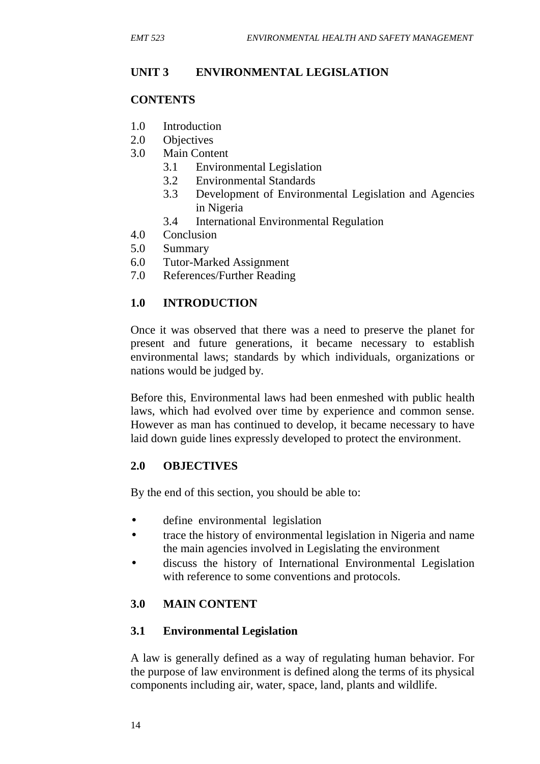# UNIT 3 ENVIRONMENTAL LEGISLATION

## CONTENTS

1.0 Introduction
2.0 Objectives
3.0 Main Content
    3.1 Environmental Legislation
    3.2 Environmental Standards
    3.3 Development of Environmental Legislation and Agencies in Nigeria
    3.4 International Environmental Regulation
4.0 Conclusion
5.0 Summary
6.0 Tutor-Marked Assignment
7.0 References/Further Reading

## 1.0 INTRODUCTION

Once it was observed that there was a need to preserve the planet for present and future generations, it became necessary to establish environmental laws; standards by which individuals, organizations or nations would be judged by.

Before this, Environmental laws had been enmeshed with public health laws, which had evolved over time by experience and common sense. However as man has continued to develop, it became necessary to have laid down guide lines expressly developed to protect the environment.

## 2.0 OBJECTIVES

By the end of this section, you should be able to:

- define environmental legislation
- trace the history of environmental legislation in Nigeria and name the main agencies involved in Legislating the environment
- discuss the history of International Environmental Legislation with reference to some conventions and protocols.

## 3.0 MAIN CONTENT

### 3.1 Environmental Legislation

A law is generally defined as a way of regulating human behavior. For the purpose of law environment is defined along the terms of its physical components including air, water, space, land, plants and wildlife.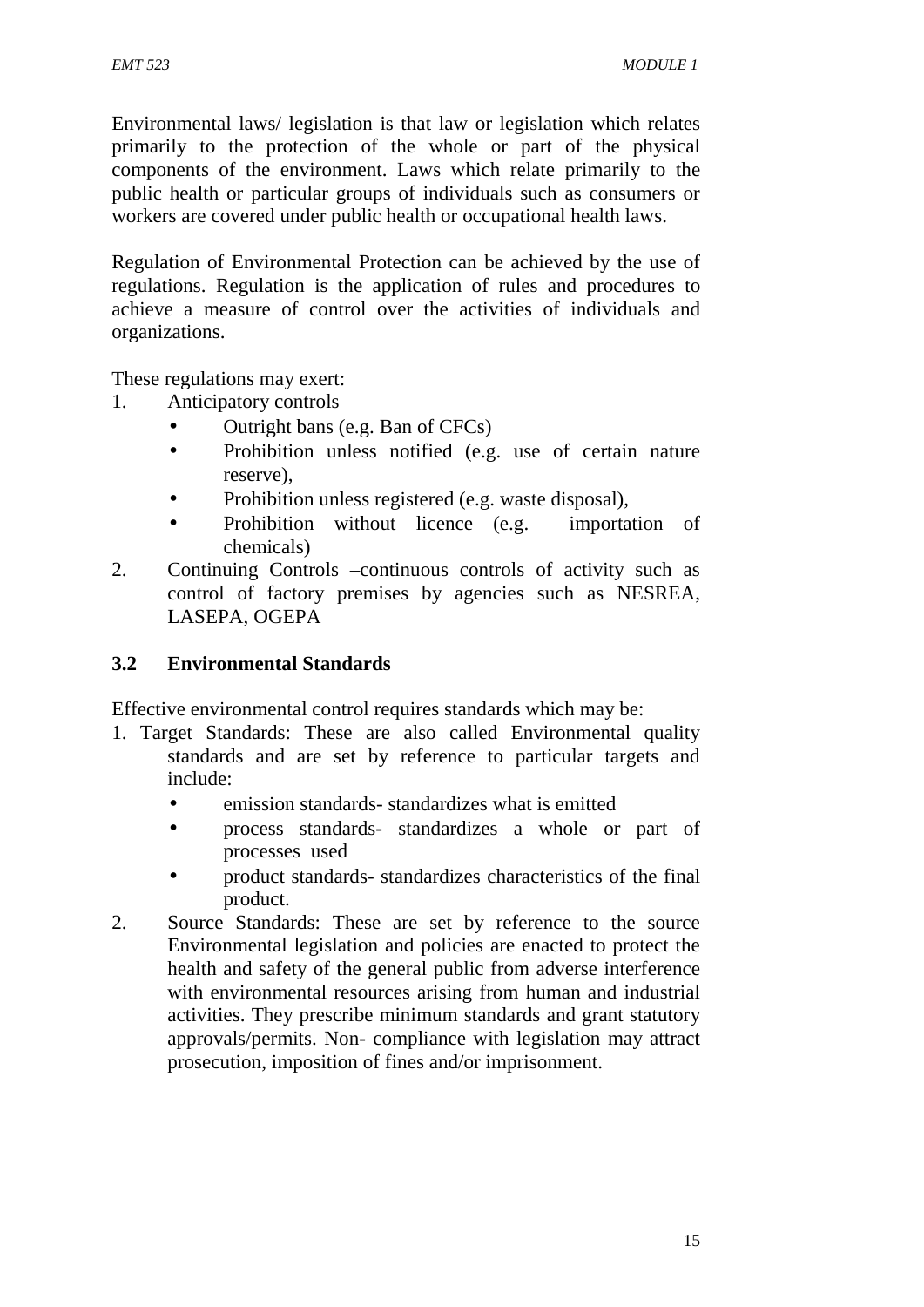Environmental laws/ legislation is that law or legislation which relates primarily to the protection of the whole or part of the physical components of the environment. Laws which relate primarily to the public health or particular groups of individuals such as consumers or workers are covered under public health or occupational health laws.

Regulation of Environmental Protection can be achieved by the use of regulations. Regulation is the application of rules and procedures to achieve a measure of control over the activities of individuals and organizations.

These regulations may exert:

1. Anticipatory controls
   - Outright bans (e.g. Ban of CFCs)
   - Prohibition unless notified (e.g. use of certain nature reserve),
   - Prohibition unless registered (e.g. waste disposal),
   - Prohibition without licence (e.g. importation of chemicals)
2. Continuing Controls –continuous controls of activity such as control of factory premises by agencies such as NESREA, LASEPA, OGEPA

### 3.2 Environmental Standards

Effective environmental control requires standards which may be:

1. Target Standards: These are also called Environmental quality standards and are set by reference to particular targets and include:
   - emission standards- standardizes what is emitted
   - process standards- standardizes a whole or part of processes used
   - product standards- standardizes characteristics of the final product.
2. Source Standards: These are set by reference to the source Environmental legislation and policies are enacted to protect the health and safety of the general public from adverse interference with environmental resources arising from human and industrial activities. They prescribe minimum standards and grant statutory approvals/permits. Non- compliance with legislation may attract prosecution, imposition of fines and/or imprisonment.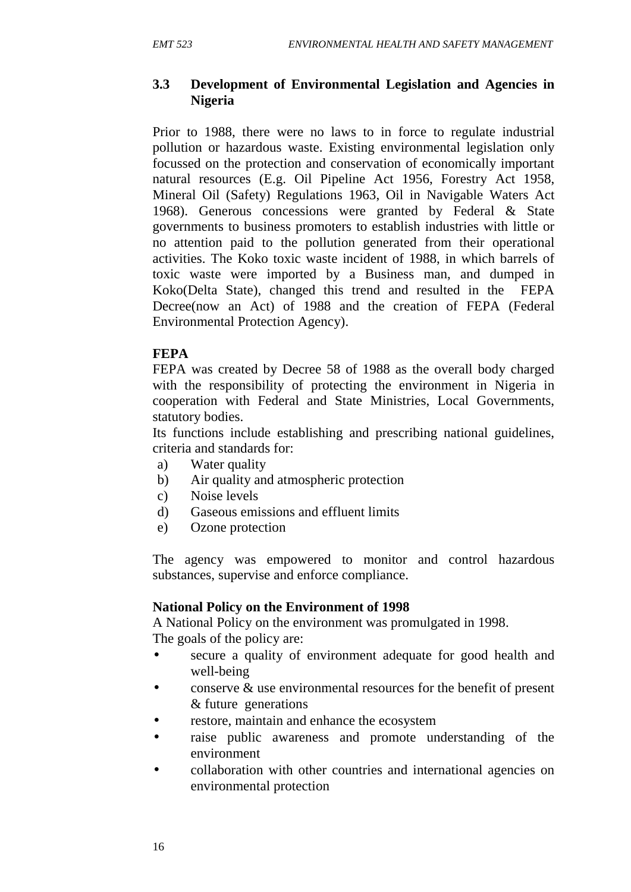### 3.3 Development of Environmental Legislation and Agencies in Nigeria

Prior to 1988, there were no laws to in force to regulate industrial pollution or hazardous waste. Existing environmental legislation only focussed on the protection and conservation of economically important natural resources (E.g. Oil Pipeline Act 1956, Forestry Act 1958, Mineral Oil (Safety) Regulations 1963, Oil in Navigable Waters Act 1968). Generous concessions were granted by Federal & State governments to business promoters to establish industries with little or no attention paid to the pollution generated from their operational activities. The Koko toxic waste incident of 1988, in which barrels of toxic waste were imported by a Business man, and dumped in Koko(Delta State), changed this trend and resulted in the FEPA Decree(now an Act) of 1988 and the creation of FEPA (Federal Environmental Protection Agency).

**FEPA**

FEPA was created by Decree 58 of 1988 as the overall body charged with the responsibility of protecting the environment in Nigeria in cooperation with Federal and State Ministries, Local Governments, statutory bodies.

Its functions include establishing and prescribing national guidelines, criteria and standards for:

a) Water quality
b) Air quality and atmospheric protection
c) Noise levels
d) Gaseous emissions and effluent limits
e) Ozone protection

The agency was empowered to monitor and control hazardous substances, supervise and enforce compliance.

**National Policy on the Environment of 1998**

A National Policy on the environment was promulgated in 1998.
The goals of the policy are:

- secure a quality of environment adequate for good health and well-being
- conserve & use environmental resources for the benefit of present & future generations
- restore, maintain and enhance the ecosystem
- raise public awareness and promote understanding of the environment
- collaboration with other countries and international agencies on environmental protection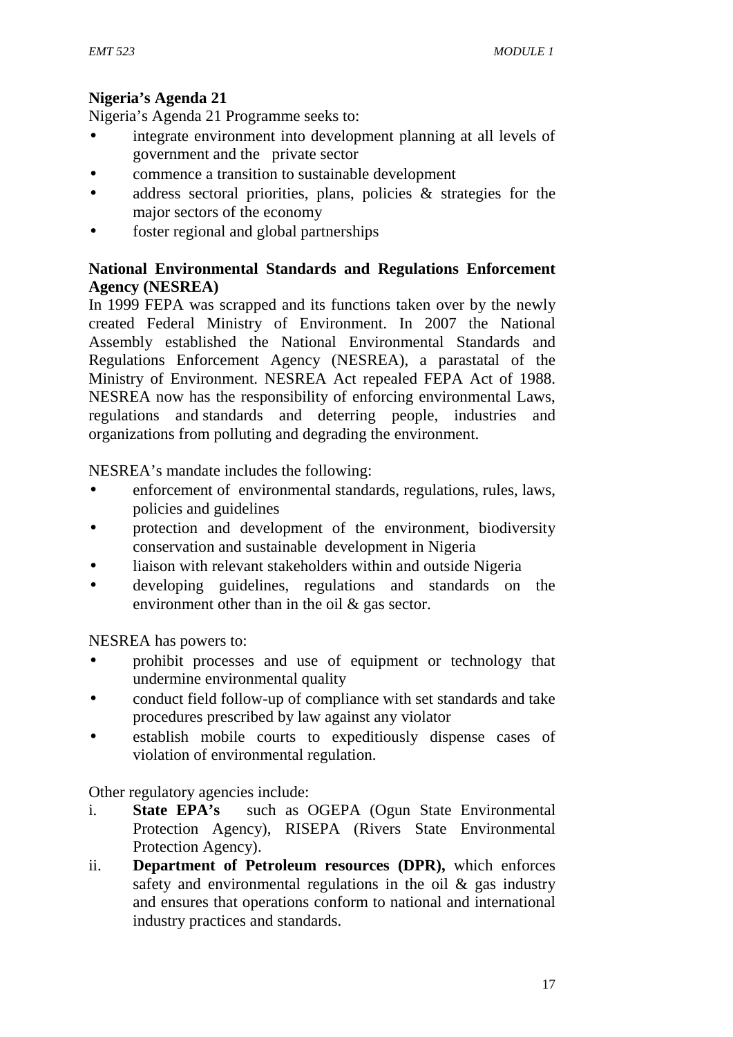**Nigeria's Agenda 21**

Nigeria's Agenda 21 Programme seeks to:

- integrate environment into development planning at all levels of government and the private sector
- commence a transition to sustainable development
- address sectoral priorities, plans, policies & strategies for the major sectors of the economy
- foster regional and global partnerships

**National Environmental Standards and Regulations Enforcement Agency (NESREA)**

In 1999 FEPA was scrapped and its functions taken over by the newly created Federal Ministry of Environment. In 2007 the National Assembly established the National Environmental Standards and Regulations Enforcement Agency (NESREA), a parastatal of the Ministry of Environment. NESREA Act repealed FEPA Act of 1988. NESREA now has the responsibility of enforcing environmental Laws, regulations and standards and deterring people, industries and organizations from polluting and degrading the environment.

NESREA's mandate includes the following:

- enforcement of environmental standards, regulations, rules, laws, policies and guidelines
- protection and development of the environment, biodiversity conservation and sustainable development in Nigeria
- liaison with relevant stakeholders within and outside Nigeria
- developing guidelines, regulations and standards on the environment other than in the oil & gas sector.

NESREA has powers to:

- prohibit processes and use of equipment or technology that undermine environmental quality
- conduct field follow-up of compliance with set standards and take procedures prescribed by law against any violator
- establish mobile courts to expeditiously dispense cases of violation of environmental regulation.

Other regulatory agencies include:

i. **State EPA's** such as OGEPA (Ogun State Environmental Protection Agency), RISEPA (Rivers State Environmental Protection Agency).
ii. **Department of Petroleum resources (DPR),** which enforces safety and environmental regulations in the oil & gas industry and ensures that operations conform to national and international industry practices and standards.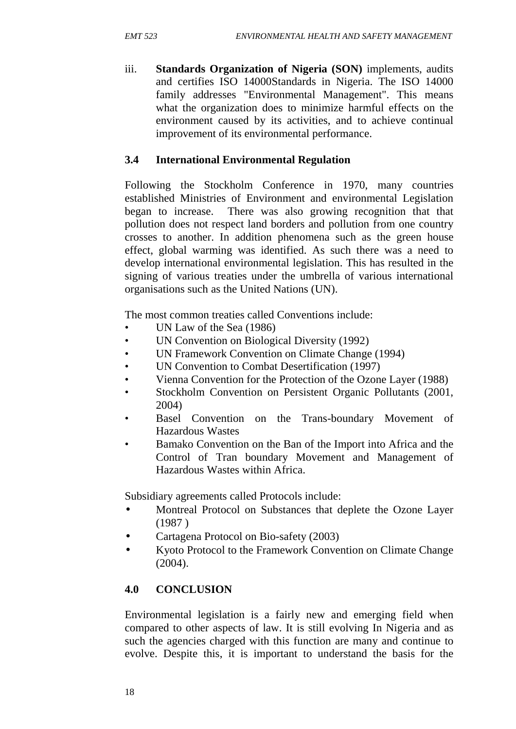iii. **Standards Organization of Nigeria (SON)** implements, audits and certifies ISO 14000Standards in Nigeria. The ISO 14000 family addresses "Environmental Management". This means what the organization does to minimize harmful effects on the environment caused by its activities, and to achieve continual improvement of its environmental performance.

## 3.4 International Environmental Regulation

Following the Stockholm Conference in 1970, many countries established Ministries of Environment and environmental Legislation began to increase. There was also growing recognition that that pollution does not respect land borders and pollution from one country crosses to another. In addition phenomena such as the green house effect, global warming was identified. As such there was a need to develop international environmental legislation. This has resulted in the signing of various treaties under the umbrella of various international organisations such as the United Nations (UN).

The most common treaties called Conventions include:

- UN Law of the Sea (1986)
- UN Convention on Biological Diversity (1992)
- UN Framework Convention on Climate Change (1994)
- UN Convention to Combat Desertification (1997)
- Vienna Convention for the Protection of the Ozone Layer (1988)
- Stockholm Convention on Persistent Organic Pollutants (2001, 2004)
- Basel Convention on the Trans-boundary Movement of Hazardous Wastes
- Bamako Convention on the Ban of the Import into Africa and the Control of Tran boundary Movement and Management of Hazardous Wastes within Africa.

Subsidiary agreements called Protocols include:

- Montreal Protocol on Substances that deplete the Ozone Layer (1987 )
- Cartagena Protocol on Bio-safety (2003)
- Kyoto Protocol to the Framework Convention on Climate Change (2004).

## 4.0 CONCLUSION

Environmental legislation is a fairly new and emerging field when compared to other aspects of law. It is still evolving In Nigeria and as such the agencies charged with this function are many and continue to evolve. Despite this, it is important to understand the basis for the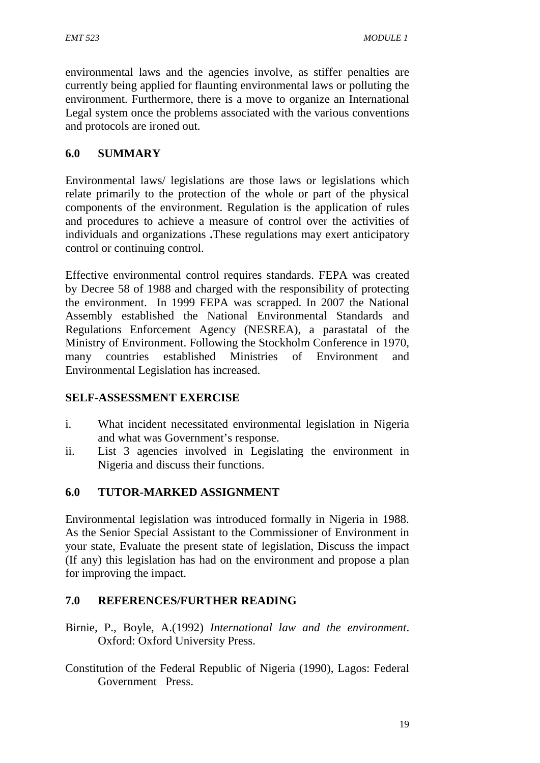environmental laws and the agencies involve, as stiffer penalties are currently being applied for flaunting environmental laws or polluting the environment. Furthermore, there is a move to organize an International Legal system once the problems associated with the various conventions and protocols are ironed out.

## 6.0 SUMMARY

Environmental laws/ legislations are those laws or legislations which relate primarily to the protection of the whole or part of the physical components of the environment. Regulation is the application of rules and procedures to achieve a measure of control over the activities of individuals and organizations **.**These regulations may exert anticipatory control or continuing control.

Effective environmental control requires standards. FEPA was created by Decree 58 of 1988 and charged with the responsibility of protecting the environment. In 1999 FEPA was scrapped. In 2007 the National Assembly established the National Environmental Standards and Regulations Enforcement Agency (NESREA), a parastatal of the Ministry of Environment. Following the Stockholm Conference in 1970, many countries established Ministries of Environment and Environmental Legislation has increased.

## SELF-ASSESSMENT EXERCISE

i. What incident necessitated environmental legislation in Nigeria and what was Government's response.
ii. List 3 agencies involved in Legislating the environment in Nigeria and discuss their functions.

## 6.0 TUTOR-MARKED ASSIGNMENT

Environmental legislation was introduced formally in Nigeria in 1988. As the Senior Special Assistant to the Commissioner of Environment in your state, Evaluate the present state of legislation, Discuss the impact (If any) this legislation has had on the environment and propose a plan for improving the impact.

## 7.0 REFERENCES/FURTHER READING

Birnie, P., Boyle, A.(1992) *International law and the environment*. Oxford: Oxford University Press.

Constitution of the Federal Republic of Nigeria (1990), Lagos: Federal Government Press.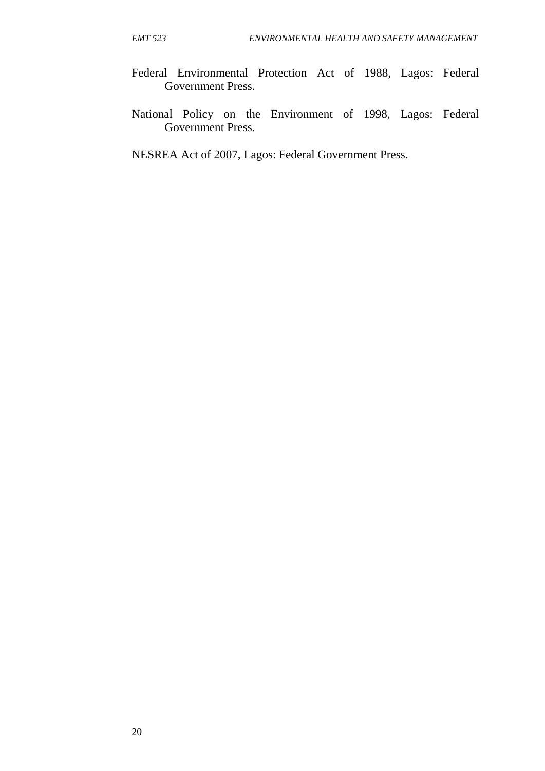Federal Environmental Protection Act of 1988, Lagos: Federal Government Press.

National Policy on the Environment of 1998, Lagos: Federal Government Press.

NESREA Act of 2007, Lagos: Federal Government Press.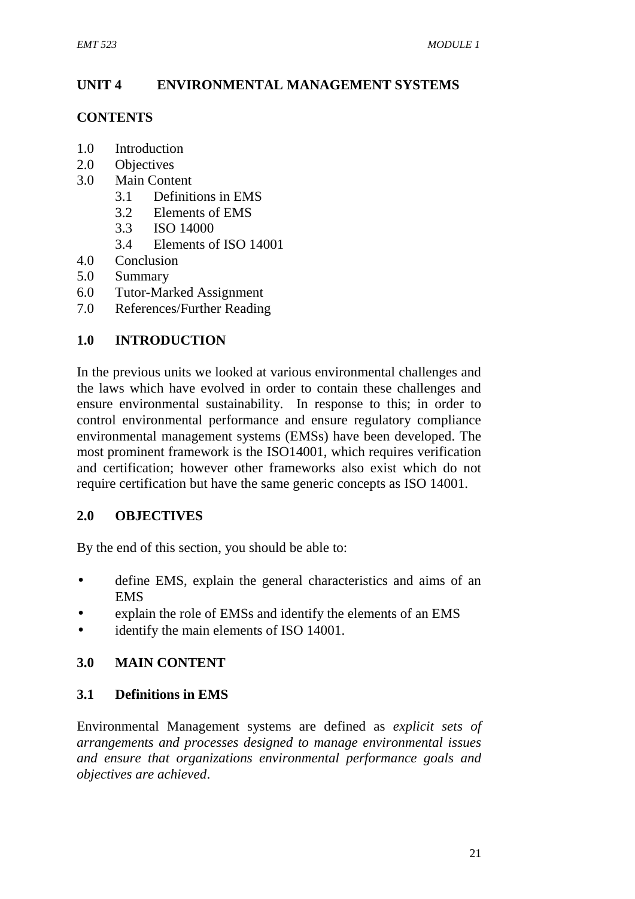## UNIT 4 ENVIRONMENTAL MANAGEMENT SYSTEMS

### CONTENTS

1.0 Introduction
2.0 Objectives
3.0 Main Content
  3.1 Definitions in EMS
  3.2 Elements of EMS
  3.3 ISO 14000
  3.4 Elements of ISO 14001
4.0 Conclusion
5.0 Summary
6.0 Tutor-Marked Assignment
7.0 References/Further Reading

### 1.0 INTRODUCTION

In the previous units we looked at various environmental challenges and the laws which have evolved in order to contain these challenges and ensure environmental sustainability. In response to this; in order to control environmental performance and ensure regulatory compliance environmental management systems (EMSs) have been developed. The most prominent framework is the ISO14001, which requires verification and certification; however other frameworks also exist which do not require certification but have the same generic concepts as ISO 14001.

### 2.0 OBJECTIVES

By the end of this section, you should be able to:

- define EMS, explain the general characteristics and aims of an EMS
- explain the role of EMSs and identify the elements of an EMS
- identify the main elements of ISO 14001.

### 3.0 MAIN CONTENT

#### 3.1 Definitions in EMS

Environmental Management systems are defined as *explicit sets of arrangements and processes designed to manage environmental issues and ensure that organizations environmental performance goals and objectives are achieved*.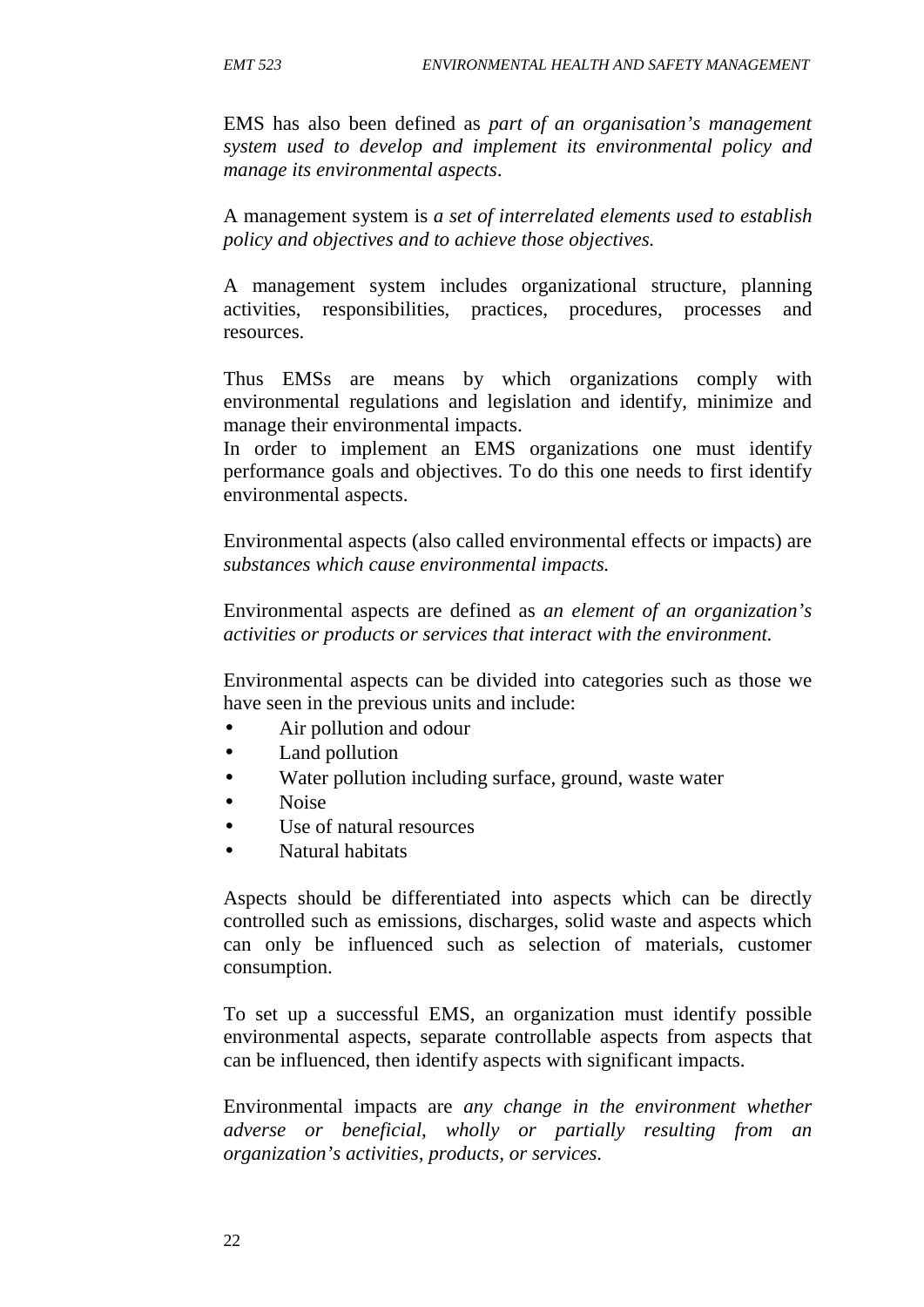EMS has also been defined as *part of an organisation's management system used to develop and implement its environmental policy and manage its environmental aspects*.

A management system is *a set of interrelated elements used to establish policy and objectives and to achieve those objectives.*

A management system includes organizational structure, planning activities, responsibilities, practices, procedures, processes and resources.

Thus EMSs are means by which organizations comply with environmental regulations and legislation and identify, minimize and manage their environmental impacts.
In order to implement an EMS organizations one must identify performance goals and objectives. To do this one needs to first identify environmental aspects.

Environmental aspects (also called environmental effects or impacts) are *substances which cause environmental impacts.*

Environmental aspects are defined as *an element of an organization's activities or products or services that interact with the environment.*

Environmental aspects can be divided into categories such as those we have seen in the previous units and include:

- Air pollution and odour
- Land pollution
- Water pollution including surface, ground, waste water
- Noise
- Use of natural resources
- Natural habitats

Aspects should be differentiated into aspects which can be directly controlled such as emissions, discharges, solid waste and aspects which can only be influenced such as selection of materials, customer consumption.

To set up a successful EMS, an organization must identify possible environmental aspects, separate controllable aspects from aspects that can be influenced, then identify aspects with significant impacts.

Environmental impacts are *any change in the environment whether adverse or beneficial, wholly or partially resulting from an organization's activities, products, or services.*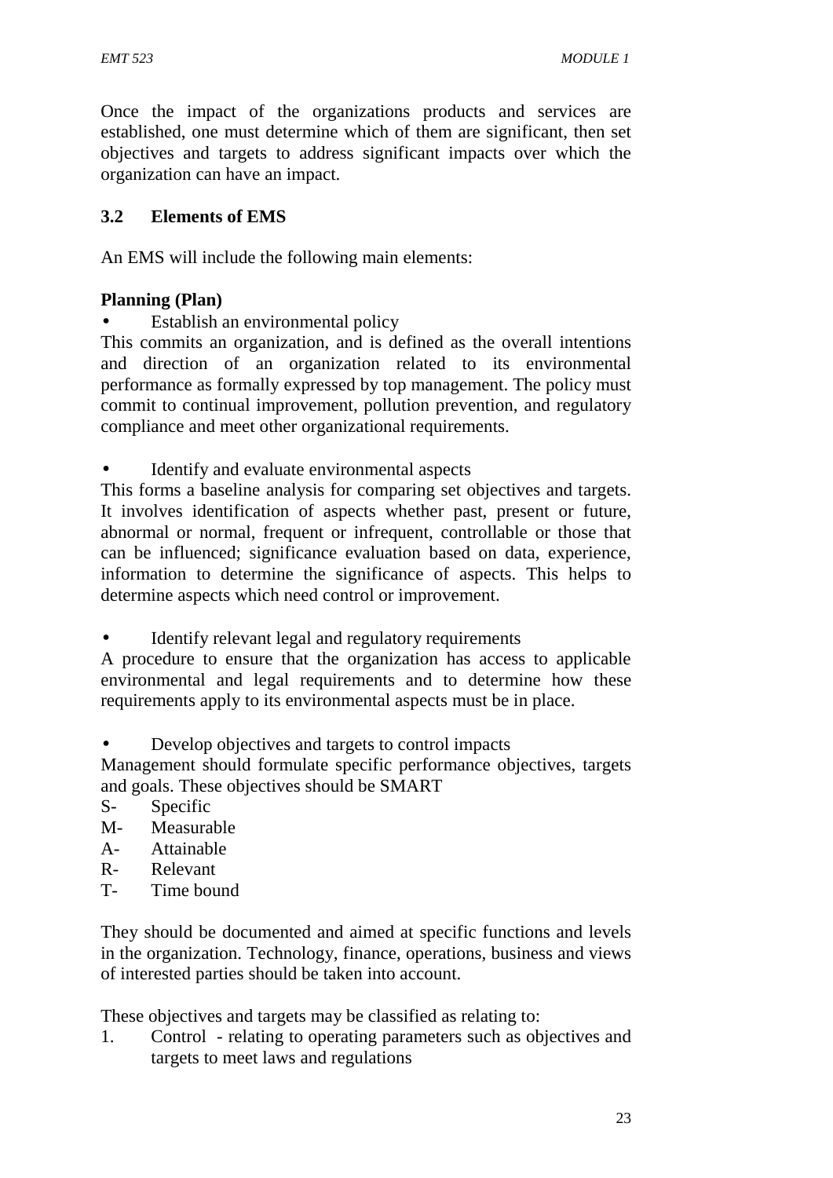Once the impact of the organizations products and services are established, one must determine which of them are significant, then set objectives and targets to address significant impacts over which the organization can have an impact.

### 3.2 Elements of EMS

An EMS will include the following main elements:

**Planning (Plan)**

- Establish an environmental policy

This commits an organization, and is defined as the overall intentions and direction of an organization related to its environmental performance as formally expressed by top management. The policy must commit to continual improvement, pollution prevention, and regulatory compliance and meet other organizational requirements.

- Identify and evaluate environmental aspects

This forms a baseline analysis for comparing set objectives and targets. It involves identification of aspects whether past, present or future, abnormal or normal, frequent or infrequent, controllable or those that can be influenced; significance evaluation based on data, experience, information to determine the significance of aspects. This helps to determine aspects which need control or improvement.

- Identify relevant legal and regulatory requirements

A procedure to ensure that the organization has access to applicable environmental and legal requirements and to determine how these requirements apply to its environmental aspects must be in place.

- Develop objectives and targets to control impacts

Management should formulate specific performance objectives, targets and goals. These objectives should be SMART

S- Specific
M- Measurable
A- Attainable
R- Relevant
T- Time bound

They should be documented and aimed at specific functions and levels in the organization. Technology, finance, operations, business and views of interested parties should be taken into account.

These objectives and targets may be classified as relating to:

1. Control - relating to operating parameters such as objectives and targets to meet laws and regulations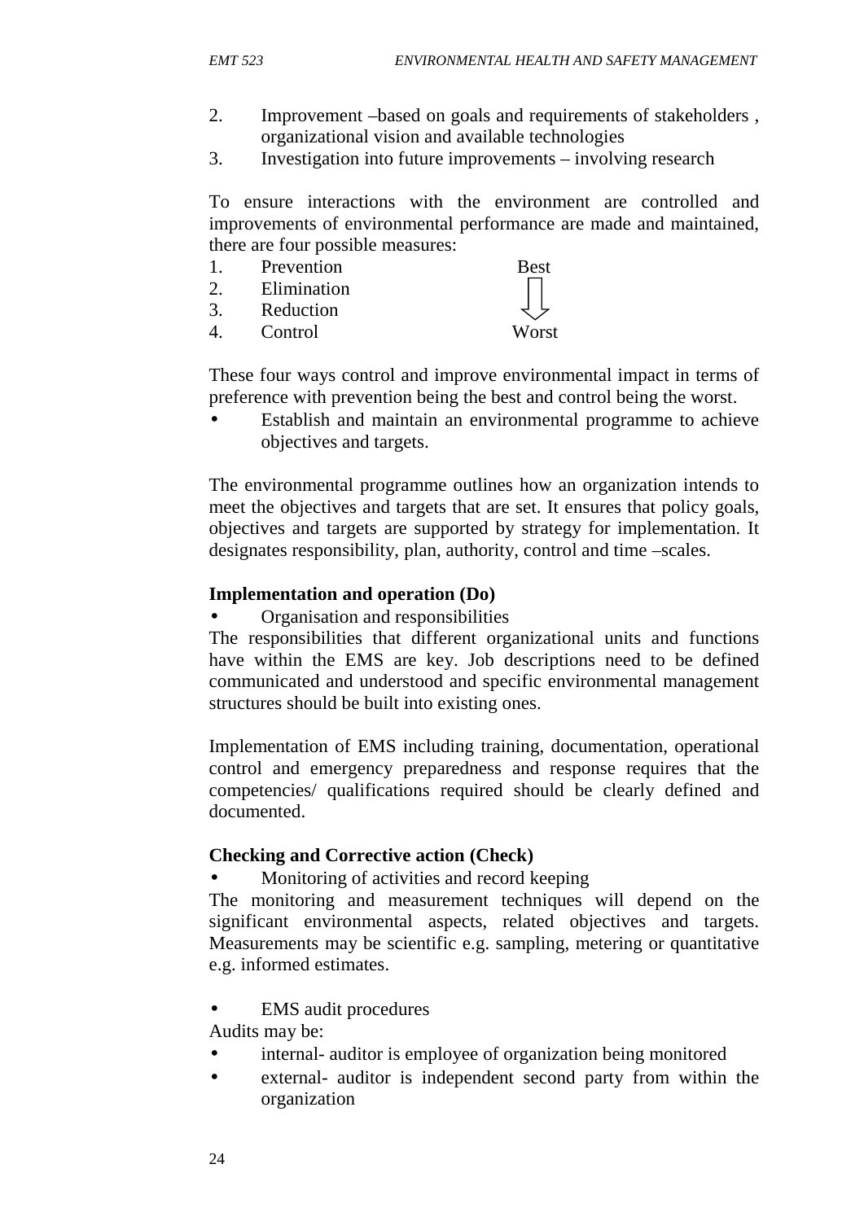2. Improvement –based on goals and requirements of stakeholders , organizational vision and available technologies
3. Investigation into future improvements – involving research

To ensure interactions with the environment are controlled and improvements of environmental performance are made and maintained, there are four possible measures:

1. Prevention (Best)
2. Elimination
3. Reduction
4. Control (Worst)

These four ways control and improve environmental impact in terms of preference with prevention being the best and control being the worst.

- Establish and maintain an environmental programme to achieve objectives and targets.

The environmental programme outlines how an organization intends to meet the objectives and targets that are set. It ensures that policy goals, objectives and targets are supported by strategy for implementation. It designates responsibility, plan, authority, control and time –scales.

**Implementation and operation (Do)**

- Organisation and responsibilities

The responsibilities that different organizational units and functions have within the EMS are key. Job descriptions need to be defined communicated and understood and specific environmental management structures should be built into existing ones.

Implementation of EMS including training, documentation, operational control and emergency preparedness and response requires that the competencies/ qualifications required should be clearly defined and documented.

**Checking and Corrective action (Check)**

- Monitoring of activities and record keeping

The monitoring and measurement techniques will depend on the significant environmental aspects, related objectives and targets. Measurements may be scientific e.g. sampling, metering or quantitative e.g. informed estimates.

- EMS audit procedures

Audits may be:

- internal- auditor is employee of organization being monitored
- external- auditor is independent second party from within the organization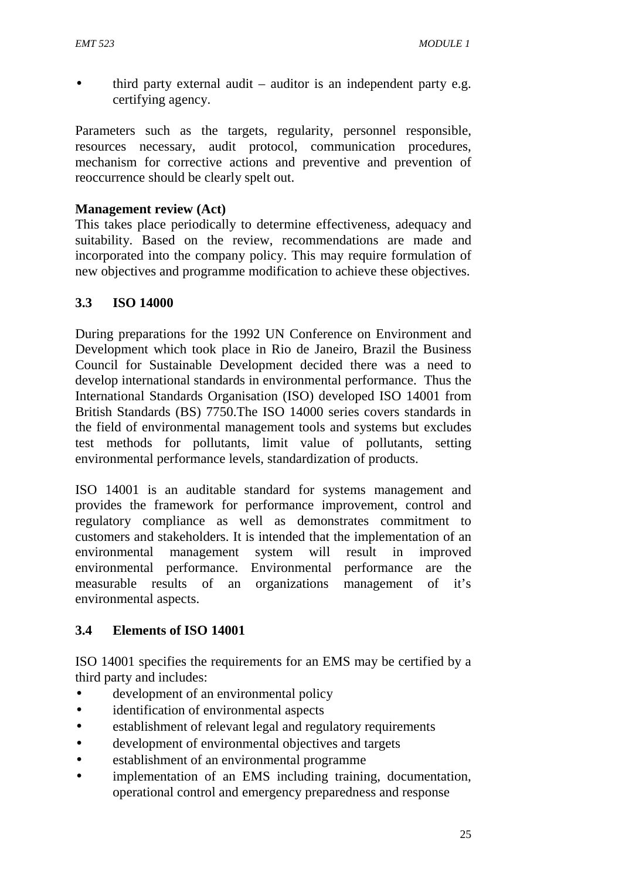- third party external audit – auditor is an independent party e.g. certifying agency.

Parameters such as the targets, regularity, personnel responsible, resources necessary, audit protocol, communication procedures, mechanism for corrective actions and preventive and prevention of reoccurrence should be clearly spelt out.

**Management review (Act)**

This takes place periodically to determine effectiveness, adequacy and suitability. Based on the review, recommendations are made and incorporated into the company policy. This may require formulation of new objectives and programme modification to achieve these objectives.

## 3.3 ISO 14000

During preparations for the 1992 UN Conference on Environment and Development which took place in Rio de Janeiro, Brazil the Business Council for Sustainable Development decided there was a need to develop international standards in environmental performance. Thus the International Standards Organisation (ISO) developed ISO 14001 from British Standards (BS) 7750.The ISO 14000 series covers standards in the field of environmental management tools and systems but excludes test methods for pollutants, limit value of pollutants, setting environmental performance levels, standardization of products.

ISO 14001 is an auditable standard for systems management and provides the framework for performance improvement, control and regulatory compliance as well as demonstrates commitment to customers and stakeholders. It is intended that the implementation of an environmental management system will result in improved environmental performance. Environmental performance are the measurable results of an organizations management of it's environmental aspects.

## 3.4 Elements of ISO 14001

ISO 14001 specifies the requirements for an EMS may be certified by a third party and includes:

- development of an environmental policy
- identification of environmental aspects
- establishment of relevant legal and regulatory requirements
- development of environmental objectives and targets
- establishment of an environmental programme
- implementation of an EMS including training, documentation, operational control and emergency preparedness and response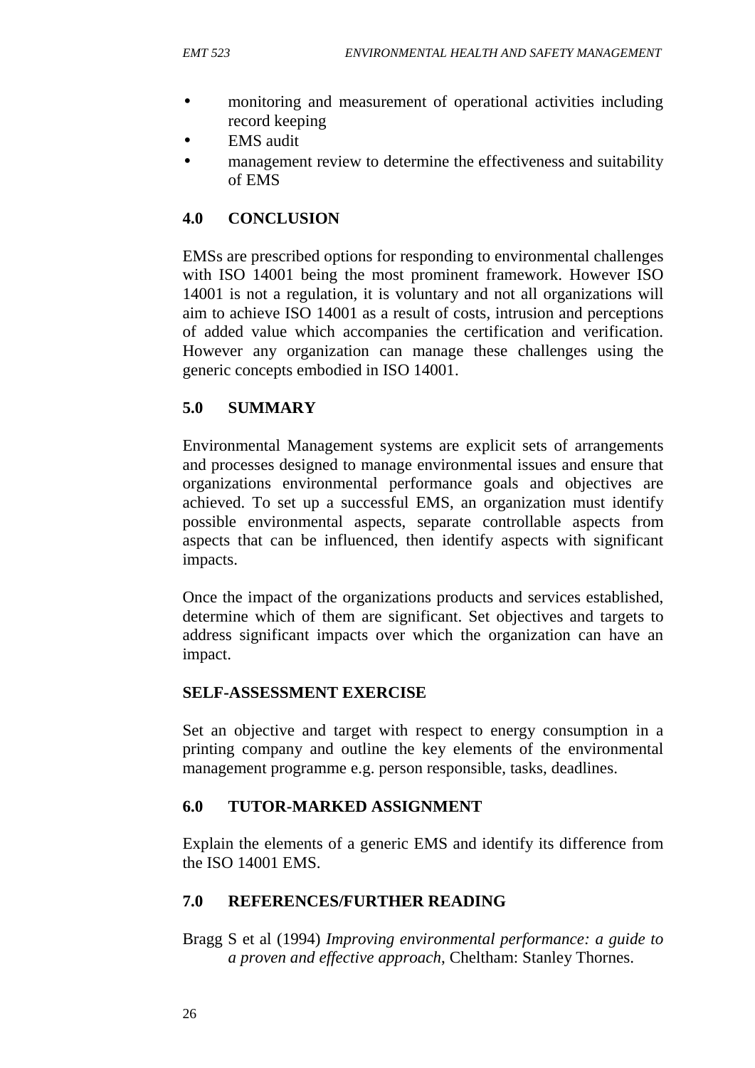- monitoring and measurement of operational activities including record keeping
- EMS audit
- management review to determine the effectiveness and suitability of EMS

## 4.0 CONCLUSION

EMSs are prescribed options for responding to environmental challenges with ISO 14001 being the most prominent framework. However ISO 14001 is not a regulation, it is voluntary and not all organizations will aim to achieve ISO 14001 as a result of costs, intrusion and perceptions of added value which accompanies the certification and verification. However any organization can manage these challenges using the generic concepts embodied in ISO 14001.

## 5.0 SUMMARY

Environmental Management systems are explicit sets of arrangements and processes designed to manage environmental issues and ensure that organizations environmental performance goals and objectives are achieved. To set up a successful EMS, an organization must identify possible environmental aspects, separate controllable aspects from aspects that can be influenced, then identify aspects with significant impacts.

Once the impact of the organizations products and services established, determine which of them are significant. Set objectives and targets to address significant impacts over which the organization can have an impact.

### SELF-ASSESSMENT EXERCISE

Set an objective and target with respect to energy consumption in a printing company and outline the key elements of the environmental management programme e.g. person responsible, tasks, deadlines.

## 6.0 TUTOR-MARKED ASSIGNMENT

Explain the elements of a generic EMS and identify its difference from the ISO 14001 EMS.

## 7.0 REFERENCES/FURTHER READING

Bragg S et al (1994) *Improving environmental performance: a guide to a proven and effective approach*, Cheltham: Stanley Thornes.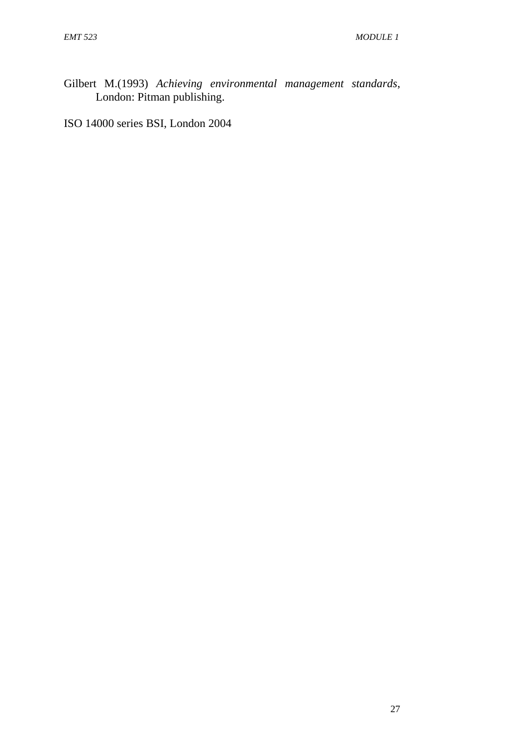Gilbert M.(1993) *Achieving environmental management standards*, London: Pitman publishing.

ISO 14000 series BSI, London 2004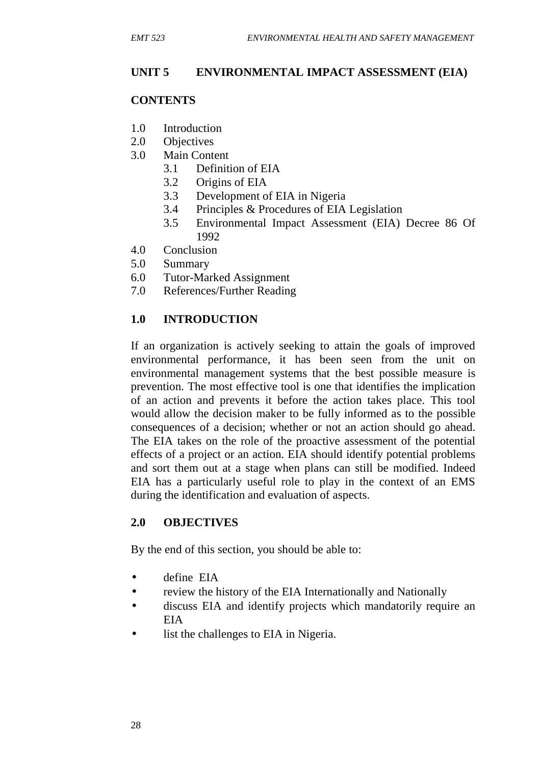## UNIT 5 ENVIRONMENTAL IMPACT ASSESSMENT (EIA)

### CONTENTS

1.0 Introduction
2.0 Objectives
3.0 Main Content
  3.1 Definition of EIA
  3.2 Origins of EIA
  3.3 Development of EIA in Nigeria
  3.4 Principles & Procedures of EIA Legislation
  3.5 Environmental Impact Assessment (EIA) Decree 86 Of 1992
4.0 Conclusion
5.0 Summary
6.0 Tutor-Marked Assignment
7.0 References/Further Reading

### 1.0 INTRODUCTION

If an organization is actively seeking to attain the goals of improved environmental performance, it has been seen from the unit on environmental management systems that the best possible measure is prevention. The most effective tool is one that identifies the implication of an action and prevents it before the action takes place. This tool would allow the decision maker to be fully informed as to the possible consequences of a decision; whether or not an action should go ahead. The EIA takes on the role of the proactive assessment of the potential effects of a project or an action. EIA should identify potential problems and sort them out at a stage when plans can still be modified. Indeed EIA has a particularly useful role to play in the context of an EMS during the identification and evaluation of aspects.

### 2.0 OBJECTIVES

By the end of this section, you should be able to:

- define EIA
- review the history of the EIA Internationally and Nationally
- discuss EIA and identify projects which mandatorily require an EIA
- list the challenges to EIA in Nigeria.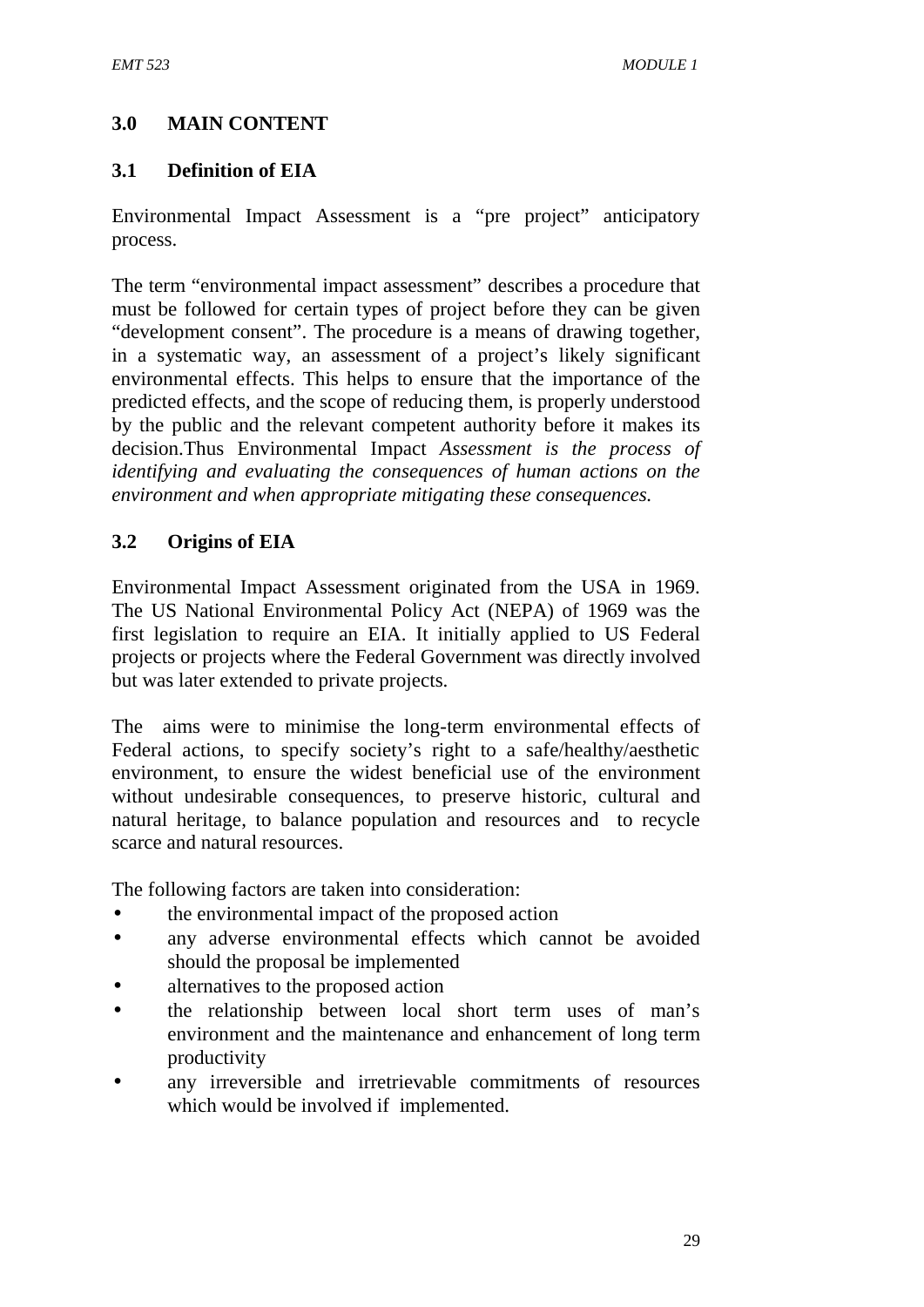## 3.0 MAIN CONTENT

### 3.1 Definition of EIA

Environmental Impact Assessment is a “pre project” anticipatory process.

The term “environmental impact assessment” describes a procedure that must be followed for certain types of project before they can be given “development consent”. The procedure is a means of drawing together, in a systematic way, an assessment of a project’s likely significant environmental effects. This helps to ensure that the importance of the predicted effects, and the scope of reducing them, is properly understood by the public and the relevant competent authority before it makes its decision.Thus Environmental Impact *Assessment is the process of identifying and evaluating the consequences of human actions on the environment and when appropriate mitigating these consequences.*

### 3.2 Origins of EIA

Environmental Impact Assessment originated from the USA in 1969. The US National Environmental Policy Act (NEPA) of 1969 was the first legislation to require an EIA. It initially applied to US Federal projects or projects where the Federal Government was directly involved but was later extended to private projects.

The aims were to minimise the long-term environmental effects of Federal actions, to specify society’s right to a safe/healthy/aesthetic environment, to ensure the widest beneficial use of the environment without undesirable consequences, to preserve historic, cultural and natural heritage, to balance population and resources and to recycle scarce and natural resources.

The following factors are taken into consideration:

- the environmental impact of the proposed action
- any adverse environmental effects which cannot be avoided should the proposal be implemented
- alternatives to the proposed action
- the relationship between local short term uses of man’s environment and the maintenance and enhancement of long term productivity
- any irreversible and irretrievable commitments of resources which would be involved if implemented.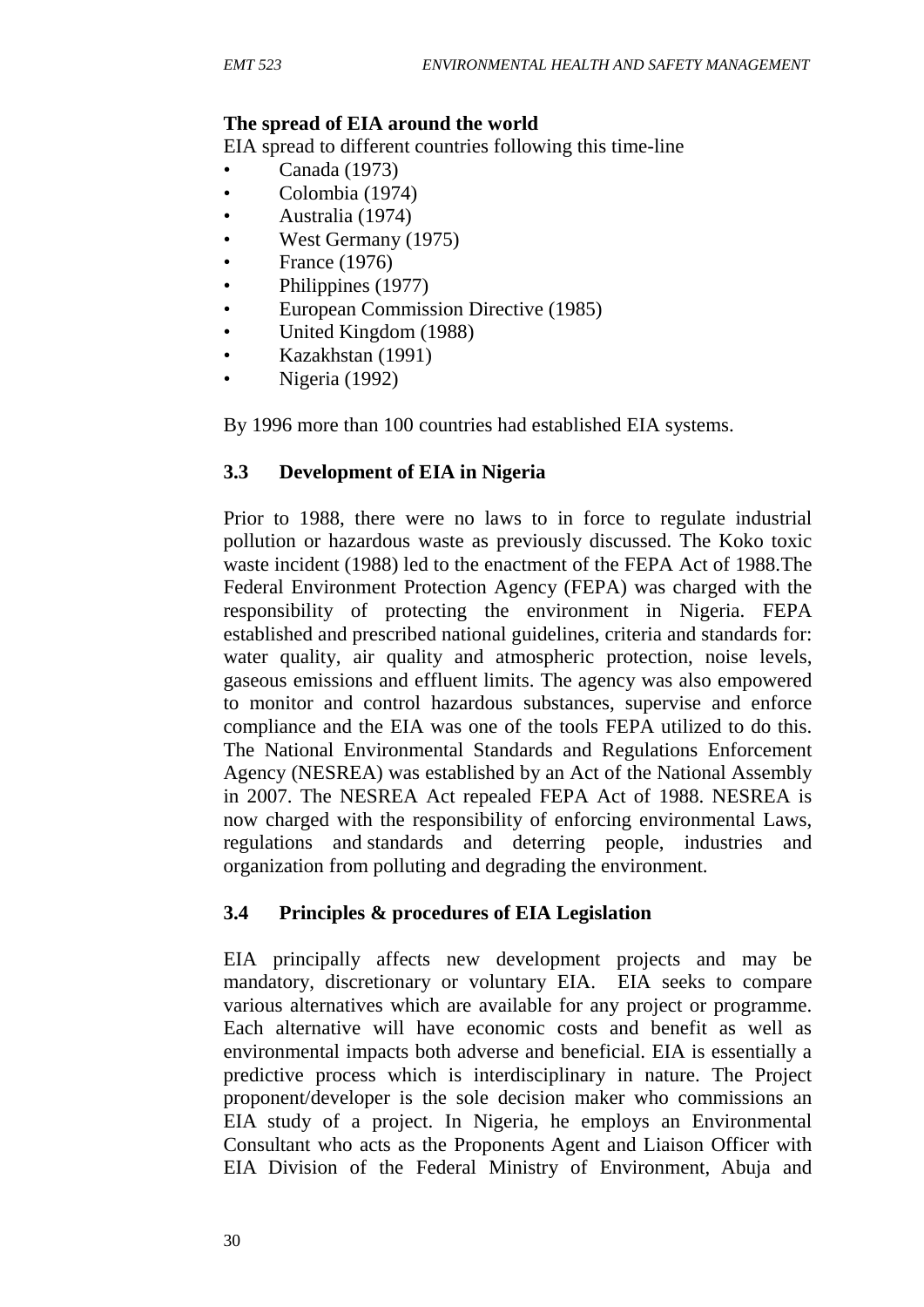**The spread of EIA around the world**

EIA spread to different countries following this time-line

- Canada (1973)
- Colombia (1974)
- Australia (1974)
- West Germany (1975)
- France (1976)
- Philippines (1977)
- European Commission Directive (1985)
- United Kingdom (1988)
- Kazakhstan (1991)
- Nigeria (1992)

By 1996 more than 100 countries had established EIA systems.

### 3.3 Development of EIA in Nigeria

Prior to 1988, there were no laws to in force to regulate industrial pollution or hazardous waste as previously discussed. The Koko toxic waste incident (1988) led to the enactment of the FEPA Act of 1988.The Federal Environment Protection Agency (FEPA) was charged with the responsibility of protecting the environment in Nigeria. FEPA established and prescribed national guidelines, criteria and standards for: water quality, air quality and atmospheric protection, noise levels, gaseous emissions and effluent limits. The agency was also empowered to monitor and control hazardous substances, supervise and enforce compliance and the EIA was one of the tools FEPA utilized to do this. The National Environmental Standards and Regulations Enforcement Agency (NESREA) was established by an Act of the National Assembly in 2007. The NESREA Act repealed FEPA Act of 1988. NESREA is now charged with the responsibility of enforcing environmental Laws, regulations and standards and deterring people, industries and organization from polluting and degrading the environment.

### 3.4 Principles & procedures of EIA Legislation

EIA principally affects new development projects and may be mandatory, discretionary or voluntary EIA. EIA seeks to compare various alternatives which are available for any project or programme. Each alternative will have economic costs and benefit as well as environmental impacts both adverse and beneficial. EIA is essentially a predictive process which is interdisciplinary in nature. The Project proponent/developer is the sole decision maker who commissions an EIA study of a project. In Nigeria, he employs an Environmental Consultant who acts as the Proponents Agent and Liaison Officer with EIA Division of the Federal Ministry of Environment, Abuja and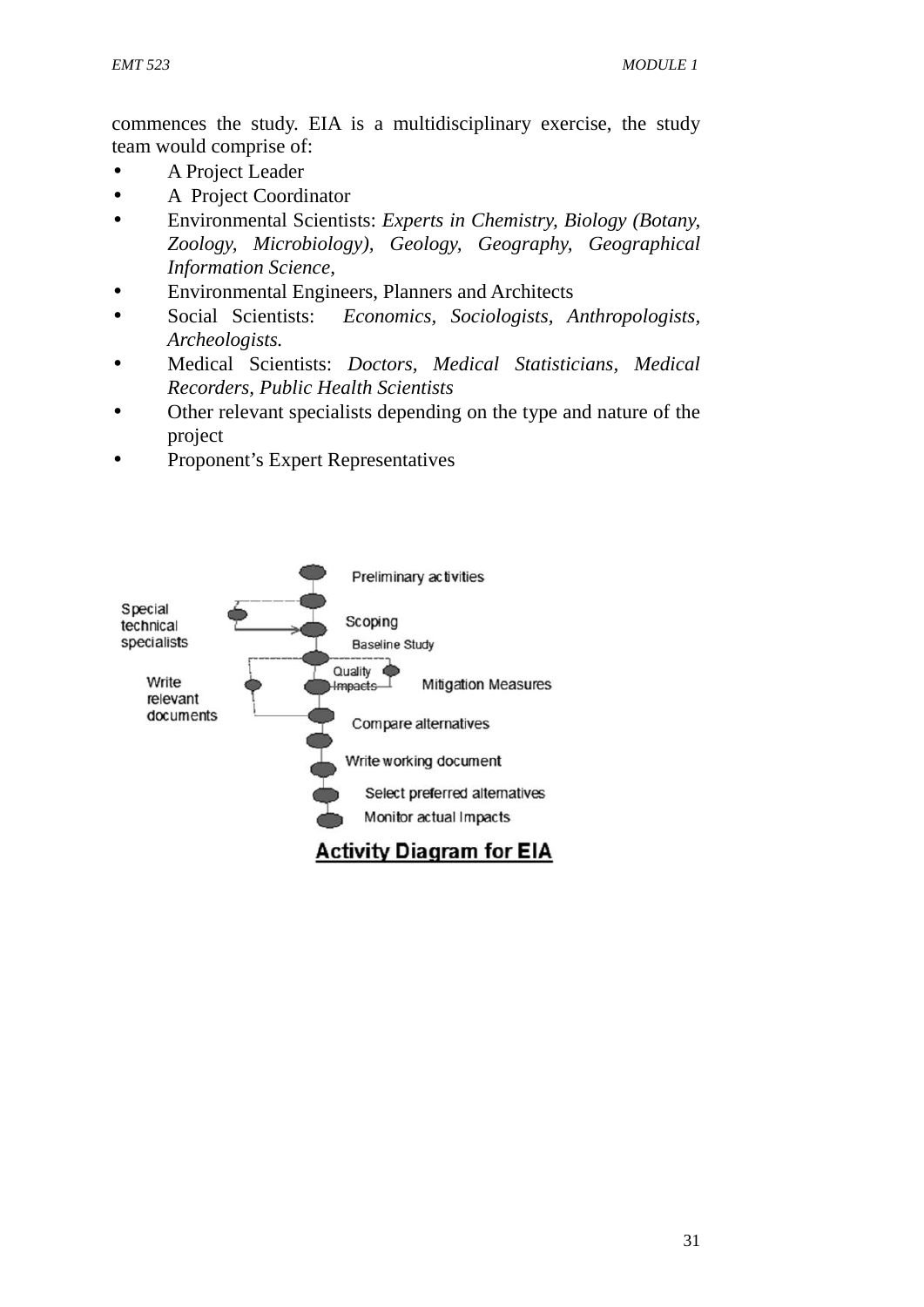commences the study. EIA is a multidisciplinary exercise, the study team would comprise of:

- A Project Leader
- A Project Coordinator
- Environmental Scientists: *Experts in Chemistry, Biology (Botany, Zoology, Microbiology), Geology, Geography, Geographical Information Science,*
- Environmental Engineers, Planners and Architects
- Social Scientists: *Economics, Sociologists, Anthropologists, Archeologists.*
- Medical Scientists: *Doctors, Medical Statisticians, Medical Recorders, Public Health Scientists*
- Other relevant specialists depending on the type and nature of the project
- Proponent's Expert Representatives

**Activity Diagram for EIA**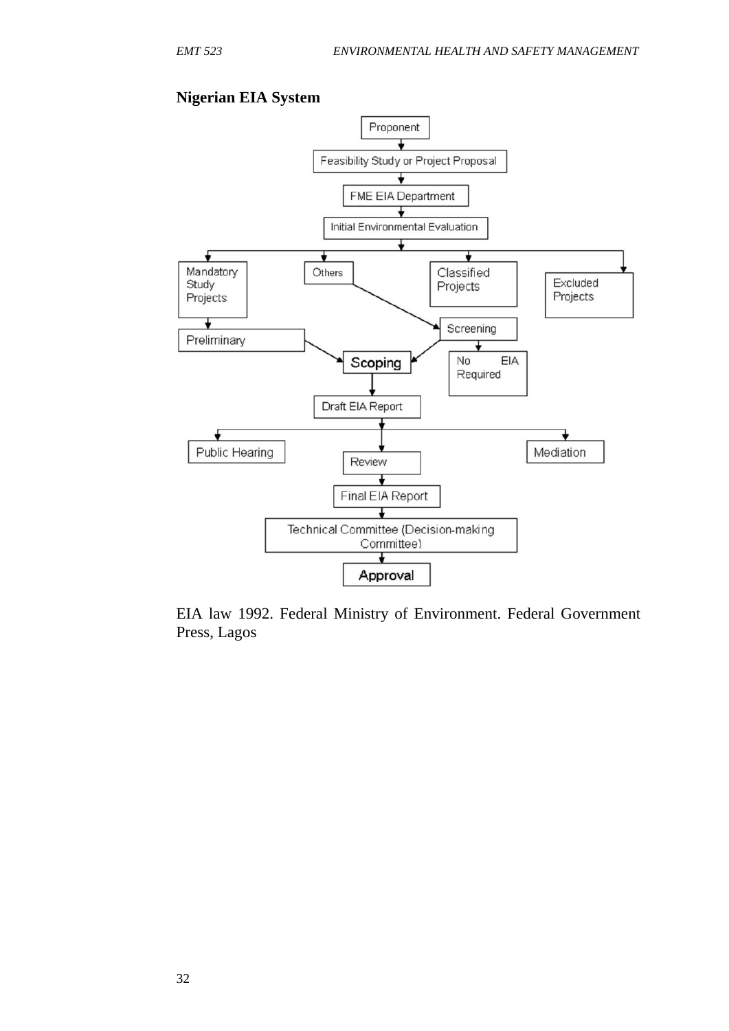**Nigerian EIA System**

```
Proponent
   ↓
Feasibility Study or Project Proposal
   ↓
FME EIA Department
   ↓
Initial Environmental Evaluation
   ↓
   ├── Mandatory Study Projects → Preliminary → Scoping
   ├── Others → Screening
   ├── Classified Projects → Screening
   └── Excluded Projects

Screening → Scoping
Screening → No EIA Required

Scoping
   ↓
Draft EIA Report
   ├── Public Hearing
   ├── Review
   └── Mediation

Review
   ↓
Final EIA Report
   ↓
Technical Committee (Decision-making Committee)
   ↓
Approval
```

EIA law 1992. Federal Ministry of Environment. Federal Government Press, Lagos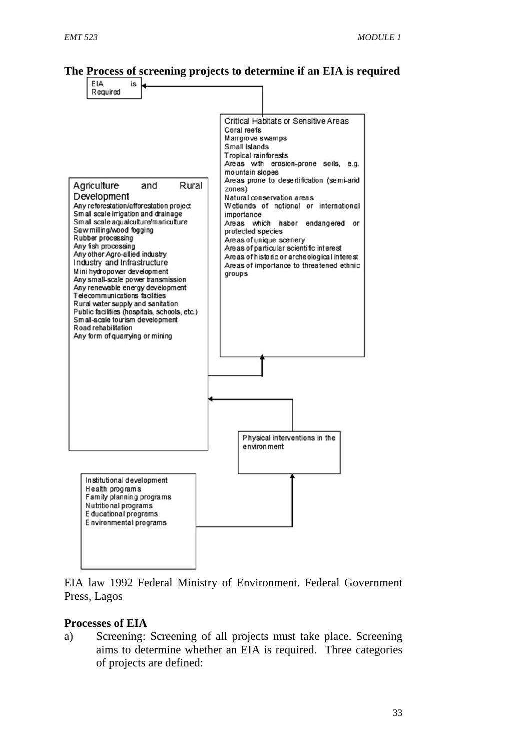**The Process of screening projects to determine if an EIA is required**

EIA is Required

Critical Habitats or Sensitive Areas
Coral reefs
Mangrove swamps
Small Islands
Tropical rainforests
Areas with erosion-prone soils, e.g. mountain slopes
Areas prone to desertification (semi-arid zones)
Natural conservation areas
Wetlands of national or international importance
Areas which habor endangered or protected species
Areas of unique scenery
Areas of particular scientific interest
Areas of historic or archeological interest
Areas of importance to threatened ethnic groups

Agriculture and Rural Development
Any reforestation/afforestation project
Small scale irrigation and drainage
Small scale aqualculture/mariculture
Sawmilling/wood fogging
Rubber processing
Any fish processing
Any other Agro-allied industry
Industry and Infrastructure
Mini hydropower development
Any small-scale power transmission
Any renewable energy development
Telecommunications facilities
Rural water supply and sanitation
Public facilities (hospitals, schools, etc.)
Small-scale tourism development
Road rehabilitation
Any form of quarrying or mining

Physical interventions in the environment

Institutional development
Health programs
Family planning programs
Nutritional programs
Educational programs
Environmental programs

EIA law 1992 Federal Ministry of Environment. Federal Government Press, Lagos

**Processes of EIA**

a) Screening: Screening of all projects must take place. Screening aims to determine whether an EIA is required. Three categories of projects are defined: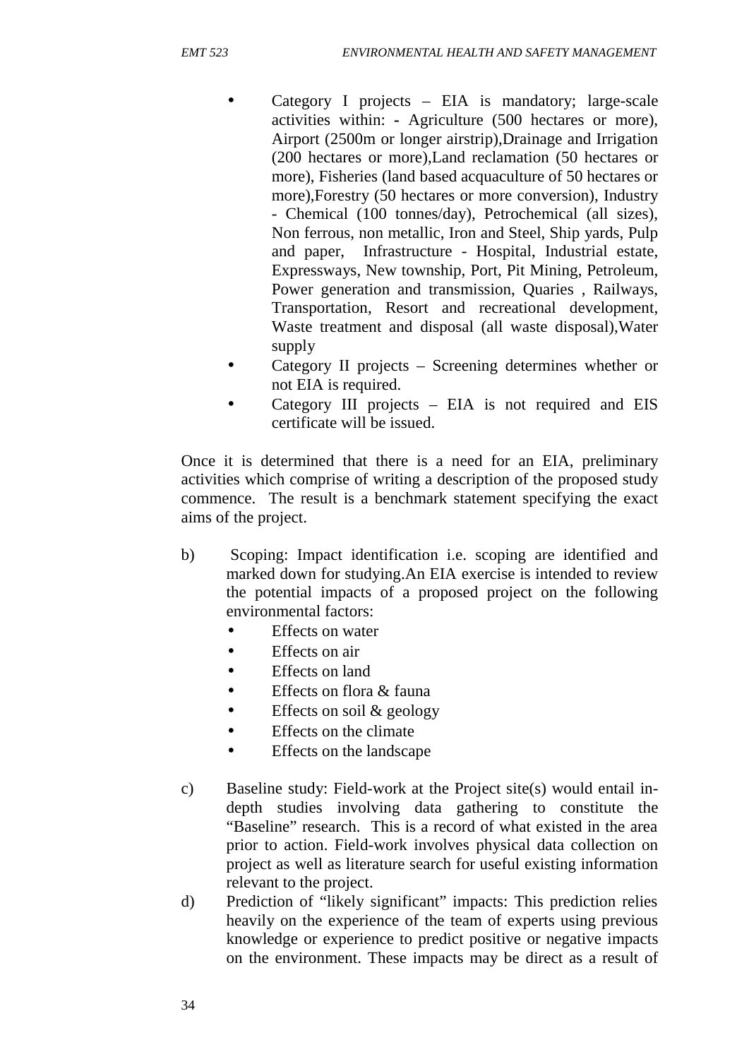- Category I projects – EIA is mandatory; large-scale activities within: - Agriculture (500 hectares or more), Airport (2500m or longer airstrip),Drainage and Irrigation (200 hectares or more),Land reclamation (50 hectares or more), Fisheries (land based acquaculture of 50 hectares or more),Forestry (50 hectares or more conversion), Industry - Chemical (100 tonnes/day), Petrochemical (all sizes), Non ferrous, non metallic, Iron and Steel, Ship yards, Pulp and paper, Infrastructure - Hospital, Industrial estate, Expressways, New township, Port, Pit Mining, Petroleum, Power generation and transmission, Quaries , Railways, Transportation, Resort and recreational development, Waste treatment and disposal (all waste disposal),Water supply
- Category II projects – Screening determines whether or not EIA is required.
- Category III projects – EIA is not required and EIS certificate will be issued.

Once it is determined that there is a need for an EIA, preliminary activities which comprise of writing a description of the proposed study commence. The result is a benchmark statement specifying the exact aims of the project.

b) Scoping: Impact identification i.e. scoping are identified and marked down for studying.An EIA exercise is intended to review the potential impacts of a proposed project on the following environmental factors:
   - Effects on water
   - Effects on air
   - Effects on land
   - Effects on flora & fauna
   - Effects on soil & geology
   - Effects on the climate
   - Effects on the landscape

c) Baseline study: Field-work at the Project site(s) would entail in-depth studies involving data gathering to constitute the "Baseline" research. This is a record of what existed in the area prior to action. Field-work involves physical data collection on project as well as literature search for useful existing information relevant to the project.

d) Prediction of "likely significant" impacts: This prediction relies heavily on the experience of the team of experts using previous knowledge or experience to predict positive or negative impacts on the environment. These impacts may be direct as a result of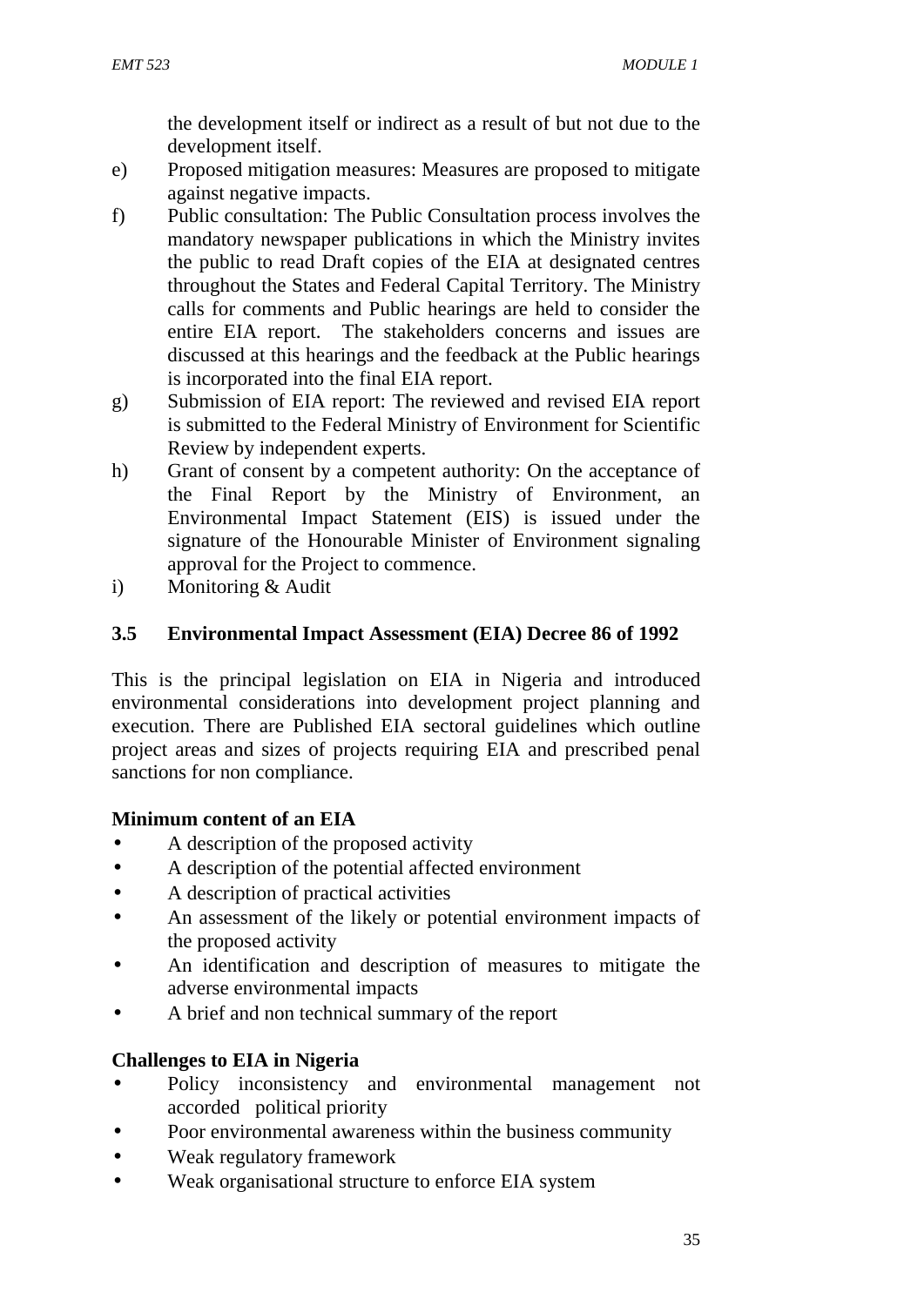the development itself or indirect as a result of but not due to the development itself.

e) Proposed mitigation measures: Measures are proposed to mitigate against negative impacts.
f) Public consultation: The Public Consultation process involves the mandatory newspaper publications in which the Ministry invites the public to read Draft copies of the EIA at designated centres throughout the States and Federal Capital Territory. The Ministry calls for comments and Public hearings are held to consider the entire EIA report. The stakeholders concerns and issues are discussed at this hearings and the feedback at the Public hearings is incorporated into the final EIA report.
g) Submission of EIA report: The reviewed and revised EIA report is submitted to the Federal Ministry of Environment for Scientific Review by independent experts.
h) Grant of consent by a competent authority: On the acceptance of the Final Report by the Ministry of Environment, an Environmental Impact Statement (EIS) is issued under the signature of the Honourable Minister of Environment signaling approval for the Project to commence.
i) Monitoring & Audit

### 3.5 Environmental Impact Assessment (EIA) Decree 86 of 1992

This is the principal legislation on EIA in Nigeria and introduced environmental considerations into development project planning and execution. There are Published EIA sectoral guidelines which outline project areas and sizes of projects requiring EIA and prescribed penal sanctions for non compliance.

**Minimum content of an EIA**

- A description of the proposed activity
- A description of the potential affected environment
- A description of practical activities
- An assessment of the likely or potential environment impacts of the proposed activity
- An identification and description of measures to mitigate the adverse environmental impacts
- A brief and non technical summary of the report

**Challenges to EIA in Nigeria**

- Policy inconsistency and environmental management not accorded political priority
- Poor environmental awareness within the business community
- Weak regulatory framework
- Weak organisational structure to enforce EIA system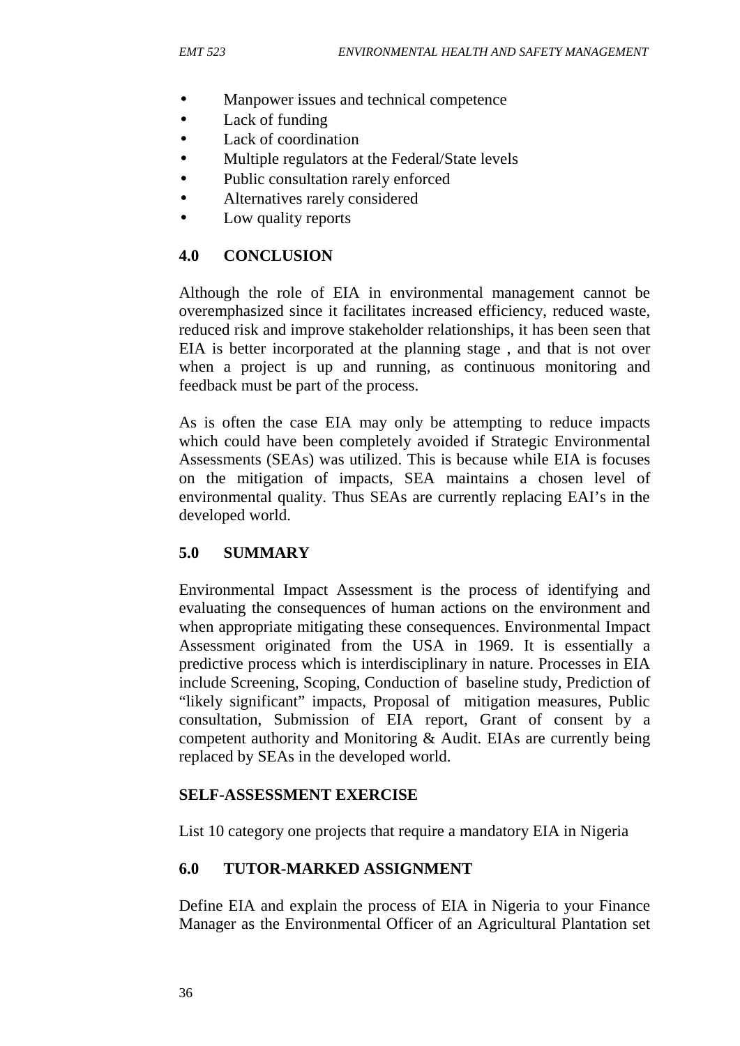- Manpower issues and technical competence
- Lack of funding
- Lack of coordination
- Multiple regulators at the Federal/State levels
- Public consultation rarely enforced
- Alternatives rarely considered
- Low quality reports

## 4.0 CONCLUSION

Although the role of EIA in environmental management cannot be overemphasized since it facilitates increased efficiency, reduced waste, reduced risk and improve stakeholder relationships, it has been seen that EIA is better incorporated at the planning stage , and that is not over when a project is up and running, as continuous monitoring and feedback must be part of the process.

As is often the case EIA may only be attempting to reduce impacts which could have been completely avoided if Strategic Environmental Assessments (SEAs) was utilized. This is because while EIA is focuses on the mitigation of impacts, SEA maintains a chosen level of environmental quality. Thus SEAs are currently replacing EAI's in the developed world.

## 5.0 SUMMARY

Environmental Impact Assessment is the process of identifying and evaluating the consequences of human actions on the environment and when appropriate mitigating these consequences. Environmental Impact Assessment originated from the USA in 1969. It is essentially a predictive process which is interdisciplinary in nature. Processes in EIA include Screening, Scoping, Conduction of baseline study, Prediction of "likely significant" impacts, Proposal of mitigation measures, Public consultation, Submission of EIA report, Grant of consent by a competent authority and Monitoring & Audit. EIAs are currently being replaced by SEAs in the developed world.

### SELF-ASSESSMENT EXERCISE

List 10 category one projects that require a mandatory EIA in Nigeria

## 6.0 TUTOR-MARKED ASSIGNMENT

Define EIA and explain the process of EIA in Nigeria to your Finance Manager as the Environmental Officer of an Agricultural Plantation set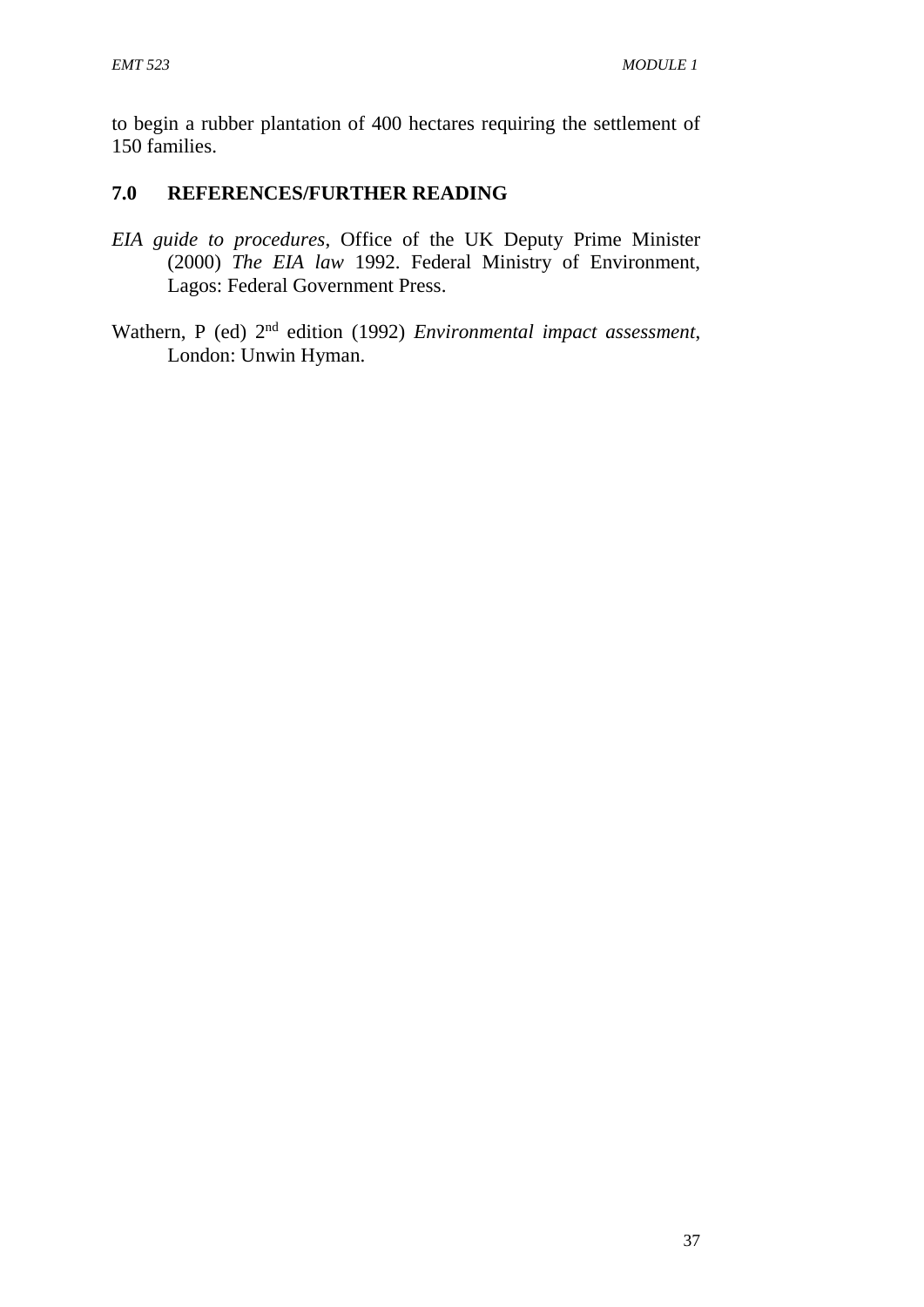to begin a rubber plantation of 400 hectares requiring the settlement of 150 families.

## 7.0 REFERENCES/FURTHER READING

*EIA guide to procedures*, Office of the UK Deputy Prime Minister (2000) *The EIA law* 1992. Federal Ministry of Environment, Lagos: Federal Government Press.

Wathern, P (ed) 2nd edition (1992) *Environmental impact assessment*, London: Unwin Hyman.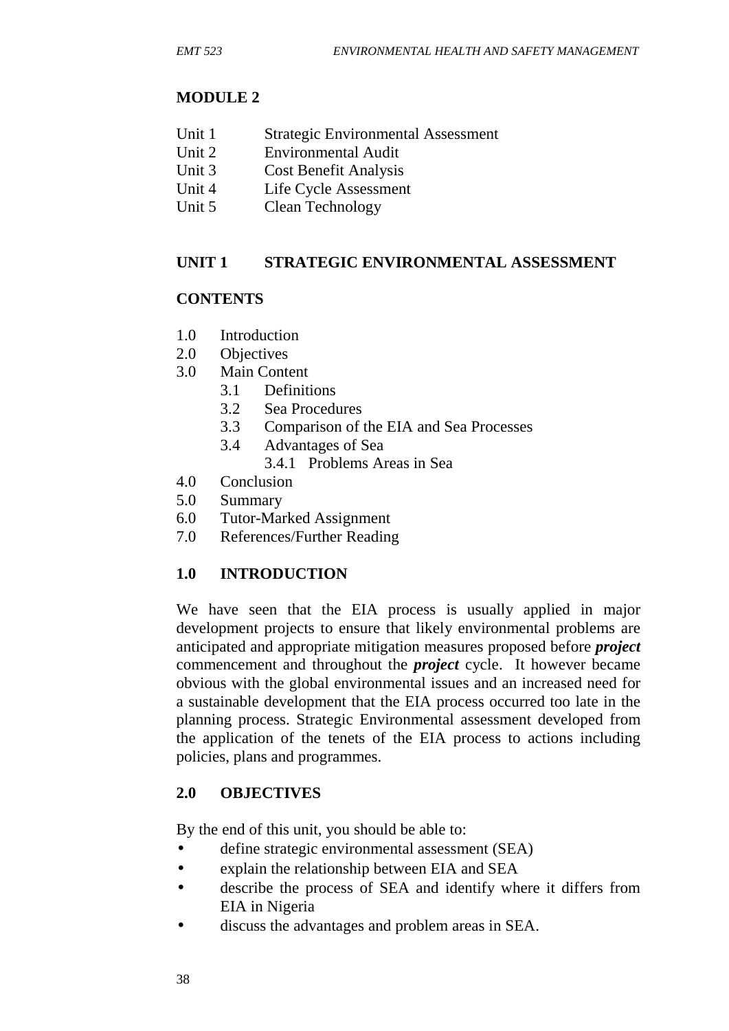# MODULE 2

| | |
|---|---|
| Unit 1 | Strategic Environmental Assessment |
| Unit 2 | Environmental Audit |
| Unit 3 | Cost Benefit Analysis |
| Unit 4 | Life Cycle Assessment |
| Unit 5 | Clean Technology |

## UNIT 1 STRATEGIC ENVIRONMENTAL ASSESSMENT

### CONTENTS

- 1.0 Introduction
- 2.0 Objectives
- 3.0 Main Content
  - 3.1 Definitions
  - 3.2 Sea Procedures
  - 3.3 Comparison of the EIA and Sea Processes
  - 3.4 Advantages of Sea
    - 3.4.1 Problems Areas in Sea
- 4.0 Conclusion
- 5.0 Summary
- 6.0 Tutor-Marked Assignment
- 7.0 References/Further Reading

### 1.0 INTRODUCTION

We have seen that the EIA process is usually applied in major development projects to ensure that likely environmental problems are anticipated and appropriate mitigation measures proposed before ***project*** commencement and throughout the ***project*** cycle. It however became obvious with the global environmental issues and an increased need for a sustainable development that the EIA process occurred too late in the planning process. Strategic Environmental assessment developed from the application of the tenets of the EIA process to actions including policies, plans and programmes.

### 2.0 OBJECTIVES

By the end of this unit, you should be able to:

- define strategic environmental assessment (SEA)
- explain the relationship between EIA and SEA
- describe the process of SEA and identify where it differs from EIA in Nigeria
- discuss the advantages and problem areas in SEA.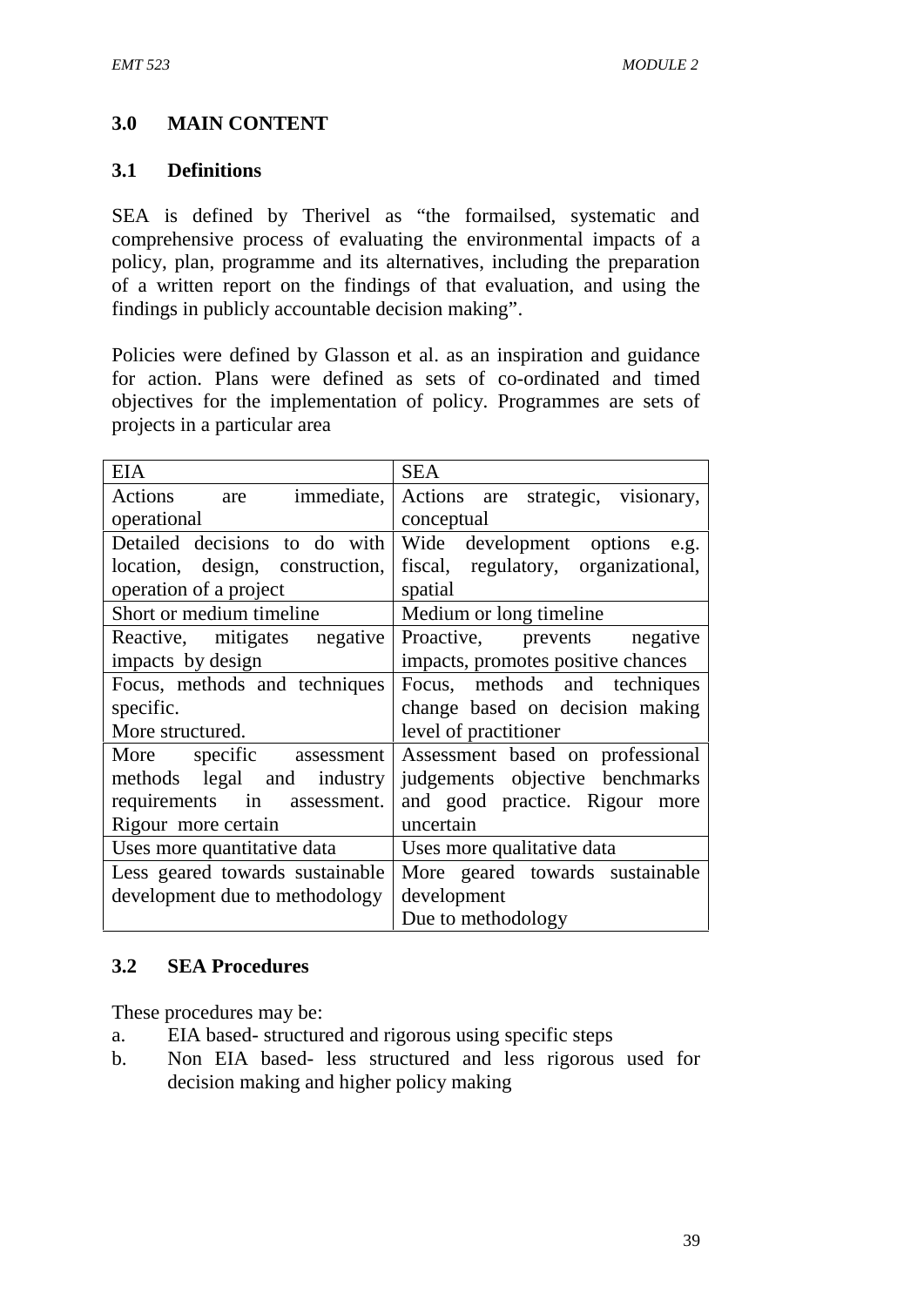## 3.0 MAIN CONTENT

### 3.1 Definitions

SEA is defined by Therivel as "the formailsed, systematic and comprehensive process of evaluating the environmental impacts of a policy, plan, programme and its alternatives, including the preparation of a written report on the findings of that evaluation, and using the findings in publicly accountable decision making".

Policies were defined by Glasson et al. as an inspiration and guidance for action. Plans were defined as sets of co-ordinated and timed objectives for the implementation of policy. Programmes are sets of projects in a particular area

| EIA | SEA |
|---|---|
| Actions are immediate, operational | Actions are strategic, visionary, conceptual |
| Detailed decisions to do with location, design, construction, operation of a project | Wide development options e.g. fiscal, regulatory, organizational, spatial |
| Short or medium timeline | Medium or long timeline |
| Reactive, mitigates negative impacts by design | Proactive, prevents negative impacts, promotes positive chances |
| Focus, methods and techniques specific. More structured. | Focus, methods and techniques change based on decision making level of practitioner |
| More specific assessment methods legal and industry requirements in assessment. Rigour more certain | Assessment based on professional judgements objective benchmarks and good practice. Rigour more uncertain |
| Uses more quantitative data | Uses more qualitative data |
| Less geared towards sustainable development due to methodology | More geared towards sustainable development Due to methodology |

### 3.2 SEA Procedures

These procedures may be:

a. EIA based- structured and rigorous using specific steps
b. Non EIA based- less structured and less rigorous used for decision making and higher policy making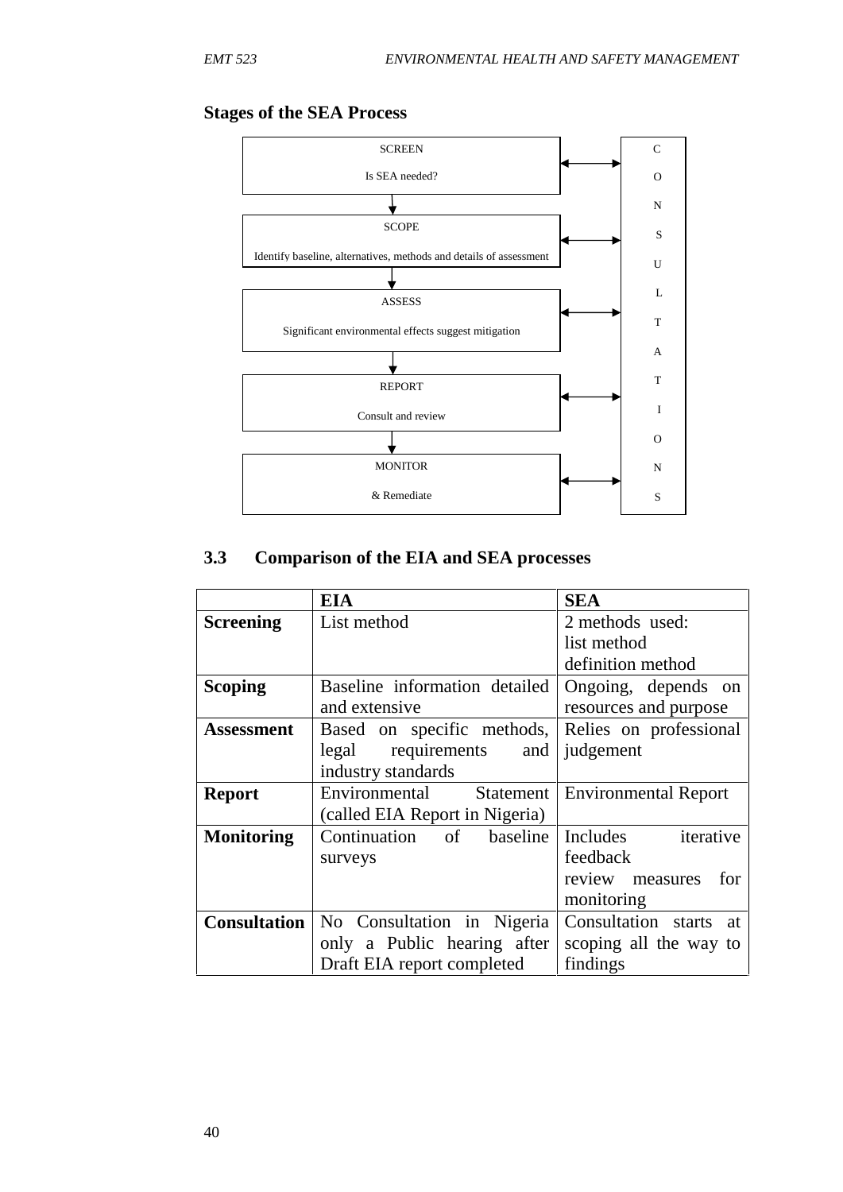**Stages of the SEA Process**

SCREEN

Is SEA needed?

↓

SCOPE

Identify baseline, alternatives, methods and details of assessment

↓

ASSESS

Significant environmental effects suggest mitigation

↓

REPORT

Consult and review

↓

MONITOR

& Remediate

↔ CONSULTATIONS

## 3.3 Comparison of the EIA and SEA processes

| | EIA | SEA |
|---|---|---|
| **Screening** | List method | 2 methods used: list method definition method |
| **Scoping** | Baseline information detailed and extensive | Ongoing, depends on resources and purpose |
| **Assessment** | Based on specific methods, legal requirements and industry standards | Relies on professional judgement |
| **Report** | Environmental Statement (called EIA Report in Nigeria) | Environmental Report |
| **Monitoring** | Continuation of baseline surveys | Includes iterative feedback review measures for monitoring |
| **Consultation** | No Consultation in Nigeria only a Public hearing after Draft EIA report completed | Consultation starts at scoping all the way to findings |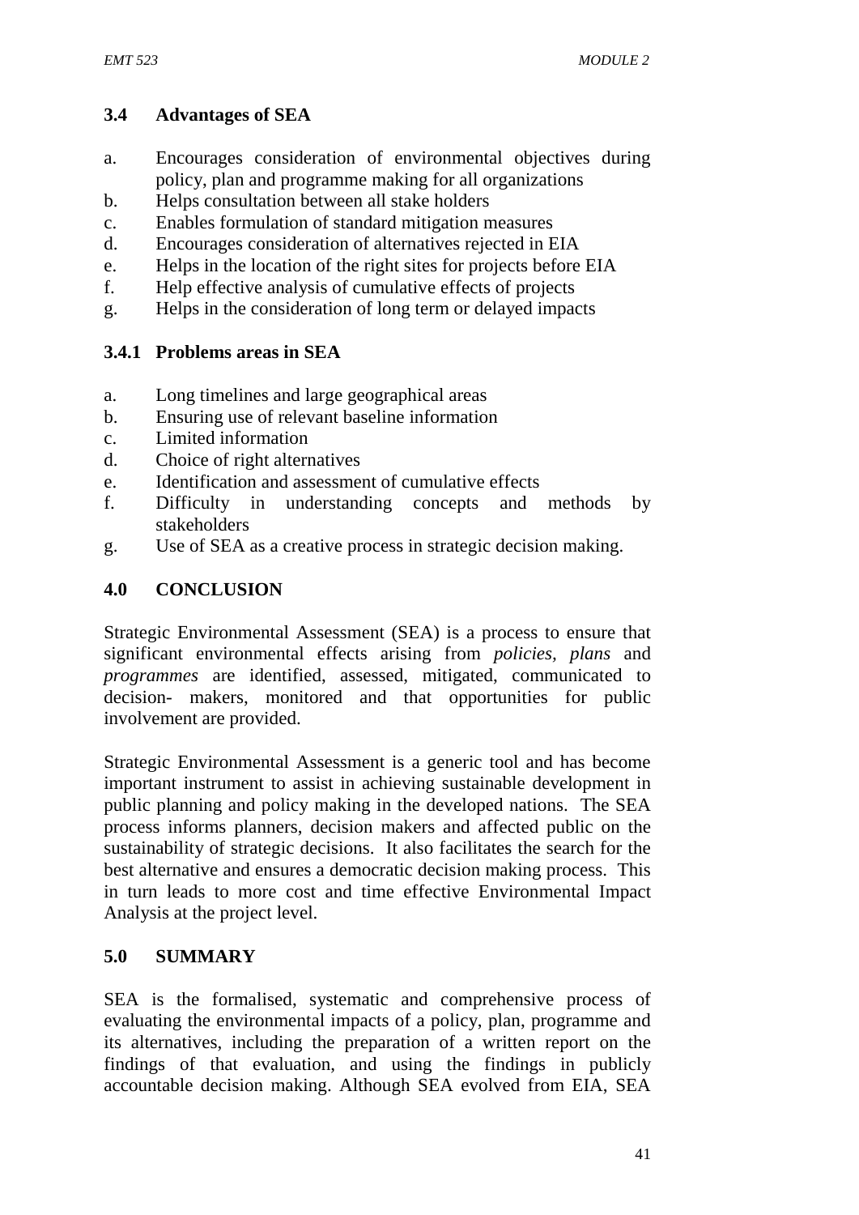### 3.4 Advantages of SEA

a. Encourages consideration of environmental objectives during policy, plan and programme making for all organizations
b. Helps consultation between all stake holders
c. Enables formulation of standard mitigation measures
d. Encourages consideration of alternatives rejected in EIA
e. Helps in the location of the right sites for projects before EIA
f. Help effective analysis of cumulative effects of projects
g. Helps in the consideration of long term or delayed impacts

#### 3.4.1 Problems areas in SEA

a. Long timelines and large geographical areas
b. Ensuring use of relevant baseline information
c. Limited information
d. Choice of right alternatives
e. Identification and assessment of cumulative effects
f. Difficulty in understanding concepts and methods by stakeholders
g. Use of SEA as a creative process in strategic decision making.

## 4.0 CONCLUSION

Strategic Environmental Assessment (SEA) is a process to ensure that significant environmental effects arising from *policies, plans* and *programmes* are identified, assessed, mitigated, communicated to decision- makers, monitored and that opportunities for public involvement are provided.

Strategic Environmental Assessment is a generic tool and has become important instrument to assist in achieving sustainable development in public planning and policy making in the developed nations. The SEA process informs planners, decision makers and affected public on the sustainability of strategic decisions. It also facilitates the search for the best alternative and ensures a democratic decision making process. This in turn leads to more cost and time effective Environmental Impact Analysis at the project level.

## 5.0 SUMMARY

SEA is the formalised, systematic and comprehensive process of evaluating the environmental impacts of a policy, plan, programme and its alternatives, including the preparation of a written report on the findings of that evaluation, and using the findings in publicly accountable decision making. Although SEA evolved from EIA, SEA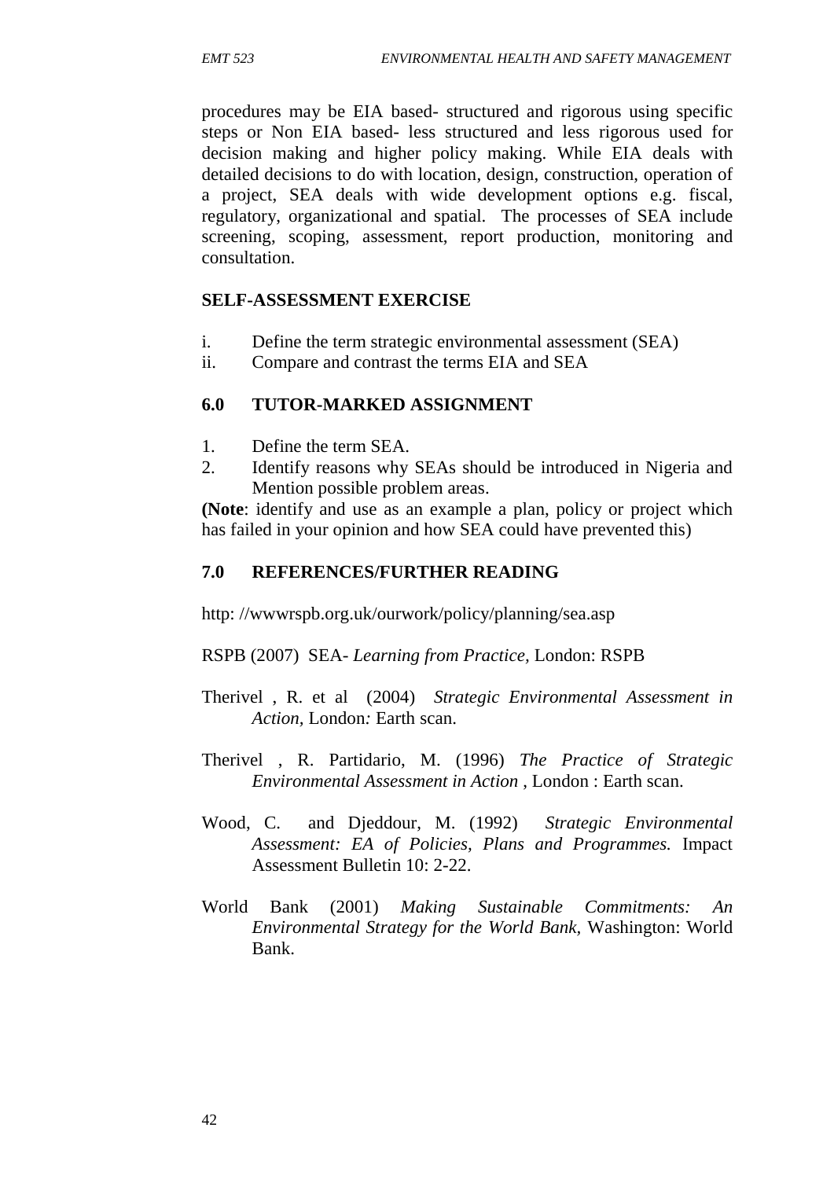procedures may be EIA based- structured and rigorous using specific steps or Non EIA based- less structured and less rigorous used for decision making and higher policy making. While EIA deals with detailed decisions to do with location, design, construction, operation of a project, SEA deals with wide development options e.g. fiscal, regulatory, organizational and spatial. The processes of SEA include screening, scoping, assessment, report production, monitoring and consultation.

**SELF-ASSESSMENT EXERCISE**

i. Define the term strategic environmental assessment (SEA)
ii. Compare and contrast the terms EIA and SEA

## 6.0 TUTOR-MARKED ASSIGNMENT

1. Define the term SEA.
2. Identify reasons why SEAs should be introduced in Nigeria and Mention possible problem areas.

**(Note**: identify and use as an example a plan, policy or project which has failed in your opinion and how SEA could have prevented this)

## 7.0 REFERENCES/FURTHER READING

http: //wwwrspb.org.uk/ourwork/policy/planning/sea.asp

RSPB (2007) SEA- *Learning from Practice*, London: RSPB

Therivel , R. et al (2004) *Strategic Environmental Assessment in Action,* London*:* Earth scan.

Therivel , R. Partidario, M. (1996) *The Practice of Strategic Environmental Assessment in Action* , London : Earth scan.

Wood, C. and Djeddour, M. (1992) *Strategic Environmental Assessment: EA of Policies, Plans and Programmes.* Impact Assessment Bulletin 10: 2-22.

World Bank (2001) *Making Sustainable Commitments: An Environmental Strategy for the World Bank*, Washington: World Bank.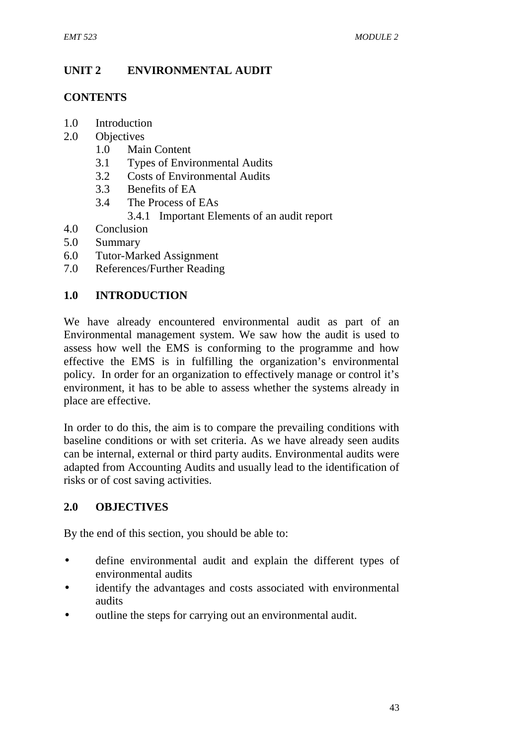## UNIT 2 ENVIRONMENTAL AUDIT

### CONTENTS

- 1.0 Introduction
- 2.0 Objectives
  - 1.0 Main Content
  - 3.1 Types of Environmental Audits
  - 3.2 Costs of Environmental Audits
  - 3.3 Benefits of EA
  - 3.4 The Process of EAs
    - 3.4.1 Important Elements of an audit report
- 4.0 Conclusion
- 5.0 Summary
- 6.0 Tutor-Marked Assignment
- 7.0 References/Further Reading

### 1.0 INTRODUCTION

We have already encountered environmental audit as part of an Environmental management system. We saw how the audit is used to assess how well the EMS is conforming to the programme and how effective the EMS is in fulfilling the organization's environmental policy. In order for an organization to effectively manage or control it's environment, it has to be able to assess whether the systems already in place are effective.

In order to do this, the aim is to compare the prevailing conditions with baseline conditions or with set criteria. As we have already seen audits can be internal, external or third party audits. Environmental audits were adapted from Accounting Audits and usually lead to the identification of risks or of cost saving activities.

### 2.0 OBJECTIVES

By the end of this section, you should be able to:

- define environmental audit and explain the different types of environmental audits
- identify the advantages and costs associated with environmental audits
- outline the steps for carrying out an environmental audit.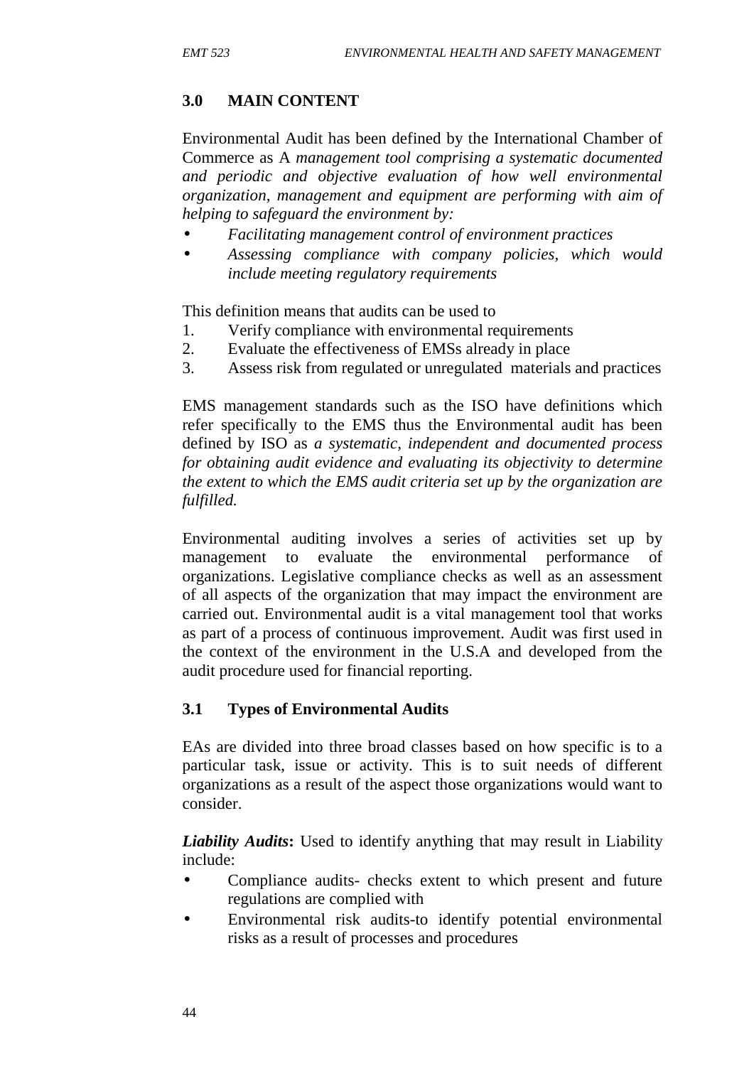## 3.0 MAIN CONTENT

Environmental Audit has been defined by the International Chamber of Commerce as A *management tool comprising a systematic documented and periodic and objective evaluation of how well environmental organization, management and equipment are performing with aim of helping to safeguard the environment by:*

- *Facilitating management control of environment practices*
- *Assessing compliance with company policies, which would include meeting regulatory requirements*

This definition means that audits can be used to

1. Verify compliance with environmental requirements
2. Evaluate the effectiveness of EMSs already in place
3. Assess risk from regulated or unregulated materials and practices

EMS management standards such as the ISO have definitions which refer specifically to the EMS thus the Environmental audit has been defined by ISO as *a systematic, independent and documented process for obtaining audit evidence and evaluating its objectivity to determine the extent to which the EMS audit criteria set up by the organization are fulfilled.*

Environmental auditing involves a series of activities set up by management to evaluate the environmental performance of organizations. Legislative compliance checks as well as an assessment of all aspects of the organization that may impact the environment are carried out. Environmental audit is a vital management tool that works as part of a process of continuous improvement. Audit was first used in the context of the environment in the U.S.A and developed from the audit procedure used for financial reporting.

### 3.1 Types of Environmental Audits

EAs are divided into three broad classes based on how specific is to a particular task, issue or activity. This is to suit needs of different organizations as a result of the aspect those organizations would want to consider.

***Liability Audits*****:** Used to identify anything that may result in Liability include:

- Compliance audits- checks extent to which present and future regulations are complied with
- Environmental risk audits-to identify potential environmental risks as a result of processes and procedures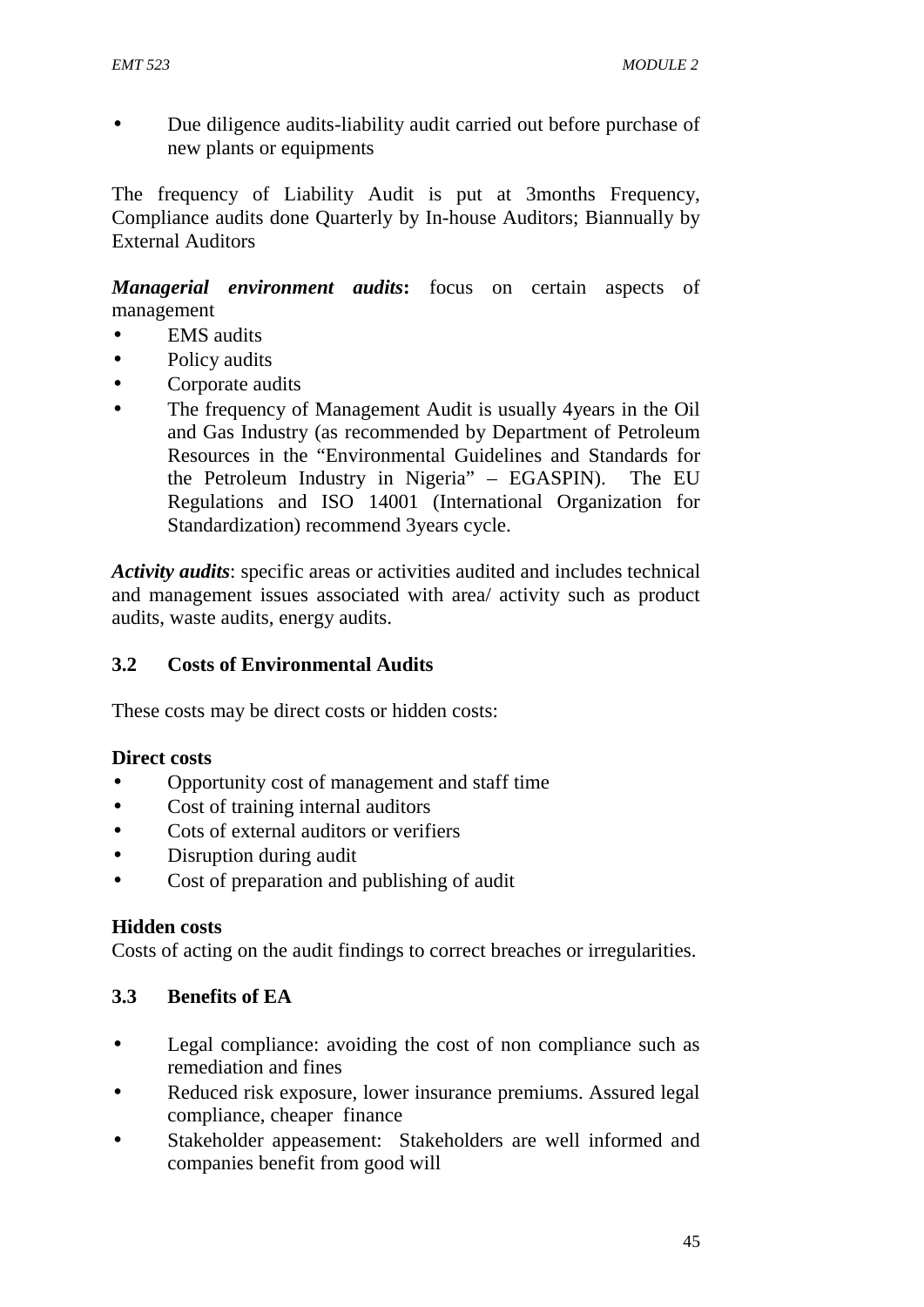- Due diligence audits-liability audit carried out before purchase of new plants or equipments

The frequency of Liability Audit is put at 3months Frequency, Compliance audits done Quarterly by In-house Auditors; Biannually by External Auditors

***Managerial environment audits*:** focus on certain aspects of management

- EMS audits
- Policy audits
- Corporate audits
- The frequency of Management Audit is usually 4years in the Oil and Gas Industry (as recommended by Department of Petroleum Resources in the "Environmental Guidelines and Standards for the Petroleum Industry in Nigeria" – EGASPIN). The EU Regulations and ISO 14001 (International Organization for Standardization) recommend 3years cycle.

***Activity audits***: specific areas or activities audited and includes technical and management issues associated with area/ activity such as product audits, waste audits, energy audits.

### 3.2 Costs of Environmental Audits

These costs may be direct costs or hidden costs:

**Direct costs**

- Opportunity cost of management and staff time
- Cost of training internal auditors
- Cots of external auditors or verifiers
- Disruption during audit
- Cost of preparation and publishing of audit

**Hidden costs**

Costs of acting on the audit findings to correct breaches or irregularities.

### 3.3 Benefits of EA

- Legal compliance: avoiding the cost of non compliance such as remediation and fines
- Reduced risk exposure, lower insurance premiums. Assured legal compliance, cheaper finance
- Stakeholder appeasement: Stakeholders are well informed and companies benefit from good will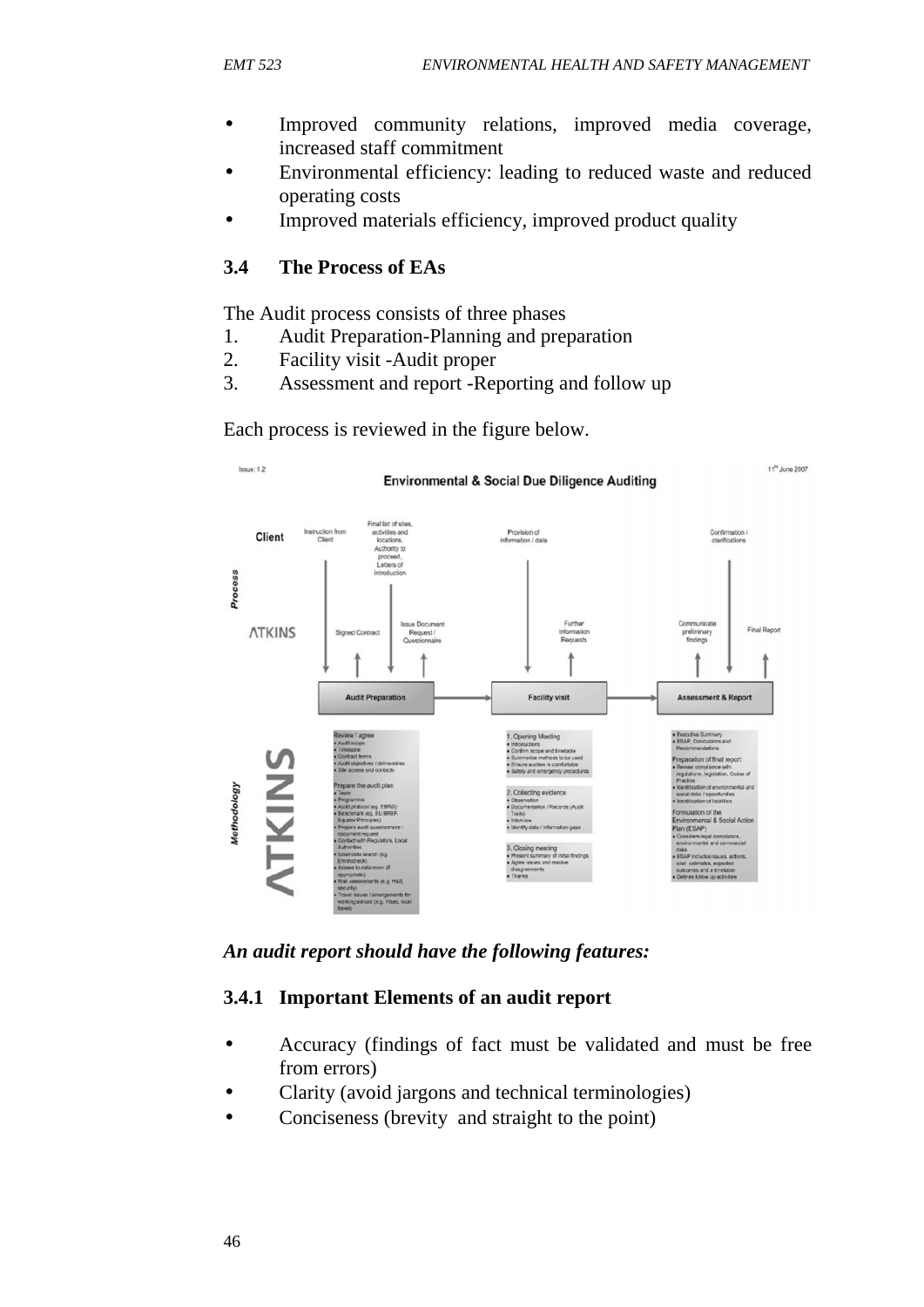- Improved community relations, improved media coverage, increased staff commitment
- Environmental efficiency: leading to reduced waste and reduced operating costs
- Improved materials efficiency, improved product quality

### 3.4 The Process of EAs

The Audit process consists of three phases

1. Audit Preparation-Planning and preparation
2. Facility visit -Audit proper
3. Assessment and report -Reporting and follow up

Each process is reviewed in the figure below.

Issue: 1.2 — 11th June 2007

**Environmental & Social Due Diligence Auditing**

**Process**

Client: Instruction from Client; Final list of sites, activities and locations, Authority to proceed, Letters of introduction; Provision of information / data; Confirmation / clarifications

ATKINS: Signed Contract; Issue Document Request / Questionnaire; Further Information Requests; Communicate preliminary findings; Final Report

Audit Preparation → Facility visit → Assessment & Report

**Methodology**

Audit Preparation:
Review / agree
- Audit scope
- Timescale
- Contract terms
- Audit objectives / deliverables
- Site access and contacts

Prepare the audit plan
- Team
- Programme
- Audit protocol (eg. EBRD)
- Benchmark (eg. EU BREF, Equator Principles)
- Prepare audit questionnaire / document request
- Contact with Regulators, Local Authorities
- Local data search (eg. Envirocheck)
- Access to data room (if appropriate)
- Risk assessments (e.g. H&S, security)
- Travel issues / arrangements for working abroad (e.g. Visas, local travel)

Facility visit:
1. Opening Meeting
- Introductions
- Confirm scope and timetable
- Summarise methods to be used
- Ensure auditee is comfortable
- Safety and emergency procedures

2. Collecting evidence
- Observation
- Documentation / Records (Audit Trails)
- Interview
- Identify data / information gaps

3. Closing meeting
- Present summary of initial findings
- Agree issues and resolve disagreements
- Thanks

Assessment & Report:
- Executive Summary
- ESAP, Conclusions and Recommendations

Preparation of final report
- Review compliance with regulations, legislation, Codes of Practice
- Identification of environmental and social risks / opportunities
- Identification of liabilities

Formulation of the Environmental & Social Action Plan (ESAP)
- Considers legal compliance, environmental and commercial risks
- ESAP includes issues, actions, cost estimates, expected outcomes and a timetable
- Defines follow up activities

***An audit report should have the following features:***

#### 3.4.1 Important Elements of an audit report

- Accuracy (findings of fact must be validated and must be free from errors)
- Clarity (avoid jargons and technical terminologies)
- Conciseness (brevity and straight to the point)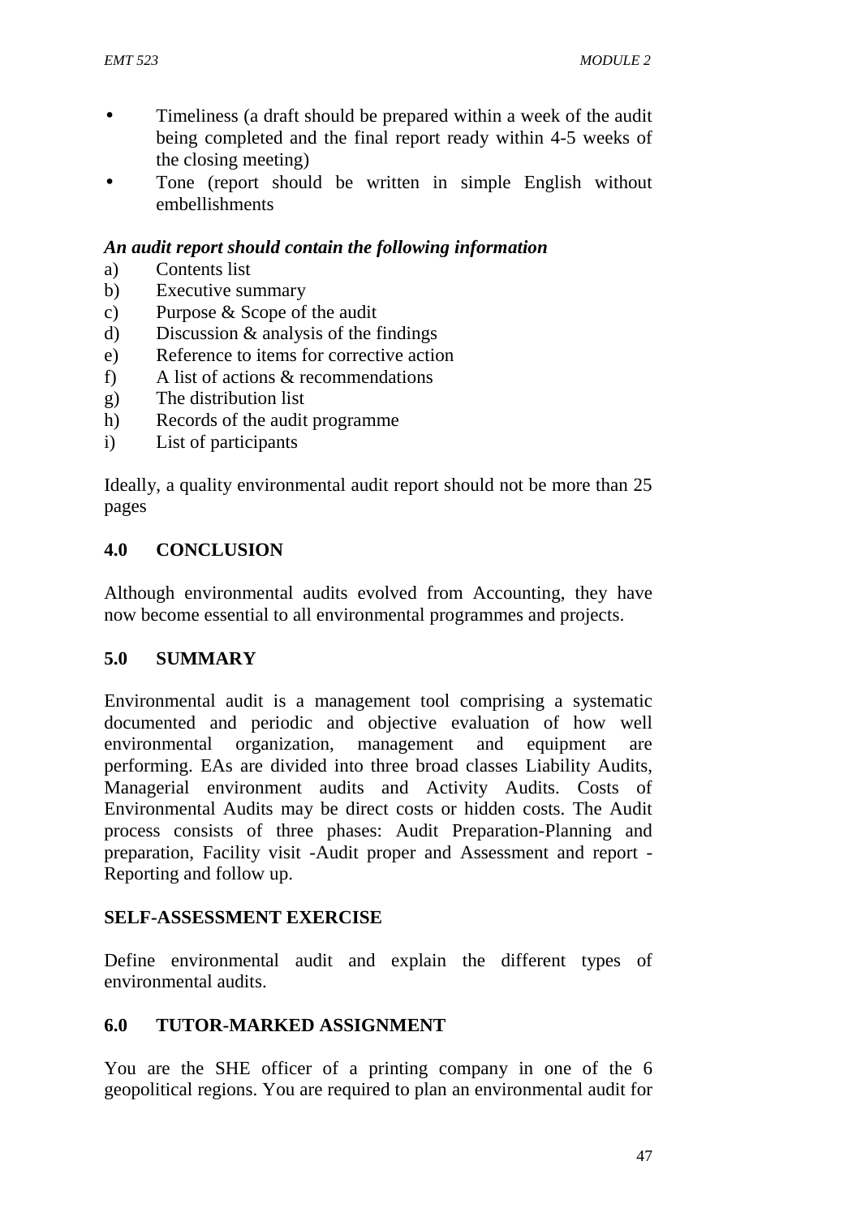- Timeliness (a draft should be prepared within a week of the audit being completed and the final report ready within 4-5 weeks of the closing meeting)
- Tone (report should be written in simple English without embellishments

***An audit report should contain the following information***

a) Contents list
b) Executive summary
c) Purpose & Scope of the audit
d) Discussion & analysis of the findings
e) Reference to items for corrective action
f) A list of actions & recommendations
g) The distribution list
h) Records of the audit programme
i) List of participants

Ideally, a quality environmental audit report should not be more than 25 pages

## 4.0 CONCLUSION

Although environmental audits evolved from Accounting, they have now become essential to all environmental programmes and projects.

## 5.0 SUMMARY

Environmental audit is a management tool comprising a systematic documented and periodic and objective evaluation of how well environmental organization, management and equipment are performing. EAs are divided into three broad classes Liability Audits, Managerial environment audits and Activity Audits. Costs of Environmental Audits may be direct costs or hidden costs. The Audit process consists of three phases: Audit Preparation-Planning and preparation, Facility visit -Audit proper and Assessment and report - Reporting and follow up.

## SELF-ASSESSMENT EXERCISE

Define environmental audit and explain the different types of environmental audits.

## 6.0 TUTOR-MARKED ASSIGNMENT

You are the SHE officer of a printing company in one of the 6 geopolitical regions. You are required to plan an environmental audit for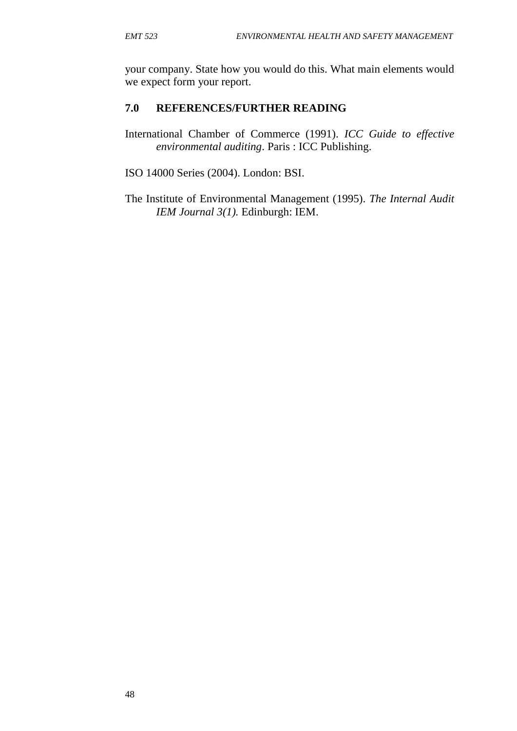your company. State how you would do this. What main elements would we expect form your report.

## 7.0 REFERENCES/FURTHER READING

International Chamber of Commerce (1991). *ICC Guide to effective environmental auditing*. Paris : ICC Publishing.

ISO 14000 Series (2004). London: BSI.

The Institute of Environmental Management (1995). *The Internal Audit IEM Journal 3(1).* Edinburgh: IEM.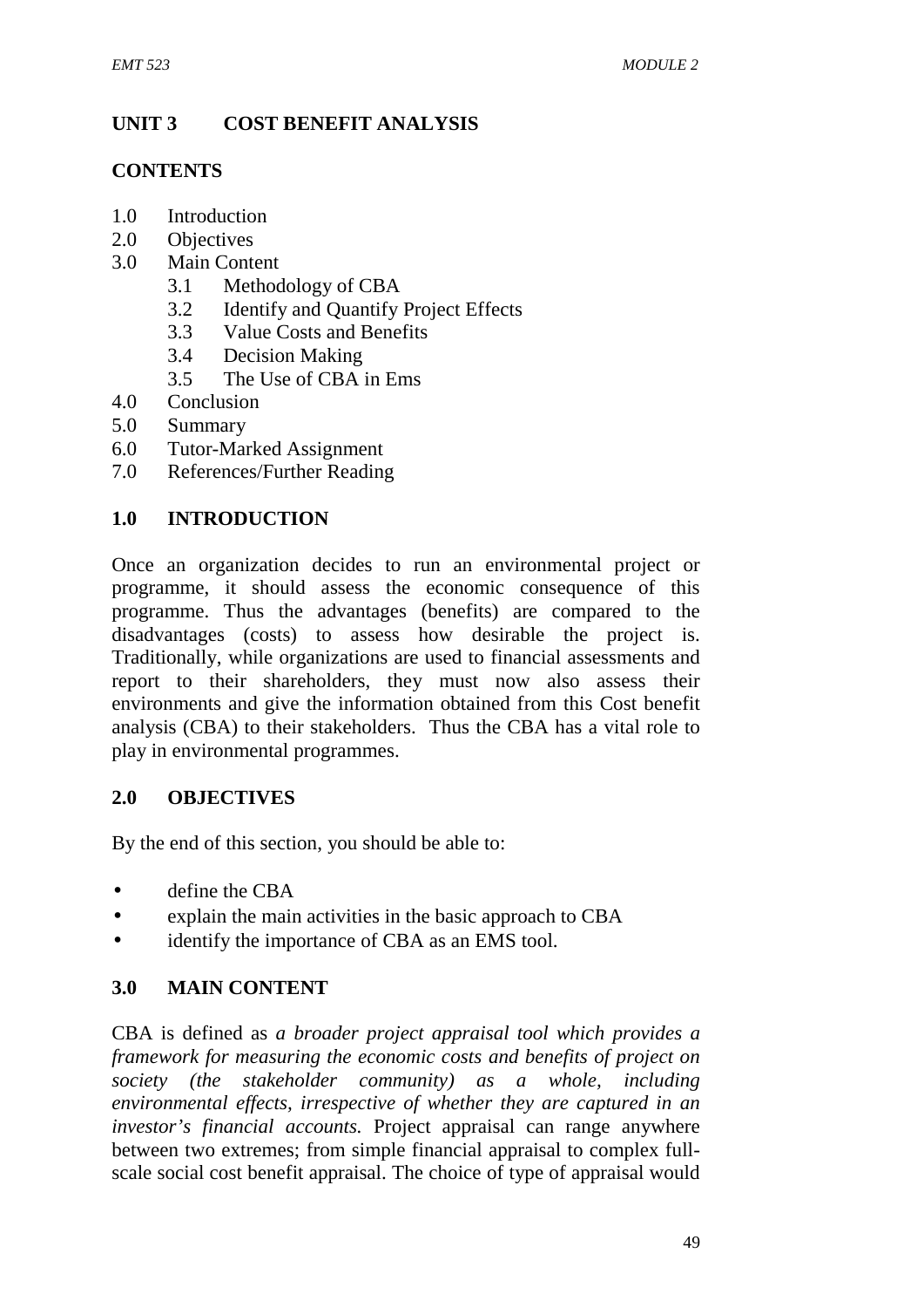## UNIT 3 COST BENEFIT ANALYSIS

**CONTENTS**

- 1.0 Introduction
- 2.0 Objectives
- 3.0 Main Content
    - 3.1 Methodology of CBA
    - 3.2 Identify and Quantify Project Effects
    - 3.3 Value Costs and Benefits
    - 3.4 Decision Making
    - 3.5 The Use of CBA in Ems
- 4.0 Conclusion
- 5.0 Summary
- 6.0 Tutor-Marked Assignment
- 7.0 References/Further Reading

### 1.0 INTRODUCTION

Once an organization decides to run an environmental project or programme, it should assess the economic consequence of this programme. Thus the advantages (benefits) are compared to the disadvantages (costs) to assess how desirable the project is. Traditionally, while organizations are used to financial assessments and report to their shareholders, they must now also assess their environments and give the information obtained from this Cost benefit analysis (CBA) to their stakeholders. Thus the CBA has a vital role to play in environmental programmes.

### 2.0 OBJECTIVES

By the end of this section, you should be able to:

- define the CBA
- explain the main activities in the basic approach to CBA
- identify the importance of CBA as an EMS tool.

### 3.0 MAIN CONTENT

CBA is defined as *a broader project appraisal tool which provides a framework for measuring the economic costs and benefits of project on society (the stakeholder community) as a whole, including environmental effects, irrespective of whether they are captured in an investor's financial accounts.* Project appraisal can range anywhere between two extremes; from simple financial appraisal to complex full-scale social cost benefit appraisal. The choice of type of appraisal would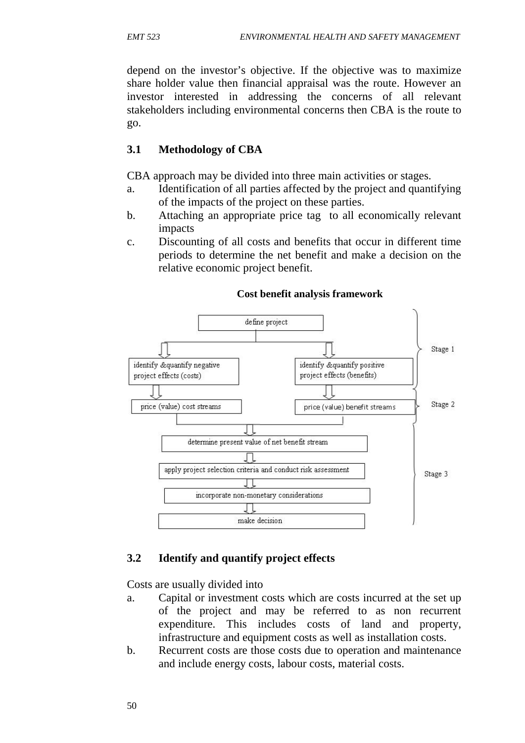depend on the investor's objective. If the objective was to maximize share holder value then financial appraisal was the route. However an investor interested in addressing the concerns of all relevant stakeholders including environmental concerns then CBA is the route to go.

## 3.1 Methodology of CBA

CBA approach may be divided into three main activities or stages.

a. Identification of all parties affected by the project and quantifying of the impacts of the project on these parties.
b. Attaching an appropriate price tag to all economically relevant impacts
c. Discounting of all costs and benefits that occur in different time periods to determine the net benefit and make a decision on the relative economic project benefit.

**Cost benefit analysis framework**

Stage 1:
- define project
- identify &quantify negative project effects (costs)
- identify &quantify positive project effects (benefits)

Stage 2:
- price (value) cost streams
- price (value) benefit streams

Stage 3:
- determine present value of net benefit stream
- apply project selection criteria and conduct risk assessment
- incorporate non-monetary considerations
- make decision

## 3.2 Identify and quantify project effects

Costs are usually divided into

a. Capital or investment costs which are costs incurred at the set up of the project and may be referred to as non recurrent expenditure. This includes costs of land and property, infrastructure and equipment costs as well as installation costs.
b. Recurrent costs are those costs due to operation and maintenance and include energy costs, labour costs, material costs.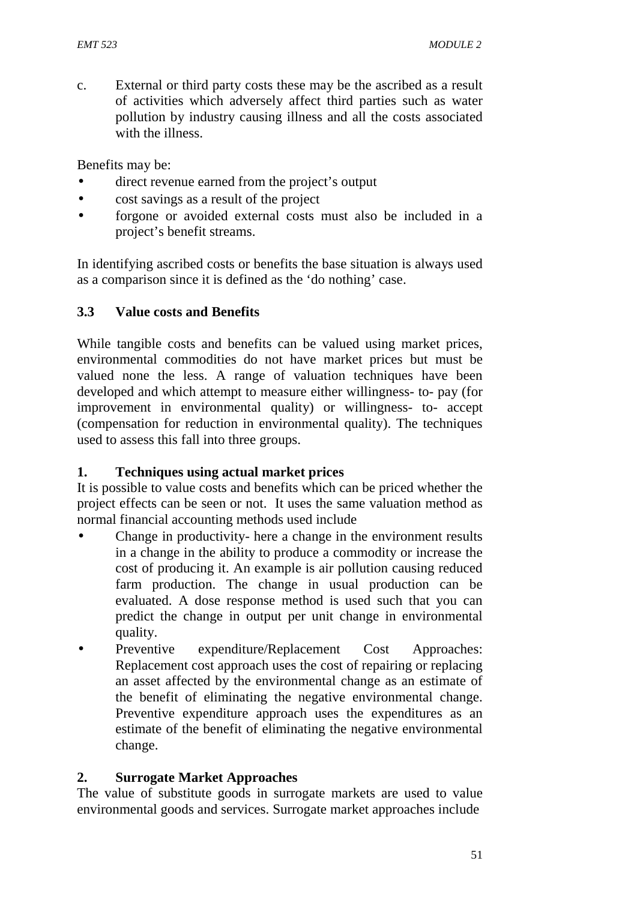c. External or third party costs these may be the ascribed as a result of activities which adversely affect third parties such as water pollution by industry causing illness and all the costs associated with the illness.

Benefits may be:

- direct revenue earned from the project's output
- cost savings as a result of the project
- forgone or avoided external costs must also be included in a project's benefit streams.

In identifying ascribed costs or benefits the base situation is always used as a comparison since it is defined as the 'do nothing' case.

## 3.3 Value costs and Benefits

While tangible costs and benefits can be valued using market prices, environmental commodities do not have market prices but must be valued none the less. A range of valuation techniques have been developed and which attempt to measure either willingness- to- pay (for improvement in environmental quality) or willingness- to- accept (compensation for reduction in environmental quality). The techniques used to assess this fall into three groups.

**1. Techniques using actual market prices**

It is possible to value costs and benefits which can be priced whether the project effects can be seen or not. It uses the same valuation method as normal financial accounting methods used include

- Change in productivity- here a change in the environment results in a change in the ability to produce a commodity or increase the cost of producing it. An example is air pollution causing reduced farm production. The change in usual production can be evaluated. A dose response method is used such that you can predict the change in output per unit change in environmental quality.
- Preventive expenditure/Replacement Cost Approaches: Replacement cost approach uses the cost of repairing or replacing an asset affected by the environmental change as an estimate of the benefit of eliminating the negative environmental change. Preventive expenditure approach uses the expenditures as an estimate of the benefit of eliminating the negative environmental change.

**2. Surrogate Market Approaches**

The value of substitute goods in surrogate markets are used to value environmental goods and services. Surrogate market approaches include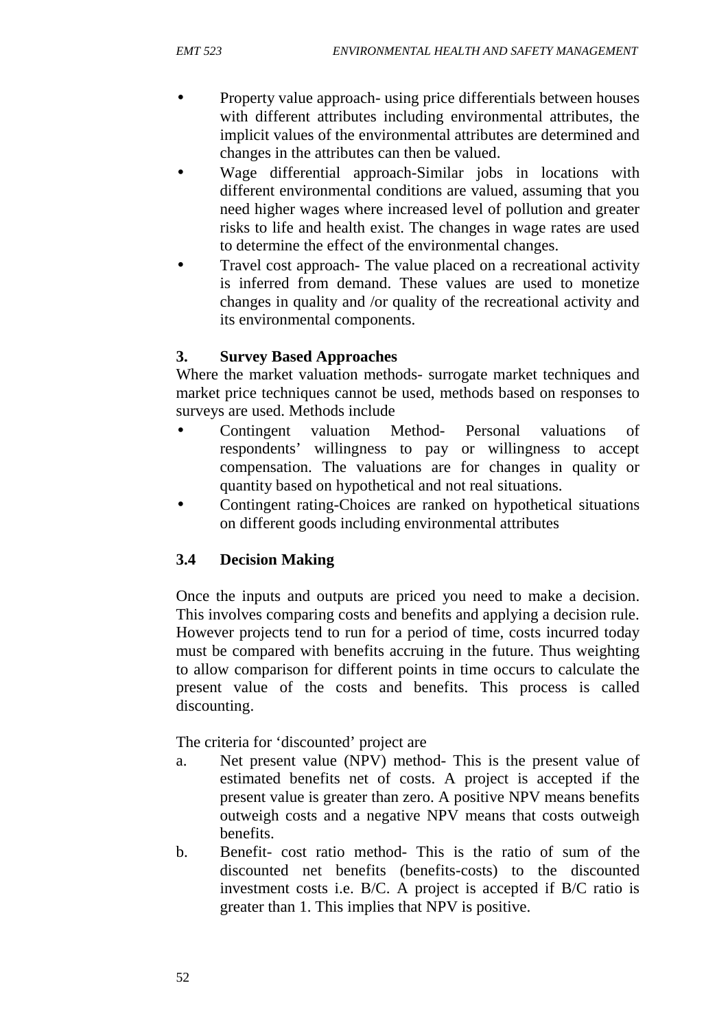- Property value approach- using price differentials between houses with different attributes including environmental attributes, the implicit values of the environmental attributes are determined and changes in the attributes can then be valued.
- Wage differential approach-Similar jobs in locations with different environmental conditions are valued, assuming that you need higher wages where increased level of pollution and greater risks to life and health exist. The changes in wage rates are used to determine the effect of the environmental changes.
- Travel cost approach- The value placed on a recreational activity is inferred from demand. These values are used to monetize changes in quality and /or quality of the recreational activity and its environmental components.

**3. Survey Based Approaches**

Where the market valuation methods- surrogate market techniques and market price techniques cannot be used, methods based on responses to surveys are used. Methods include

- Contingent valuation Method- Personal valuations of respondents' willingness to pay or willingness to accept compensation. The valuations are for changes in quality or quantity based on hypothetical and not real situations.
- Contingent rating-Choices are ranked on hypothetical situations on different goods including environmental attributes

### 3.4 Decision Making

Once the inputs and outputs are priced you need to make a decision. This involves comparing costs and benefits and applying a decision rule. However projects tend to run for a period of time, costs incurred today must be compared with benefits accruing in the future. Thus weighting to allow comparison for different points in time occurs to calculate the present value of the costs and benefits. This process is called discounting.

The criteria for 'discounted' project are

a. Net present value (NPV) method- This is the present value of estimated benefits net of costs. A project is accepted if the present value is greater than zero. A positive NPV means benefits outweigh costs and a negative NPV means that costs outweigh benefits.

b. Benefit- cost ratio method- This is the ratio of sum of the discounted net benefits (benefits-costs) to the discounted investment costs i.e. B/C. A project is accepted if B/C ratio is greater than 1. This implies that NPV is positive.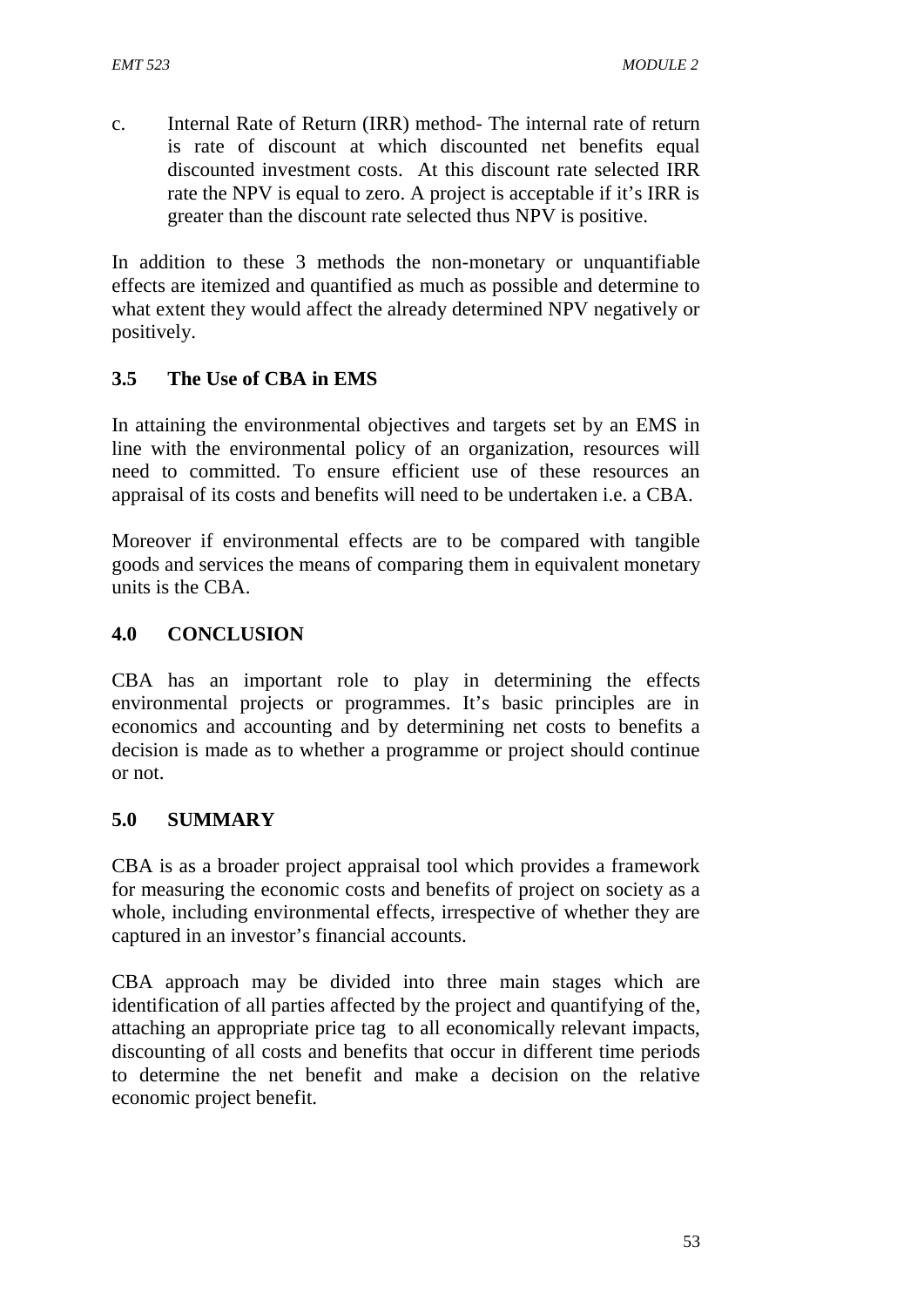c. Internal Rate of Return (IRR) method- The internal rate of return is rate of discount at which discounted net benefits equal discounted investment costs. At this discount rate selected IRR rate the NPV is equal to zero. A project is acceptable if it's IRR is greater than the discount rate selected thus NPV is positive.

In addition to these 3 methods the non-monetary or unquantifiable effects are itemized and quantified as much as possible and determine to what extent they would affect the already determined NPV negatively or positively.

## 3.5 The Use of CBA in EMS

In attaining the environmental objectives and targets set by an EMS in line with the environmental policy of an organization, resources will need to committed. To ensure efficient use of these resources an appraisal of its costs and benefits will need to be undertaken i.e. a CBA.

Moreover if environmental effects are to be compared with tangible goods and services the means of comparing them in equivalent monetary units is the CBA.

## 4.0 CONCLUSION

CBA has an important role to play in determining the effects environmental projects or programmes. It's basic principles are in economics and accounting and by determining net costs to benefits a decision is made as to whether a programme or project should continue or not.

## 5.0 SUMMARY

CBA is as a broader project appraisal tool which provides a framework for measuring the economic costs and benefits of project on society as a whole, including environmental effects, irrespective of whether they are captured in an investor's financial accounts.

CBA approach may be divided into three main stages which are identification of all parties affected by the project and quantifying of the, attaching an appropriate price tag to all economically relevant impacts, discounting of all costs and benefits that occur in different time periods to determine the net benefit and make a decision on the relative economic project benefit.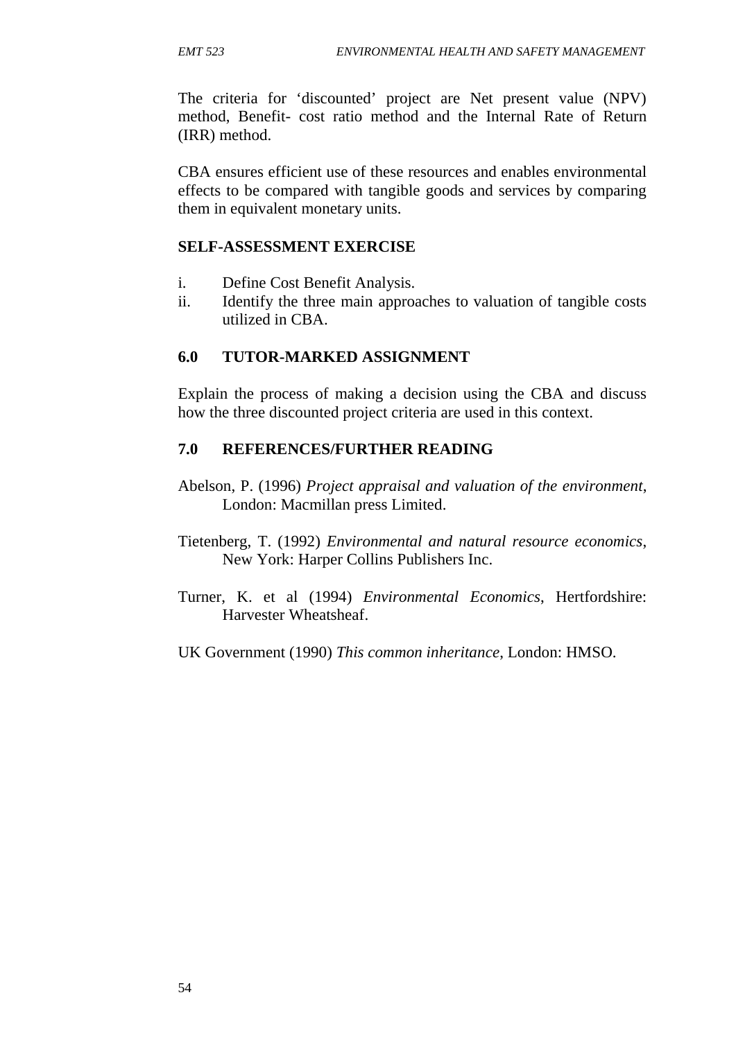The criteria for 'discounted' project are Net present value (NPV) method, Benefit- cost ratio method and the Internal Rate of Return (IRR) method.

CBA ensures efficient use of these resources and enables environmental effects to be compared with tangible goods and services by comparing them in equivalent monetary units.

**SELF-ASSESSMENT EXERCISE**

i. Define Cost Benefit Analysis.
ii. Identify the three main approaches to valuation of tangible costs utilized in CBA.

## 6.0 TUTOR-MARKED ASSIGNMENT

Explain the process of making a decision using the CBA and discuss how the three discounted project criteria are used in this context.

## 7.0 REFERENCES/FURTHER READING

Abelson, P. (1996) *Project appraisal and valuation of the environment*, London: Macmillan press Limited.

Tietenberg, T. (1992) *Environmental and natural resource economics*, New York: Harper Collins Publishers Inc.

Turner, K. et al (1994) *Environmental Economics*, Hertfordshire: Harvester Wheatsheaf.

UK Government (1990) *This common inheritance*, London: HMSO.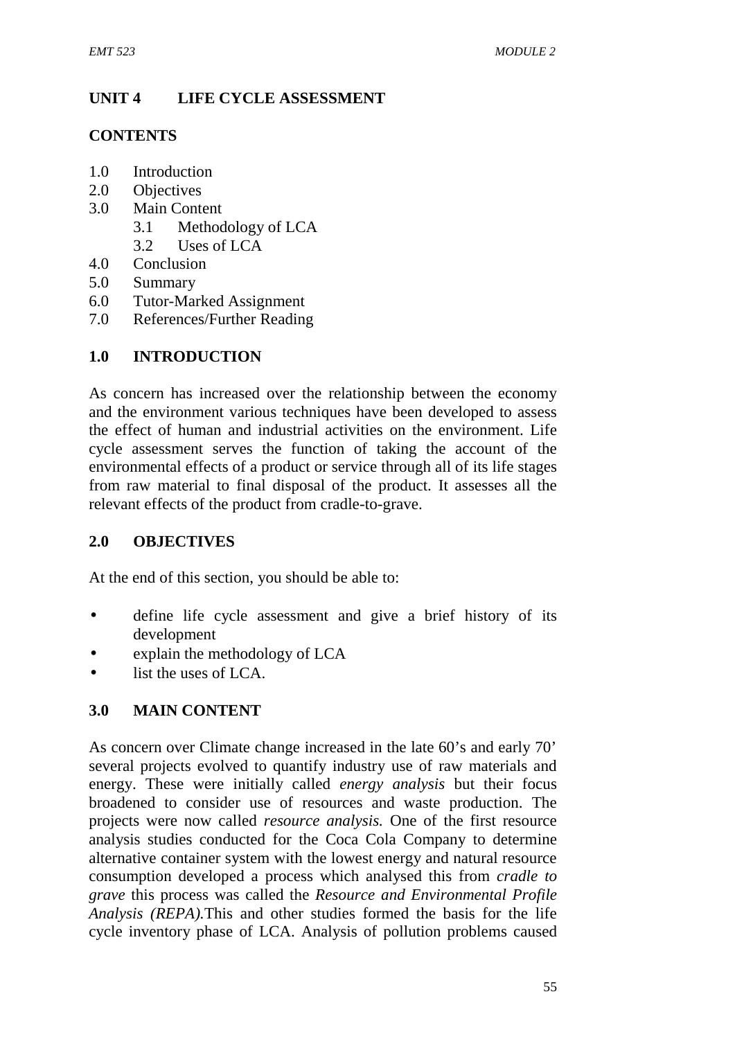# UNIT 4 LIFE CYCLE ASSESSMENT

## CONTENTS

1.0 Introduction
2.0 Objectives
3.0 Main Content
  3.1 Methodology of LCA
  3.2 Uses of LCA
4.0 Conclusion
5.0 Summary
6.0 Tutor-Marked Assignment
7.0 References/Further Reading

## 1.0 INTRODUCTION

As concern has increased over the relationship between the economy and the environment various techniques have been developed to assess the effect of human and industrial activities on the environment. Life cycle assessment serves the function of taking the account of the environmental effects of a product or service through all of its life stages from raw material to final disposal of the product. It assesses all the relevant effects of the product from cradle-to-grave.

## 2.0 OBJECTIVES

At the end of this section, you should be able to:

- define life cycle assessment and give a brief history of its development
- explain the methodology of LCA
- list the uses of LCA.

## 3.0 MAIN CONTENT

As concern over Climate change increased in the late 60's and early 70' several projects evolved to quantify industry use of raw materials and energy. These were initially called *energy analysis* but their focus broadened to consider use of resources and waste production. The projects were now called *resource analysis.* One of the first resource analysis studies conducted for the Coca Cola Company to determine alternative container system with the lowest energy and natural resource consumption developed a process which analysed this from *cradle to grave* this process was called the *Resource and Environmental Profile Analysis (REPA).*This and other studies formed the basis for the life cycle inventory phase of LCA. Analysis of pollution problems caused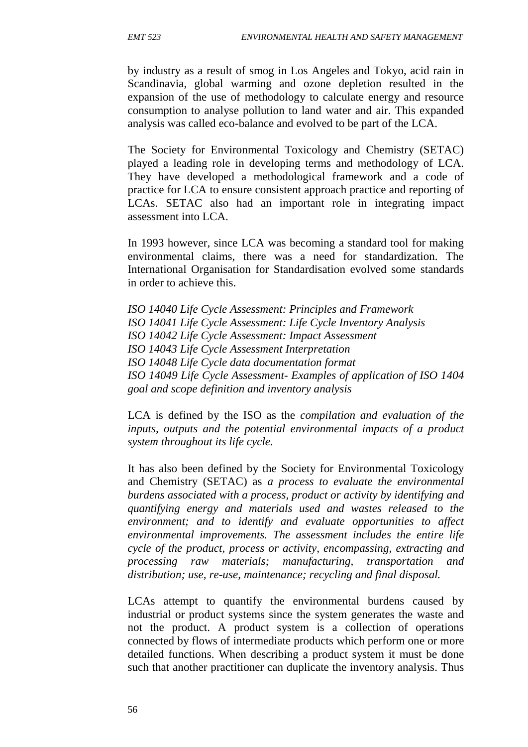by industry as a result of smog in Los Angeles and Tokyo, acid rain in Scandinavia, global warming and ozone depletion resulted in the expansion of the use of methodology to calculate energy and resource consumption to analyse pollution to land water and air. This expanded analysis was called eco-balance and evolved to be part of the LCA.

The Society for Environmental Toxicology and Chemistry (SETAC) played a leading role in developing terms and methodology of LCA. They have developed a methodological framework and a code of practice for LCA to ensure consistent approach practice and reporting of LCAs. SETAC also had an important role in integrating impact assessment into LCA.

In 1993 however, since LCA was becoming a standard tool for making environmental claims, there was a need for standardization. The International Organisation for Standardisation evolved some standards in order to achieve this.

*ISO 14040 Life Cycle Assessment: Principles and Framework*
*ISO 14041 Life Cycle Assessment: Life Cycle Inventory Analysis*
*ISO 14042 Life Cycle Assessment: Impact Assessment*
*ISO 14043 Life Cycle Assessment Interpretation*
*ISO 14048 Life Cycle data documentation format*
*ISO 14049 Life Cycle Assessment- Examples of application of ISO 1404 goal and scope definition and inventory analysis*

LCA is defined by the ISO as the *compilation and evaluation of the inputs, outputs and the potential environmental impacts of a product system throughout its life cycle.*

It has also been defined by the Society for Environmental Toxicology and Chemistry (SETAC) as *a process to evaluate the environmental burdens associated with a process, product or activity by identifying and quantifying energy and materials used and wastes released to the environment; and to identify and evaluate opportunities to affect environmental improvements. The assessment includes the entire life cycle of the product, process or activity, encompassing, extracting and processing raw materials; manufacturing, transportation and distribution; use, re-use, maintenance; recycling and final disposal.*

LCAs attempt to quantify the environmental burdens caused by industrial or product systems since the system generates the waste and not the product. A product system is a collection of operations connected by flows of intermediate products which perform one or more detailed functions. When describing a product system it must be done such that another practitioner can duplicate the inventory analysis. Thus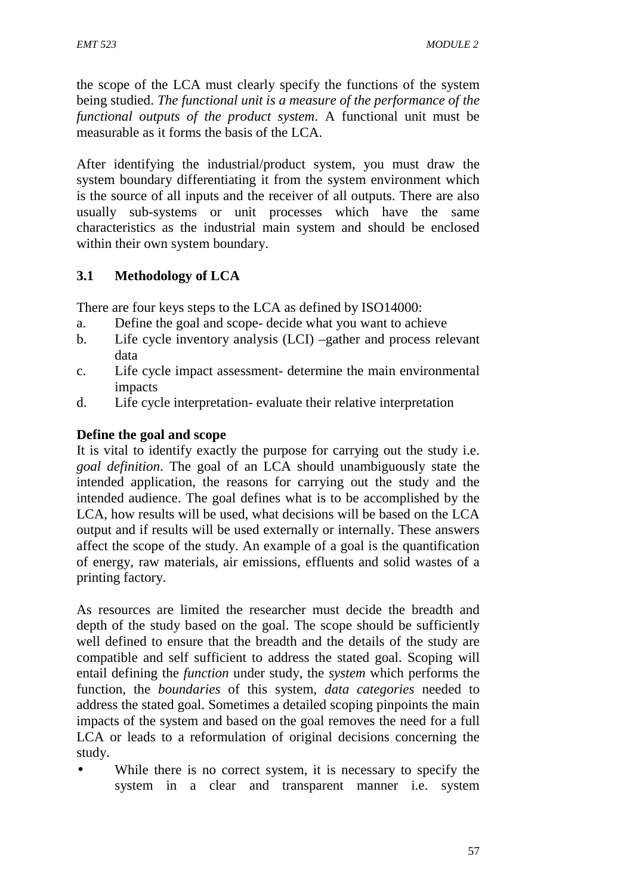the scope of the LCA must clearly specify the functions of the system being studied. *The functional unit is a measure of the performance of the functional outputs of the product system*. A functional unit must be measurable as it forms the basis of the LCA.

After identifying the industrial/product system, you must draw the system boundary differentiating it from the system environment which is the source of all inputs and the receiver of all outputs. There are also usually sub-systems or unit processes which have the same characteristics as the industrial main system and should be enclosed within their own system boundary.

### 3.1 Methodology of LCA

There are four keys steps to the LCA as defined by ISO14000:

a. Define the goal and scope- decide what you want to achieve
b. Life cycle inventory analysis (LCI) –gather and process relevant data
c. Life cycle impact assessment- determine the main environmental impacts
d. Life cycle interpretation- evaluate their relative interpretation

**Define the goal and scope**

It is vital to identify exactly the purpose for carrying out the study i.e. *goal definition*. The goal of an LCA should unambiguously state the intended application, the reasons for carrying out the study and the intended audience. The goal defines what is to be accomplished by the LCA, how results will be used, what decisions will be based on the LCA output and if results will be used externally or internally. These answers affect the scope of the study. An example of a goal is the quantification of energy, raw materials, air emissions, effluents and solid wastes of a printing factory.

As resources are limited the researcher must decide the breadth and depth of the study based on the goal. The scope should be sufficiently well defined to ensure that the breadth and the details of the study are compatible and self sufficient to address the stated goal. Scoping will entail defining the *function* under study, the *system* which performs the function, the *boundaries* of this system, *data categories* needed to address the stated goal. Sometimes a detailed scoping pinpoints the main impacts of the system and based on the goal removes the need for a full LCA or leads to a reformulation of original decisions concerning the study.

- While there is no correct system, it is necessary to specify the system in a clear and transparent manner i.e. system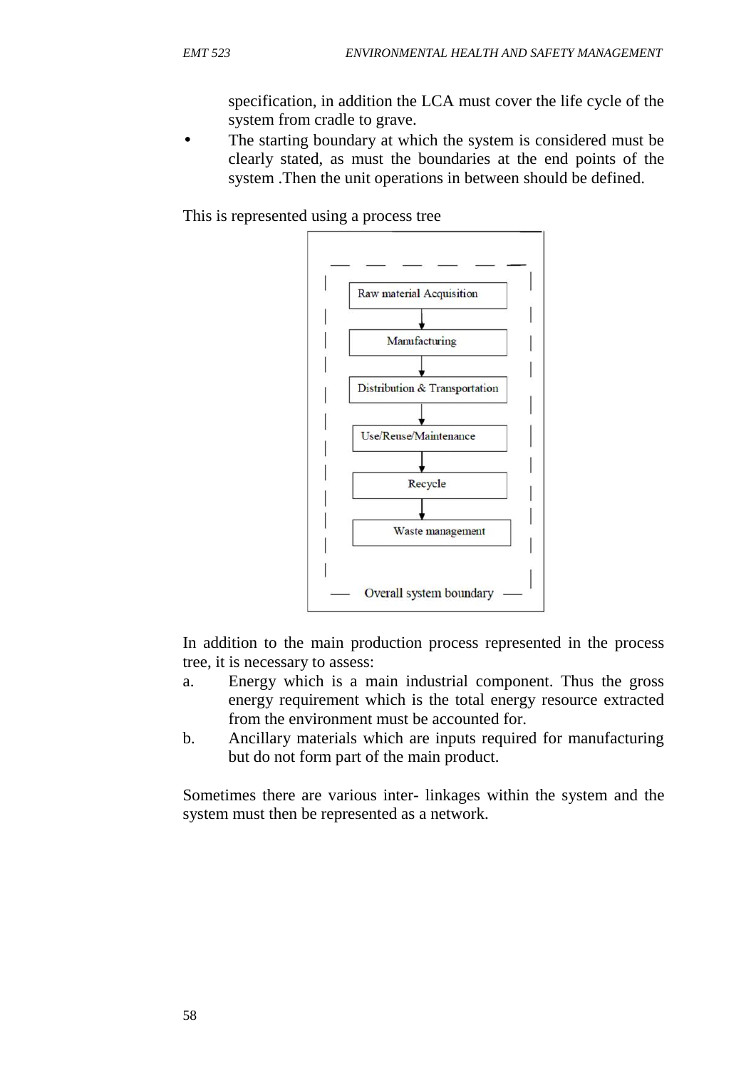specification, in addition the LCA must cover the life cycle of the system from cradle to grave.

- The starting boundary at which the system is considered must be clearly stated, as must the boundaries at the end points of the system .Then the unit operations in between should be defined.

This is represented using a process tree

Raw material Acquisition
↓
Manufacturing
↓
Distribution & Transportation
↓
Use/Reuse/Maintenance
↓
Recycle
↓
Waste management

Overall system boundary

In addition to the main production process represented in the process tree, it is necessary to assess:

a. Energy which is a main industrial component. Thus the gross energy requirement which is the total energy resource extracted from the environment must be accounted for.
b. Ancillary materials which are inputs required for manufacturing but do not form part of the main product.

Sometimes there are various inter- linkages within the system and the system must then be represented as a network.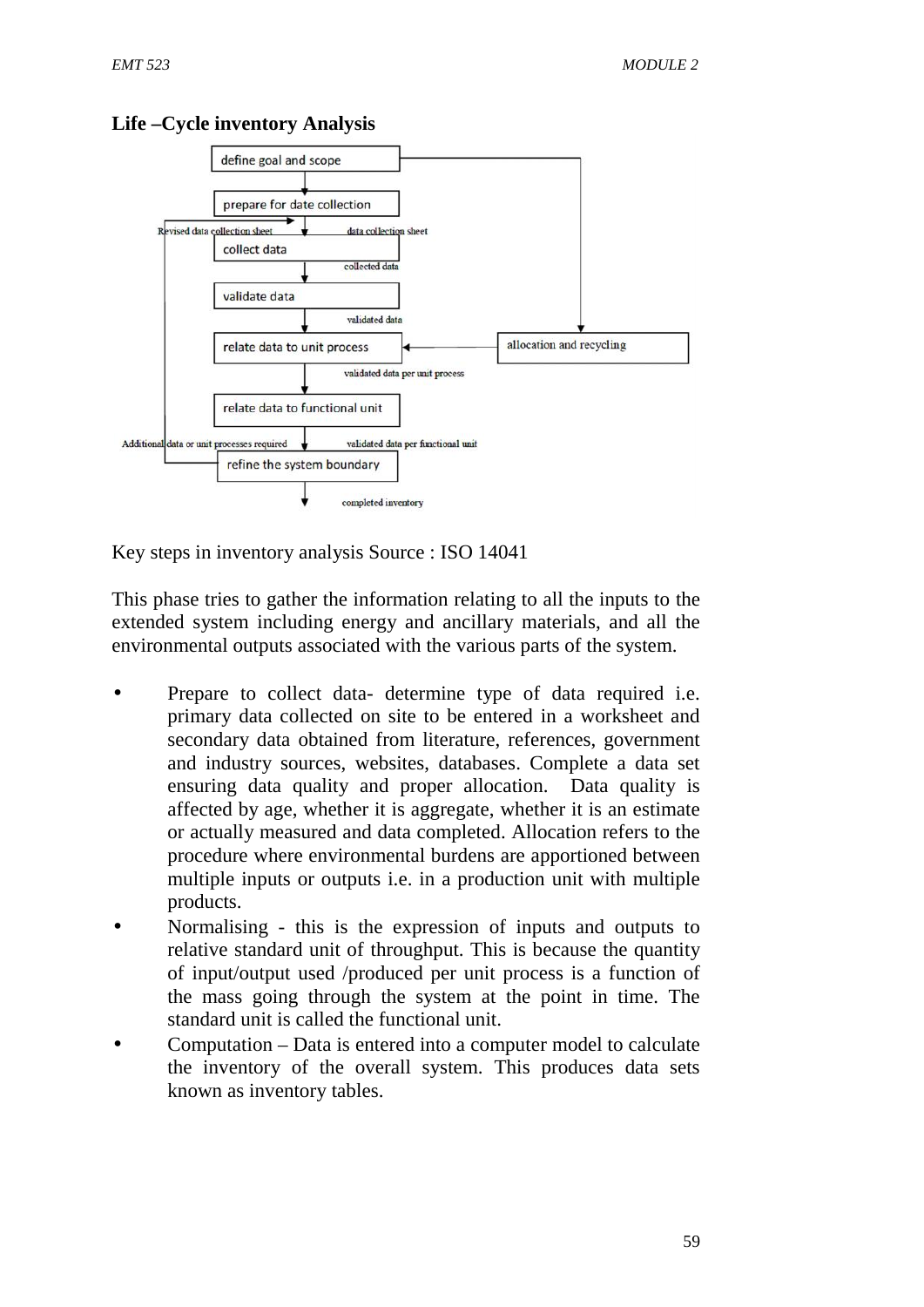**Life –Cycle inventory Analysis**

Key steps in inventory analysis Source : ISO 14041

This phase tries to gather the information relating to all the inputs to the extended system including energy and ancillary materials, and all the environmental outputs associated with the various parts of the system.

- Prepare to collect data- determine type of data required i.e. primary data collected on site to be entered in a worksheet and secondary data obtained from literature, references, government and industry sources, websites, databases. Complete a data set ensuring data quality and proper allocation. Data quality is affected by age, whether it is aggregate, whether it is an estimate or actually measured and data completed. Allocation refers to the procedure where environmental burdens are apportioned between multiple inputs or outputs i.e. in a production unit with multiple products.
- Normalising - this is the expression of inputs and outputs to relative standard unit of throughput. This is because the quantity of input/output used /produced per unit process is a function of the mass going through the system at the point in time. The standard unit is called the functional unit.
- Computation – Data is entered into a computer model to calculate the inventory of the overall system. This produces data sets known as inventory tables.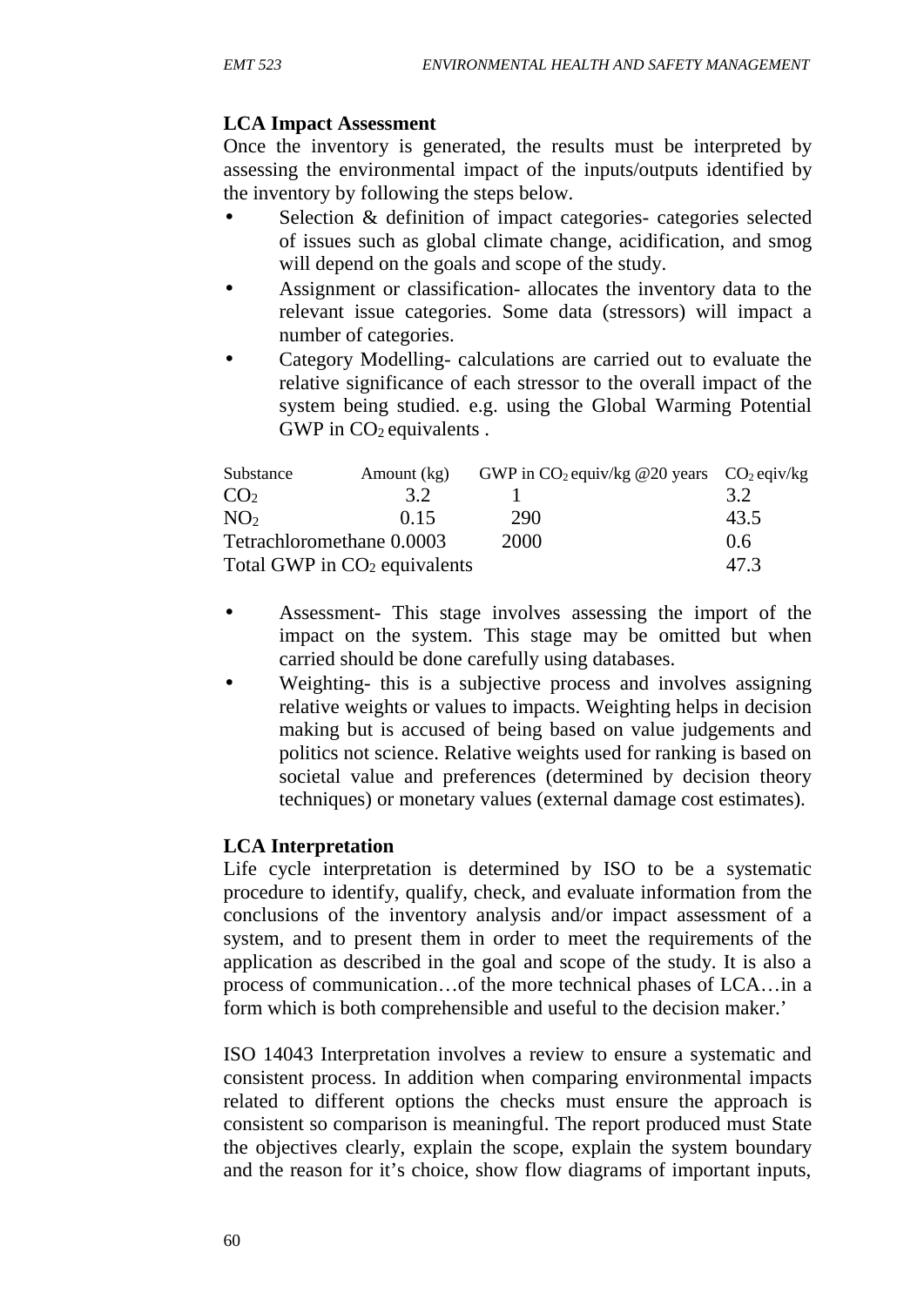**LCA Impact Assessment**

Once the inventory is generated, the results must be interpreted by assessing the environmental impact of the inputs/outputs identified by the inventory by following the steps below.

- Selection & definition of impact categories- categories selected of issues such as global climate change, acidification, and smog will depend on the goals and scope of the study.
- Assignment or classification- allocates the inventory data to the relevant issue categories. Some data (stressors) will impact a number of categories.
- Category Modelling- calculations are carried out to evaluate the relative significance of each stressor to the overall impact of the system being studied. e.g. using the Global Warming Potential GWP in $CO_2$ equivalents .

| Substance | Amount (kg) | GWP in $CO_2$ equiv/kg @20 years | $CO_2$ eqiv/kg |
|---|---|---|---|
| $CO_2$ | 3.2 | 1 | 3.2 |
| $NO_2$ | 0.15 | 290 | 43.5 |
| Tetrachloromethane | 0.0003 | 2000 | 0.6 |
| Total GWP in $CO_2$ equivalents | | | 47.3 |

- Assessment- This stage involves assessing the import of the impact on the system. This stage may be omitted but when carried should be done carefully using databases.
- Weighting- this is a subjective process and involves assigning relative weights or values to impacts. Weighting helps in decision making but is accused of being based on value judgements and politics not science. Relative weights used for ranking is based on societal value and preferences (determined by decision theory techniques) or monetary values (external damage cost estimates).

**LCA Interpretation**

Life cycle interpretation is determined by ISO to be a systematic procedure to identify, qualify, check, and evaluate information from the conclusions of the inventory analysis and/or impact assessment of a system, and to present them in order to meet the requirements of the application as described in the goal and scope of the study. It is also a process of communication…of the more technical phases of LCA…in a form which is both comprehensible and useful to the decision maker.'

ISO 14043 Interpretation involves a review to ensure a systematic and consistent process. In addition when comparing environmental impacts related to different options the checks must ensure the approach is consistent so comparison is meaningful. The report produced must State the objectives clearly, explain the scope, explain the system boundary and the reason for it's choice, show flow diagrams of important inputs,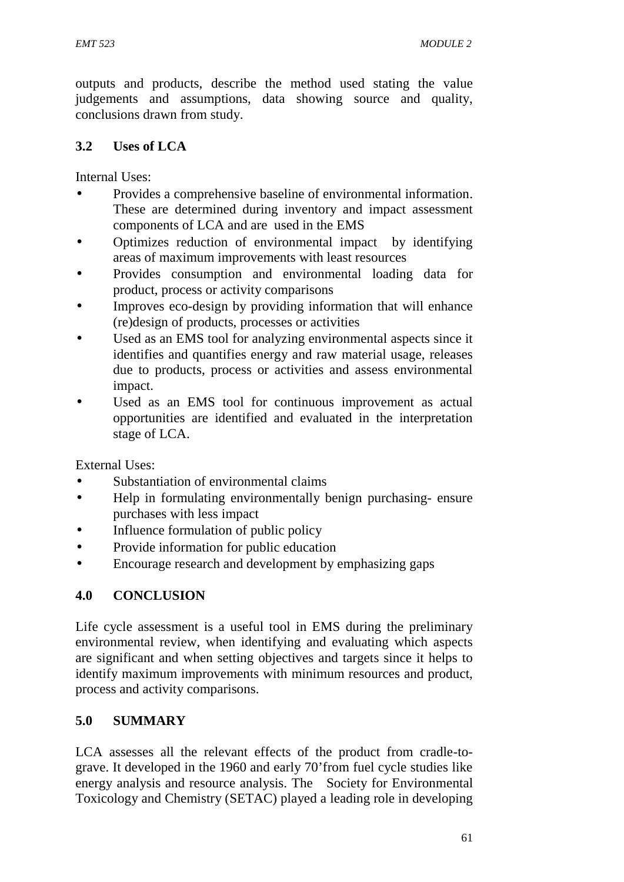outputs and products, describe the method used stating the value judgements and assumptions, data showing source and quality, conclusions drawn from study.

### 3.2 Uses of LCA

Internal Uses:

- Provides a comprehensive baseline of environmental information. These are determined during inventory and impact assessment components of LCA and are used in the EMS
- Optimizes reduction of environmental impact by identifying areas of maximum improvements with least resources
- Provides consumption and environmental loading data for product, process or activity comparisons
- Improves eco-design by providing information that will enhance (re)design of products, processes or activities
- Used as an EMS tool for analyzing environmental aspects since it identifies and quantifies energy and raw material usage, releases due to products, process or activities and assess environmental impact.
- Used as an EMS tool for continuous improvement as actual opportunities are identified and evaluated in the interpretation stage of LCA.

External Uses:

- Substantiation of environmental claims
- Help in formulating environmentally benign purchasing- ensure purchases with less impact
- Influence formulation of public policy
- Provide information for public education
- Encourage research and development by emphasizing gaps

## 4.0 CONCLUSION

Life cycle assessment is a useful tool in EMS during the preliminary environmental review, when identifying and evaluating which aspects are significant and when setting objectives and targets since it helps to identify maximum improvements with minimum resources and product, process and activity comparisons.

## 5.0 SUMMARY

LCA assesses all the relevant effects of the product from cradle-to-grave. It developed in the 1960 and early 70'from fuel cycle studies like energy analysis and resource analysis. The Society for Environmental Toxicology and Chemistry (SETAC) played a leading role in developing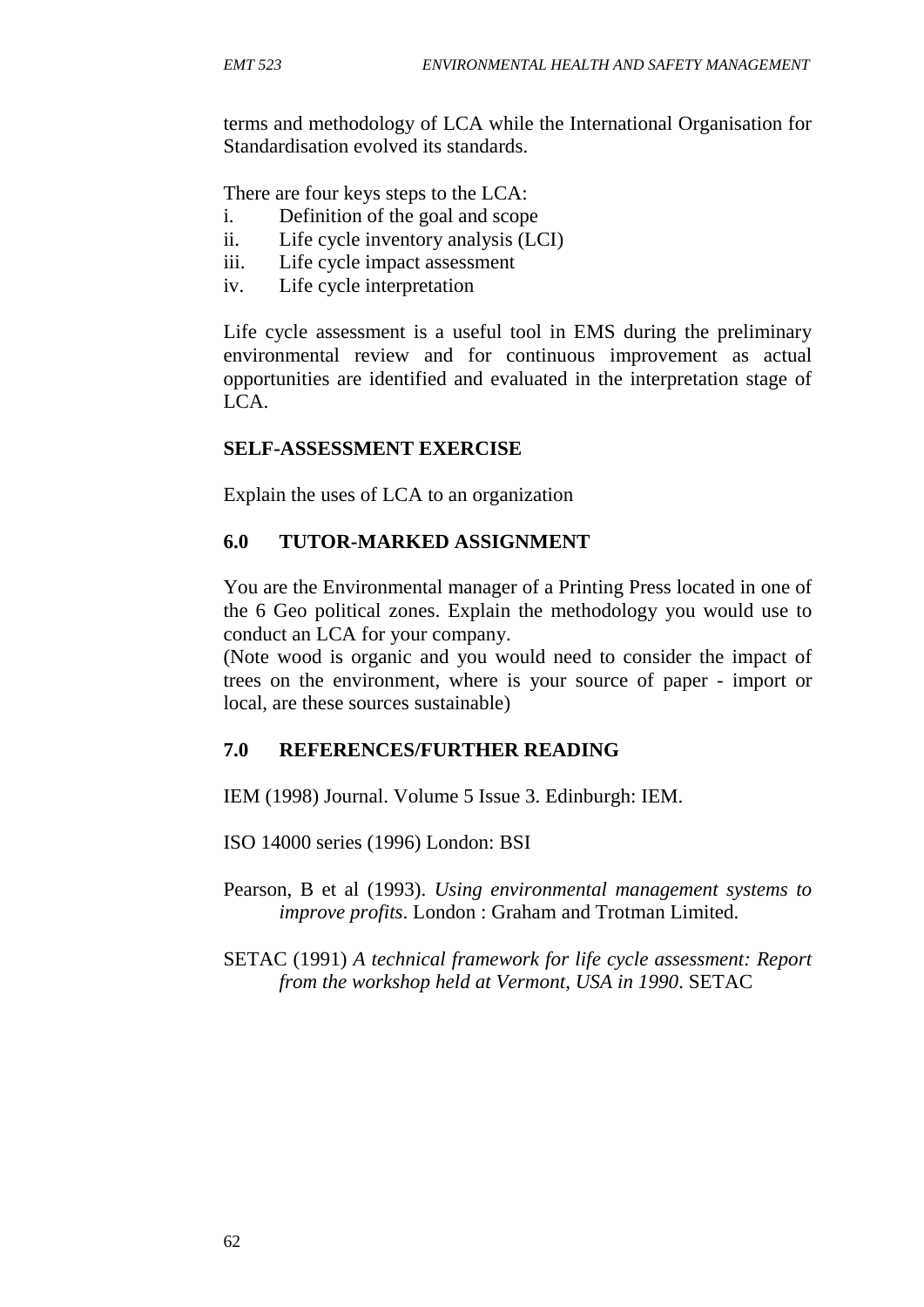terms and methodology of LCA while the International Organisation for Standardisation evolved its standards.

There are four keys steps to the LCA:

i. Definition of the goal and scope
ii. Life cycle inventory analysis (LCI)
iii. Life cycle impact assessment
iv. Life cycle interpretation

Life cycle assessment is a useful tool in EMS during the preliminary environmental review and for continuous improvement as actual opportunities are identified and evaluated in the interpretation stage of LCA.

**SELF-ASSESSMENT EXERCISE**

Explain the uses of LCA to an organization

## 6.0 TUTOR-MARKED ASSIGNMENT

You are the Environmental manager of a Printing Press located in one of the 6 Geo political zones. Explain the methodology you would use to conduct an LCA for your company.
(Note wood is organic and you would need to consider the impact of trees on the environment, where is your source of paper - import or local, are these sources sustainable)

## 7.0 REFERENCES/FURTHER READING

IEM (1998) Journal. Volume 5 Issue 3. Edinburgh: IEM.

ISO 14000 series (1996) London: BSI

Pearson, B et al (1993). *Using environmental management systems to improve profits*. London : Graham and Trotman Limited.

SETAC (1991) *A technical framework for life cycle assessment: Report from the workshop held at Vermont, USA in 1990*. SETAC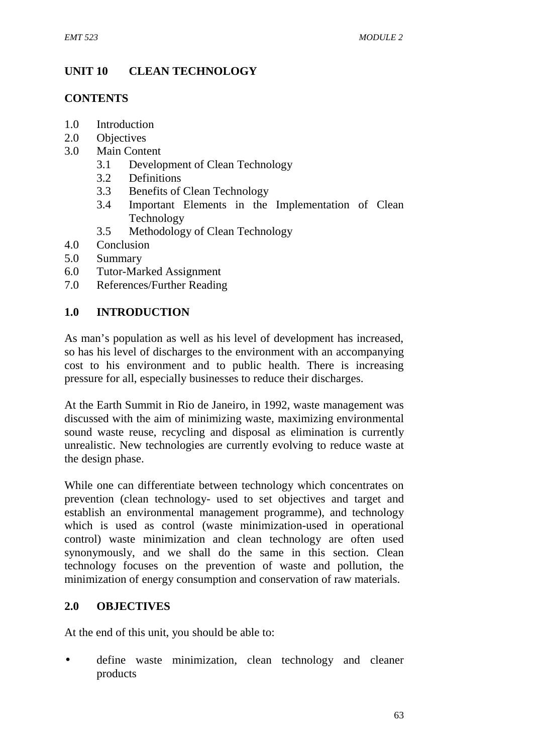## UNIT 10 CLEAN TECHNOLOGY

### CONTENTS

- 1.0 Introduction
- 2.0 Objectives
- 3.0 Main Content
  - 3.1 Development of Clean Technology
  - 3.2 Definitions
  - 3.3 Benefits of Clean Technology
  - 3.4 Important Elements in the Implementation of Clean Technology
  - 3.5 Methodology of Clean Technology
- 4.0 Conclusion
- 5.0 Summary
- 6.0 Tutor-Marked Assignment
- 7.0 References/Further Reading

### 1.0 INTRODUCTION

As man's population as well as his level of development has increased, so has his level of discharges to the environment with an accompanying cost to his environment and to public health. There is increasing pressure for all, especially businesses to reduce their discharges.

At the Earth Summit in Rio de Janeiro, in 1992, waste management was discussed with the aim of minimizing waste, maximizing environmental sound waste reuse, recycling and disposal as elimination is currently unrealistic. New technologies are currently evolving to reduce waste at the design phase.

While one can differentiate between technology which concentrates on prevention (clean technology- used to set objectives and target and establish an environmental management programme), and technology which is used as control (waste minimization-used in operational control) waste minimization and clean technology are often used synonymously, and we shall do the same in this section. Clean technology focuses on the prevention of waste and pollution, the minimization of energy consumption and conservation of raw materials.

### 2.0 OBJECTIVES

At the end of this unit, you should be able to:

- define waste minimization, clean technology and cleaner products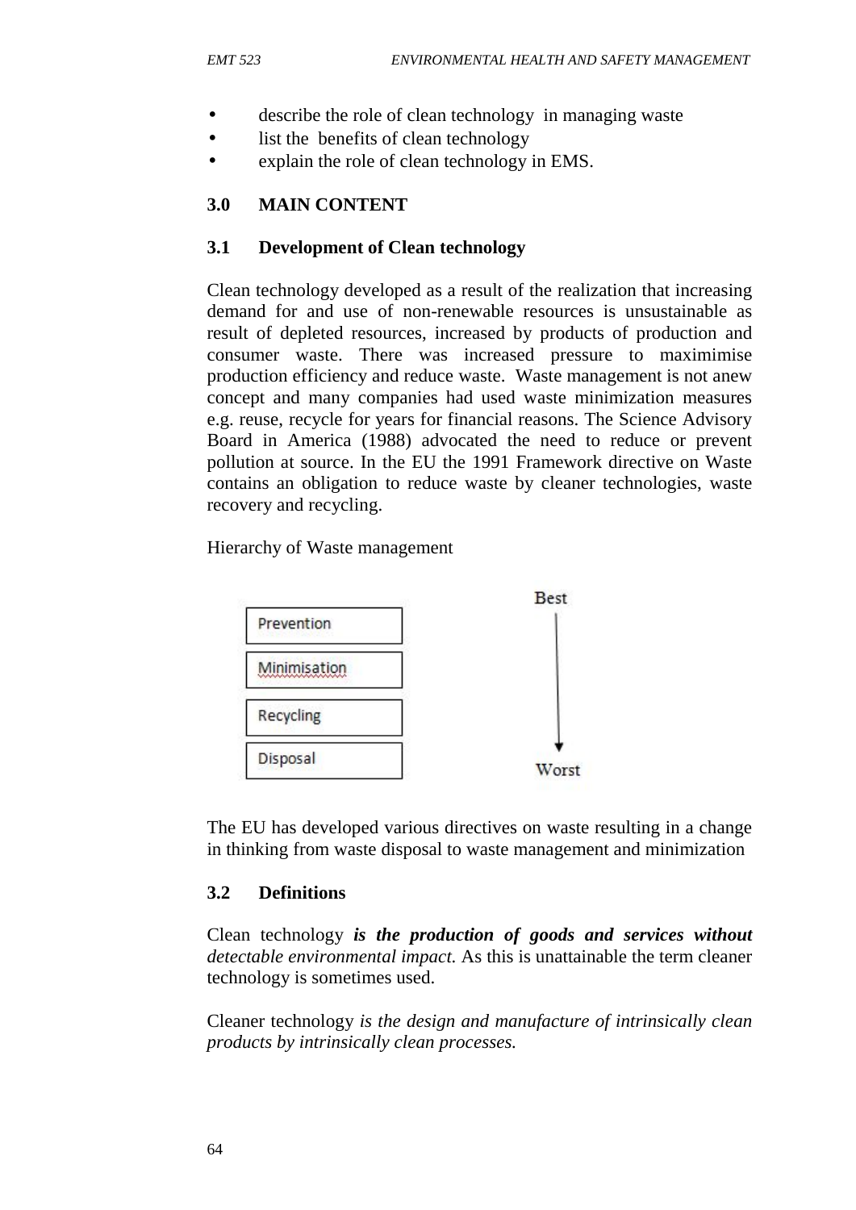- describe the role of clean technology in managing waste
- list the benefits of clean technology
- explain the role of clean technology in EMS.

## 3.0 MAIN CONTENT

### 3.1 Development of Clean technology

Clean technology developed as a result of the realization that increasing demand for and use of non-renewable resources is unsustainable as result of depleted resources, increased by products of production and consumer waste. There was increased pressure to maximimise production efficiency and reduce waste. Waste management is not anew concept and many companies had used waste minimization measures e.g. reuse, recycle for years for financial reasons. The Science Advisory Board in America (1988) advocated the need to reduce or prevent pollution at source. In the EU the 1991 Framework directive on Waste contains an obligation to reduce waste by cleaner technologies, waste recovery and recycling.

Hierarchy of Waste management

| Hierarchy | |
|---|---|
| Prevention | Best |
| Minimisation | ↓ |
| Recycling | ↓ |
| Disposal | Worst |

The EU has developed various directives on waste resulting in a change in thinking from waste disposal to waste management and minimization

### 3.2 Definitions

Clean technology ***is the production of goods and services without*** *detectable environmental impact.* As this is unattainable the term cleaner technology is sometimes used.

Cleaner technology *is the design and manufacture of intrinsically clean products by intrinsically clean processes.*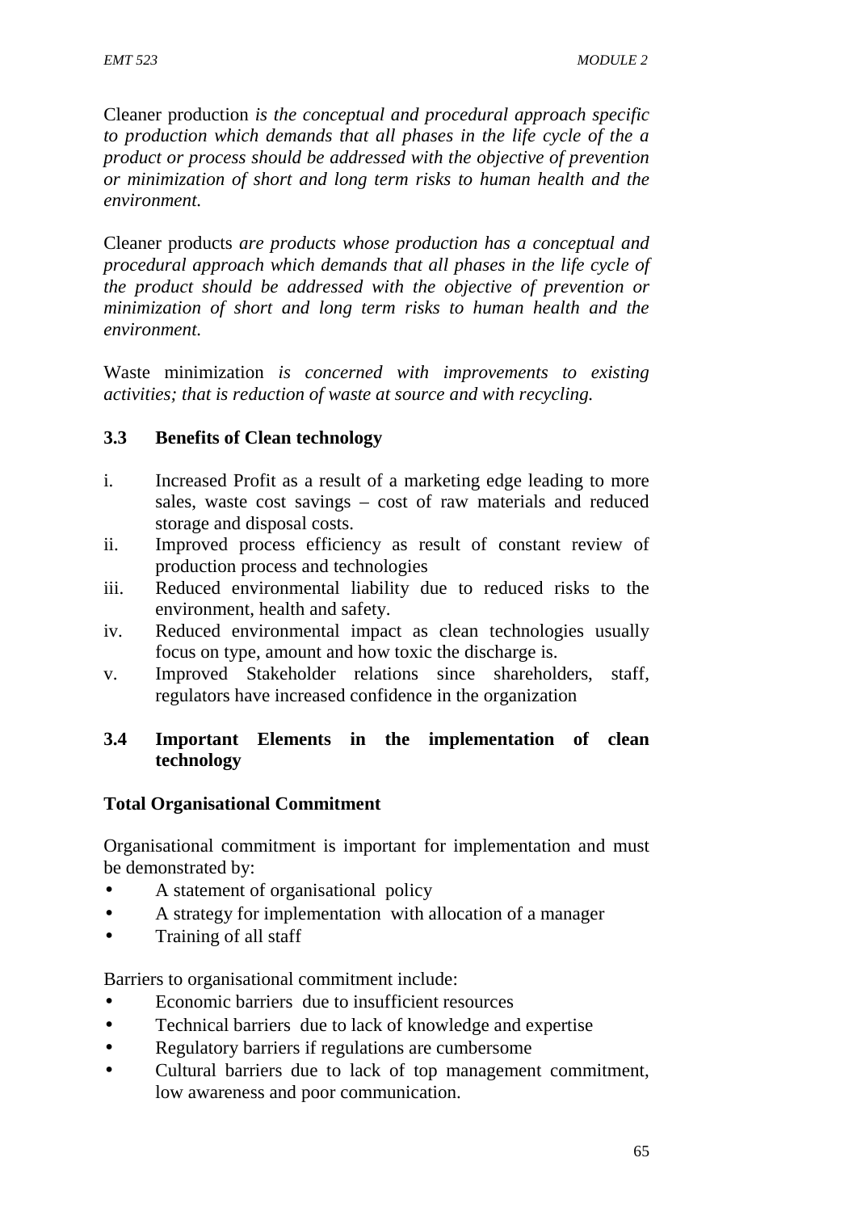Cleaner production *is the conceptual and procedural approach specific to production which demands that all phases in the life cycle of the a product or process should be addressed with the objective of prevention or minimization of short and long term risks to human health and the environment.*

Cleaner products *are products whose production has a conceptual and procedural approach which demands that all phases in the life cycle of the product should be addressed with the objective of prevention or minimization of short and long term risks to human health and the environment.*

Waste minimization *is concerned with improvements to existing activities; that is reduction of waste at source and with recycling.*

### 3.3 Benefits of Clean technology

i. Increased Profit as a result of a marketing edge leading to more sales, waste cost savings – cost of raw materials and reduced storage and disposal costs.
ii. Improved process efficiency as result of constant review of production process and technologies
iii. Reduced environmental liability due to reduced risks to the environment, health and safety.
iv. Reduced environmental impact as clean technologies usually focus on type, amount and how toxic the discharge is.
v. Improved Stakeholder relations since shareholders, staff, regulators have increased confidence in the organization

### 3.4 Important Elements in the implementation of clean technology

**Total Organisational Commitment**

Organisational commitment is important for implementation and must be demonstrated by:

- A statement of organisational policy
- A strategy for implementation with allocation of a manager
- Training of all staff

Barriers to organisational commitment include:

- Economic barriers due to insufficient resources
- Technical barriers due to lack of knowledge and expertise
- Regulatory barriers if regulations are cumbersome
- Cultural barriers due to lack of top management commitment, low awareness and poor communication.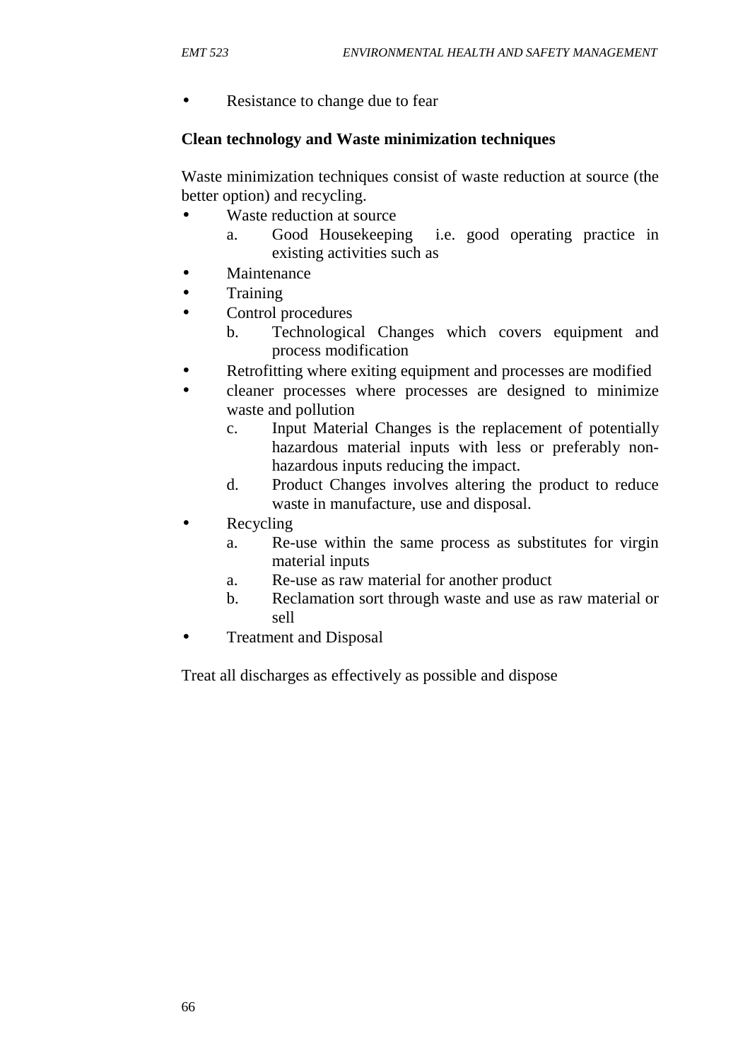- Resistance to change due to fear

**Clean technology and Waste minimization techniques**

Waste minimization techniques consist of waste reduction at source (the better option) and recycling.

- Waste reduction at source
    a. Good Housekeeping i.e. good operating practice in existing activities such as
- Maintenance
- Training
- Control procedures
    b. Technological Changes which covers equipment and process modification
- Retrofitting where exiting equipment and processes are modified
- cleaner processes where processes are designed to minimize waste and pollution
    c. Input Material Changes is the replacement of potentially hazardous material inputs with less or preferably non-hazardous inputs reducing the impact.
    d. Product Changes involves altering the product to reduce waste in manufacture, use and disposal.
- Recycling
    a. Re-use within the same process as substitutes for virgin material inputs
    a. Re-use as raw material for another product
    b. Reclamation sort through waste and use as raw material or sell
- Treatment and Disposal

Treat all discharges as effectively as possible and dispose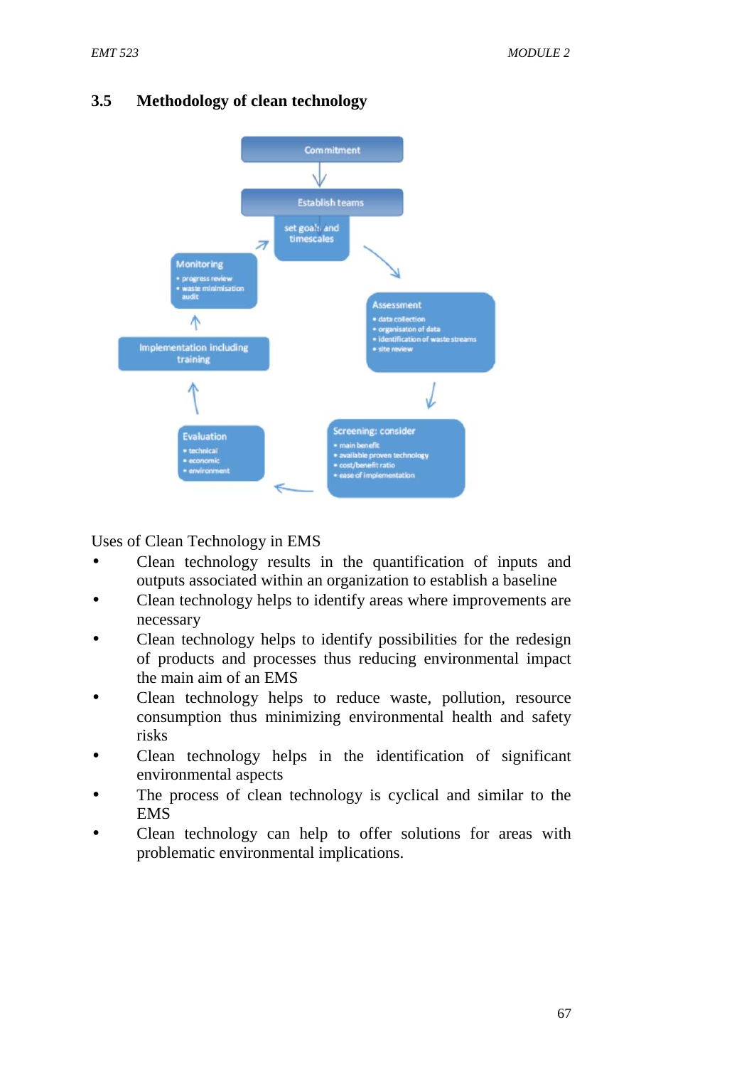## 3.5 Methodology of clean technology

Commitment

Establish teams

set goals and timescales

Assessment
- data collection
- organisation of data
- identification of waste streams
- site review

Screening: consider
- main benefit
- available proven technology
- cost/benefit ratio
- ease of implementation

Evaluation
- technical
- economic
- environment

Implementation including training

Monitoring
- progress review
- waste minimisation audit

Uses of Clean Technology in EMS

- Clean technology results in the quantification of inputs and outputs associated within an organization to establish a baseline
- Clean technology helps to identify areas where improvements are necessary
- Clean technology helps to identify possibilities for the redesign of products and processes thus reducing environmental impact the main aim of an EMS
- Clean technology helps to reduce waste, pollution, resource consumption thus minimizing environmental health and safety risks
- Clean technology helps in the identification of significant environmental aspects
- The process of clean technology is cyclical and similar to the EMS
- Clean technology can help to offer solutions for areas with problematic environmental implications.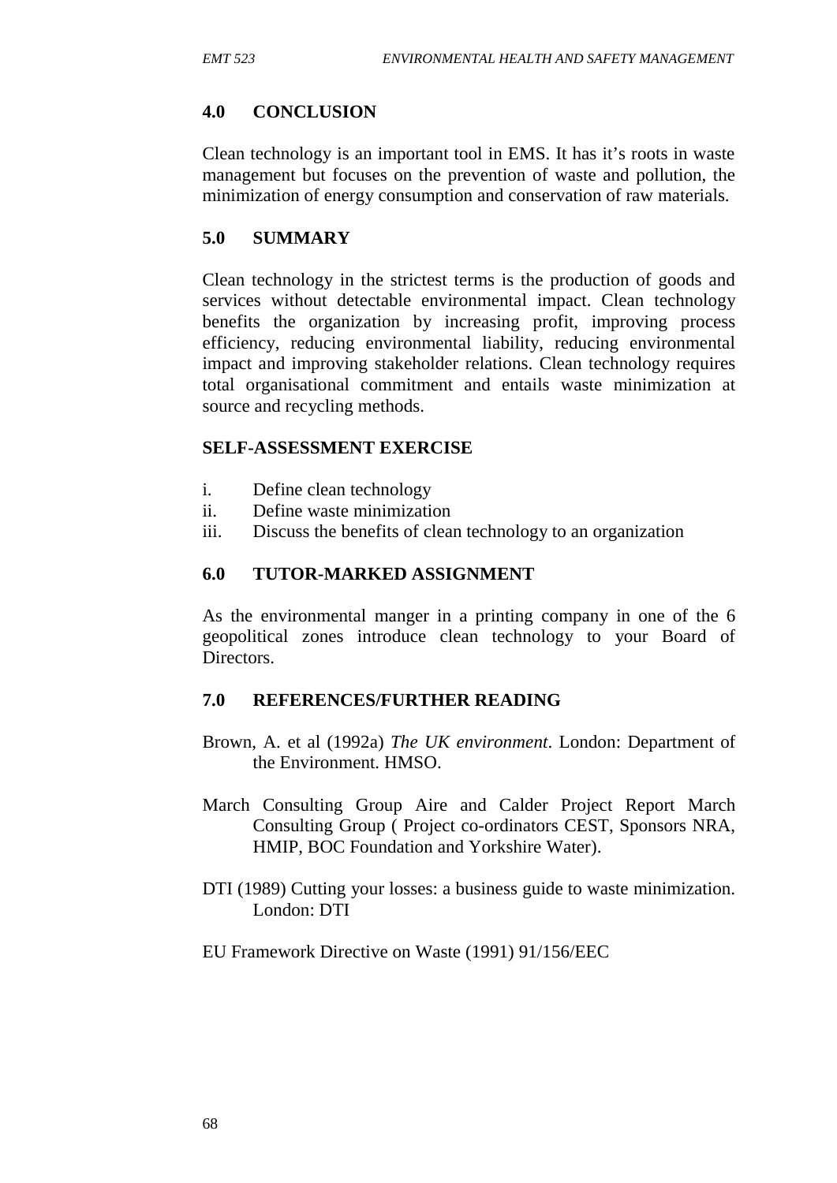## 4.0 CONCLUSION

Clean technology is an important tool in EMS. It has it's roots in waste management but focuses on the prevention of waste and pollution, the minimization of energy consumption and conservation of raw materials.

## 5.0 SUMMARY

Clean technology in the strictest terms is the production of goods and services without detectable environmental impact. Clean technology benefits the organization by increasing profit, improving process efficiency, reducing environmental liability, reducing environmental impact and improving stakeholder relations. Clean technology requires total organisational commitment and entails waste minimization at source and recycling methods.

### SELF-ASSESSMENT EXERCISE

i. Define clean technology
ii. Define waste minimization
iii. Discuss the benefits of clean technology to an organization

## 6.0 TUTOR-MARKED ASSIGNMENT

As the environmental manger in a printing company in one of the 6 geopolitical zones introduce clean technology to your Board of Directors.

## 7.0 REFERENCES/FURTHER READING

Brown, A. et al (1992a) *The UK environment*. London: Department of the Environment. HMSO.

March Consulting Group Aire and Calder Project Report March Consulting Group ( Project co-ordinators CEST, Sponsors NRA, HMIP, BOC Foundation and Yorkshire Water).

DTI (1989) Cutting your losses: a business guide to waste minimization. London: DTI

EU Framework Directive on Waste (1991) 91/156/EEC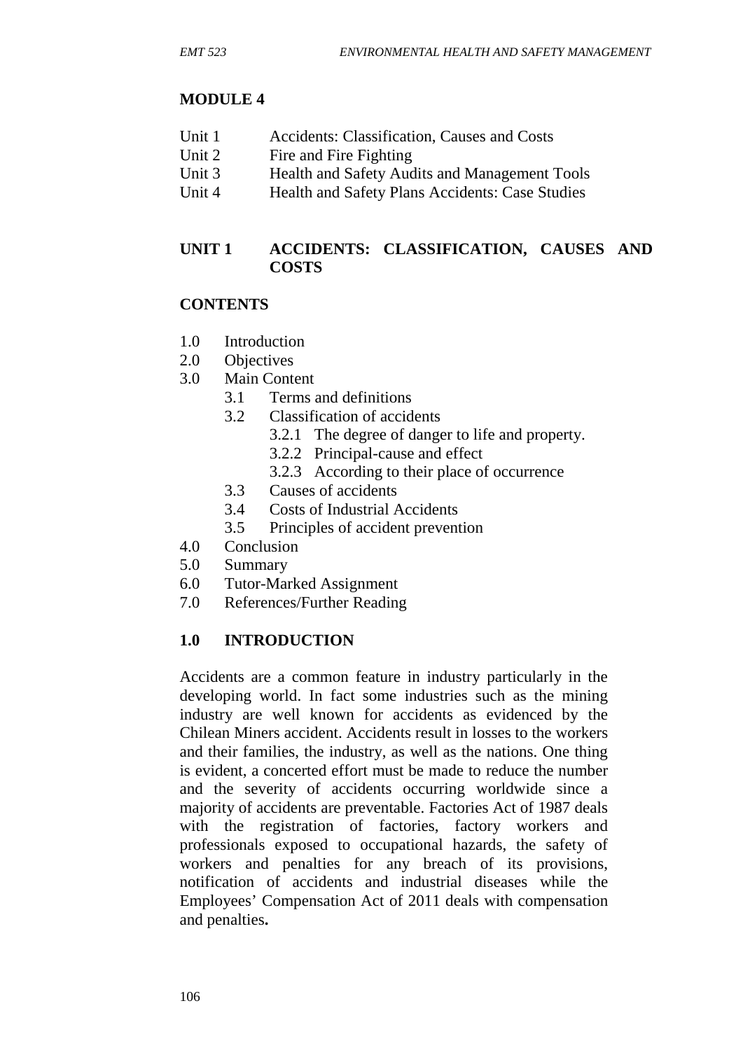## MODULE 4

| | |
|---|---|
| Unit 1 | Accidents: Classification, Causes and Costs |
| Unit 2 | Fire and Fire Fighting |
| Unit 3 | Health and Safety Audits and Management Tools |
| Unit 4 | Health and Safety Plans Accidents: Case Studies |

## UNIT 1 ACCIDENTS: CLASSIFICATION, CAUSES AND COSTS

### CONTENTS

- 1.0 Introduction
- 2.0 Objectives
- 3.0 Main Content
    - 3.1 Terms and definitions
    - 3.2 Classification of accidents
        - 3.2.1 The degree of danger to life and property.
        - 3.2.2 Principal-cause and effect
        - 3.2.3 According to their place of occurrence
    - 3.3 Causes of accidents
    - 3.4 Costs of Industrial Accidents
    - 3.5 Principles of accident prevention
- 4.0 Conclusion
- 5.0 Summary
- 6.0 Tutor-Marked Assignment
- 7.0 References/Further Reading

### 1.0 INTRODUCTION

Accidents are a common feature in industry particularly in the developing world. In fact some industries such as the mining industry are well known for accidents as evidenced by the Chilean Miners accident. Accidents result in losses to the workers and their families, the industry, as well as the nations. One thing is evident, a concerted effort must be made to reduce the number and the severity of accidents occurring worldwide since a majority of accidents are preventable. Factories Act of 1987 deals with the registration of factories, factory workers and professionals exposed to occupational hazards, the safety of workers and penalties for any breach of its provisions, notification of accidents and industrial diseases while the Employees' Compensation Act of 2011 deals with compensation and penalties**.**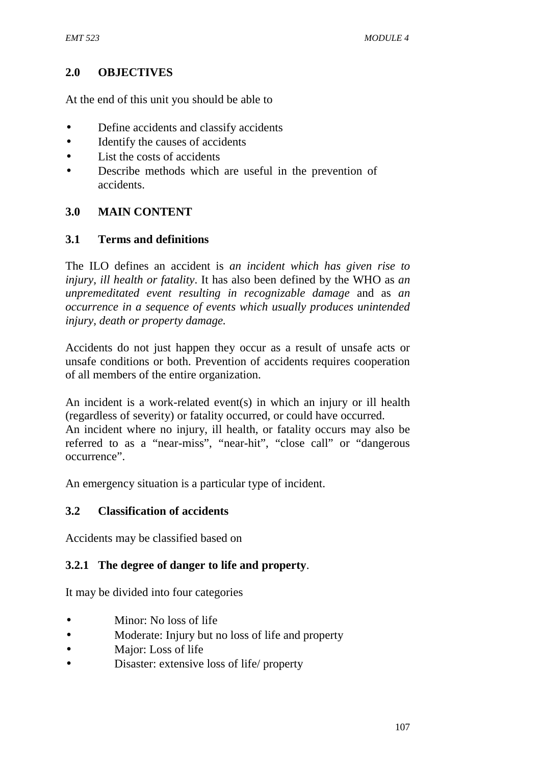## 2.0 OBJECTIVES

At the end of this unit you should be able to

- Define accidents and classify accidents
- Identify the causes of accidents
- List the costs of accidents
- Describe methods which are useful in the prevention of accidents.

## 3.0 MAIN CONTENT

### 3.1 Terms and definitions

The ILO defines an accident is *an incident which has given rise to injury, ill health or fatality*. It has also been defined by the WHO as *an unpremeditated event resulting in recognizable damage* and as *an occurrence in a sequence of events which usually produces unintended injury, death or property damage.*

Accidents do not just happen they occur as a result of unsafe acts or unsafe conditions or both. Prevention of accidents requires cooperation of all members of the entire organization.

An incident is a work-related event(s) in which an injury or ill health (regardless of severity) or fatality occurred, or could have occurred.
An incident where no injury, ill health, or fatality occurs may also be referred to as a "near-miss", "near-hit", "close call" or "dangerous occurrence".

An emergency situation is a particular type of incident.

### 3.2 Classification of accidents

Accidents may be classified based on

#### 3.2.1 The degree of danger to life and property.

It may be divided into four categories

- Minor: No loss of life
- Moderate: Injury but no loss of life and property
- Major: Loss of life
- Disaster: extensive loss of life/ property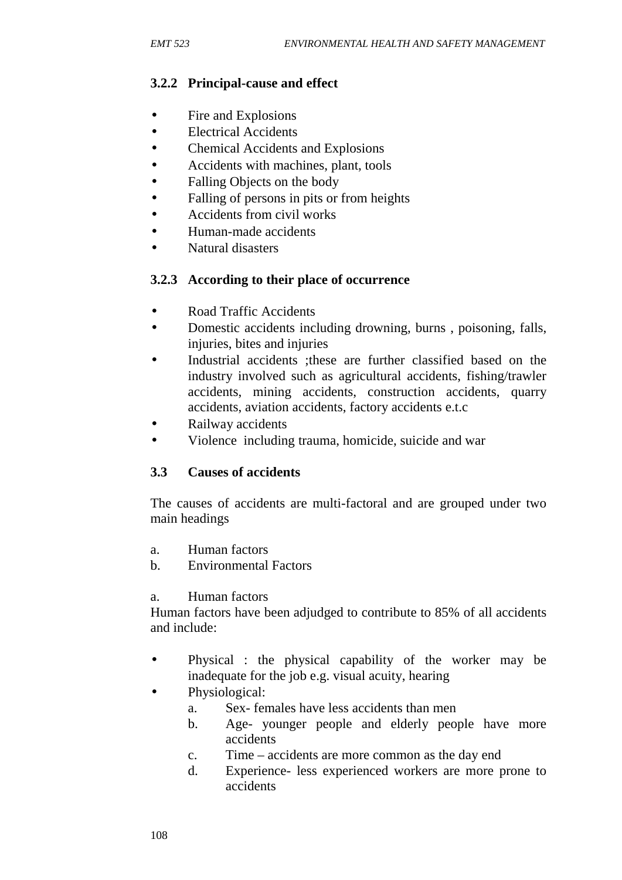### 3.2.2 Principal-cause and effect

- Fire and Explosions
- Electrical Accidents
- Chemical Accidents and Explosions
- Accidents with machines, plant, tools
- Falling Objects on the body
- Falling of persons in pits or from heights
- Accidents from civil works
- Human-made accidents
- Natural disasters

### 3.2.3 According to their place of occurrence

- Road Traffic Accidents
- Domestic accidents including drowning, burns , poisoning, falls, injuries, bites and injuries
- Industrial accidents ;these are further classified based on the industry involved such as agricultural accidents, fishing/trawler accidents, mining accidents, construction accidents, quarry accidents, aviation accidents, factory accidents e.t.c
- Railway accidents
- Violence including trauma, homicide, suicide and war

## 3.3 Causes of accidents

The causes of accidents are multi-factoral and are grouped under two main headings

a. Human factors
b. Environmental Factors

a. Human factors

Human factors have been adjudged to contribute to 85% of all accidents and include:

- Physical : the physical capability of the worker may be inadequate for the job e.g. visual acuity, hearing
- Physiological:
  a. Sex- females have less accidents than men
  b. Age- younger people and elderly people have more accidents
  c. Time – accidents are more common as the day end
  d. Experience- less experienced workers are more prone to accidents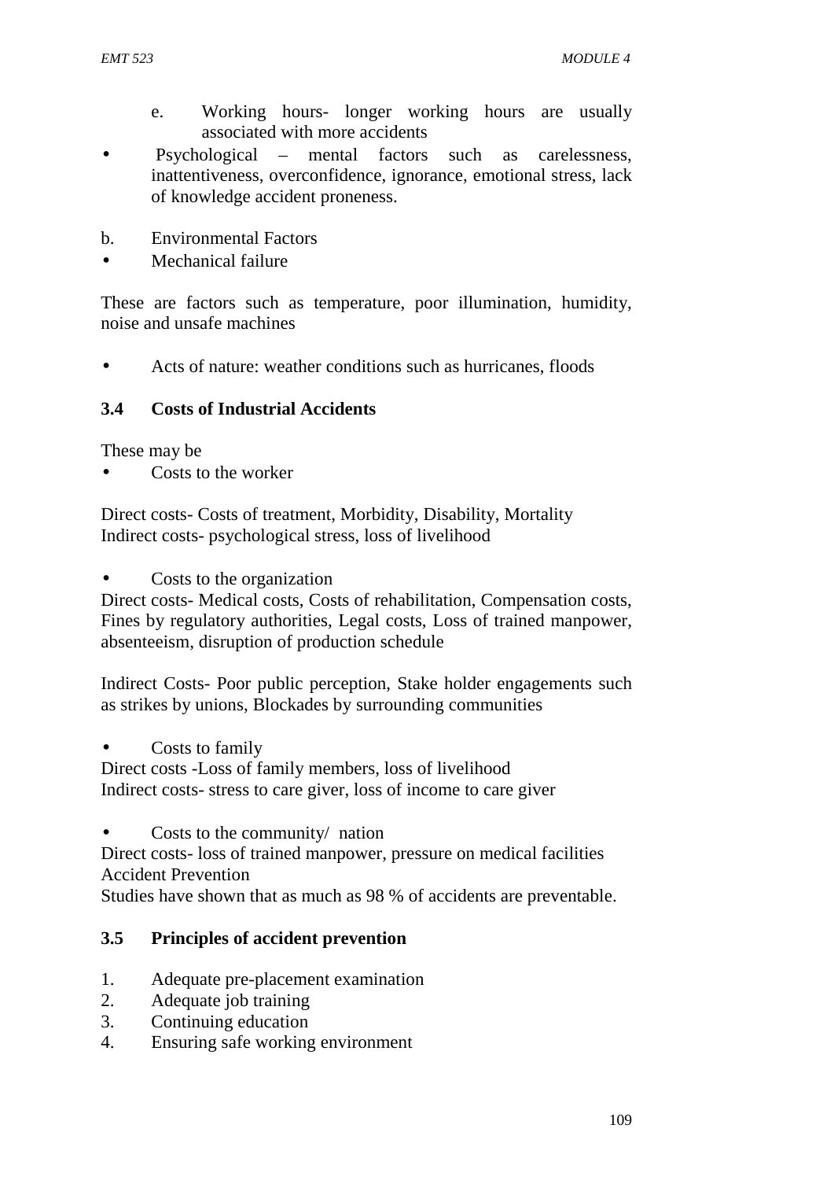e. Working hours- longer working hours are usually associated with more accidents

- Psychological – mental factors such as carelessness, inattentiveness, overconfidence, ignorance, emotional stress, lack of knowledge accident proneness.

b. Environmental Factors

- Mechanical failure

These are factors such as temperature, poor illumination, humidity, noise and unsafe machines

- Acts of nature: weather conditions such as hurricanes, floods

### 3.4 Costs of Industrial Accidents

These may be

- Costs to the worker

Direct costs- Costs of treatment, Morbidity, Disability, Mortality
Indirect costs- psychological stress, loss of livelihood

- Costs to the organization

Direct costs- Medical costs, Costs of rehabilitation, Compensation costs, Fines by regulatory authorities, Legal costs, Loss of trained manpower, absenteeism, disruption of production schedule

Indirect Costs- Poor public perception, Stake holder engagements such as strikes by unions, Blockades by surrounding communities

- Costs to family

Direct costs -Loss of family members, loss of livelihood
Indirect costs- stress to care giver, loss of income to care giver

- Costs to the community/ nation

Direct costs- loss of trained manpower, pressure on medical facilities
Accident Prevention
Studies have shown that as much as 98 % of accidents are preventable.

### 3.5 Principles of accident prevention

1. Adequate pre-placement examination
2. Adequate job training
3. Continuing education
4. Ensuring safe working environment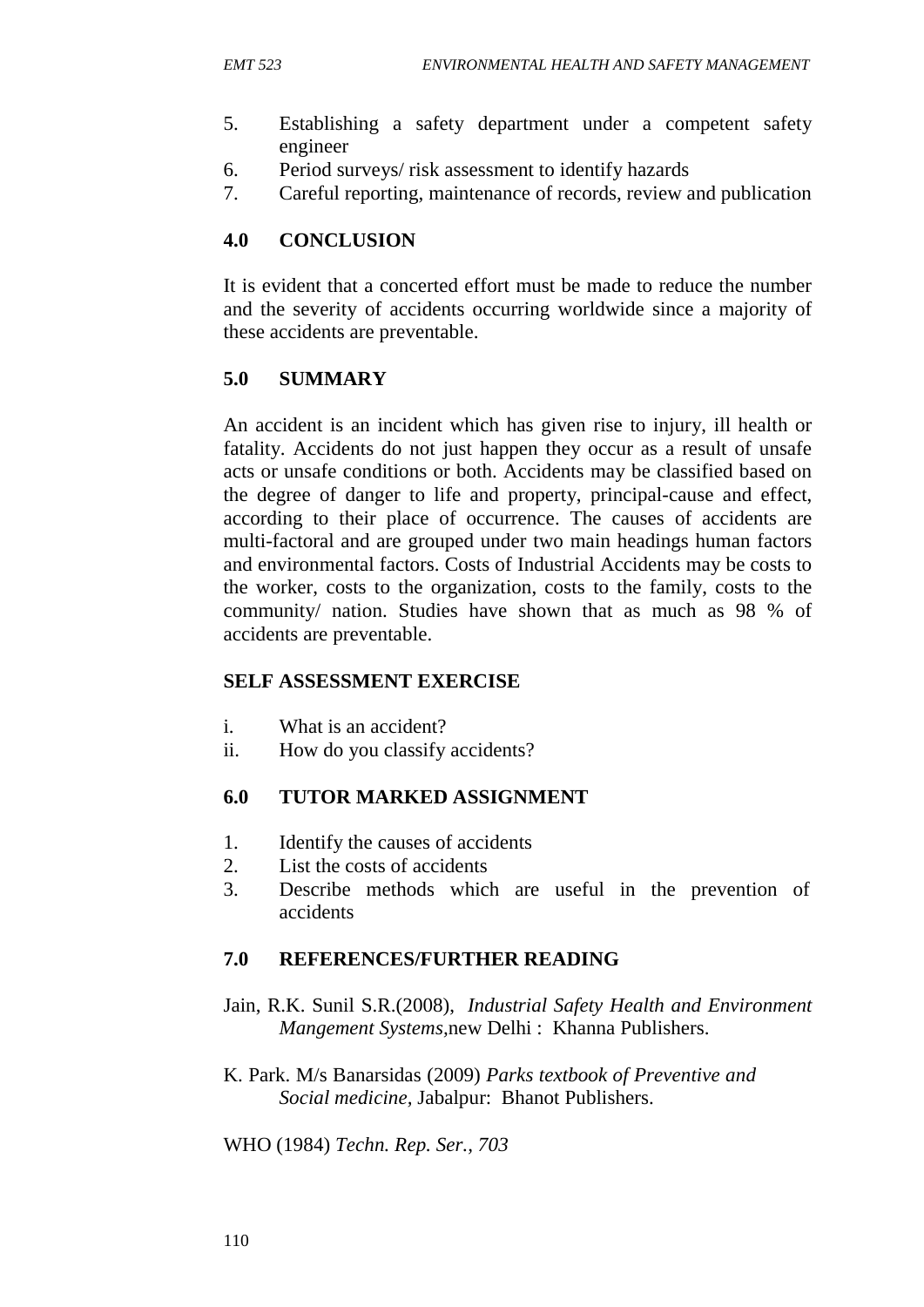5. Establishing a safety department under a competent safety engineer
6. Period surveys/ risk assessment to identify hazards
7. Careful reporting, maintenance of records, review and publication

## 4.0 CONCLUSION

It is evident that a concerted effort must be made to reduce the number and the severity of accidents occurring worldwide since a majority of these accidents are preventable.

## 5.0 SUMMARY

An accident is an incident which has given rise to injury, ill health or fatality. Accidents do not just happen they occur as a result of unsafe acts or unsafe conditions or both. Accidents may be classified based on the degree of danger to life and property, principal-cause and effect, according to their place of occurrence. The causes of accidents are multi-factoral and are grouped under two main headings human factors and environmental factors. Costs of Industrial Accidents may be costs to the worker, costs to the organization, costs to the family, costs to the community/ nation. Studies have shown that as much as 98 % of accidents are preventable.

### SELF ASSESSMENT EXERCISE

i. What is an accident?
ii. How do you classify accidents?

## 6.0 TUTOR MARKED ASSIGNMENT

1. Identify the causes of accidents
2. List the costs of accidents
3. Describe methods which are useful in the prevention of accidents

## 7.0 REFERENCES/FURTHER READING

Jain, R.K. Sunil S.R.(2008), *Industrial Safety Health and Environment Mangement Systems*,new Delhi : Khanna Publishers.

K. Park. M/s Banarsidas (2009) *Parks textbook of Preventive and Social medicine*, Jabalpur: Bhanot Publishers.

WHO (1984) *Techn. Rep. Ser., 703*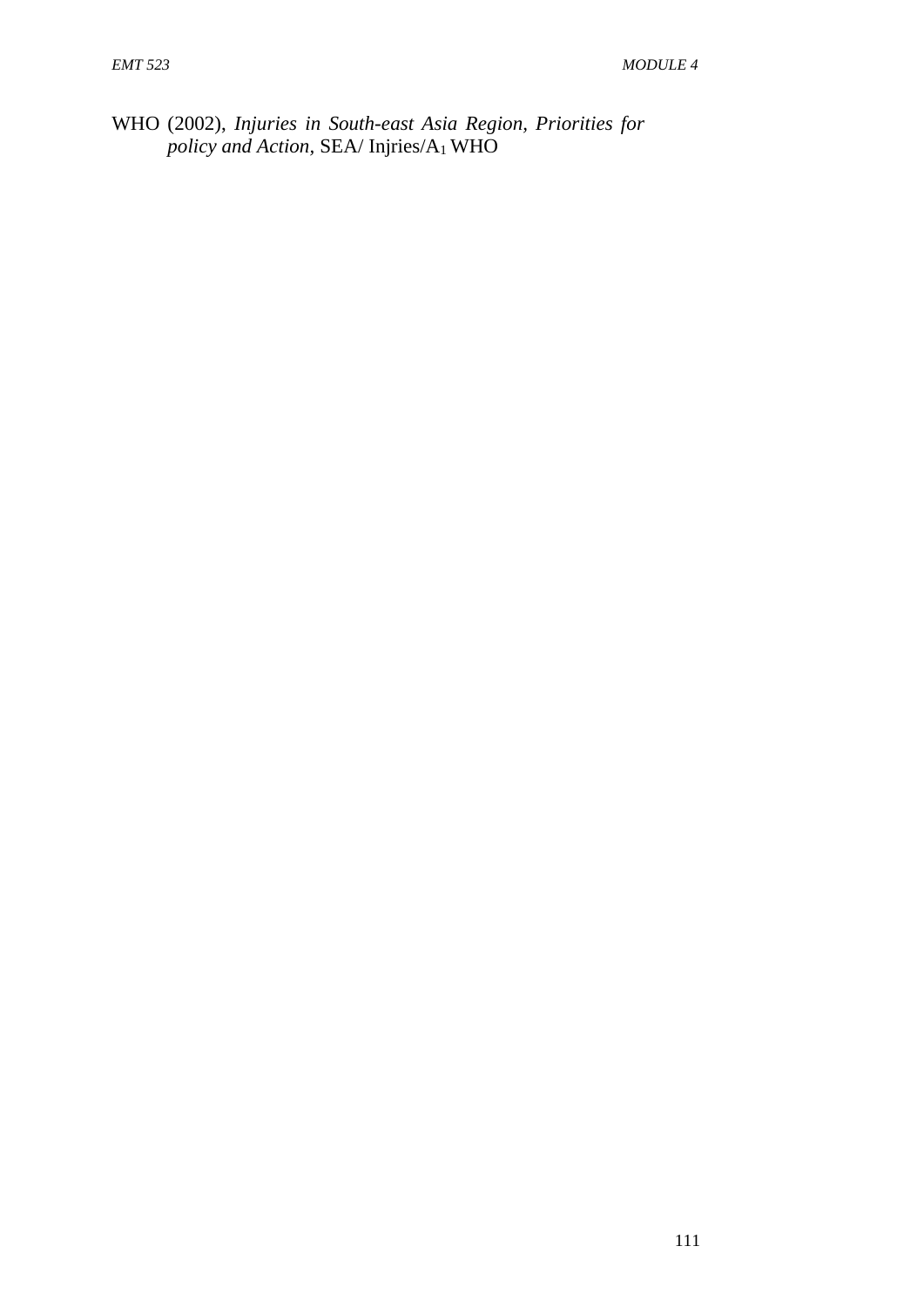WHO (2002), *Injuries in South-east Asia Region, Priorities for policy and Action*, SEA/ Injries/$A_1$ WHO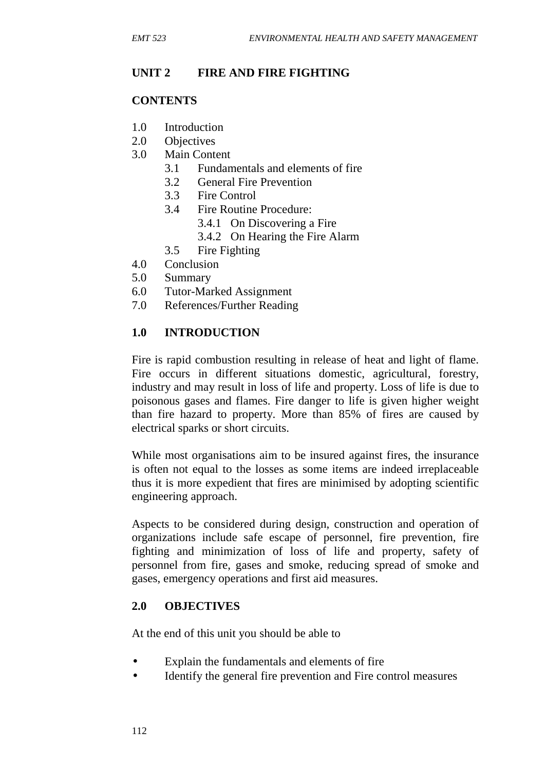## UNIT 2 FIRE AND FIRE FIGHTING

### CONTENTS

- 1.0 Introduction
- 2.0 Objectives
- 3.0 Main Content
  - 3.1 Fundamentals and elements of fire
  - 3.2 General Fire Prevention
  - 3.3 Fire Control
  - 3.4 Fire Routine Procedure:
    - 3.4.1 On Discovering a Fire
    - 3.4.2 On Hearing the Fire Alarm
  - 3.5 Fire Fighting
- 4.0 Conclusion
- 5.0 Summary
- 6.0 Tutor-Marked Assignment
- 7.0 References/Further Reading

### 1.0 INTRODUCTION

Fire is rapid combustion resulting in release of heat and light of flame. Fire occurs in different situations domestic, agricultural, forestry, industry and may result in loss of life and property. Loss of life is due to poisonous gases and flames. Fire danger to life is given higher weight than fire hazard to property. More than 85% of fires are caused by electrical sparks or short circuits.

While most organisations aim to be insured against fires, the insurance is often not equal to the losses as some items are indeed irreplaceable thus it is more expedient that fires are minimised by adopting scientific engineering approach.

Aspects to be considered during design, construction and operation of organizations include safe escape of personnel, fire prevention, fire fighting and minimization of loss of life and property, safety of personnel from fire, gases and smoke, reducing spread of smoke and gases, emergency operations and first aid measures.

### 2.0 OBJECTIVES

At the end of this unit you should be able to

- Explain the fundamentals and elements of fire
- Identify the general fire prevention and Fire control measures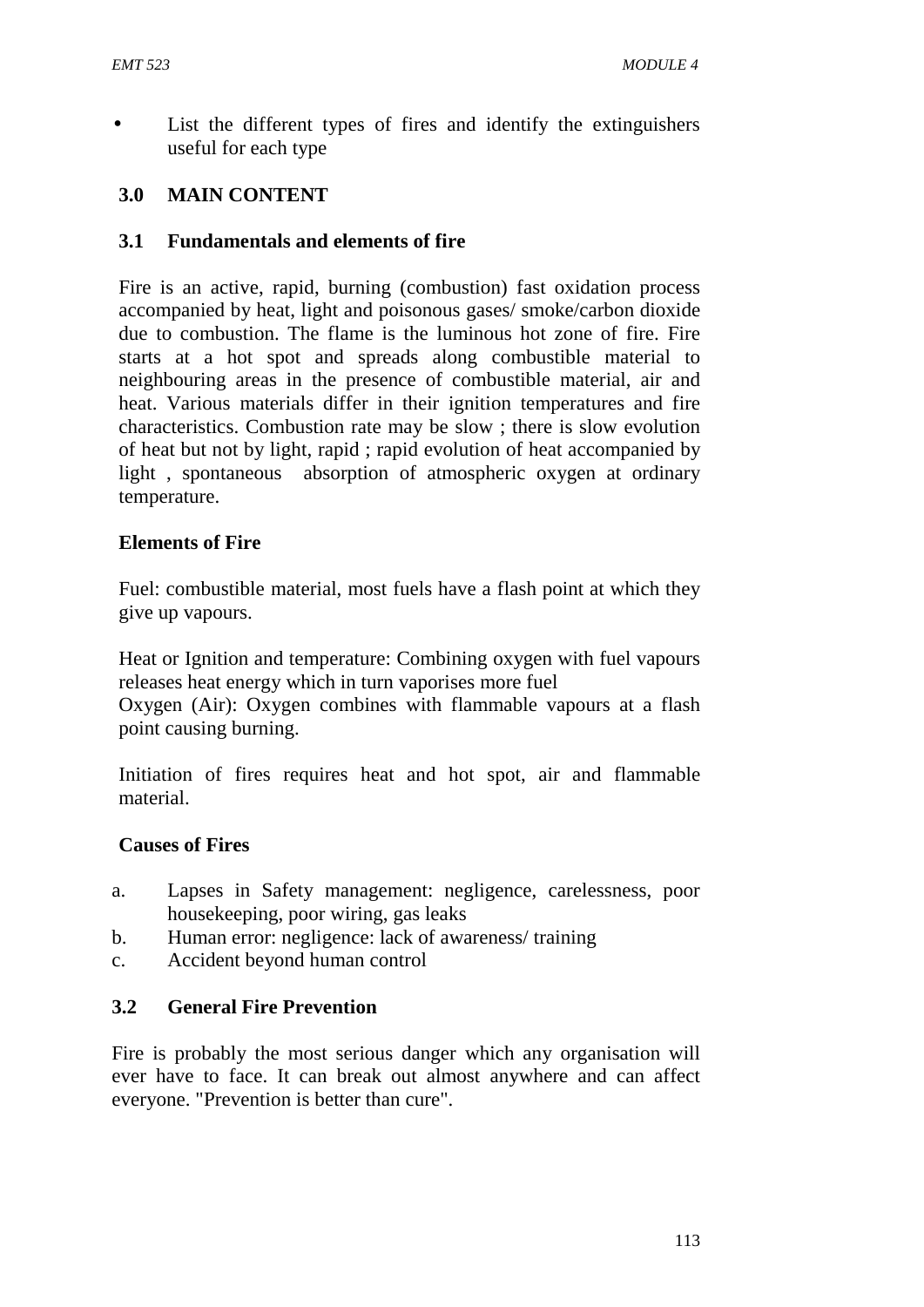- List the different types of fires and identify the extinguishers useful for each type

## 3.0 MAIN CONTENT

### 3.1 Fundamentals and elements of fire

Fire is an active, rapid, burning (combustion) fast oxidation process accompanied by heat, light and poisonous gases/ smoke/carbon dioxide due to combustion. The flame is the luminous hot zone of fire. Fire starts at a hot spot and spreads along combustible material to neighbouring areas in the presence of combustible material, air and heat. Various materials differ in their ignition temperatures and fire characteristics. Combustion rate may be slow ; there is slow evolution of heat but not by light, rapid ; rapid evolution of heat accompanied by light , spontaneous absorption of atmospheric oxygen at ordinary temperature.

**Elements of Fire**

Fuel: combustible material, most fuels have a flash point at which they give up vapours.

Heat or Ignition and temperature: Combining oxygen with fuel vapours releases heat energy which in turn vaporises more fuel
Oxygen (Air): Oxygen combines with flammable vapours at a flash point causing burning.

Initiation of fires requires heat and hot spot, air and flammable material.

**Causes of Fires**

a. Lapses in Safety management: negligence, carelessness, poor housekeeping, poor wiring, gas leaks
b. Human error: negligence: lack of awareness/ training
c. Accident beyond human control

### 3.2 General Fire Prevention

Fire is probably the most serious danger which any organisation will ever have to face. It can break out almost anywhere and can affect everyone. "Prevention is better than cure".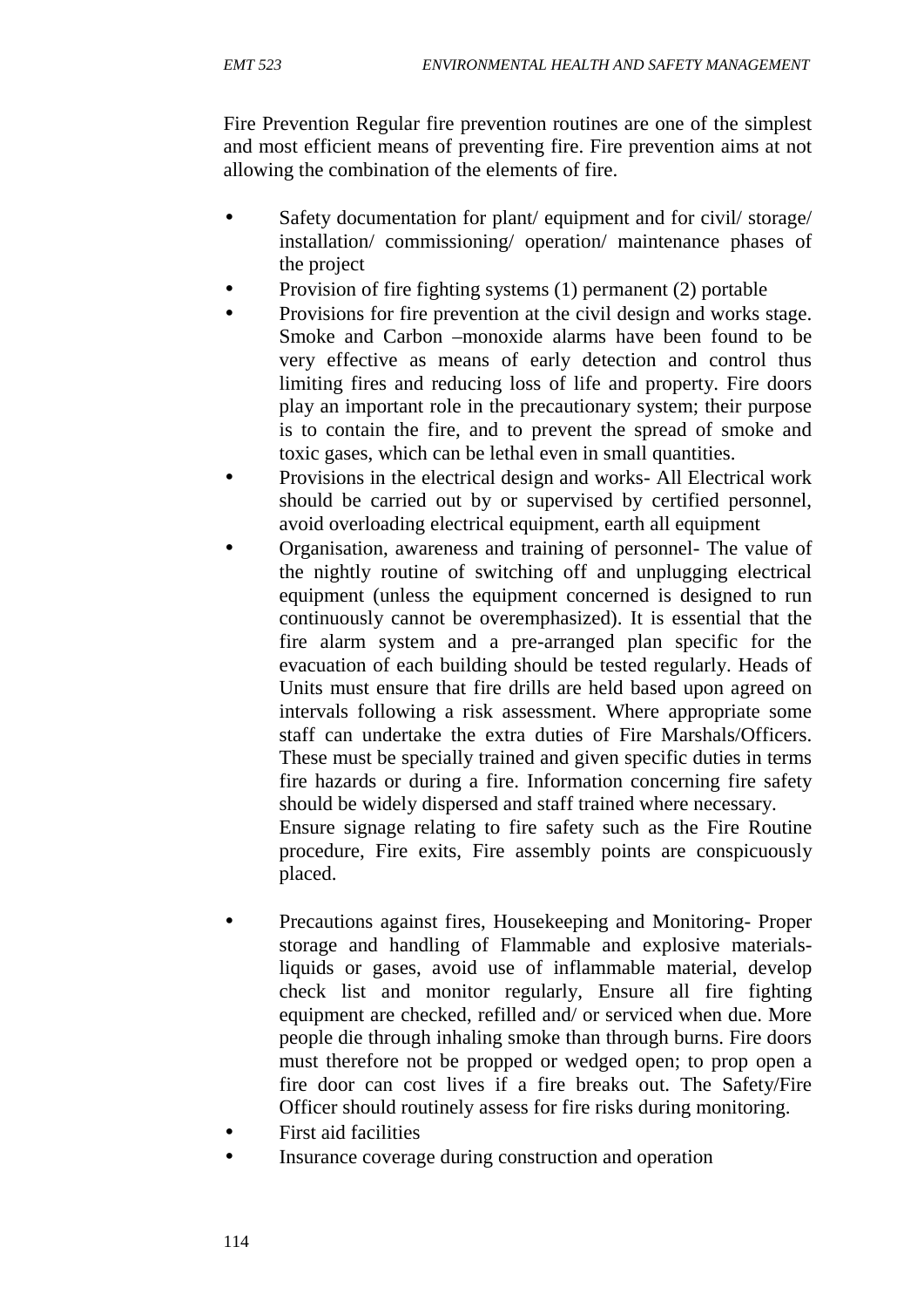Fire Prevention Regular fire prevention routines are one of the simplest and most efficient means of preventing fire. Fire prevention aims at not allowing the combination of the elements of fire.

- Safety documentation for plant/ equipment and for civil/ storage/ installation/ commissioning/ operation/ maintenance phases of the project
- Provision of fire fighting systems (1) permanent (2) portable
- Provisions for fire prevention at the civil design and works stage. Smoke and Carbon –monoxide alarms have been found to be very effective as means of early detection and control thus limiting fires and reducing loss of life and property. Fire doors play an important role in the precautionary system; their purpose is to contain the fire, and to prevent the spread of smoke and toxic gases, which can be lethal even in small quantities.
- Provisions in the electrical design and works- All Electrical work should be carried out by or supervised by certified personnel, avoid overloading electrical equipment, earth all equipment
- Organisation, awareness and training of personnel- The value of the nightly routine of switching off and unplugging electrical equipment (unless the equipment concerned is designed to run continuously cannot be overemphasized). It is essential that the fire alarm system and a pre-arranged plan specific for the evacuation of each building should be tested regularly. Heads of Units must ensure that fire drills are held based upon agreed on intervals following a risk assessment. Where appropriate some staff can undertake the extra duties of Fire Marshals/Officers. These must be specially trained and given specific duties in terms fire hazards or during a fire. Information concerning fire safety should be widely dispersed and staff trained where necessary.

  Ensure signage relating to fire safety such as the Fire Routine procedure, Fire exits, Fire assembly points are conspicuously placed.

- Precautions against fires, Housekeeping and Monitoring- Proper storage and handling of Flammable and explosive materials- liquids or gases, avoid use of inflammable material, develop check list and monitor regularly, Ensure all fire fighting equipment are checked, refilled and/ or serviced when due. More people die through inhaling smoke than through burns. Fire doors must therefore not be propped or wedged open; to prop open a fire door can cost lives if a fire breaks out. The Safety/Fire Officer should routinely assess for fire risks during monitoring.
- First aid facilities
- Insurance coverage during construction and operation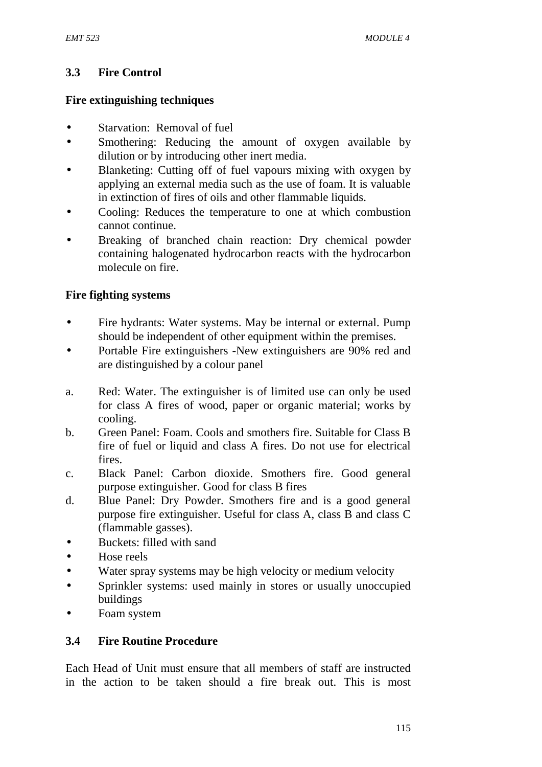## 3.3 Fire Control

**Fire extinguishing techniques**

- Starvation: Removal of fuel
- Smothering: Reducing the amount of oxygen available by dilution or by introducing other inert media.
- Blanketing: Cutting off of fuel vapours mixing with oxygen by applying an external media such as the use of foam. It is valuable in extinction of fires of oils and other flammable liquids.
- Cooling: Reduces the temperature to one at which combustion cannot continue.
- Breaking of branched chain reaction: Dry chemical powder containing halogenated hydrocarbon reacts with the hydrocarbon molecule on fire.

**Fire fighting systems**

- Fire hydrants: Water systems. May be internal or external. Pump should be independent of other equipment within the premises.
- Portable Fire extinguishers -New extinguishers are 90% red and are distinguished by a colour panel

a. Red: Water. The extinguisher is of limited use can only be used for class A fires of wood, paper or organic material; works by cooling.
b. Green Panel: Foam. Cools and smothers fire. Suitable for Class B fire of fuel or liquid and class A fires. Do not use for electrical fires.
c. Black Panel: Carbon dioxide. Smothers fire. Good general purpose extinguisher. Good for class B fires
d. Blue Panel: Dry Powder. Smothers fire and is a good general purpose fire extinguisher. Useful for class A, class B and class C (flammable gasses).

- Buckets: filled with sand
- Hose reels
- Water spray systems may be high velocity or medium velocity
- Sprinkler systems: used mainly in stores or usually unoccupied buildings
- Foam system

## 3.4 Fire Routine Procedure

Each Head of Unit must ensure that all members of staff are instructed in the action to be taken should a fire break out. This is most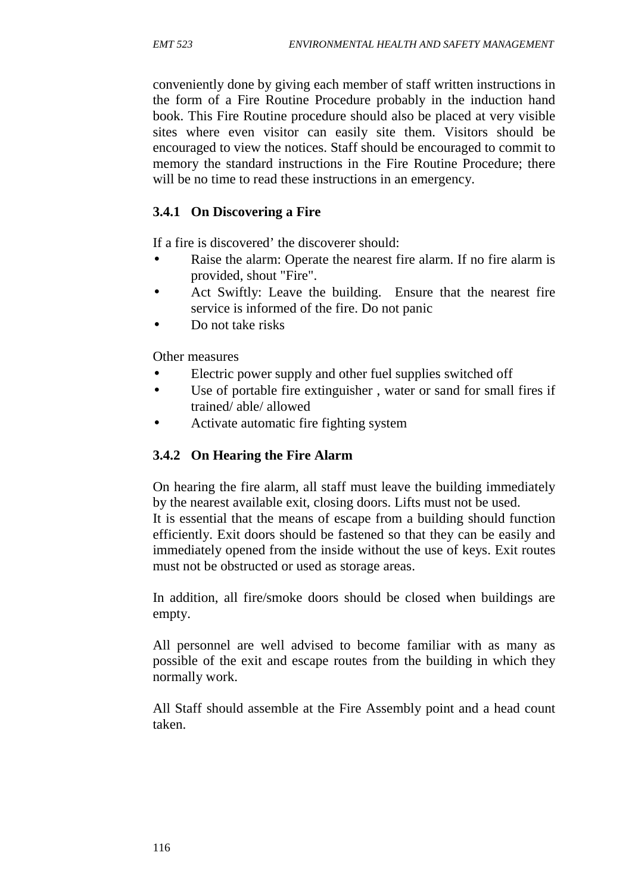conveniently done by giving each member of staff written instructions in the form of a Fire Routine Procedure probably in the induction hand book. This Fire Routine procedure should also be placed at very visible sites where even visitor can easily site them. Visitors should be encouraged to view the notices. Staff should be encouraged to commit to memory the standard instructions in the Fire Routine Procedure; there will be no time to read these instructions in an emergency.

### 3.4.1 On Discovering a Fire

If a fire is discovered' the discoverer should:

- Raise the alarm: Operate the nearest fire alarm. If no fire alarm is provided, shout "Fire".
- Act Swiftly: Leave the building. Ensure that the nearest fire service is informed of the fire. Do not panic
- Do not take risks

Other measures

- Electric power supply and other fuel supplies switched off
- Use of portable fire extinguisher , water or sand for small fires if trained/ able/ allowed
- Activate automatic fire fighting system

### 3.4.2 On Hearing the Fire Alarm

On hearing the fire alarm, all staff must leave the building immediately by the nearest available exit, closing doors. Lifts must not be used.
It is essential that the means of escape from a building should function efficiently. Exit doors should be fastened so that they can be easily and immediately opened from the inside without the use of keys. Exit routes must not be obstructed or used as storage areas.

In addition, all fire/smoke doors should be closed when buildings are empty.

All personnel are well advised to become familiar with as many as possible of the exit and escape routes from the building in which they normally work.

All Staff should assemble at the Fire Assembly point and a head count taken.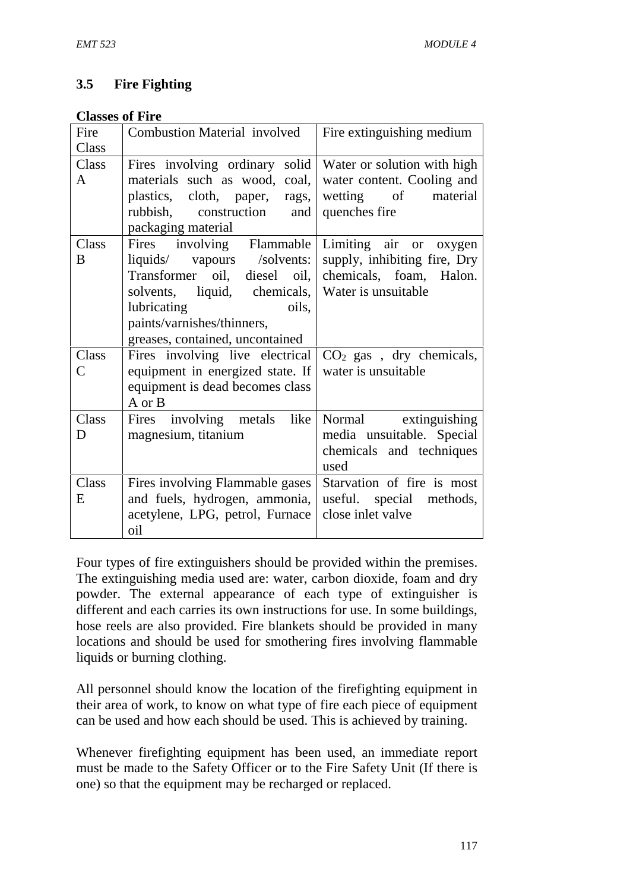### 3.5 Fire Fighting

**Classes of Fire**

| Fire Class | Combustion Material involved | Fire extinguishing medium |
|---|---|---|
| Class A | Fires involving ordinary solid materials such as wood, coal, plastics, cloth, paper, rags, rubbish, construction and packaging material | Water or solution with high water content. Cooling and wetting of material quenches fire |
| Class B | Fires involving Flammable liquids/ vapours /solvents: Transformer oil, diesel oil, solvents, liquid, chemicals, lubricating oils, paints/varnishes/thinners, greases, contained, uncontained | Limiting air or oxygen supply, inhibiting fire, Dry chemicals, foam, Halon. Water is unsuitable |
| Class C | Fires involving live electrical equipment in energized state. If equipment is dead becomes class A or B | $CO_2$ gas , dry chemicals, water is unsuitable |
| Class D | Fires involving metals like magnesium, titanium | Normal extinguishing media unsuitable. Special chemicals and techniques used |
| Class E | Fires involving Flammable gases and fuels, hydrogen, ammonia, acetylene, LPG, petrol, Furnace oil | Starvation of fire is most useful. special methods, close inlet valve |

Four types of fire extinguishers should be provided within the premises. The extinguishing media used are: water, carbon dioxide, foam and dry powder. The external appearance of each type of extinguisher is different and each carries its own instructions for use. In some buildings, hose reels are also provided. Fire blankets should be provided in many locations and should be used for smothering fires involving flammable liquids or burning clothing.

All personnel should know the location of the firefighting equipment in their area of work, to know on what type of fire each piece of equipment can be used and how each should be used. This is achieved by training.

Whenever firefighting equipment has been used, an immediate report must be made to the Safety Officer or to the Fire Safety Unit (If there is one) so that the equipment may be recharged or replaced.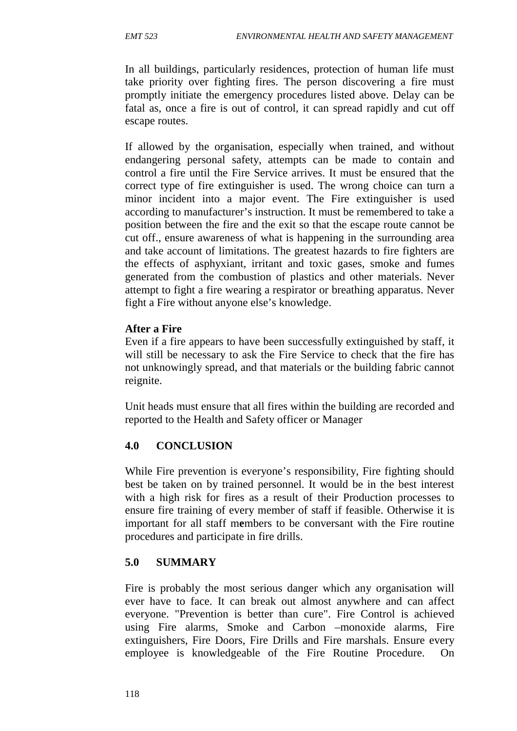In all buildings, particularly residences, protection of human life must take priority over fighting fires. The person discovering a fire must promptly initiate the emergency procedures listed above. Delay can be fatal as, once a fire is out of control, it can spread rapidly and cut off escape routes.

If allowed by the organisation, especially when trained, and without endangering personal safety, attempts can be made to contain and control a fire until the Fire Service arrives. It must be ensured that the correct type of fire extinguisher is used. The wrong choice can turn a minor incident into a major event. The Fire extinguisher is used according to manufacturer's instruction. It must be remembered to take a position between the fire and the exit so that the escape route cannot be cut off., ensure awareness of what is happening in the surrounding area and take account of limitations. The greatest hazards to fire fighters are the effects of asphyxiant, irritant and toxic gases, smoke and fumes generated from the combustion of plastics and other materials. Never attempt to fight a fire wearing a respirator or breathing apparatus. Never fight a Fire without anyone else's knowledge.

**After a Fire**

Even if a fire appears to have been successfully extinguished by staff, it will still be necessary to ask the Fire Service to check that the fire has not unknowingly spread, and that materials or the building fabric cannot reignite.

Unit heads must ensure that all fires within the building are recorded and reported to the Health and Safety officer or Manager

## 4.0 CONCLUSION

While Fire prevention is everyone's responsibility, Fire fighting should best be taken on by trained personnel. It would be in the best interest with a high risk for fires as a result of their Production processes to ensure fire training of every member of staff if feasible. Otherwise it is important for all staff members to be conversant with the Fire routine procedures and participate in fire drills.

## 5.0 SUMMARY

Fire is probably the most serious danger which any organisation will ever have to face. It can break out almost anywhere and can affect everyone. "Prevention is better than cure". Fire Control is achieved using Fire alarms, Smoke and Carbon –monoxide alarms, Fire extinguishers, Fire Doors, Fire Drills and Fire marshals. Ensure every employee is knowledgeable of the Fire Routine Procedure. On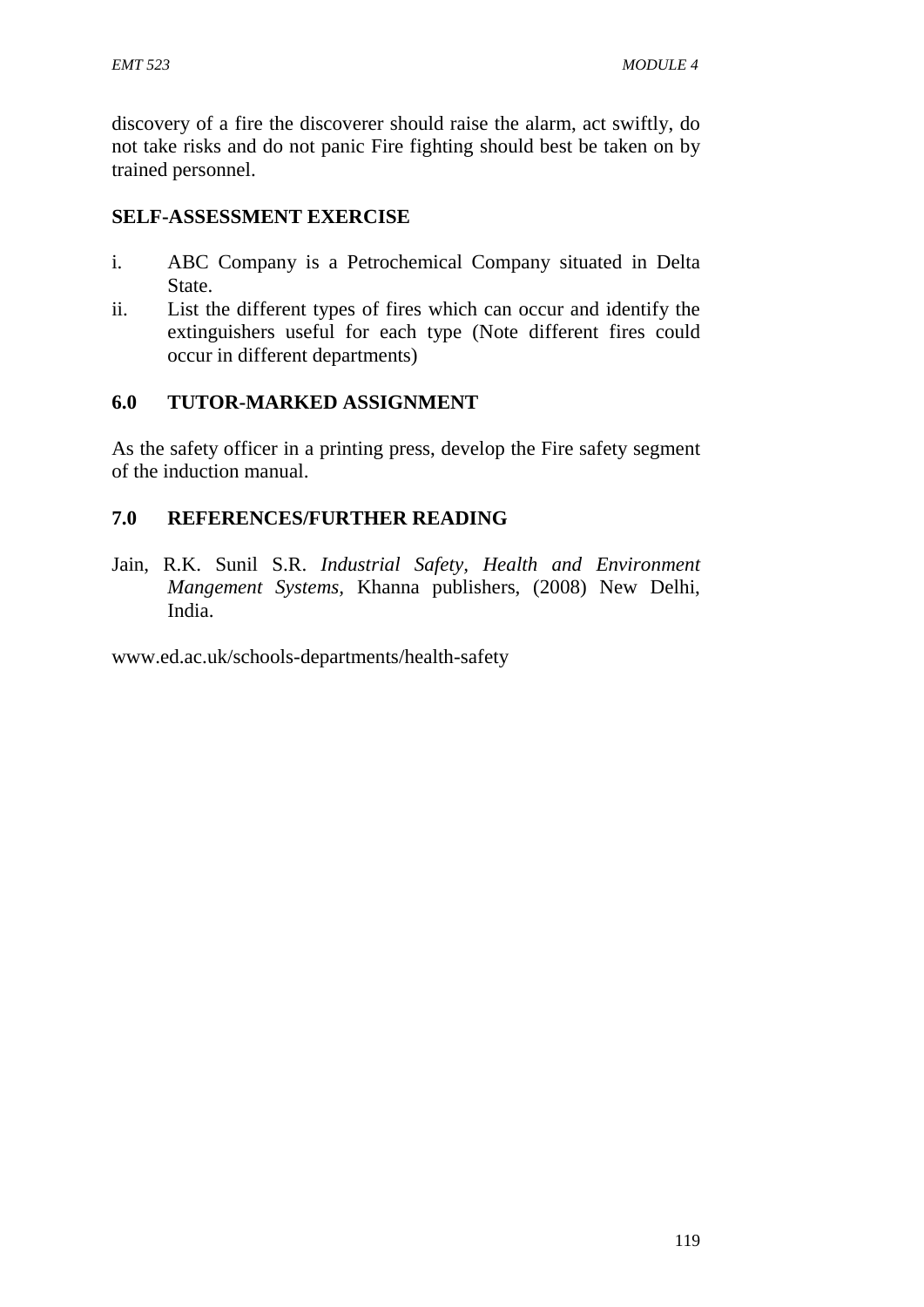discovery of a fire the discoverer should raise the alarm, act swiftly, do not take risks and do not panic Fire fighting should best be taken on by trained personnel.

## SELF-ASSESSMENT EXERCISE

i. ABC Company is a Petrochemical Company situated in Delta State.
ii. List the different types of fires which can occur and identify the extinguishers useful for each type (Note different fires could occur in different departments)

## 6.0 TUTOR-MARKED ASSIGNMENT

As the safety officer in a printing press, develop the Fire safety segment of the induction manual.

## 7.0 REFERENCES/FURTHER READING

Jain, R.K. Sunil S.R. *Industrial Safety, Health and Environment Mangement Systems*, Khanna publishers, (2008) New Delhi, India.

www.ed.ac.uk/schools-departments/health-safety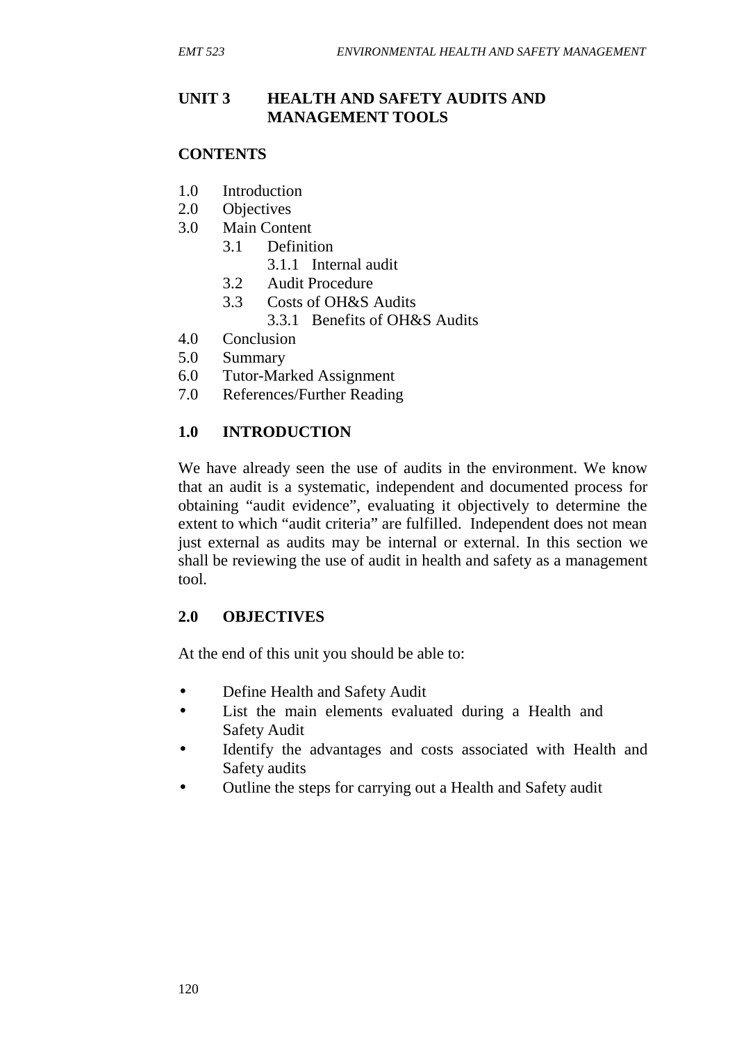# UNIT 3 HEALTH AND SAFETY AUDITS AND MANAGEMENT TOOLS

## CONTENTS

1.0 Introduction
2.0 Objectives
3.0 Main Content
   3.1 Definition
      3.1.1 Internal audit
   3.2 Audit Procedure
   3.3 Costs of OH&S Audits
      3.3.1 Benefits of OH&S Audits
4.0 Conclusion
5.0 Summary
6.0 Tutor-Marked Assignment
7.0 References/Further Reading

## 1.0 INTRODUCTION

We have already seen the use of audits in the environment. We know that an audit is a systematic, independent and documented process for obtaining "audit evidence", evaluating it objectively to determine the extent to which "audit criteria" are fulfilled. Independent does not mean just external as audits may be internal or external. In this section we shall be reviewing the use of audit in health and safety as a management tool.

## 2.0 OBJECTIVES

At the end of this unit you should be able to:

- Define Health and Safety Audit
- List the main elements evaluated during a Health and Safety Audit
- Identify the advantages and costs associated with Health and Safety audits
- Outline the steps for carrying out a Health and Safety audit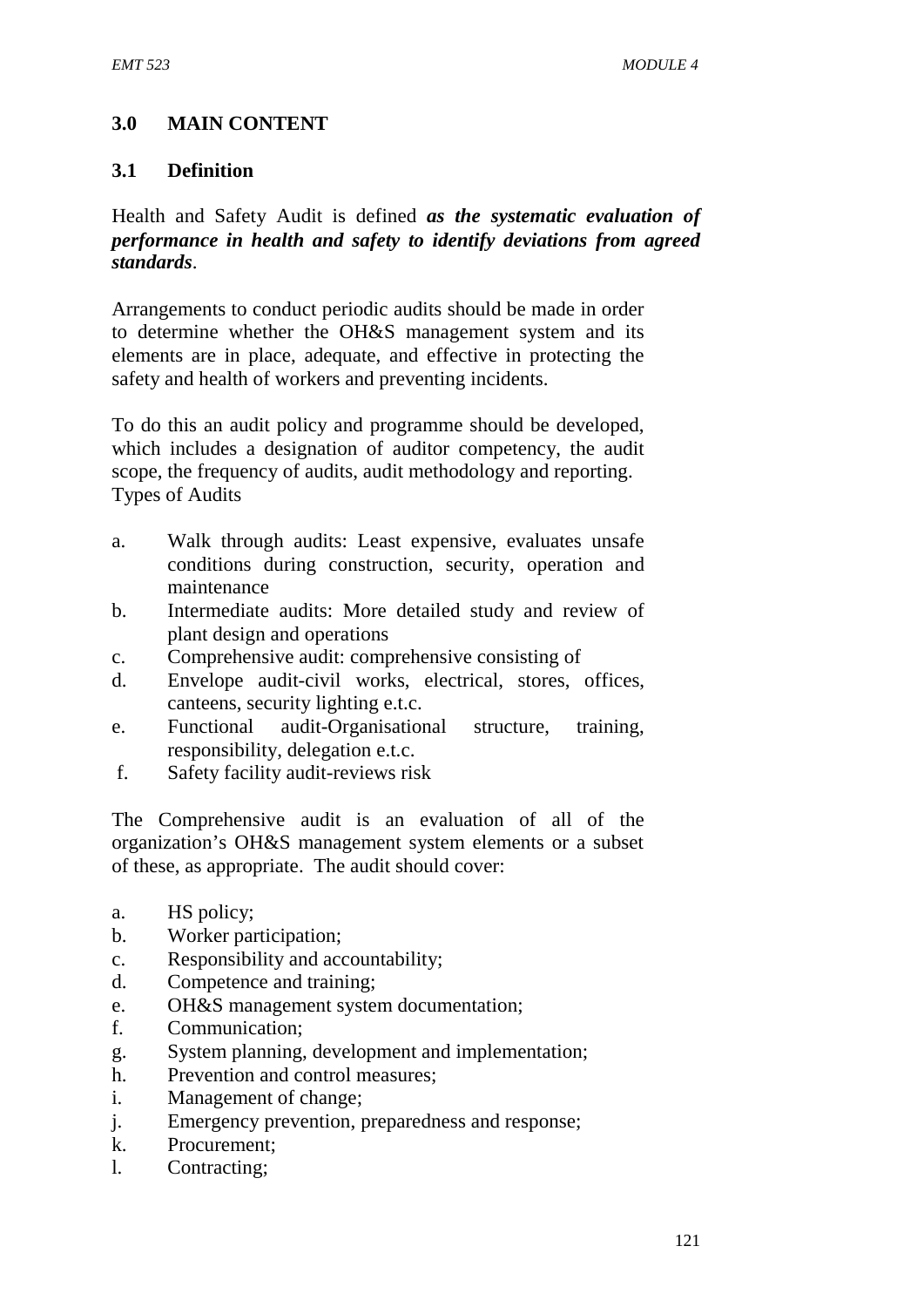## 3.0 MAIN CONTENT

### 3.1 Definition

Health and Safety Audit is defined ***as the systematic evaluation of performance in health and safety to identify deviations from agreed standards***.

Arrangements to conduct periodic audits should be made in order to determine whether the OH&S management system and its elements are in place, adequate, and effective in protecting the safety and health of workers and preventing incidents.

To do this an audit policy and programme should be developed, which includes a designation of auditor competency, the audit scope, the frequency of audits, audit methodology and reporting.
Types of Audits

a. Walk through audits: Least expensive, evaluates unsafe conditions during construction, security, operation and maintenance
b. Intermediate audits: More detailed study and review of plant design and operations
c. Comprehensive audit: comprehensive consisting of
d. Envelope audit-civil works, electrical, stores, offices, canteens, security lighting e.t.c.
e. Functional audit-Organisational structure, training, responsibility, delegation e.t.c.
f. Safety facility audit-reviews risk

The Comprehensive audit is an evaluation of all of the organization's OH&S management system elements or a subset of these, as appropriate. The audit should cover:

a. HS policy;
b. Worker participation;
c. Responsibility and accountability;
d. Competence and training;
e. OH&S management system documentation;
f. Communication;
g. System planning, development and implementation;
h. Prevention and control measures;
i. Management of change;
j. Emergency prevention, preparedness and response;
k. Procurement;
l. Contracting;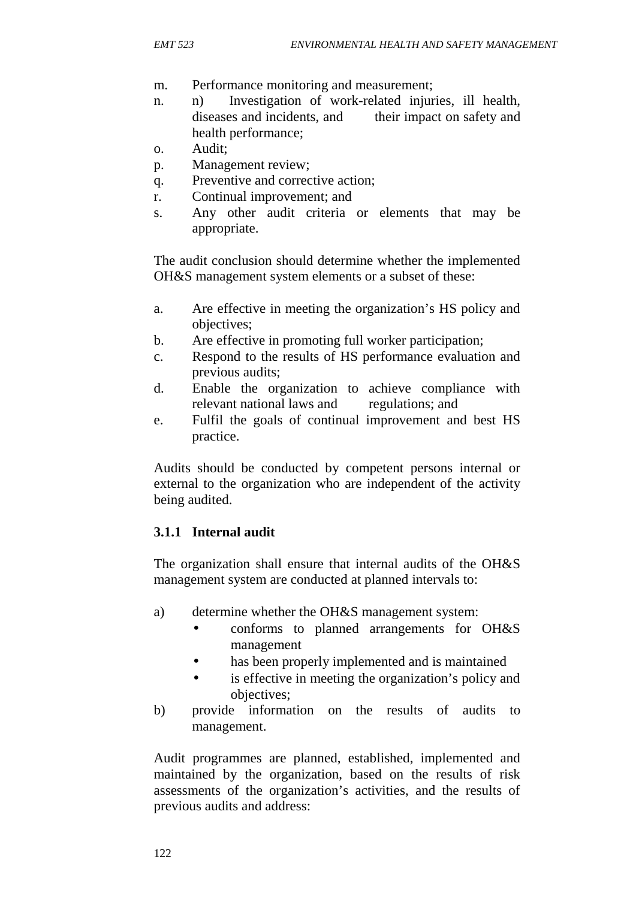m. Performance monitoring and measurement;
n. n) Investigation of work-related injuries, ill health, diseases and incidents, and their impact on safety and health performance;
o. Audit;
p. Management review;
q. Preventive and corrective action;
r. Continual improvement; and
s. Any other audit criteria or elements that may be appropriate.

The audit conclusion should determine whether the implemented OH&S management system elements or a subset of these:

a. Are effective in meeting the organization's HS policy and objectives;
b. Are effective in promoting full worker participation;
c. Respond to the results of HS performance evaluation and previous audits;
d. Enable the organization to achieve compliance with relevant national laws and regulations; and
e. Fulfil the goals of continual improvement and best HS practice.

Audits should be conducted by competent persons internal or external to the organization who are independent of the activity being audited.

### 3.1.1 Internal audit

The organization shall ensure that internal audits of the OH&S management system are conducted at planned intervals to:

a) determine whether the OH&S management system:
   - conforms to planned arrangements for OH&S management
   - has been properly implemented and is maintained
   - is effective in meeting the organization's policy and objectives;

b) provide information on the results of audits to management.

Audit programmes are planned, established, implemented and maintained by the organization, based on the results of risk assessments of the organization's activities, and the results of previous audits and address: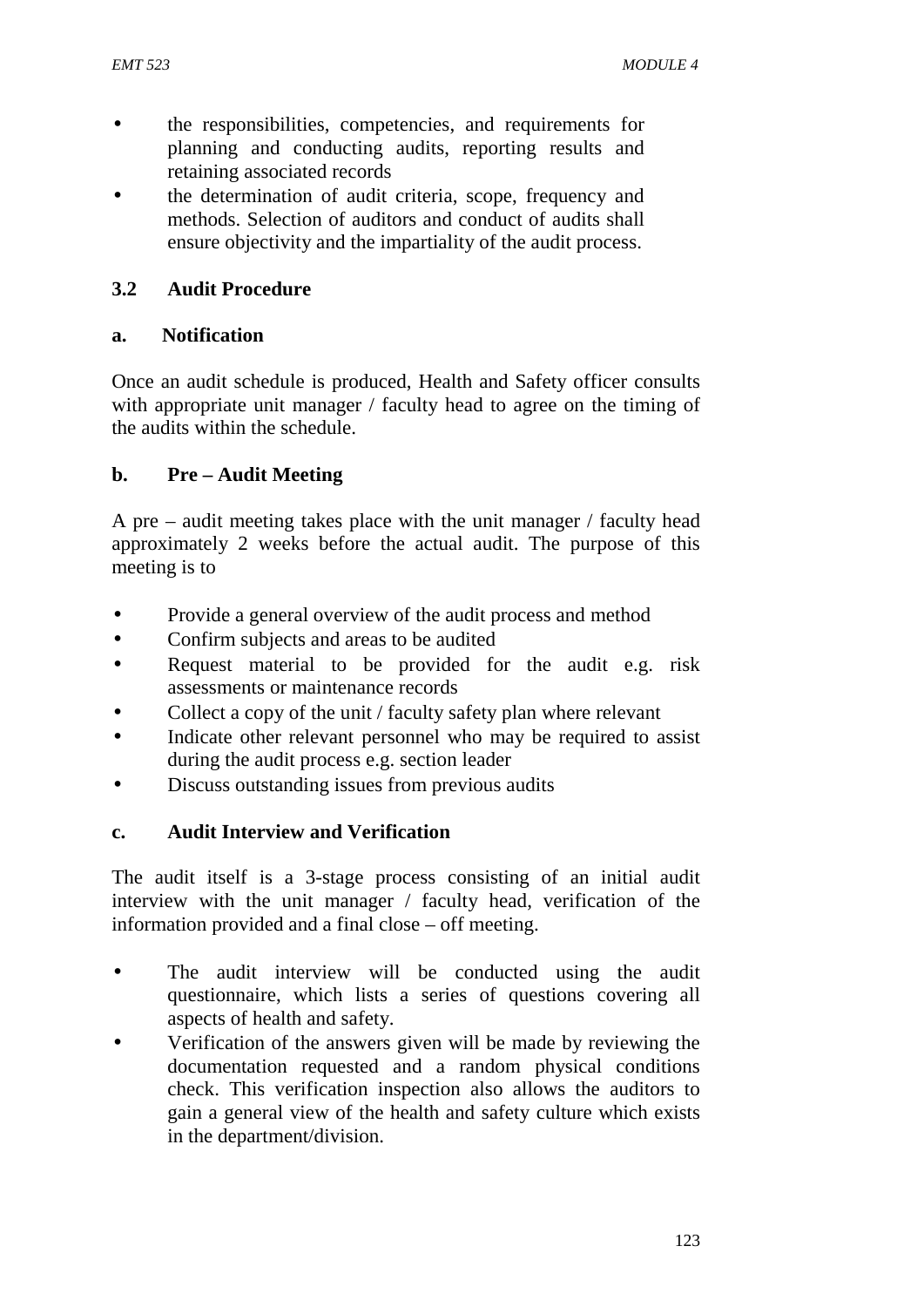- the responsibilities, competencies, and requirements for planning and conducting audits, reporting results and retaining associated records
- the determination of audit criteria, scope, frequency and methods. Selection of auditors and conduct of audits shall ensure objectivity and the impartiality of the audit process.

### 3.2 Audit Procedure

#### a. Notification

Once an audit schedule is produced, Health and Safety officer consults with appropriate unit manager / faculty head to agree on the timing of the audits within the schedule.

#### b. Pre – Audit Meeting

A pre – audit meeting takes place with the unit manager / faculty head approximately 2 weeks before the actual audit. The purpose of this meeting is to

- Provide a general overview of the audit process and method
- Confirm subjects and areas to be audited
- Request material to be provided for the audit e.g. risk assessments or maintenance records
- Collect a copy of the unit / faculty safety plan where relevant
- Indicate other relevant personnel who may be required to assist during the audit process e.g. section leader
- Discuss outstanding issues from previous audits

#### c. Audit Interview and Verification

The audit itself is a 3-stage process consisting of an initial audit interview with the unit manager / faculty head, verification of the information provided and a final close – off meeting.

- The audit interview will be conducted using the audit questionnaire, which lists a series of questions covering all aspects of health and safety.
- Verification of the answers given will be made by reviewing the documentation requested and a random physical conditions check. This verification inspection also allows the auditors to gain a general view of the health and safety culture which exists in the department/division.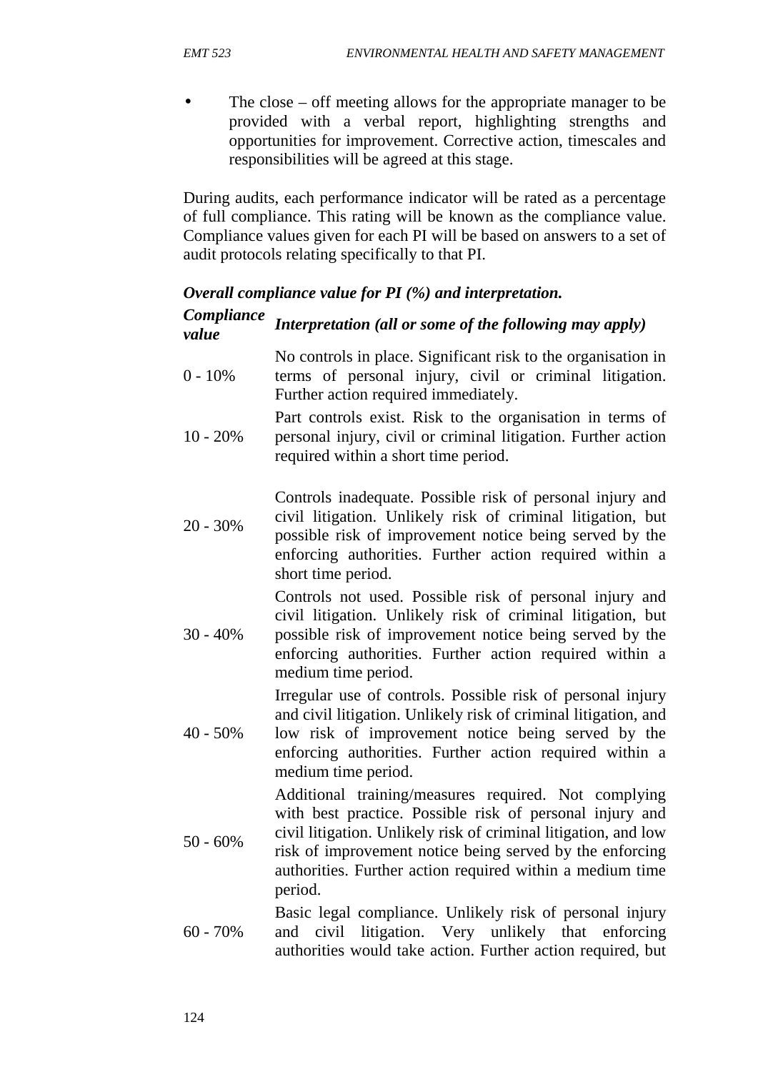- The close – off meeting allows for the appropriate manager to be provided with a verbal report, highlighting strengths and opportunities for improvement. Corrective action, timescales and responsibilities will be agreed at this stage.

During audits, each performance indicator will be rated as a percentage of full compliance. This rating will be known as the compliance value. Compliance values given for each PI will be based on answers to a set of audit protocols relating specifically to that PI.

***Overall compliance value for PI (%) and interpretation.***

| ***Compliance value*** | ***Interpretation (all or some of the following may apply)*** |
|---|---|
| 0 - 10% | No controls in place. Significant risk to the organisation in terms of personal injury, civil or criminal litigation. Further action required immediately. |
| 10 - 20% | Part controls exist. Risk to the organisation in terms of personal injury, civil or criminal litigation. Further action required within a short time period. |
| 20 - 30% | Controls inadequate. Possible risk of personal injury and civil litigation. Unlikely risk of criminal litigation, but possible risk of improvement notice being served by the enforcing authorities. Further action required within a short time period. |
| 30 - 40% | Controls not used. Possible risk of personal injury and civil litigation. Unlikely risk of criminal litigation, but possible risk of improvement notice being served by the enforcing authorities. Further action required within a medium time period. |
| 40 - 50% | Irregular use of controls. Possible risk of personal injury and civil litigation. Unlikely risk of criminal litigation, and low risk of improvement notice being served by the enforcing authorities. Further action required within a medium time period. |
| 50 - 60% | Additional training/measures required. Not complying with best practice. Possible risk of personal injury and civil litigation. Unlikely risk of criminal litigation, and low risk of improvement notice being served by the enforcing authorities. Further action required within a medium time period. |
| 60 - 70% | Basic legal compliance. Unlikely risk of personal injury and civil litigation. Very unlikely that enforcing authorities would take action. Further action required, but |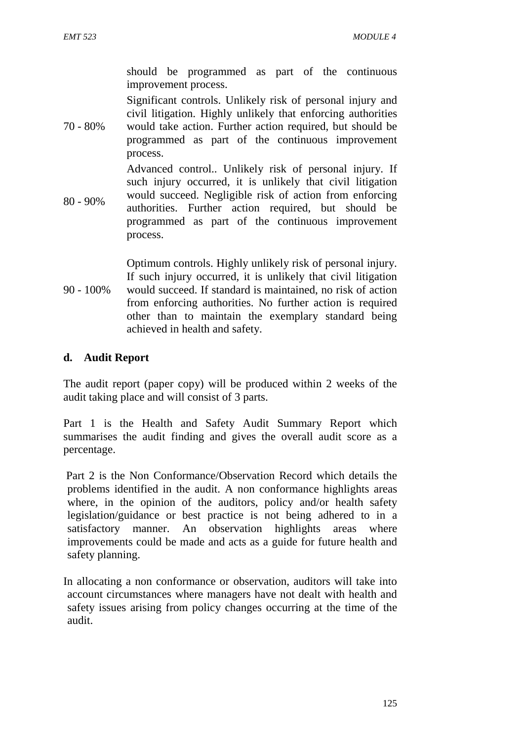| | |
|---|---|
| | should be programmed as part of the continuous improvement process. |
| 70 - 80% | Significant controls. Unlikely risk of personal injury and civil litigation. Highly unlikely that enforcing authorities would take action. Further action required, but should be programmed as part of the continuous improvement process. |
| 80 - 90% | Advanced control.. Unlikely risk of personal injury. If such injury occurred, it is unlikely that civil litigation would succeed. Negligible risk of action from enforcing authorities. Further action required, but should be programmed as part of the continuous improvement process. |
| 90 - 100% | Optimum controls. Highly unlikely risk of personal injury. If such injury occurred, it is unlikely that civil litigation would succeed. If standard is maintained, no risk of action from enforcing authorities. No further action is required other than to maintain the exemplary standard being achieved in health and safety. |

**d. Audit Report**

The audit report (paper copy) will be produced within 2 weeks of the audit taking place and will consist of 3 parts.

Part 1 is the Health and Safety Audit Summary Report which summarises the audit finding and gives the overall audit score as a percentage.

Part 2 is the Non Conformance/Observation Record which details the problems identified in the audit. A non conformance highlights areas where, in the opinion of the auditors, policy and/or health safety legislation/guidance or best practice is not being adhered to in a satisfactory manner. An observation highlights areas where improvements could be made and acts as a guide for future health and safety planning.

In allocating a non conformance or observation, auditors will take into account circumstances where managers have not dealt with health and safety issues arising from policy changes occurring at the time of the audit.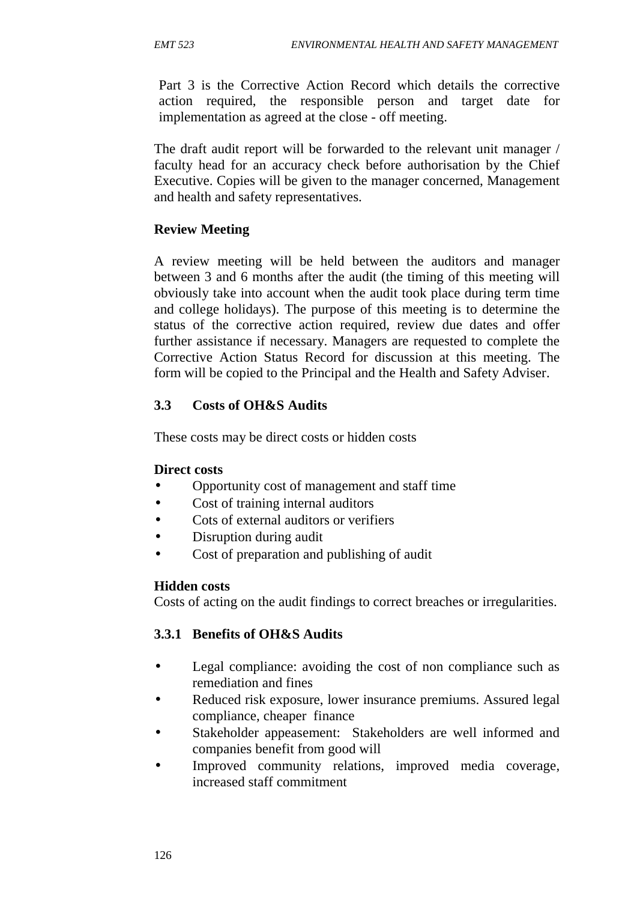Part 3 is the Corrective Action Record which details the corrective action required, the responsible person and target date for implementation as agreed at the close - off meeting.

The draft audit report will be forwarded to the relevant unit manager / faculty head for an accuracy check before authorisation by the Chief Executive. Copies will be given to the manager concerned, Management and health and safety representatives.

**Review Meeting**

A review meeting will be held between the auditors and manager between 3 and 6 months after the audit (the timing of this meeting will obviously take into account when the audit took place during term time and college holidays). The purpose of this meeting is to determine the status of the corrective action required, review due dates and offer further assistance if necessary. Managers are requested to complete the Corrective Action Status Record for discussion at this meeting. The form will be copied to the Principal and the Health and Safety Adviser.

## 3.3 Costs of OH&S Audits

These costs may be direct costs or hidden costs

**Direct costs**

- Opportunity cost of management and staff time
- Cost of training internal auditors
- Cots of external auditors or verifiers
- Disruption during audit
- Cost of preparation and publishing of audit

**Hidden costs**

Costs of acting on the audit findings to correct breaches or irregularities.

### 3.3.1 Benefits of OH&S Audits

- Legal compliance: avoiding the cost of non compliance such as remediation and fines
- Reduced risk exposure, lower insurance premiums. Assured legal compliance, cheaper finance
- Stakeholder appeasement: Stakeholders are well informed and companies benefit from good will
- Improved community relations, improved media coverage, increased staff commitment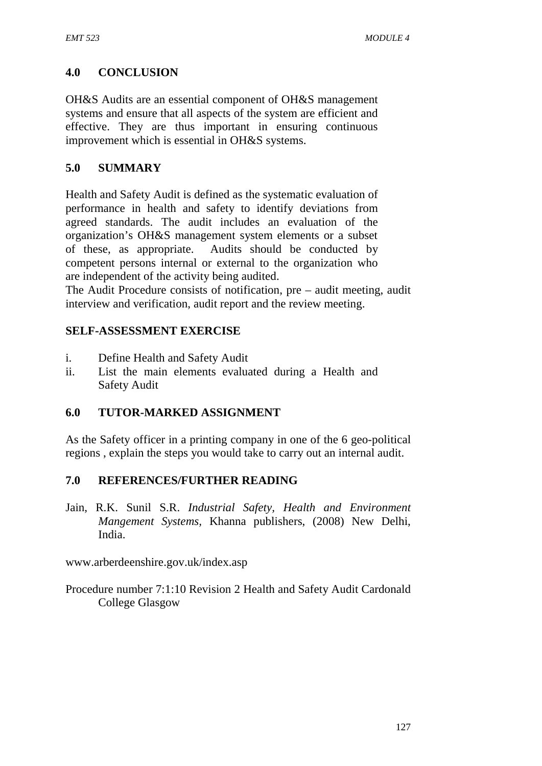## 4.0 CONCLUSION

OH&S Audits are an essential component of OH&S management systems and ensure that all aspects of the system are efficient and effective. They are thus important in ensuring continuous improvement which is essential in OH&S systems.

## 5.0 SUMMARY

Health and Safety Audit is defined as the systematic evaluation of performance in health and safety to identify deviations from agreed standards. The audit includes an evaluation of the organization's OH&S management system elements or a subset of these, as appropriate. Audits should be conducted by competent persons internal or external to the organization who are independent of the activity being audited.

The Audit Procedure consists of notification, pre – audit meeting, audit interview and verification, audit report and the review meeting.

### SELF-ASSESSMENT EXERCISE

i. Define Health and Safety Audit
ii. List the main elements evaluated during a Health and Safety Audit

## 6.0 TUTOR-MARKED ASSIGNMENT

As the Safety officer in a printing company in one of the 6 geo-political regions , explain the steps you would take to carry out an internal audit.

## 7.0 REFERENCES/FURTHER READING

Jain, R.K. Sunil S.R. *Industrial Safety, Health and Environment Mangement Systems*, Khanna publishers, (2008) New Delhi, India.

www.arberdeenshire.gov.uk/index.asp

Procedure number 7:1:10 Revision 2 Health and Safety Audit Cardonald College Glasgow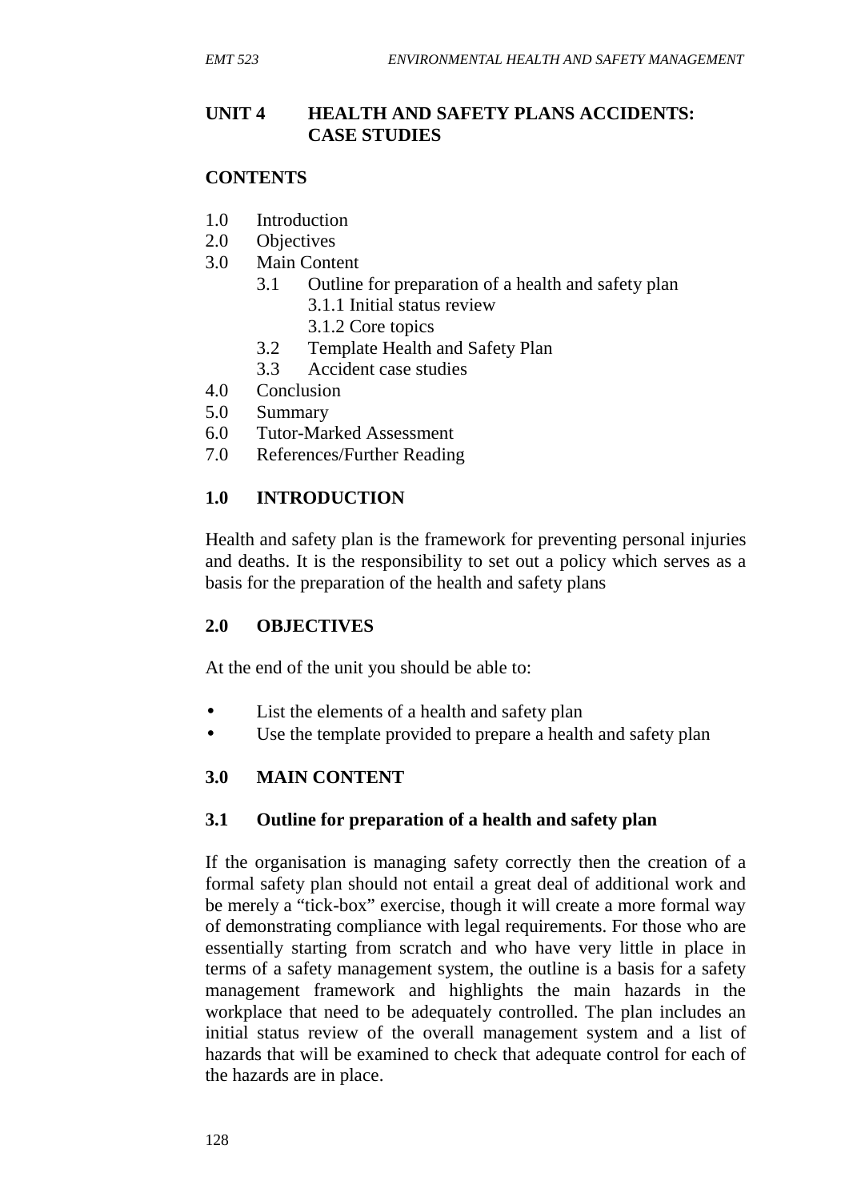# UNIT 4 HEALTH AND SAFETY PLANS ACCIDENTS: CASE STUDIES

## CONTENTS

1.0 Introduction
2.0 Objectives
3.0 Main Content
   3.1 Outline for preparation of a health and safety plan
      3.1.1 Initial status review
      3.1.2 Core topics
   3.2 Template Health and Safety Plan
   3.3 Accident case studies
4.0 Conclusion
5.0 Summary
6.0 Tutor-Marked Assessment
7.0 References/Further Reading

## 1.0 INTRODUCTION

Health and safety plan is the framework for preventing personal injuries and deaths. It is the responsibility to set out a policy which serves as a basis for the preparation of the health and safety plans

## 2.0 OBJECTIVES

At the end of the unit you should be able to:

- List the elements of a health and safety plan
- Use the template provided to prepare a health and safety plan

## 3.0 MAIN CONTENT

### 3.1 Outline for preparation of a health and safety plan

If the organisation is managing safety correctly then the creation of a formal safety plan should not entail a great deal of additional work and be merely a "tick-box" exercise, though it will create a more formal way of demonstrating compliance with legal requirements. For those who are essentially starting from scratch and who have very little in place in terms of a safety management system, the outline is a basis for a safety management framework and highlights the main hazards in the workplace that need to be adequately controlled. The plan includes an initial status review of the overall management system and a list of hazards that will be examined to check that adequate control for each of the hazards are in place.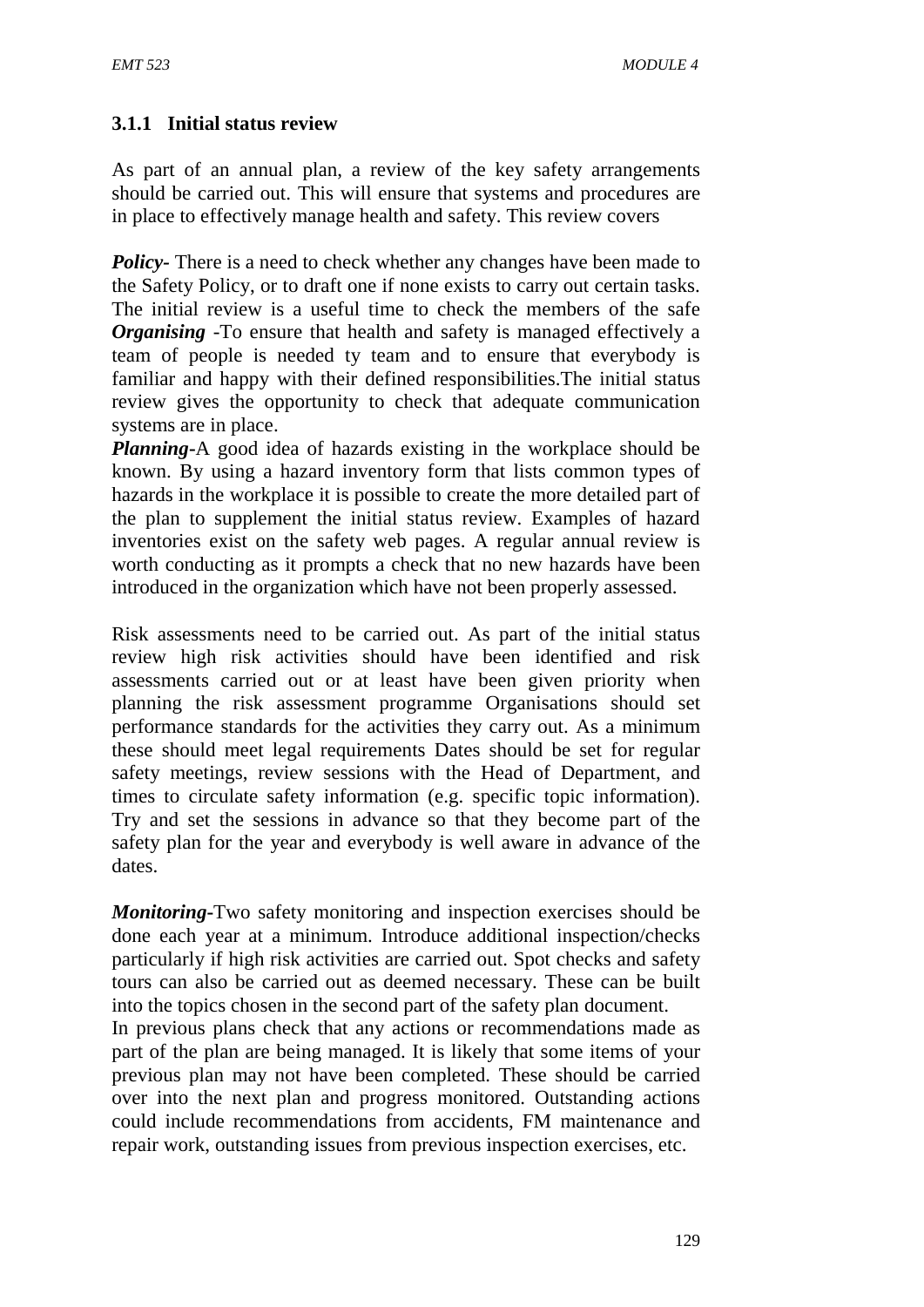### 3.1.1 Initial status review

As part of an annual plan, a review of the key safety arrangements should be carried out. This will ensure that systems and procedures are in place to effectively manage health and safety. This review covers

***Policy-*** There is a need to check whether any changes have been made to the Safety Policy, or to draft one if none exists to carry out certain tasks. The initial review is a useful time to check the members of the safe
***Organising*** -To ensure that health and safety is managed effectively a team of people is needed ty team and to ensure that everybody is familiar and happy with their defined responsibilities.The initial status review gives the opportunity to check that adequate communication systems are in place.
***Planning-***A good idea of hazards existing in the workplace should be known. By using a hazard inventory form that lists common types of hazards in the workplace it is possible to create the more detailed part of the plan to supplement the initial status review. Examples of hazard inventories exist on the safety web pages. A regular annual review is worth conducting as it prompts a check that no new hazards have been introduced in the organization which have not been properly assessed.

Risk assessments need to be carried out. As part of the initial status review high risk activities should have been identified and risk assessments carried out or at least have been given priority when planning the risk assessment programme Organisations should set performance standards for the activities they carry out. As a minimum these should meet legal requirements Dates should be set for regular safety meetings, review sessions with the Head of Department, and times to circulate safety information (e.g. specific topic information). Try and set the sessions in advance so that they become part of the safety plan for the year and everybody is well aware in advance of the dates.

***Monitoring-***Two safety monitoring and inspection exercises should be done each year at a minimum. Introduce additional inspection/checks particularly if high risk activities are carried out. Spot checks and safety tours can also be carried out as deemed necessary. These can be built into the topics chosen in the second part of the safety plan document.
In previous plans check that any actions or recommendations made as part of the plan are being managed. It is likely that some items of your previous plan may not have been completed. These should be carried over into the next plan and progress monitored. Outstanding actions could include recommendations from accidents, FM maintenance and repair work, outstanding issues from previous inspection exercises, etc.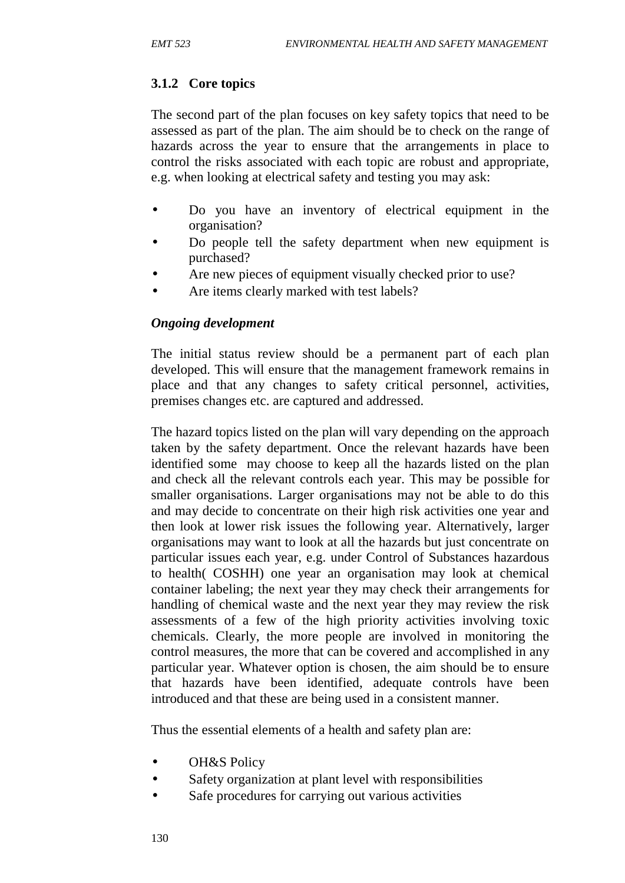### 3.1.2 Core topics

The second part of the plan focuses on key safety topics that need to be assessed as part of the plan. The aim should be to check on the range of hazards across the year to ensure that the arrangements in place to control the risks associated with each topic are robust and appropriate, e.g. when looking at electrical safety and testing you may ask:

- Do you have an inventory of electrical equipment in the organisation?
- Do people tell the safety department when new equipment is purchased?
- Are new pieces of equipment visually checked prior to use?
- Are items clearly marked with test labels?

***Ongoing development***

The initial status review should be a permanent part of each plan developed. This will ensure that the management framework remains in place and that any changes to safety critical personnel, activities, premises changes etc. are captured and addressed.

The hazard topics listed on the plan will vary depending on the approach taken by the safety department. Once the relevant hazards have been identified some may choose to keep all the hazards listed on the plan and check all the relevant controls each year. This may be possible for smaller organisations. Larger organisations may not be able to do this and may decide to concentrate on their high risk activities one year and then look at lower risk issues the following year. Alternatively, larger organisations may want to look at all the hazards but just concentrate on particular issues each year, e.g. under Control of Substances hazardous to health( COSHH) one year an organisation may look at chemical container labeling; the next year they may check their arrangements for handling of chemical waste and the next year they may review the risk assessments of a few of the high priority activities involving toxic chemicals. Clearly, the more people are involved in monitoring the control measures, the more that can be covered and accomplished in any particular year. Whatever option is chosen, the aim should be to ensure that hazards have been identified, adequate controls have been introduced and that these are being used in a consistent manner.

Thus the essential elements of a health and safety plan are:

- OH&S Policy
- Safety organization at plant level with responsibilities
- Safe procedures for carrying out various activities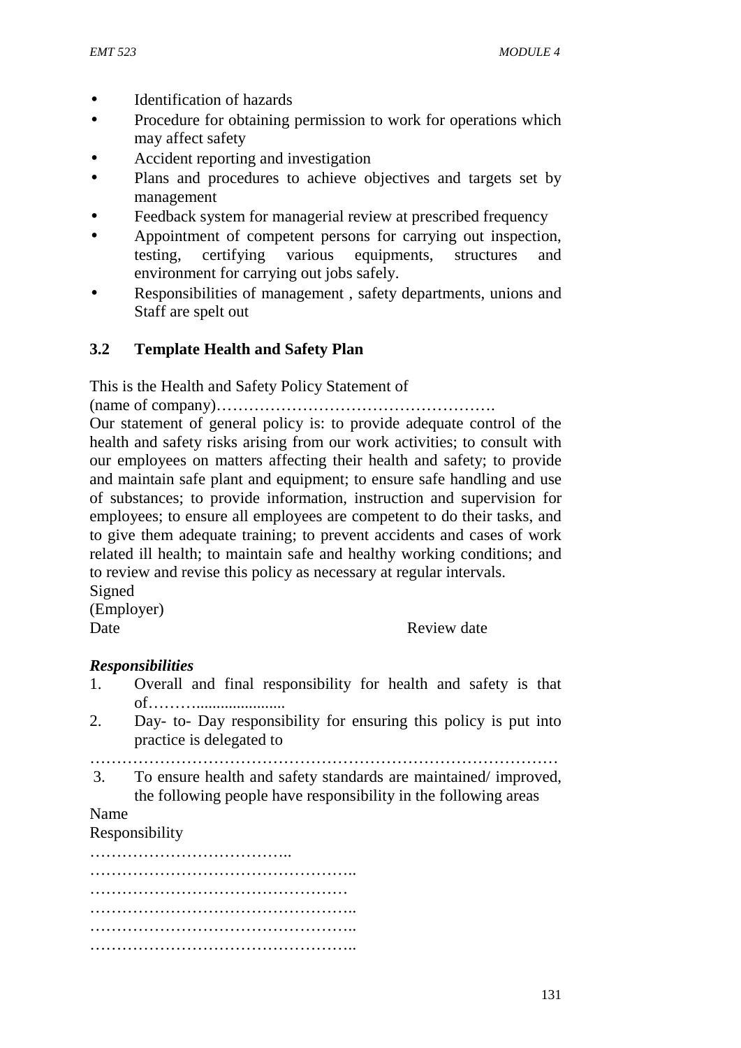- Identification of hazards
- Procedure for obtaining permission to work for operations which may affect safety
- Accident reporting and investigation
- Plans and procedures to achieve objectives and targets set by management
- Feedback system for managerial review at prescribed frequency
- Appointment of competent persons for carrying out inspection, testing, certifying various equipments, structures and environment for carrying out jobs safely.
- Responsibilities of management , safety departments, unions and Staff are spelt out

### 3.2 Template Health and Safety Plan

This is the Health and Safety Policy Statement of
(name of company)…………………………………………….
Our statement of general policy is: to provide adequate control of the health and safety risks arising from our work activities; to consult with our employees on matters affecting their health and safety; to provide and maintain safe plant and equipment; to ensure safe handling and use of substances; to provide information, instruction and supervision for employees; to ensure all employees are competent to do their tasks, and to give them adequate training; to prevent accidents and cases of work related ill health; to maintain safe and healthy working conditions; and to review and revise this policy as necessary at regular intervals.
Signed
(Employer)
Date Review date

***Responsibilities***

1. Overall and final responsibility for health and safety is that of………......................
2. Day- to- Day responsibility for ensuring this policy is put into practice is delegated to

…………………………………………………………………………

3. To ensure health and safety standards are maintained/ improved, the following people have responsibility in the following areas

Name
Responsibility
………………………………..
…………………………………………..
…………………………………………
…………………………………………..
…………………………………………..
…………………………………………..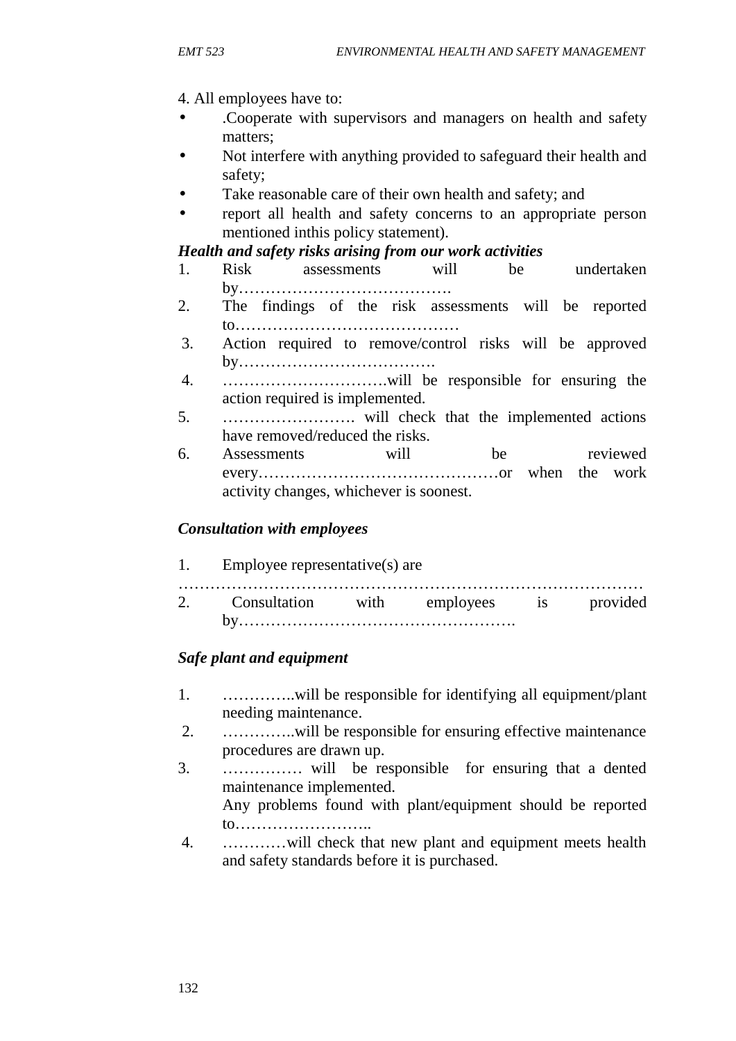4. All employees have to:

- .Cooperate with supervisors and managers on health and safety matters;
- Not interfere with anything provided to safeguard their health and safety;
- Take reasonable care of their own health and safety; and
- report all health and safety concerns to an appropriate person mentioned inthis policy statement).

***Health and safety risks arising from our work activities***

1. Risk assessments will be undertaken by………………………………….
2. The findings of the risk assessments will be reported to……………………………………
3. Action required to remove/control risks will be approved by……………………………….
4. ………………………….will be responsible for ensuring the action required is implemented.
5. ……………………. will check that the implemented actions have removed/reduced the risks.
6. Assessments will be reviewed every………………………………………or when the work activity changes, whichever is soonest.

***Consultation with employees***

1. Employee representative(s) are

…………………………………………………………………………….

2. Consultation with employees is provided by…………………………………………….

***Safe plant and equipment***

1. …………..will be responsible for identifying all equipment/plant needing maintenance.
2. …………..will be responsible for ensuring effective maintenance procedures are drawn up.
3. …………… will be responsible for ensuring that a dented maintenance implemented.
   Any problems found with plant/equipment should be reported to……………………..
4. …………will check that new plant and equipment meets health and safety standards before it is purchased.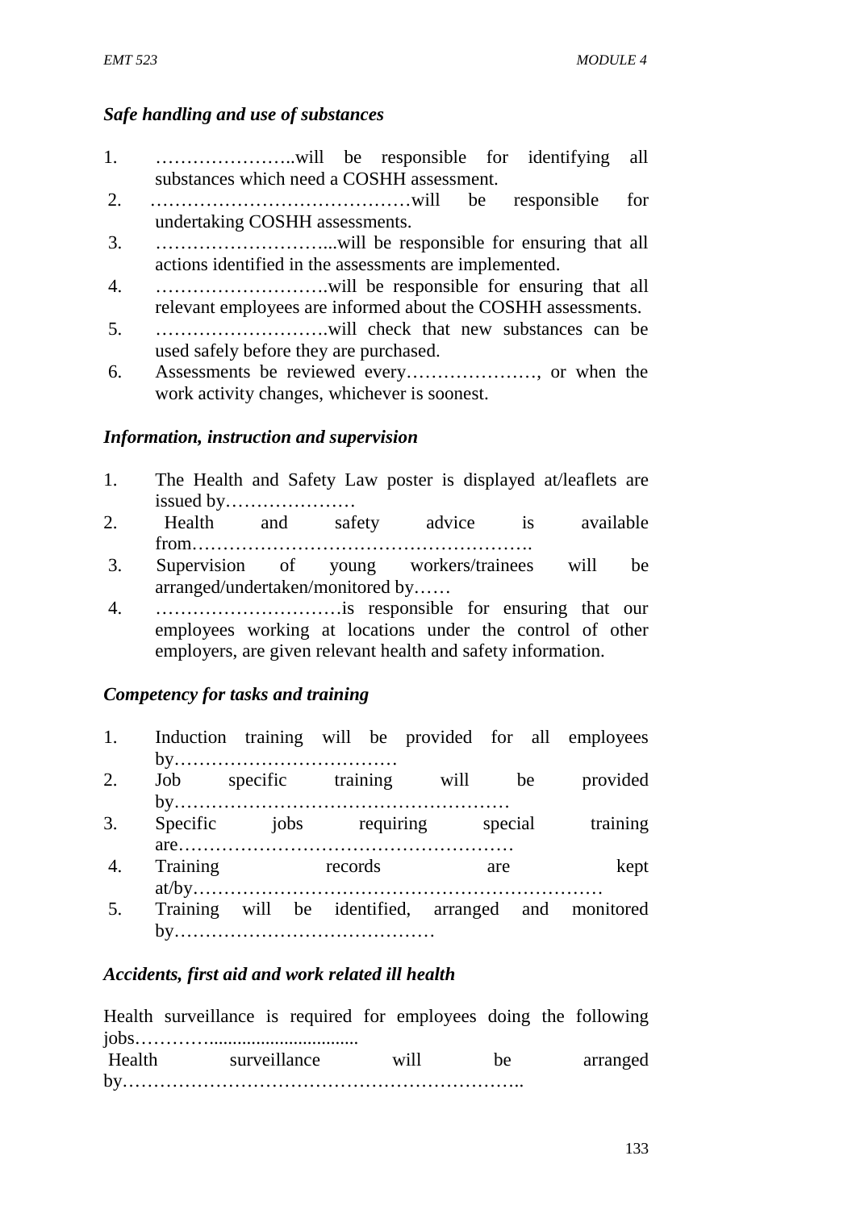*Safe handling and use of substances*

1. …………………..will be responsible for identifying all substances which need a COSHH assessment.
2. ……………………………………will be responsible for undertaking COSHH assessments.
3. ………………………...will be responsible for ensuring that all actions identified in the assessments are implemented.
4. ……………………….will be responsible for ensuring that all relevant employees are informed about the COSHH assessments.
5. ……………………….will check that new substances can be used safely before they are purchased.
6. Assessments be reviewed every…………………, or when the work activity changes, whichever is soonest.

*Information, instruction and supervision*

1. The Health and Safety Law poster is displayed at/leaflets are issued by…………………
2. Health and safety advice is available from……………………………………………….
3. Supervision of young workers/trainees will be arranged/undertaken/monitored by……
4. …………………………is responsible for ensuring that our employees working at locations under the control of other employers, are given relevant health and safety information.

*Competency for tasks and training*

1. Induction training will be provided for all employees by………………………………
2. Job specific training will be provided by………………………………………………
3. Specific jobs requiring special training are………………………………………………
4. Training records are kept at/by…………………………………………………………
5. Training will be identified, arranged and monitored by……………………………………

*Accidents, first aid and work related ill health*

Health surveillance is required for employees doing the following jobs………................................

Health surveillance will be arranged by……………………………………………………..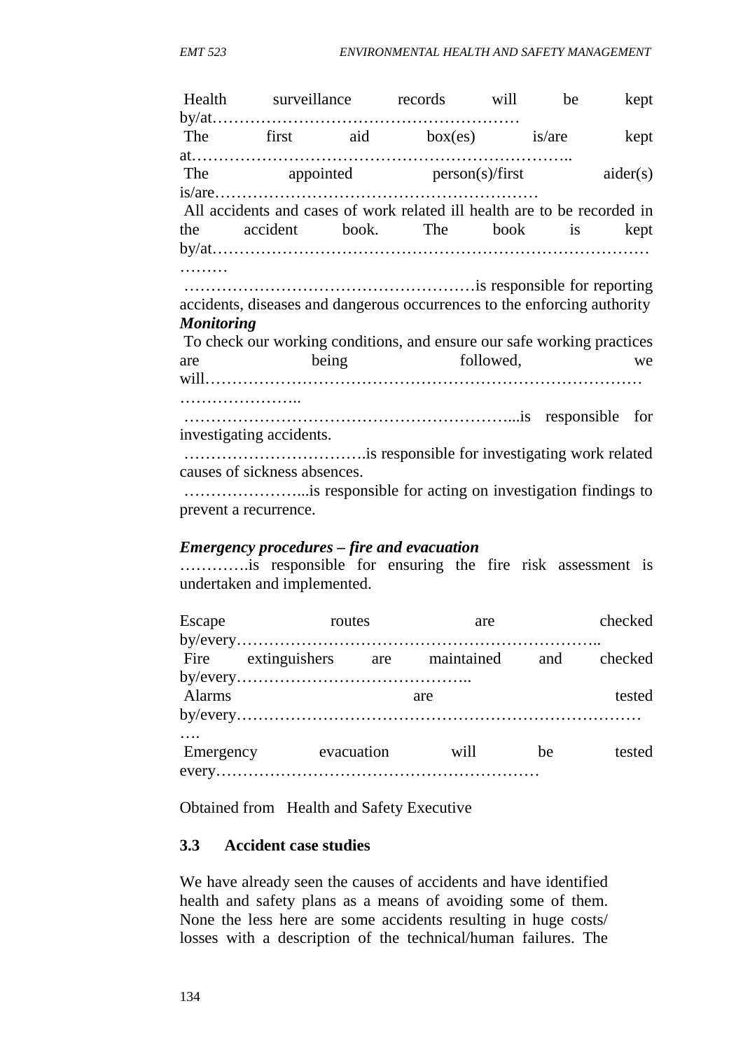Health surveillance records will be kept by/at…………………………………………………

The first aid box(es) is/are kept at…………………………………………………………..

The appointed person(s)/first aider(s) is/are……………………………………………………

All accidents and cases of work related ill health are to be recorded in the accident book. The book is kept by/at………………………………………………………………………………

……………………………………………is responsible for reporting accidents, diseases and dangerous occurrences to the enforcing authority

***Monitoring***

To check our working conditions, and ensure our safe working practices are being followed, we will…………………………………………………………………………………………..

……………………………………………………...is responsible for investigating accidents.

…………………………….is responsible for investigating work related causes of sickness absences.

…………………...is responsible for acting on investigation findings to prevent a recurrence.

***Emergency procedures – fire and evacuation***

………….is responsible for ensuring the fire risk assessment is undertaken and implemented.

Escape routes are checked by/every…………………………………………………………..

Fire extinguishers are maintained and checked by/every……………………………………..

Alarms are tested by/every………………………………………………………………….

Emergency evacuation will be tested every……………………………………………………

Obtained from Health and Safety Executive

## 3.3 Accident case studies

We have already seen the causes of accidents and have identified health and safety plans as a means of avoiding some of them. None the less here are some accidents resulting in huge costs/ losses with a description of the technical/human failures. The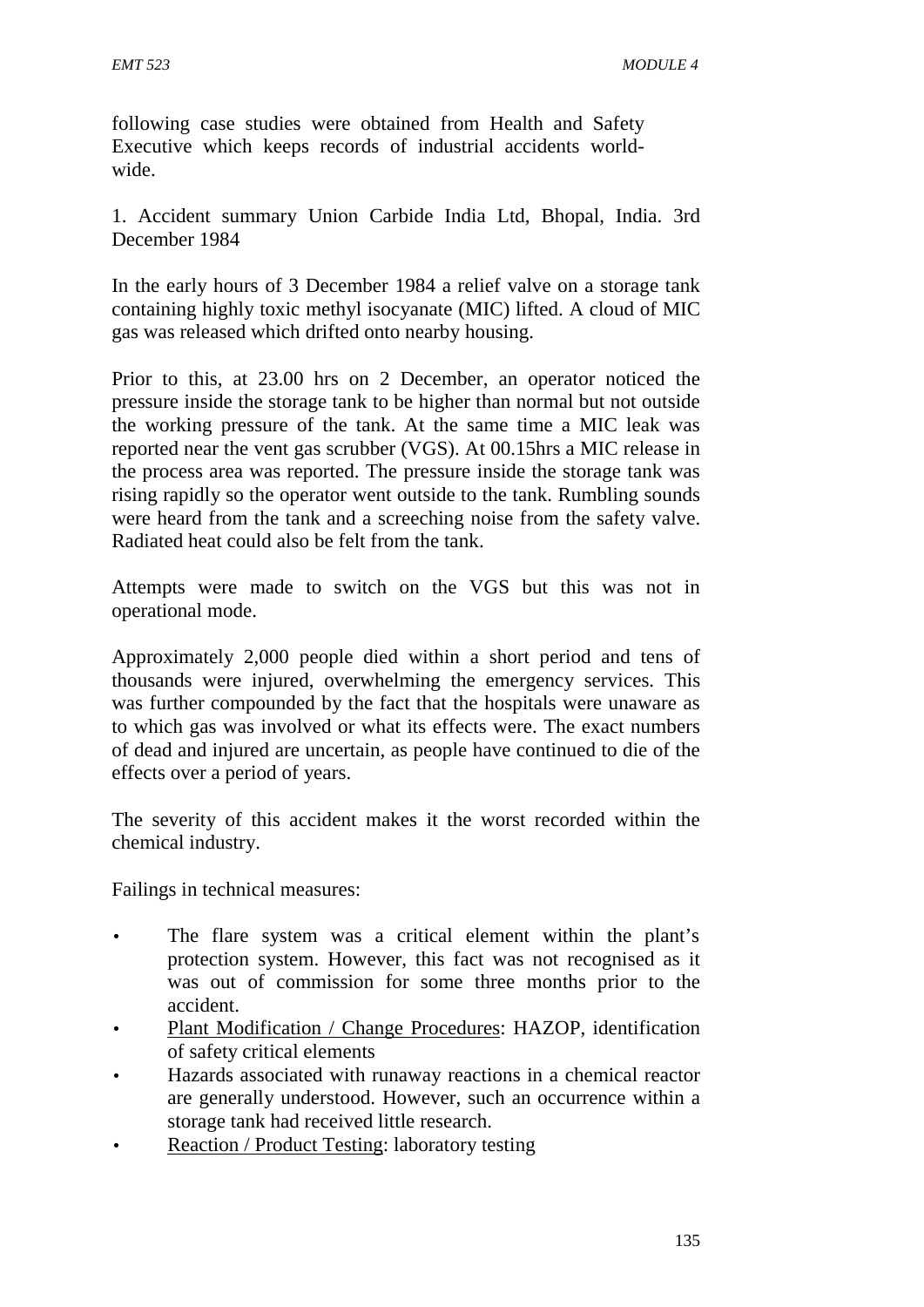following case studies were obtained from Health and Safety Executive which keeps records of industrial accidents world-wide.

1. Accident summary Union Carbide India Ltd, Bhopal, India. 3rd December 1984

In the early hours of 3 December 1984 a relief valve on a storage tank containing highly toxic methyl isocyanate (MIC) lifted. A cloud of MIC gas was released which drifted onto nearby housing.

Prior to this, at 23.00 hrs on 2 December, an operator noticed the pressure inside the storage tank to be higher than normal but not outside the working pressure of the tank. At the same time a MIC leak was reported near the vent gas scrubber (VGS). At 00.15hrs a MIC release in the process area was reported. The pressure inside the storage tank was rising rapidly so the operator went outside to the tank. Rumbling sounds were heard from the tank and a screeching noise from the safety valve. Radiated heat could also be felt from the tank.

Attempts were made to switch on the VGS but this was not in operational mode.

Approximately 2,000 people died within a short period and tens of thousands were injured, overwhelming the emergency services. This was further compounded by the fact that the hospitals were unaware as to which gas was involved or what its effects were. The exact numbers of dead and injured are uncertain, as people have continued to die of the effects over a period of years.

The severity of this accident makes it the worst recorded within the chemical industry.

Failings in technical measures:

- The flare system was a critical element within the plant's protection system. However, this fact was not recognised as it was out of commission for some three months prior to the accident.
- Plant Modification / Change Procedures: HAZOP, identification of safety critical elements
- Hazards associated with runaway reactions in a chemical reactor are generally understood. However, such an occurrence within a storage tank had received little research.
- Reaction / Product Testing: laboratory testing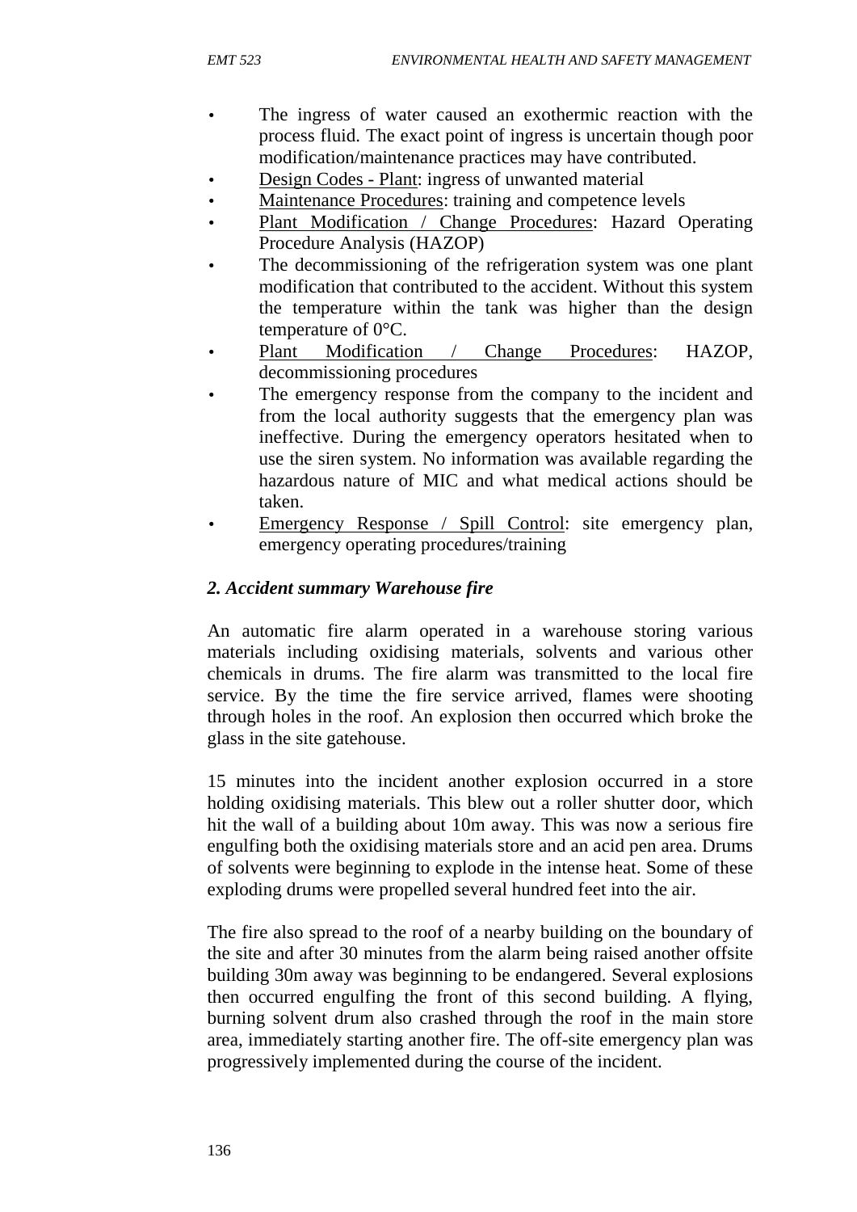- The ingress of water caused an exothermic reaction with the process fluid. The exact point of ingress is uncertain though poor modification/maintenance practices may have contributed.
- Design Codes - Plant: ingress of unwanted material
- Maintenance Procedures: training and competence levels
- Plant Modification / Change Procedures: Hazard Operating Procedure Analysis (HAZOP)
- The decommissioning of the refrigeration system was one plant modification that contributed to the accident. Without this system the temperature within the tank was higher than the design temperature of 0°C.
- Plant Modification / Change Procedures: HAZOP, decommissioning procedures
- The emergency response from the company to the incident and from the local authority suggests that the emergency plan was ineffective. During the emergency operators hesitated when to use the siren system. No information was available regarding the hazardous nature of MIC and what medical actions should be taken.
- Emergency Response / Spill Control: site emergency plan, emergency operating procedures/training

### *2. Accident summary Warehouse fire*

An automatic fire alarm operated in a warehouse storing various materials including oxidising materials, solvents and various other chemicals in drums. The fire alarm was transmitted to the local fire service. By the time the fire service arrived, flames were shooting through holes in the roof. An explosion then occurred which broke the glass in the site gatehouse.

15 minutes into the incident another explosion occurred in a store holding oxidising materials. This blew out a roller shutter door, which hit the wall of a building about 10m away. This was now a serious fire engulfing both the oxidising materials store and an acid pen area. Drums of solvents were beginning to explode in the intense heat. Some of these exploding drums were propelled several hundred feet into the air.

The fire also spread to the roof of a nearby building on the boundary of the site and after 30 minutes from the alarm being raised another offsite building 30m away was beginning to be endangered. Several explosions then occurred engulfing the front of this second building. A flying, burning solvent drum also crashed through the roof in the main store area, immediately starting another fire. The off-site emergency plan was progressively implemented during the course of the incident.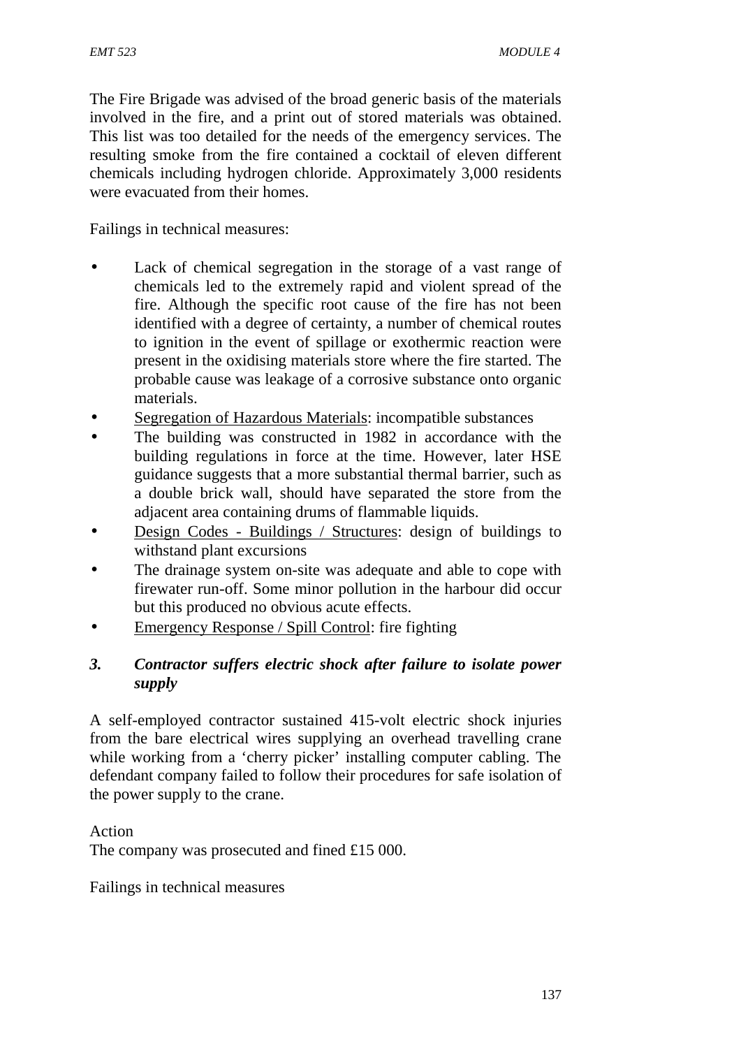The Fire Brigade was advised of the broad generic basis of the materials involved in the fire, and a print out of stored materials was obtained. This list was too detailed for the needs of the emergency services. The resulting smoke from the fire contained a cocktail of eleven different chemicals including hydrogen chloride. Approximately 3,000 residents were evacuated from their homes.

Failings in technical measures:

- Lack of chemical segregation in the storage of a vast range of chemicals led to the extremely rapid and violent spread of the fire. Although the specific root cause of the fire has not been identified with a degree of certainty, a number of chemical routes to ignition in the event of spillage or exothermic reaction were present in the oxidising materials store where the fire started. The probable cause was leakage of a corrosive substance onto organic materials.
- <u>Segregation of Hazardous Materials</u>: incompatible substances
- The building was constructed in 1982 in accordance with the building regulations in force at the time. However, later HSE guidance suggests that a more substantial thermal barrier, such as a double brick wall, should have separated the store from the adjacent area containing drums of flammable liquids.
- <u>Design Codes - Buildings / Structures</u>: design of buildings to withstand plant excursions
- The drainage system on-site was adequate and able to cope with firewater run-off. Some minor pollution in the harbour did occur but this produced no obvious acute effects.
- <u>Emergency Response / Spill Control</u>: fire fighting

### *3. Contractor suffers electric shock after failure to isolate power supply*

A self-employed contractor sustained 415-volt electric shock injuries from the bare electrical wires supplying an overhead travelling crane while working from a 'cherry picker' installing computer cabling. The defendant company failed to follow their procedures for safe isolation of the power supply to the crane.

Action

The company was prosecuted and fined £15 000.

Failings in technical measures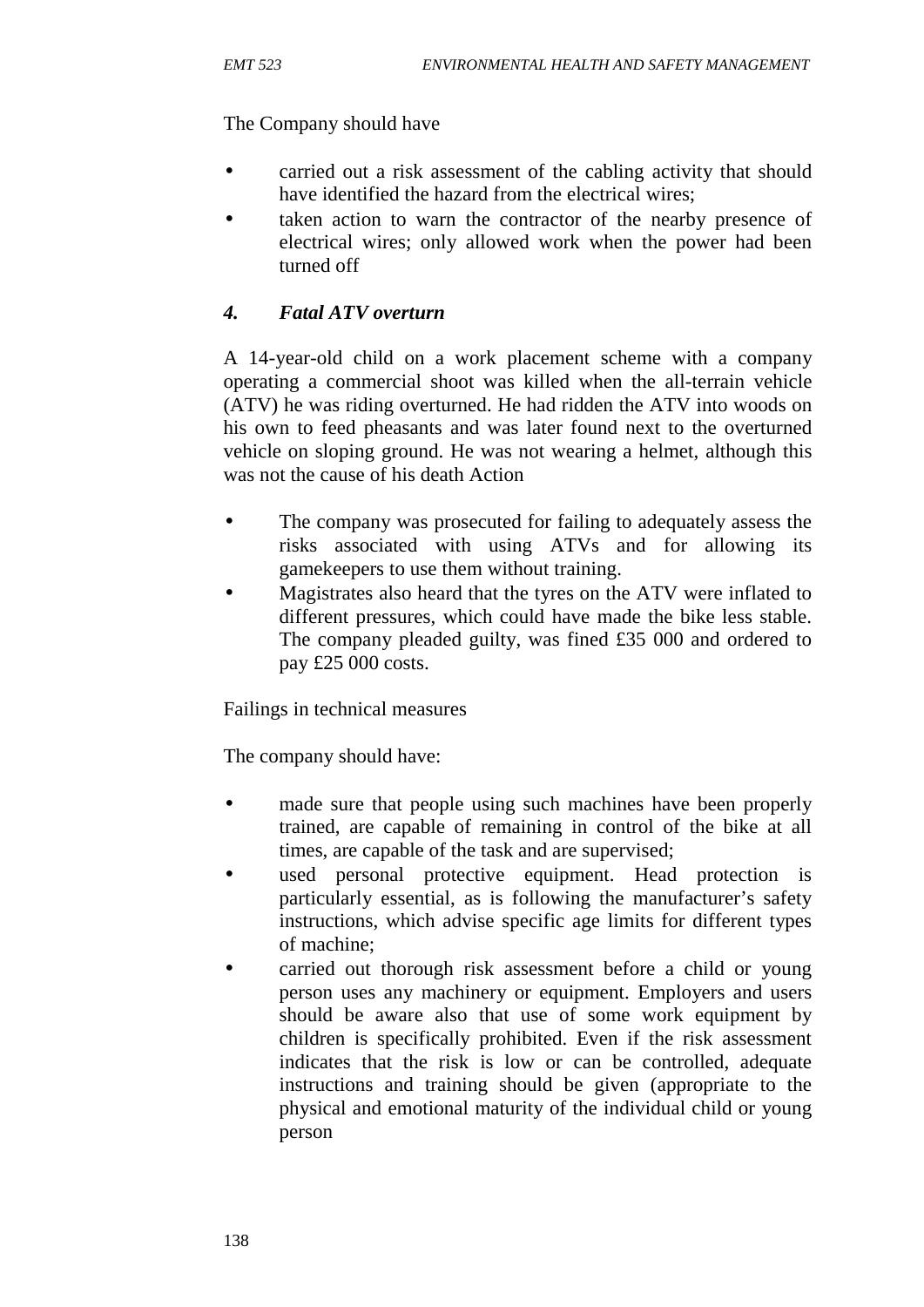The Company should have

- carried out a risk assessment of the cabling activity that should have identified the hazard from the electrical wires;
- taken action to warn the contractor of the nearby presence of electrical wires; only allowed work when the power had been turned off

### *4. Fatal ATV overturn*

A 14-year-old child on a work placement scheme with a company operating a commercial shoot was killed when the all-terrain vehicle (ATV) he was riding overturned. He had ridden the ATV into woods on his own to feed pheasants and was later found next to the overturned vehicle on sloping ground. He was not wearing a helmet, although this was not the cause of his death Action

- The company was prosecuted for failing to adequately assess the risks associated with using ATVs and for allowing its gamekeepers to use them without training.
- Magistrates also heard that the tyres on the ATV were inflated to different pressures, which could have made the bike less stable. The company pleaded guilty, was fined £35 000 and ordered to pay £25 000 costs.

Failings in technical measures

The company should have:

- made sure that people using such machines have been properly trained, are capable of remaining in control of the bike at all times, are capable of the task and are supervised;
- used personal protective equipment. Head protection is particularly essential, as is following the manufacturer's safety instructions, which advise specific age limits for different types of machine;
- carried out thorough risk assessment before a child or young person uses any machinery or equipment. Employers and users should be aware also that use of some work equipment by children is specifically prohibited. Even if the risk assessment indicates that the risk is low or can be controlled, adequate instructions and training should be given (appropriate to the physical and emotional maturity of the individual child or young person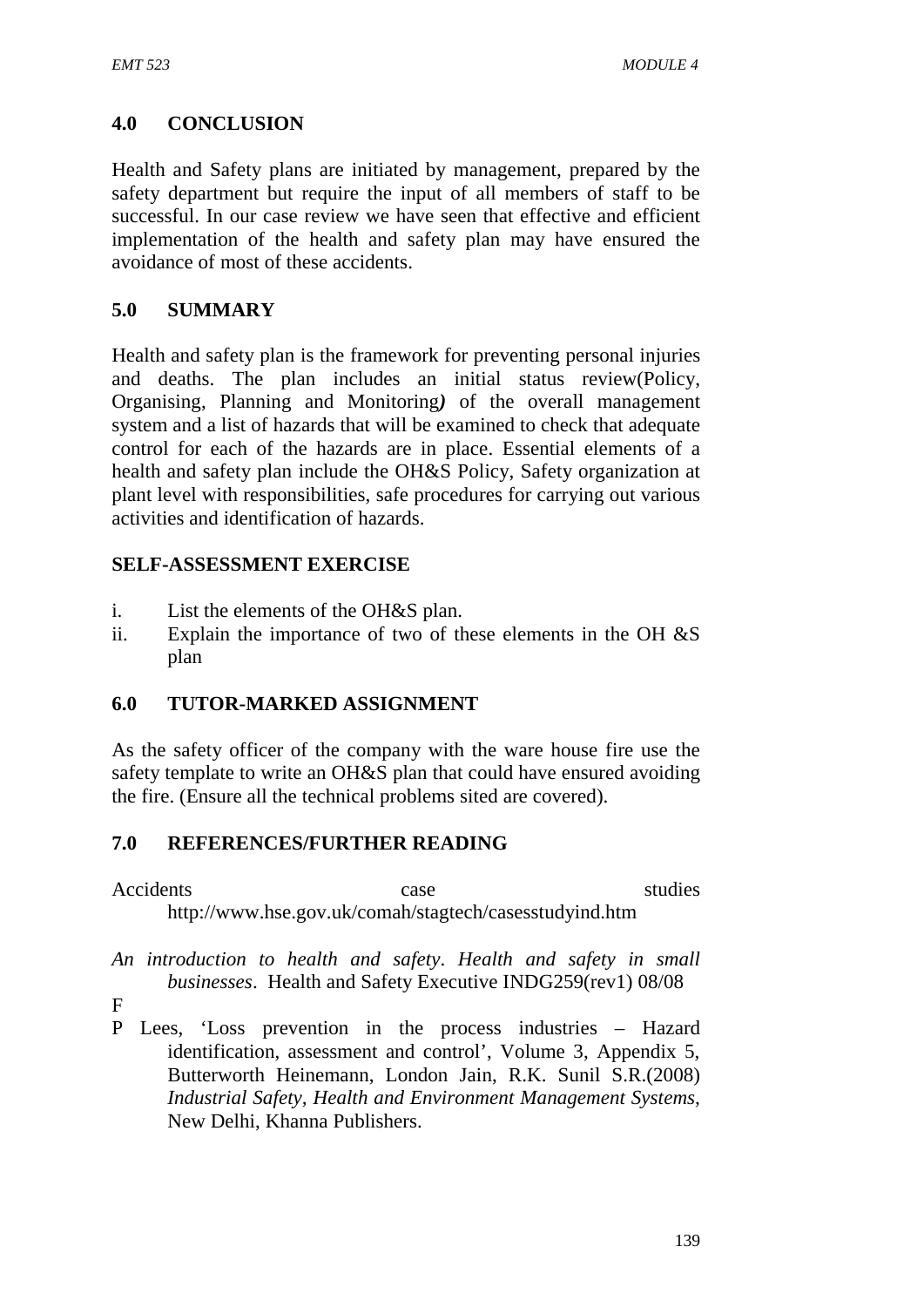## 4.0 CONCLUSION

Health and Safety plans are initiated by management, prepared by the safety department but require the input of all members of staff to be successful. In our case review we have seen that effective and efficient implementation of the health and safety plan may have ensured the avoidance of most of these accidents.

## 5.0 SUMMARY

Health and safety plan is the framework for preventing personal injuries and deaths. The plan includes an initial status review(Policy, Organising, Planning and Monitoring***)*** of the overall management system and a list of hazards that will be examined to check that adequate control for each of the hazards are in place. Essential elements of a health and safety plan include the OH&S Policy, Safety organization at plant level with responsibilities, safe procedures for carrying out various activities and identification of hazards.

## SELF-ASSESSMENT EXERCISE

i. List the elements of the OH&S plan.
ii. Explain the importance of two of these elements in the OH &S plan

## 6.0 TUTOR-MARKED ASSIGNMENT

As the safety officer of the company with the ware house fire use the safety template to write an OH&S plan that could have ensured avoiding the fire. (Ensure all the technical problems sited are covered).

## 7.0 REFERENCES/FURTHER READING

Accidents case studies http://www.hse.gov.uk/comah/stagtech/casesstudyind.htm

*An introduction to health and safety*. *Health and safety in small businesses*. Health and Safety Executive INDG259(rev1) 08/08

F

P Lees, 'Loss prevention in the process industries – Hazard identification, assessment and control', Volume 3, Appendix 5, Butterworth Heinemann, London Jain, R.K. Sunil S.R.(2008) *Industrial Safety, Health and Environment Management Systems,* New Delhi, Khanna Publishers.